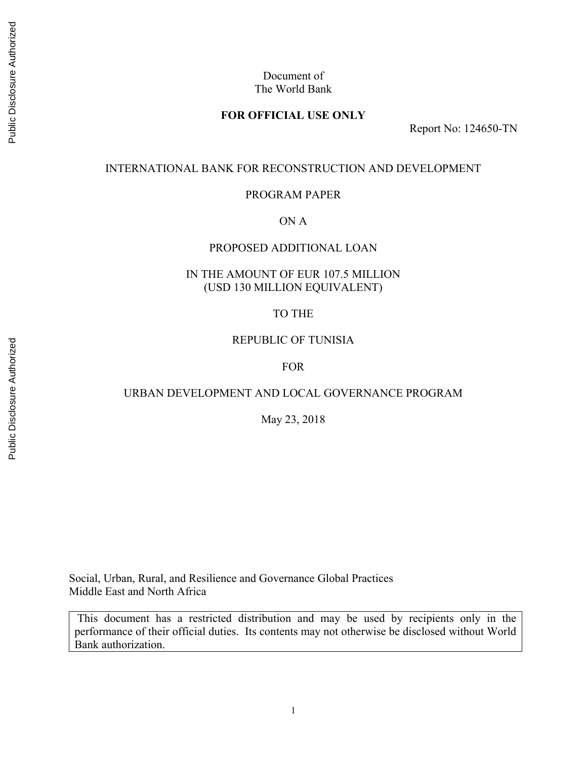Document of
The World Bank

**FOR OFFICIAL USE ONLY**

Report No: 124650-TN

INTERNATIONAL BANK FOR RECONSTRUCTION AND DEVELOPMENT

PROGRAM PAPER

ON A

PROPOSED ADDITIONAL LOAN

IN THE AMOUNT OF EUR 107.5 MILLION
(USD 130 MILLION EQUIVALENT)

TO THE

REPUBLIC OF TUNISIA

FOR

URBAN DEVELOPMENT AND LOCAL GOVERNANCE PROGRAM

May 23, 2018

Social, Urban, Rural, and Resilience and Governance Global Practices
Middle East and North Africa

This document has a restricted distribution and may be used by recipients only in the performance of their official duties. Its contents may not otherwise be disclosed without World Bank authorization.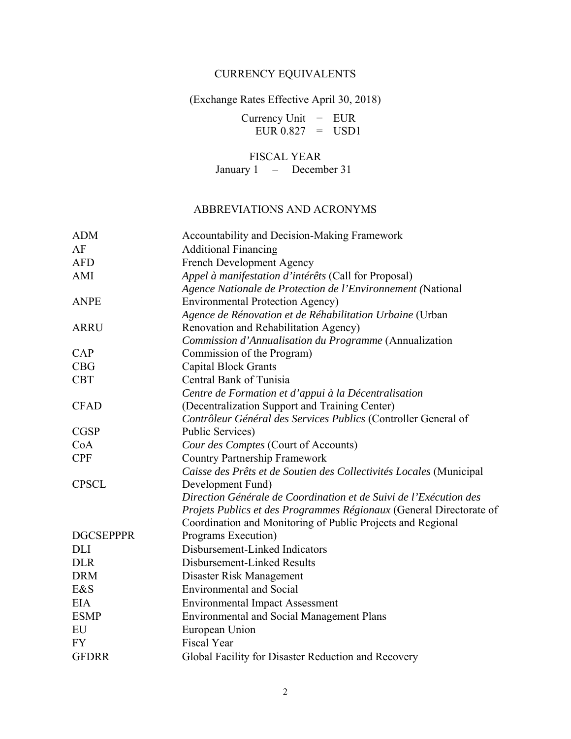## CURRENCY EQUIVALENTS

(Exchange Rates Effective April 30, 2018)

Currency Unit = EUR
EUR 0.827 = USD1

## FISCAL YEAR

January 1 – December 31

## ABBREVIATIONS AND ACRONYMS

| | |
|---|---|
| ADM | Accountability and Decision-Making Framework |
| AF | Additional Financing |
| AFD | French Development Agency |
| AMI | *Appel à manifestation d'intérêts* (Call for Proposal) |
| ANPE | *Agence Nationale de Protection de l'Environnement (*National Environmental Protection Agency) |
| ARRU | *Agence de Rénovation et de Réhabilitation Urbaine* (Urban Renovation and Rehabilitation Agency) |
| CAP | *Commission d'Annualisation du Programme* (Annualization Commission of the Program) |
| CBG | Capital Block Grants |
| CBT | Central Bank of Tunisia |
| CFAD | *Centre de Formation et d'appui à la Décentralisation* (Decentralization Support and Training Center) |
| CGSP | *Contrôleur Général des Services Publics* (Controller General of Public Services) |
| CoA | *Cour des Comptes* (Court of Accounts) |
| CPF | Country Partnership Framework |
| CPSCL | *Caisse des Prêts et de Soutien des Collectivités Locales* (Municipal Development Fund) |
| DGCSEPPPR | *Direction Générale de Coordination et de Suivi de l'Exécution des Projets Publics et des Programmes Régionaux* (General Directorate of Coordination and Monitoring of Public Projects and Regional Programs Execution) |
| DLI | Disbursement-Linked Indicators |
| DLR | Disbursement-Linked Results |
| DRM | Disaster Risk Management |
| E&S | Environmental and Social |
| EIA | Environmental Impact Assessment |
| ESMP | Environmental and Social Management Plans |
| EU | European Union |
| FY | Fiscal Year |
| GFDRR | Global Facility for Disaster Reduction and Recovery |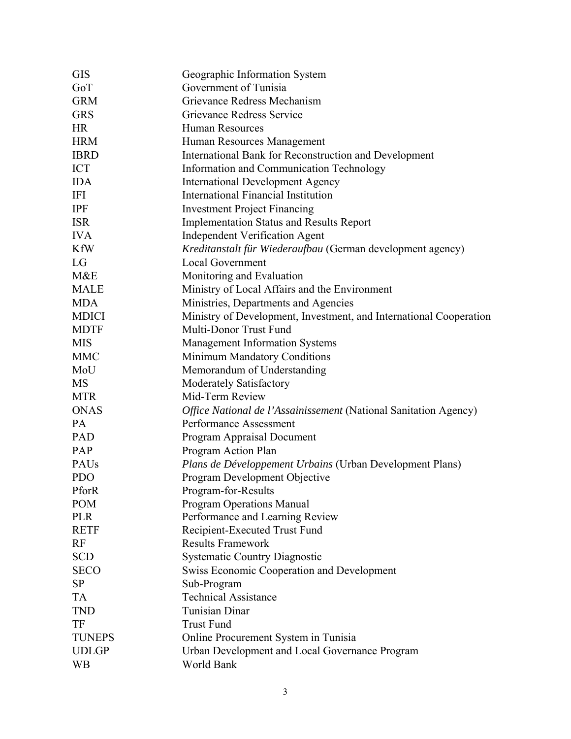| | |
|---|---|
| GIS | Geographic Information System |
| GoT | Government of Tunisia |
| GRM | Grievance Redress Mechanism |
| GRS | Grievance Redress Service |
| HR | Human Resources |
| HRM | Human Resources Management |
| IBRD | International Bank for Reconstruction and Development |
| ICT | Information and Communication Technology |
| IDA | International Development Agency |
| IFI | International Financial Institution |
| IPF | Investment Project Financing |
| ISR | Implementation Status and Results Report |
| IVA | Independent Verification Agent |
| KfW | *Kreditanstalt für Wiederaufbau* (German development agency) |
| LG | Local Government |
| M&E | Monitoring and Evaluation |
| MALE | Ministry of Local Affairs and the Environment |
| MDA | Ministries, Departments and Agencies |
| MDICI | Ministry of Development, Investment, and International Cooperation |
| MDTF | Multi-Donor Trust Fund |
| MIS | Management Information Systems |
| MMC | Minimum Mandatory Conditions |
| MoU | Memorandum of Understanding |
| MS | Moderately Satisfactory |
| MTR | Mid-Term Review |
| ONAS | *Office National de l'Assainissement* (National Sanitation Agency) |
| PA | Performance Assessment |
| PAD | Program Appraisal Document |
| PAP | Program Action Plan |
| PAUs | *Plans de Développement Urbains* (Urban Development Plans) |
| PDO | Program Development Objective |
| PforR | Program-for-Results |
| POM | Program Operations Manual |
| PLR | Performance and Learning Review |
| RETF | Recipient-Executed Trust Fund |
| RF | Results Framework |
| SCD | Systematic Country Diagnostic |
| SECO | Swiss Economic Cooperation and Development |
| SP | Sub-Program |
| TA | Technical Assistance |
| TND | Tunisian Dinar |
| TF | Trust Fund |
| TUNEPS | Online Procurement System in Tunisia |
| UDLGP | Urban Development and Local Governance Program |
| WB | World Bank |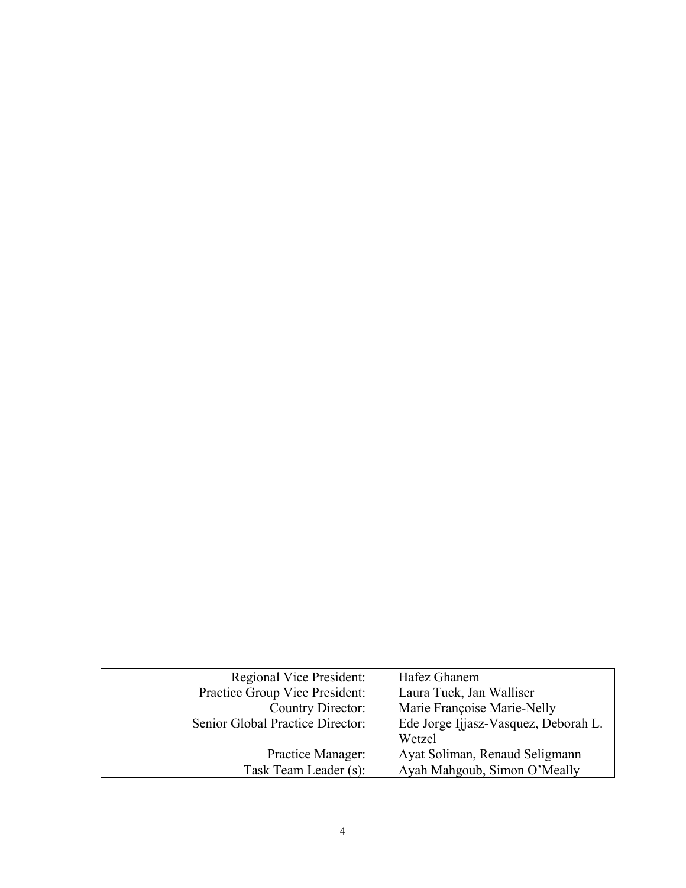| | |
|---|---|
| Regional Vice President: | Hafez Ghanem |
| Practice Group Vice President: | Laura Tuck, Jan Walliser |
| Country Director: | Marie Françoise Marie-Nelly |
| Senior Global Practice Director: | Ede Jorge Ijjasz-Vasquez, Deborah L. Wetzel |
| Practice Manager: | Ayat Soliman, Renaud Seligmann |
| Task Team Leader (s): | Ayah Mahgoub, Simon O'Meally |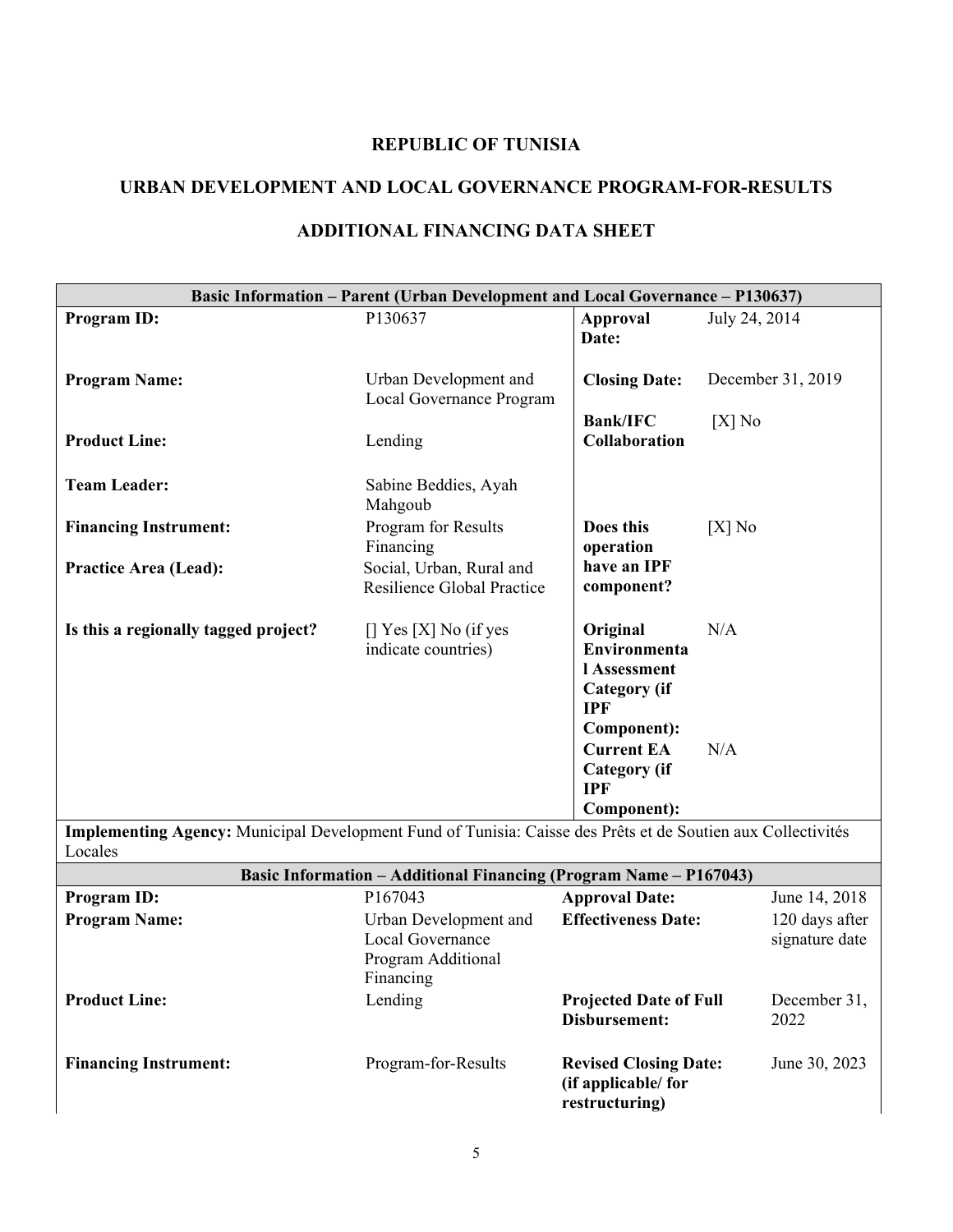**REPUBLIC OF TUNISIA**

**URBAN DEVELOPMENT AND LOCAL GOVERNANCE PROGRAM-FOR-RESULTS**

**ADDITIONAL FINANCING DATA SHEET**

| **Basic Information – Parent (Urban Development and Local Governance – P130637)** | | | |
|---|---|---|---|
| **Program ID:** | P130637 | **Approval Date:** | July 24, 2014 |
| **Program Name:** | Urban Development and Local Governance Program | **Closing Date:** | December 31, 2019 |
| **Product Line:** | Lending | **Bank/IFC Collaboration** | [X] No |
| **Team Leader:** | Sabine Beddies, Ayah Mahgoub | | |
| **Financing Instrument:** | Program for Results Financing | **Does this operation have an IPF component?** | [X] No |
| **Practice Area (Lead):** | Social, Urban, Rural and Resilience Global Practice | | |
| **Is this a regionally tagged project?** | [] Yes [X] No (if yes indicate countries) | **Original Environmental Assessment Category (if IPF Component):** | N/A |
| | | **Current EA Category (if IPF Component):** | N/A |
| **Implementing Agency:** Municipal Development Fund of Tunisia: Caisse des Prêts et de Soutien aux Collectivités Locales | | | |

| **Basic Information – Additional Financing (Program Name – P167043)** | | | |
|---|---|---|---|
| **Program ID:** | P167043 | **Approval Date:** | June 14, 2018 |
| **Program Name:** | Urban Development and Local Governance Program Additional Financing | **Effectiveness Date:** | 120 days after signature date |
| **Product Line:** | Lending | **Projected Date of Full Disbursement:** | December 31, 2022 |
| **Financing Instrument:** | Program-for-Results | **Revised Closing Date: (if applicable/ for restructuring)** | June 30, 2023 |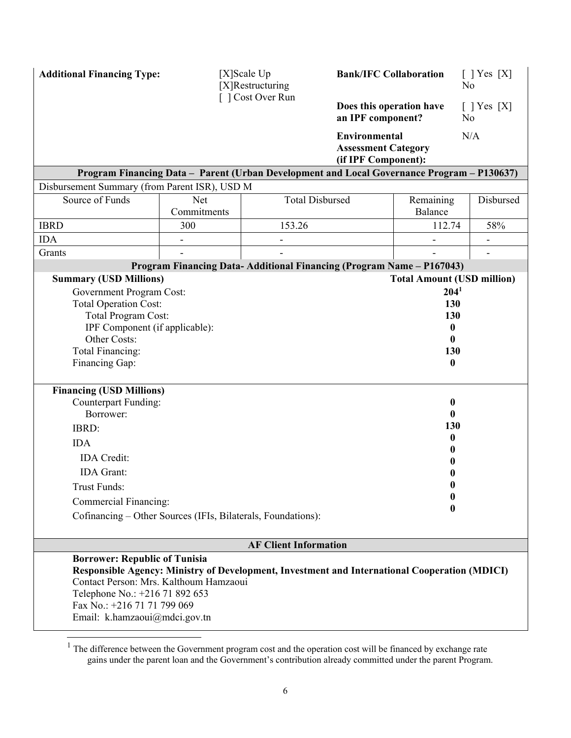| **Additional Financing Type:** | [X]Scale Up<br>[X]Restructuring<br>[ ] Cost Over Run | **Bank/IFC Collaboration** | [ ] Yes [X] No |
|---|---|---|---|
| | | **Does this operation have an IPF component?** | [ ] Yes [X] No |
| | | **Environmental Assessment Category (if IPF Component):** | N/A |

**Program Financing Data – Parent (Urban Development and Local Governance Program – P130637)**

Disbursement Summary (from Parent ISR), USD M

| Source of Funds | Net Commitments | Total Disbursed | Remaining Balance | Disbursed |
|---|---|---|---|---|
| IBRD | 300 | 153.26 | 112.74 | 58% |
| IDA | - | - | - | - |
| Grants | - | - | - | - |

**Program Financing Data- Additional Financing (Program Name – P167043)**

| **Summary (USD Millions)** | **Total Amount (USD million)** |
|---|---|
| Government Program Cost: | **204**[1] |
| Total Operation Cost: | **130** |
| Total Program Cost: | **130** |
| IPF Component (if applicable): | **0** |
| Other Costs: | **0** |
| Total Financing: | **130** |
| Financing Gap: | **0** |

| **Financing (USD Millions)** | |
|---|---|
| Counterpart Funding: | **0** |
| Borrower: | **0** |
| IBRD: | **130** |
| IDA | **0** |
| IDA Credit: | **0** |
| IDA Grant: | **0** |
| Trust Funds: | **0** |
| Commercial Financing: | **0** |
| Cofinancing – Other Sources (IFIs, Bilaterals, Foundations): | **0** |

**AF Client Information**

**Borrower: Republic of Tunisia**
**Responsible Agency: Ministry of Development, Investment and International Cooperation (MDICI)**
Contact Person: Mrs. Kalthoum Hamzaoui
Telephone No.: +216 71 892 653
Fax No.: +216 71 71 799 069
Email: k.hamzaoui@mdci.gov.tn

[1] The difference between the Government program cost and the operation cost will be financed by exchange rate gains under the parent loan and the Government's contribution already committed under the parent Program.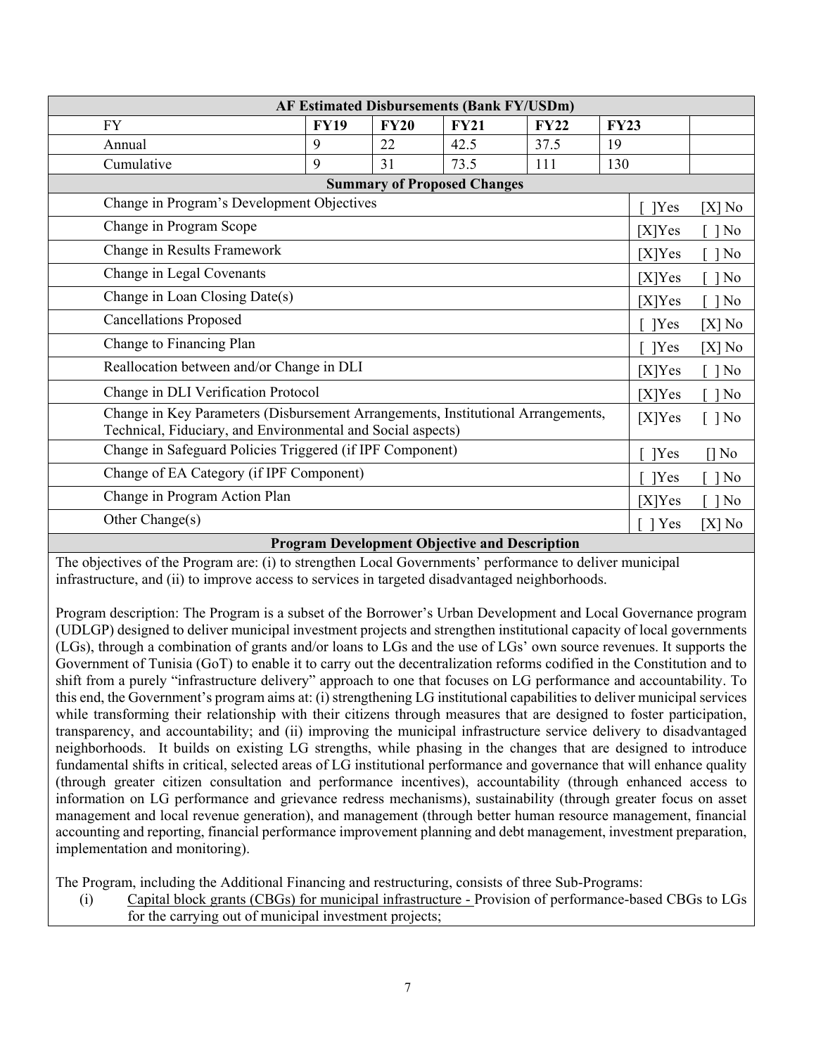| AF Estimated Disbursements (Bank FY/USDm) | | | | | | |
|---|---|---|---|---|---|---|
| FY | FY19 | FY20 | FY21 | FY22 | FY23 | |
| Annual | 9 | 22 | 42.5 | 37.5 | 19 | |
| Cumulative | 9 | 31 | 73.5 | 111 | 130 | |

| Summary of Proposed Changes | | |
|---|---|---|
| Change in Program's Development Objectives | [ ]Yes | [X] No |
| Change in Program Scope | [X]Yes | [ ] No |
| Change in Results Framework | [X]Yes | [ ] No |
| Change in Legal Covenants | [X]Yes | [ ] No |
| Change in Loan Closing Date(s) | [X]Yes | [ ] No |
| Cancellations Proposed | [ ]Yes | [X] No |
| Change to Financing Plan | [ ]Yes | [X] No |
| Reallocation between and/or Change in DLI | [X]Yes | [ ] No |
| Change in DLI Verification Protocol | [X]Yes | [ ] No |
| Change in Key Parameters (Disbursement Arrangements, Institutional Arrangements, Technical, Fiduciary, and Environmental and Social aspects) | [X]Yes | [ ] No |
| Change in Safeguard Policies Triggered (if IPF Component) | [ ]Yes | [] No |
| Change of EA Category (if IPF Component) | [ ]Yes | [ ] No |
| Change in Program Action Plan | [X]Yes | [ ] No |
| Other Change(s) | [ ] Yes | [X] No |

**Program Development Objective and Description**

The objectives of the Program are: (i) to strengthen Local Governments' performance to deliver municipal infrastructure, and (ii) to improve access to services in targeted disadvantaged neighborhoods.

Program description: The Program is a subset of the Borrower's Urban Development and Local Governance program (UDLGP) designed to deliver municipal investment projects and strengthen institutional capacity of local governments (LGs), through a combination of grants and/or loans to LGs and the use of LGs' own source revenues. It supports the Government of Tunisia (GoT) to enable it to carry out the decentralization reforms codified in the Constitution and to shift from a purely "infrastructure delivery" approach to one that focuses on LG performance and accountability. To this end, the Government's program aims at: (i) strengthening LG institutional capabilities to deliver municipal services while transforming their relationship with their citizens through measures that are designed to foster participation, transparency, and accountability; and (ii) improving the municipal infrastructure service delivery to disadvantaged neighborhoods. It builds on existing LG strengths, while phasing in the changes that are designed to introduce fundamental shifts in critical, selected areas of LG institutional performance and governance that will enhance quality (through greater citizen consultation and performance incentives), accountability (through enhanced access to information on LG performance and grievance redress mechanisms), sustainability (through greater focus on asset management and local revenue generation), and management (through better human resource management, financial accounting and reporting, financial performance improvement planning and debt management, investment preparation, implementation and monitoring).

The Program, including the Additional Financing and restructuring, consists of three Sub-Programs:

(i) Capital block grants (CBGs) for municipal infrastructure - Provision of performance-based CBGs to LGs for the carrying out of municipal investment projects;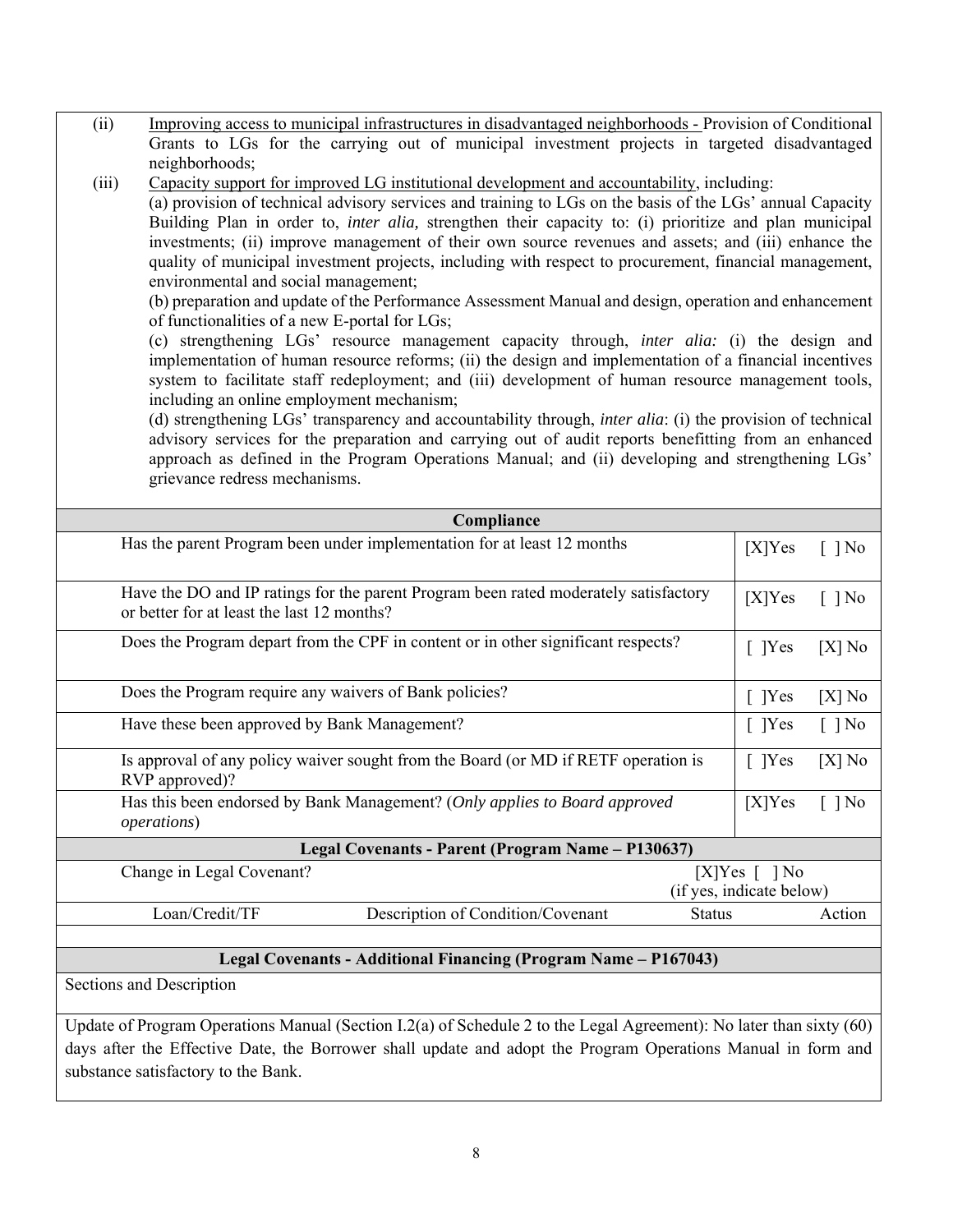(ii) Improving access to municipal infrastructures in disadvantaged neighborhoods - Provision of Conditional Grants to LGs for the carrying out of municipal investment projects in targeted disadvantaged neighborhoods;

(iii) Capacity support for improved LG institutional development and accountability, including:

(a) provision of technical advisory services and training to LGs on the basis of the LGs' annual Capacity Building Plan in order to, *inter alia,* strengthen their capacity to: (i) prioritize and plan municipal investments; (ii) improve management of their own source revenues and assets; and (iii) enhance the quality of municipal investment projects, including with respect to procurement, financial management, environmental and social management;

(b) preparation and update of the Performance Assessment Manual and design, operation and enhancement of functionalities of a new E-portal for LGs;

(c) strengthening LGs' resource management capacity through, *inter alia:* (i) the design and implementation of human resource reforms; (ii) the design and implementation of a financial incentives system to facilitate staff redeployment; and (iii) development of human resource management tools, including an online employment mechanism;

(d) strengthening LGs' transparency and accountability through, *inter alia*: (i) the provision of technical advisory services for the preparation and carrying out of audit reports benefitting from an enhanced approach as defined in the Program Operations Manual; and (ii) developing and strengthening LGs' grievance redress mechanisms.

| **Compliance** | |
|---|---|
| Has the parent Program been under implementation for at least 12 months | [X]Yes [ ] No |
| Have the DO and IP ratings for the parent Program been rated moderately satisfactory or better for at least the last 12 months? | [X]Yes [ ] No |
| Does the Program depart from the CPF in content or in other significant respects? | [ ]Yes [X] No |
| Does the Program require any waivers of Bank policies? | [ ]Yes [X] No |
| Have these been approved by Bank Management? | [ ]Yes [ ] No |
| Is approval of any policy waiver sought from the Board (or MD if RETF operation is RVP approved)? | [ ]Yes [X] No |
| Has this been endorsed by Bank Management? (*Only applies to Board approved operations*) | [X]Yes [ ] No |

| **Legal Covenants - Parent (Program Name – P130637)** | | | |
|---|---|---|---|
| Change in Legal Covenant? | | [X]Yes [ ] No (if yes, indicate below) | |
| Loan/Credit/TF | Description of Condition/Covenant | Status | Action |
| | | | |

| **Legal Covenants - Additional Financing (Program Name – P167043)** |
|---|
| Sections and Description |
| Update of Program Operations Manual (Section I.2(a) of Schedule 2 to the Legal Agreement): No later than sixty (60) days after the Effective Date, the Borrower shall update and adopt the Program Operations Manual in form and substance satisfactory to the Bank. |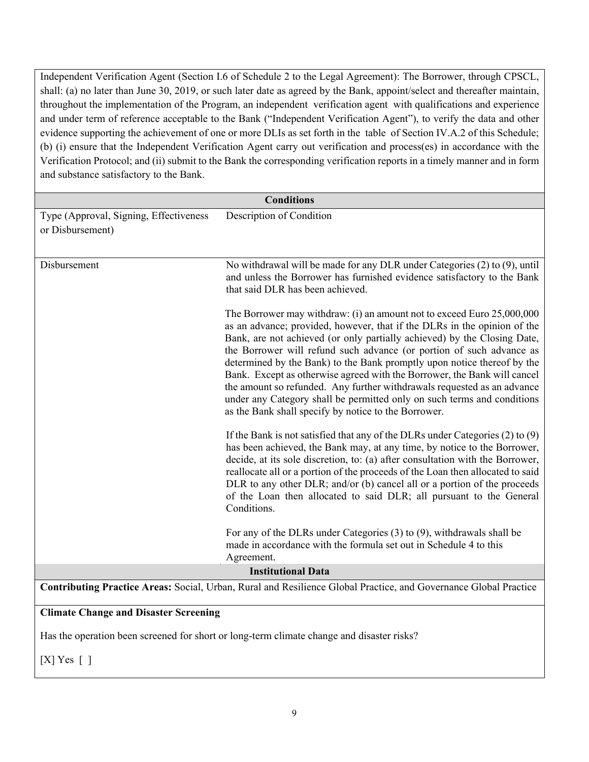Independent Verification Agent (Section I.6 of Schedule 2 to the Legal Agreement): The Borrower, through CPSCL, shall: (a) no later than June 30, 2019, or such later date as agreed by the Bank, appoint/select and thereafter maintain, throughout the implementation of the Program, an independent verification agent with qualifications and experience and under term of reference acceptable to the Bank ("Independent Verification Agent"), to verify the data and other evidence supporting the achievement of one or more DLIs as set forth in the table of Section IV.A.2 of this Schedule; (b) (i) ensure that the Independent Verification Agent carry out verification and process(es) in accordance with the Verification Protocol; and (ii) submit to the Bank the corresponding verification reports in a timely manner and in form and substance satisfactory to the Bank.

| **Conditions** | |
|---|---|
| Type (Approval, Signing, Effectiveness or Disbursement) | Description of Condition |
| Disbursement | No withdrawal will be made for any DLR under Categories (2) to (9), until and unless the Borrower has furnished evidence satisfactory to the Bank that said DLR has been achieved.<br><br>The Borrower may withdraw: (i) an amount not to exceed Euro 25,000,000 as an advance; provided, however, that if the DLRs in the opinion of the Bank, are not achieved (or only partially achieved) by the Closing Date, the Borrower will refund such advance (or portion of such advance as determined by the Bank) to the Bank promptly upon notice thereof by the Bank. Except as otherwise agreed with the Borrower, the Bank will cancel the amount so refunded. Any further withdrawals requested as an advance under any Category shall be permitted only on such terms and conditions as the Bank shall specify by notice to the Borrower.<br><br>If the Bank is not satisfied that any of the DLRs under Categories (2) to (9) has been achieved, the Bank may, at any time, by notice to the Borrower, decide, at its sole discretion, to: (a) after consultation with the Borrower, reallocate all or a portion of the proceeds of the Loan then allocated to said DLR to any other DLR; and/or (b) cancel all or a portion of the proceeds of the Loan then allocated to said DLR; all pursuant to the General Conditions.<br><br>For any of the DLRs under Categories (3) to (9), withdrawals shall be made in accordance with the formula set out in Schedule 4 to this Agreement. |

**Institutional Data**

**Contributing Practice Areas:** Social, Urban, Rural and Resilience Global Practice, and Governance Global Practice

**Climate Change and Disaster Screening**

Has the operation been screened for short or long-term climate change and disaster risks?

[X] Yes [ ]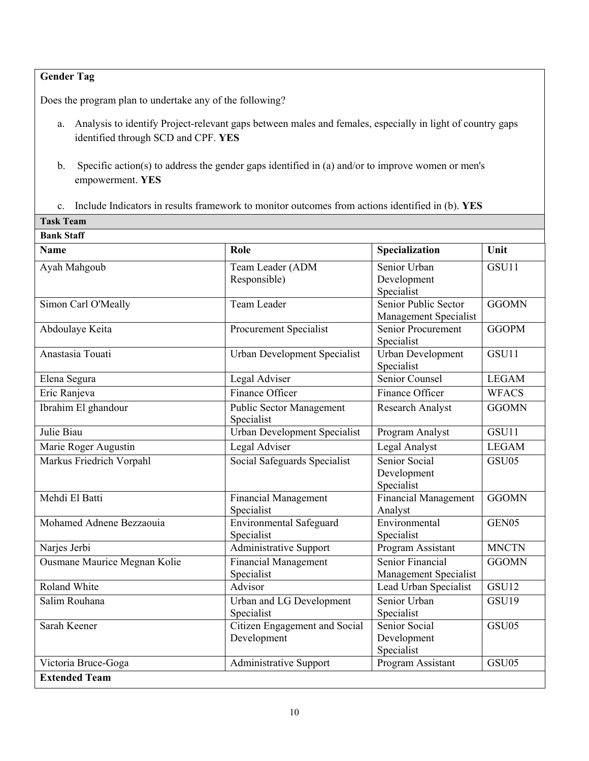**Gender Tag**

Does the program plan to undertake any of the following?

a. Analysis to identify Project-relevant gaps between males and females, especially in light of country gaps identified through SCD and CPF. **YES**

b. Specific action(s) to address the gender gaps identified in (a) and/or to improve women or men's empowerment. **YES**

c. Include Indicators in results framework to monitor outcomes from actions identified in (b). **YES**

**Task Team**

**Bank Staff**

| Name | Role | Specialization | Unit |
|---|---|---|---|
| Ayah Mahgoub | Team Leader (ADM Responsible) | Senior Urban Development Specialist | GSU11 |
| Simon Carl O'Meally | Team Leader | Senior Public Sector Management Specialist | GGOMN |
| Abdoulaye Keita | Procurement Specialist | Senior Procurement Specialist | GGOPM |
| Anastasia Touati | Urban Development Specialist | Urban Development Specialist | GSU11 |
| Elena Segura | Legal Adviser | Senior Counsel | LEGAM |
| Eric Ranjeva | Finance Officer | Finance Officer | WFACS |
| Ibrahim El ghandour | Public Sector Management Specialist | Research Analyst | GGOMN |
| Julie Biau | Urban Development Specialist | Program Analyst | GSU11 |
| Marie Roger Augustin | Legal Adviser | Legal Analyst | LEGAM |
| Markus Friedrich Vorpahl | Social Safeguards Specialist | Senior Social Development Specialist | GSU05 |
| Mehdi El Batti | Financial Management Specialist | Financial Management Analyst | GGOMN |
| Mohamed Adnene Bezzaouia | Environmental Safeguard Specialist | Environmental Specialist | GEN05 |
| Narjes Jerbi | Administrative Support | Program Assistant | MNCTN |
| Ousmane Maurice Megnan Kolie | Financial Management Specialist | Senior Financial Management Specialist | GGOMN |
| Roland White | Advisor | Lead Urban Specialist | GSU12 |
| Salim Rouhana | Urban and LG Development Specialist | Senior Urban Specialist | GSU19 |
| Sarah Keener | Citizen Engagement and Social Development | Senior Social Development Specialist | GSU05 |
| Victoria Bruce-Goga | Administrative Support | Program Assistant | GSU05 |

**Extended Team**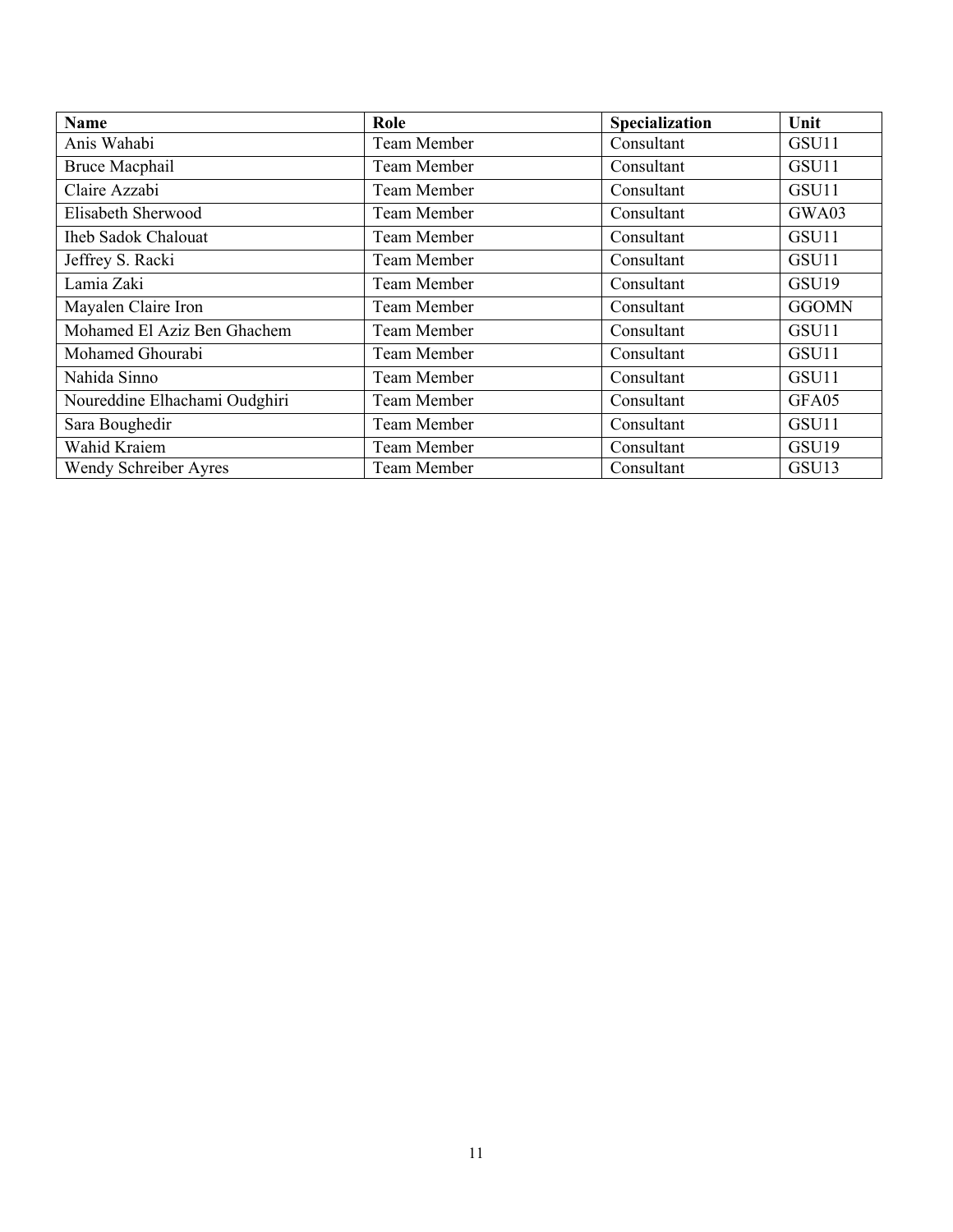| Name | Role | Specialization | Unit |
|---|---|---|---|
| Anis Wahabi | Team Member | Consultant | GSU11 |
| Bruce Macphail | Team Member | Consultant | GSU11 |
| Claire Azzabi | Team Member | Consultant | GSU11 |
| Elisabeth Sherwood | Team Member | Consultant | GWA03 |
| Iheb Sadok Chalouat | Team Member | Consultant | GSU11 |
| Jeffrey S. Racki | Team Member | Consultant | GSU11 |
| Lamia Zaki | Team Member | Consultant | GSU19 |
| Mayalen Claire Iron | Team Member | Consultant | GGOMN |
| Mohamed El Aziz Ben Ghachem | Team Member | Consultant | GSU11 |
| Mohamed Ghourabi | Team Member | Consultant | GSU11 |
| Nahida Sinno | Team Member | Consultant | GSU11 |
| Noureddine Elhachami Oudghiri | Team Member | Consultant | GFA05 |
| Sara Boughedir | Team Member | Consultant | GSU11 |
| Wahid Kraiem | Team Member | Consultant | GSU19 |
| Wendy Schreiber Ayres | Team Member | Consultant | GSU13 |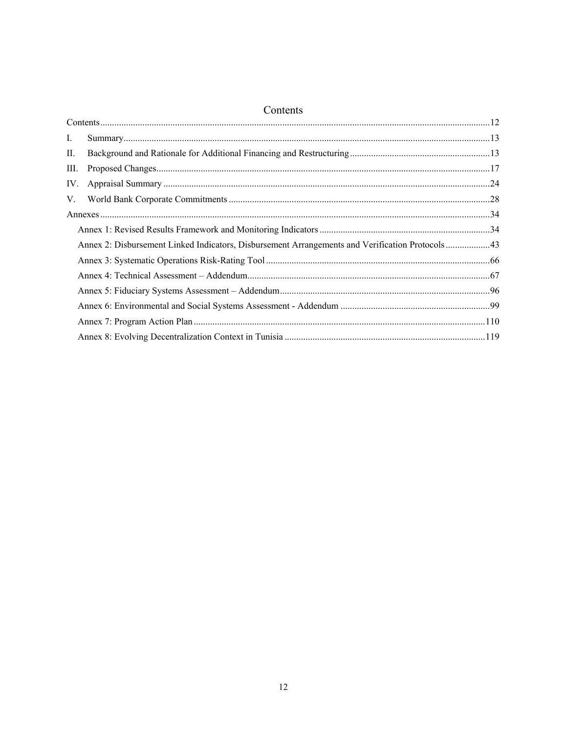# Contents

Contents......................................................................................................................................................12

I. Summary...........................................................................................................................................13

II. Background and Rationale for Additional Financing and Restructuring...........................................................13

III. Proposed Changes.............................................................................................................................17

IV. Appraisal Summary..........................................................................................................................24

V. World Bank Corporate Commitments..............................................................................................28

Annexes......................................................................................................................................................34

- Annex 1: Revised Results Framework and Monitoring Indicators........................................................................34
- Annex 2: Disbursement Linked Indicators, Disbursement Arrangements and Verification Protocols...................43
- Annex 3: Systematic Operations Risk-Rating Tool...............................................................................................66
- Annex 4: Technical Assessment – Addendum.......................................................................................................67
- Annex 5: Fiduciary Systems Assessment – Addendum.........................................................................................96
- Annex 6: Environmental and Social Systems Assessment - Addendum...............................................................99
- Annex 7: Program Action Plan..........................................................................................................................110
- Annex 8: Evolving Decentralization Context in Tunisia....................................................................................119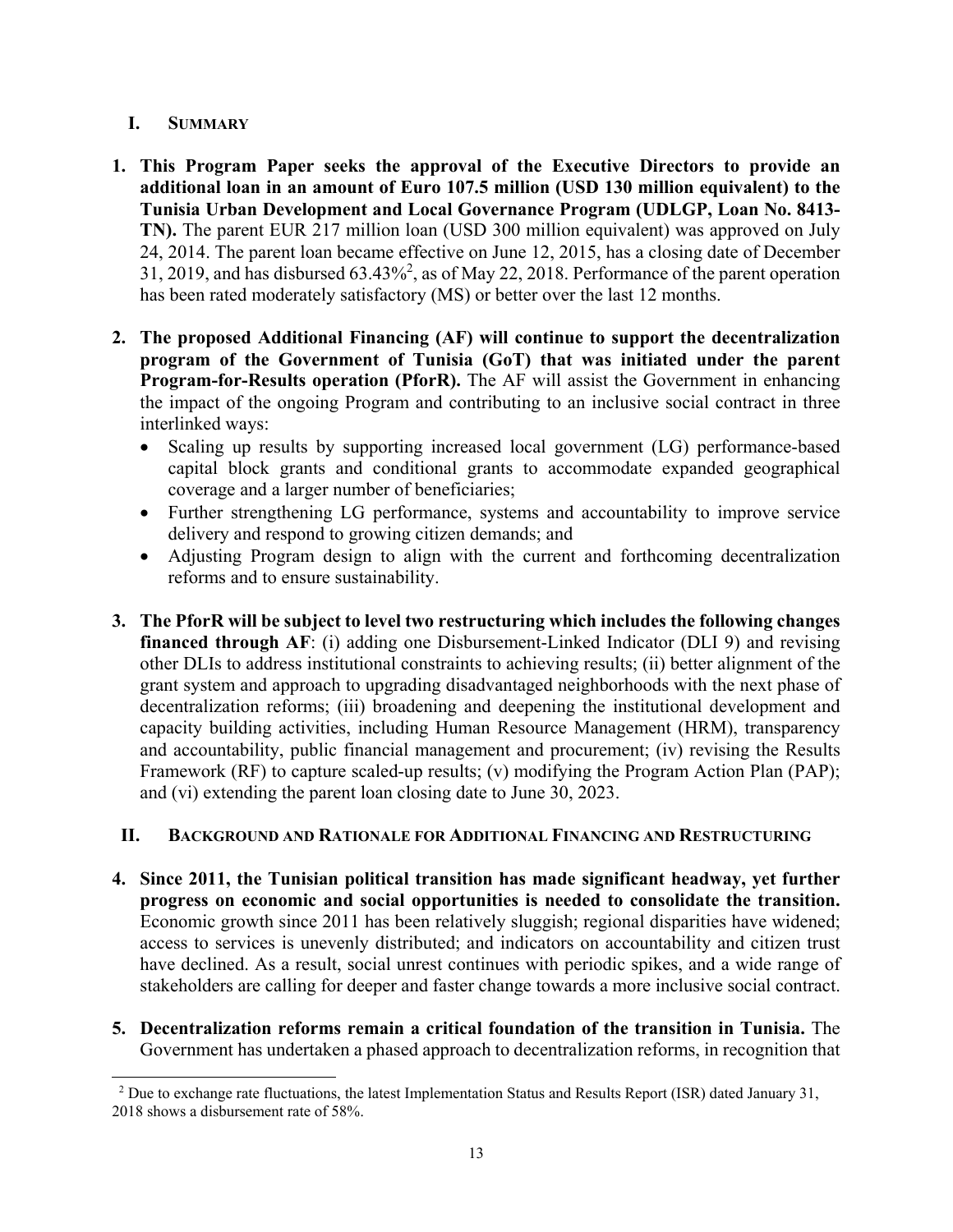## I. SUMMARY

1. **This Program Paper seeks the approval of the Executive Directors to provide an additional loan in an amount of Euro 107.5 million (USD 130 million equivalent) to the Tunisia Urban Development and Local Governance Program (UDLGP, Loan No. 8413-TN).** The parent EUR 217 million loan (USD 300 million equivalent) was approved on July 24, 2014. The parent loan became effective on June 12, 2015, has a closing date of December 31, 2019, and has disbursed 63.43%[2], as of May 22, 2018. Performance of the parent operation has been rated moderately satisfactory (MS) or better over the last 12 months.

2. **The proposed Additional Financing (AF) will continue to support the decentralization program of the Government of Tunisia (GoT) that was initiated under the parent Program-for-Results operation (PforR).** The AF will assist the Government in enhancing the impact of the ongoing Program and contributing to an inclusive social contract in three interlinked ways:
   - Scaling up results by supporting increased local government (LG) performance-based capital block grants and conditional grants to accommodate expanded geographical coverage and a larger number of beneficiaries;
   - Further strengthening LG performance, systems and accountability to improve service delivery and respond to growing citizen demands; and
   - Adjusting Program design to align with the current and forthcoming decentralization reforms and to ensure sustainability.

3. **The PforR will be subject to level two restructuring which includes the following changes financed through AF**: (i) adding one Disbursement-Linked Indicator (DLI 9) and revising other DLIs to address institutional constraints to achieving results; (ii) better alignment of the grant system and approach to upgrading disadvantaged neighborhoods with the next phase of decentralization reforms; (iii) broadening and deepening the institutional development and capacity building activities, including Human Resource Management (HRM), transparency and accountability, public financial management and procurement; (iv) revising the Results Framework (RF) to capture scaled-up results; (v) modifying the Program Action Plan (PAP); and (vi) extending the parent loan closing date to June 30, 2023.

## II. BACKGROUND AND RATIONALE FOR ADDITIONAL FINANCING AND RESTRUCTURING

4. **Since 2011, the Tunisian political transition has made significant headway, yet further progress on economic and social opportunities is needed to consolidate the transition.** Economic growth since 2011 has been relatively sluggish; regional disparities have widened; access to services is unevenly distributed; and indicators on accountability and citizen trust have declined. As a result, social unrest continues with periodic spikes, and a wide range of stakeholders are calling for deeper and faster change towards a more inclusive social contract.

5. **Decentralization reforms remain a critical foundation of the transition in Tunisia.** The Government has undertaken a phased approach to decentralization reforms, in recognition that

[2] Due to exchange rate fluctuations, the latest Implementation Status and Results Report (ISR) dated January 31, 2018 shows a disbursement rate of 58%.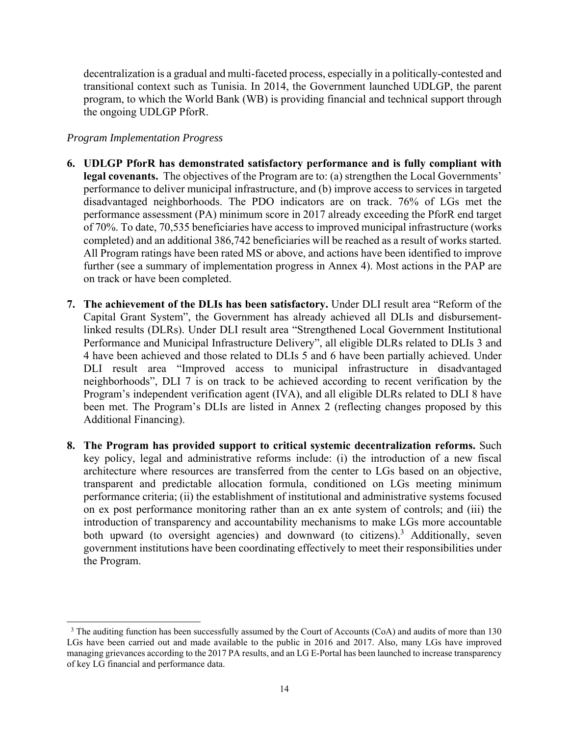decentralization is a gradual and multi-faceted process, especially in a politically-contested and transitional context such as Tunisia. In 2014, the Government launched UDLGP, the parent program, to which the World Bank (WB) is providing financial and technical support through the ongoing UDLGP PforR.

*Program Implementation Progress*

6. **UDLGP PforR has demonstrated satisfactory performance and is fully compliant with legal covenants.** The objectives of the Program are to: (a) strengthen the Local Governments' performance to deliver municipal infrastructure, and (b) improve access to services in targeted disadvantaged neighborhoods. The PDO indicators are on track. 76% of LGs met the performance assessment (PA) minimum score in 2017 already exceeding the PforR end target of 70%. To date, 70,535 beneficiaries have access to improved municipal infrastructure (works completed) and an additional 386,742 beneficiaries will be reached as a result of works started. All Program ratings have been rated MS or above, and actions have been identified to improve further (see a summary of implementation progress in Annex 4). Most actions in the PAP are on track or have been completed.

7. **The achievement of the DLIs has been satisfactory.** Under DLI result area "Reform of the Capital Grant System", the Government has already achieved all DLIs and disbursement-linked results (DLRs). Under DLI result area "Strengthened Local Government Institutional Performance and Municipal Infrastructure Delivery", all eligible DLRs related to DLIs 3 and 4 have been achieved and those related to DLIs 5 and 6 have been partially achieved. Under DLI result area "Improved access to municipal infrastructure in disadvantaged neighborhoods", DLI 7 is on track to be achieved according to recent verification by the Program's independent verification agent (IVA), and all eligible DLRs related to DLI 8 have been met. The Program's DLIs are listed in Annex 2 (reflecting changes proposed by this Additional Financing).

8. **The Program has provided support to critical systemic decentralization reforms.** Such key policy, legal and administrative reforms include: (i) the introduction of a new fiscal architecture where resources are transferred from the center to LGs based on an objective, transparent and predictable allocation formula, conditioned on LGs meeting minimum performance criteria; (ii) the establishment of institutional and administrative systems focused on ex post performance monitoring rather than an ex ante system of controls; and (iii) the introduction of transparency and accountability mechanisms to make LGs more accountable both upward (to oversight agencies) and downward (to citizens).[3] Additionally, seven government institutions have been coordinating effectively to meet their responsibilities under the Program.

---

[3] The auditing function has been successfully assumed by the Court of Accounts (CoA) and audits of more than 130 LGs have been carried out and made available to the public in 2016 and 2017. Also, many LGs have improved managing grievances according to the 2017 PA results, and an LG E-Portal has been launched to increase transparency of key LG financial and performance data.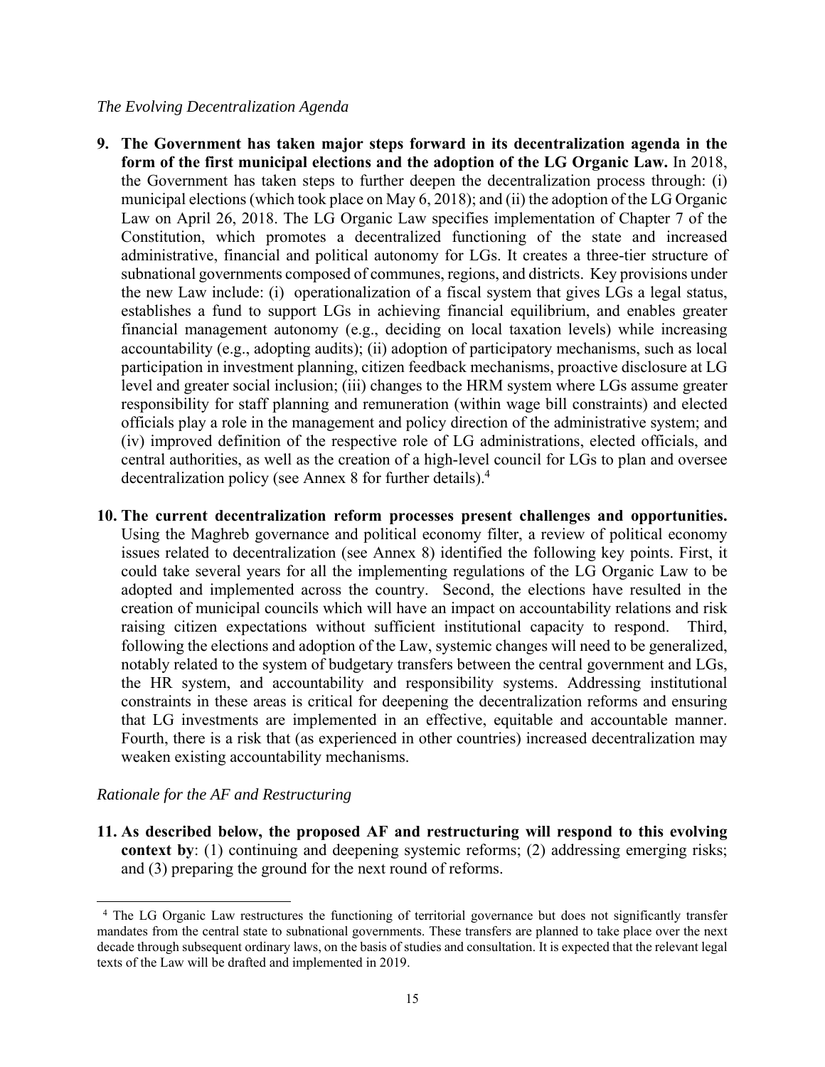*The Evolving Decentralization Agenda*

9. **The Government has taken major steps forward in its decentralization agenda in the form of the first municipal elections and the adoption of the LG Organic Law.** In 2018, the Government has taken steps to further deepen the decentralization process through: (i) municipal elections (which took place on May 6, 2018); and (ii) the adoption of the LG Organic Law on April 26, 2018. The LG Organic Law specifies implementation of Chapter 7 of the Constitution, which promotes a decentralized functioning of the state and increased administrative, financial and political autonomy for LGs. It creates a three-tier structure of subnational governments composed of communes, regions, and districts. Key provisions under the new Law include: (i) operationalization of a fiscal system that gives LGs a legal status, establishes a fund to support LGs in achieving financial equilibrium, and enables greater financial management autonomy (e.g., deciding on local taxation levels) while increasing accountability (e.g., adopting audits); (ii) adoption of participatory mechanisms, such as local participation in investment planning, citizen feedback mechanisms, proactive disclosure at LG level and greater social inclusion; (iii) changes to the HRM system where LGs assume greater responsibility for staff planning and remuneration (within wage bill constraints) and elected officials play a role in the management and policy direction of the administrative system; and (iv) improved definition of the respective role of LG administrations, elected officials, and central authorities, as well as the creation of a high-level council for LGs to plan and oversee decentralization policy (see Annex 8 for further details).[4]

10. **The current decentralization reform processes present challenges and opportunities.** Using the Maghreb governance and political economy filter, a review of political economy issues related to decentralization (see Annex 8) identified the following key points. First, it could take several years for all the implementing regulations of the LG Organic Law to be adopted and implemented across the country. Second, the elections have resulted in the creation of municipal councils which will have an impact on accountability relations and risk raising citizen expectations without sufficient institutional capacity to respond. Third, following the elections and adoption of the Law, systemic changes will need to be generalized, notably related to the system of budgetary transfers between the central government and LGs, the HR system, and accountability and responsibility systems. Addressing institutional constraints in these areas is critical for deepening the decentralization reforms and ensuring that LG investments are implemented in an effective, equitable and accountable manner. Fourth, there is a risk that (as experienced in other countries) increased decentralization may weaken existing accountability mechanisms.

*Rationale for the AF and Restructuring*

11. **As described below, the proposed AF and restructuring will respond to this evolving context by**: (1) continuing and deepening systemic reforms; (2) addressing emerging risks; and (3) preparing the ground for the next round of reforms.

---

[4] The LG Organic Law restructures the functioning of territorial governance but does not significantly transfer mandates from the central state to subnational governments. These transfers are planned to take place over the next decade through subsequent ordinary laws, on the basis of studies and consultation. It is expected that the relevant legal texts of the Law will be drafted and implemented in 2019.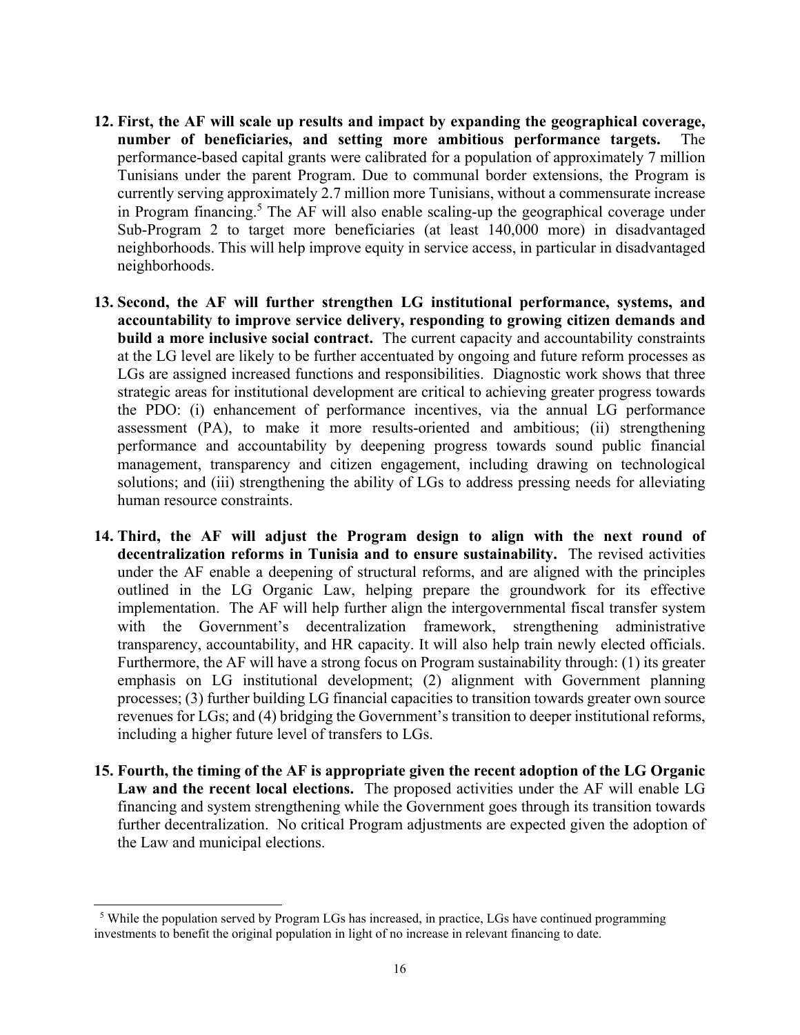12. **First, the AF will scale up results and impact by expanding the geographical coverage, number of beneficiaries, and setting more ambitious performance targets.** The performance-based capital grants were calibrated for a population of approximately 7 million Tunisians under the parent Program. Due to communal border extensions, the Program is currently serving approximately 2.7 million more Tunisians, without a commensurate increase in Program financing.[5] The AF will also enable scaling-up the geographical coverage under Sub-Program 2 to target more beneficiaries (at least 140,000 more) in disadvantaged neighborhoods. This will help improve equity in service access, in particular in disadvantaged neighborhoods.

13. **Second, the AF will further strengthen LG institutional performance, systems, and accountability to improve service delivery, responding to growing citizen demands and build a more inclusive social contract.** The current capacity and accountability constraints at the LG level are likely to be further accentuated by ongoing and future reform processes as LGs are assigned increased functions and responsibilities. Diagnostic work shows that three strategic areas for institutional development are critical to achieving greater progress towards the PDO: (i) enhancement of performance incentives, via the annual LG performance assessment (PA), to make it more results-oriented and ambitious; (ii) strengthening performance and accountability by deepening progress towards sound public financial management, transparency and citizen engagement, including drawing on technological solutions; and (iii) strengthening the ability of LGs to address pressing needs for alleviating human resource constraints.

14. **Third, the AF will adjust the Program design to align with the next round of decentralization reforms in Tunisia and to ensure sustainability.** The revised activities under the AF enable a deepening of structural reforms, and are aligned with the principles outlined in the LG Organic Law, helping prepare the groundwork for its effective implementation. The AF will help further align the intergovernmental fiscal transfer system with the Government's decentralization framework, strengthening administrative transparency, accountability, and HR capacity. It will also help train newly elected officials. Furthermore, the AF will have a strong focus on Program sustainability through: (1) its greater emphasis on LG institutional development; (2) alignment with Government planning processes; (3) further building LG financial capacities to transition towards greater own source revenues for LGs; and (4) bridging the Government's transition to deeper institutional reforms, including a higher future level of transfers to LGs.

15. **Fourth, the timing of the AF is appropriate given the recent adoption of the LG Organic Law and the recent local elections.** The proposed activities under the AF will enable LG financing and system strengthening while the Government goes through its transition towards further decentralization. No critical Program adjustments are expected given the adoption of the Law and municipal elections.

---

[5] While the population served by Program LGs has increased, in practice, LGs have continued programming investments to benefit the original population in light of no increase in relevant financing to date.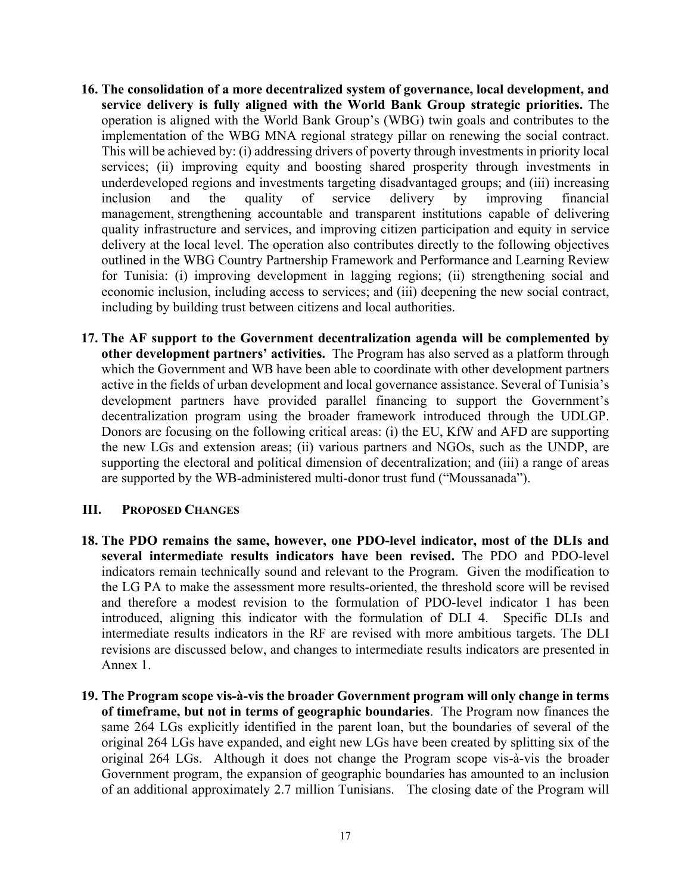16. **The consolidation of a more decentralized system of governance, local development, and service delivery is fully aligned with the World Bank Group strategic priorities.** The operation is aligned with the World Bank Group's (WBG) twin goals and contributes to the implementation of the WBG MNA regional strategy pillar on renewing the social contract. This will be achieved by: (i) addressing drivers of poverty through investments in priority local services; (ii) improving equity and boosting shared prosperity through investments in underdeveloped regions and investments targeting disadvantaged groups; and (iii) increasing inclusion and the quality of service delivery by improving financial management, strengthening accountable and transparent institutions capable of delivering quality infrastructure and services, and improving citizen participation and equity in service delivery at the local level. The operation also contributes directly to the following objectives outlined in the WBG Country Partnership Framework and Performance and Learning Review for Tunisia: (i) improving development in lagging regions; (ii) strengthening social and economic inclusion, including access to services; and (iii) deepening the new social contract, including by building trust between citizens and local authorities.

17. **The AF support to the Government decentralization agenda will be complemented by other development partners' activities.** The Program has also served as a platform through which the Government and WB have been able to coordinate with other development partners active in the fields of urban development and local governance assistance. Several of Tunisia's development partners have provided parallel financing to support the Government's decentralization program using the broader framework introduced through the UDLGP. Donors are focusing on the following critical areas: (i) the EU, KfW and AFD are supporting the new LGs and extension areas; (ii) various partners and NGOs, such as the UNDP, are supporting the electoral and political dimension of decentralization; and (iii) a range of areas are supported by the WB-administered multi-donor trust fund ("Moussanada").

## III. Proposed Changes

18. **The PDO remains the same, however, one PDO-level indicator, most of the DLIs and several intermediate results indicators have been revised.** The PDO and PDO-level indicators remain technically sound and relevant to the Program. Given the modification to the LG PA to make the assessment more results-oriented, the threshold score will be revised and therefore a modest revision to the formulation of PDO-level indicator 1 has been introduced, aligning this indicator with the formulation of DLI 4. Specific DLIs and intermediate results indicators in the RF are revised with more ambitious targets. The DLI revisions are discussed below, and changes to intermediate results indicators are presented in Annex 1.

19. **The Program scope vis-à-vis the broader Government program will only change in terms of timeframe, but not in terms of geographic boundaries**. The Program now finances the same 264 LGs explicitly identified in the parent loan, but the boundaries of several of the original 264 LGs have expanded, and eight new LGs have been created by splitting six of the original 264 LGs. Although it does not change the Program scope vis-à-vis the broader Government program, the expansion of geographic boundaries has amounted to an inclusion of an additional approximately 2.7 million Tunisians. The closing date of the Program will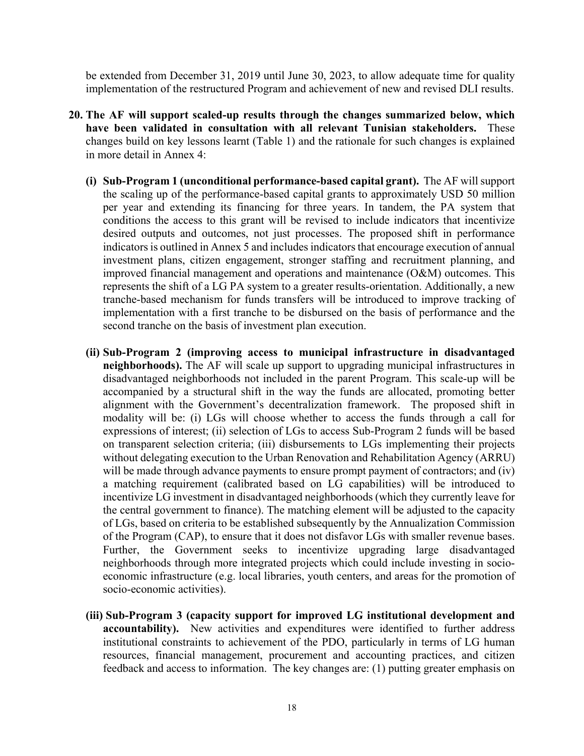be extended from December 31, 2019 until June 30, 2023, to allow adequate time for quality implementation of the restructured Program and achievement of new and revised DLI results.

20. **The AF will support scaled-up results through the changes summarized below, which have been validated in consultation with all relevant Tunisian stakeholders.** These changes build on key lessons learnt (Table 1) and the rationale for such changes is explained in more detail in Annex 4:

   (i) **Sub-Program 1 (unconditional performance-based capital grant).** The AF will support the scaling up of the performance-based capital grants to approximately USD 50 million per year and extending its financing for three years. In tandem, the PA system that conditions the access to this grant will be revised to include indicators that incentivize desired outputs and outcomes, not just processes. The proposed shift in performance indicators is outlined in Annex 5 and includes indicators that encourage execution of annual investment plans, citizen engagement, stronger staffing and recruitment planning, and improved financial management and operations and maintenance (O&M) outcomes. This represents the shift of a LG PA system to a greater results-orientation. Additionally, a new tranche-based mechanism for funds transfers will be introduced to improve tracking of implementation with a first tranche to be disbursed on the basis of performance and the second tranche on the basis of investment plan execution.

   (ii) **Sub-Program 2 (improving access to municipal infrastructure in disadvantaged neighborhoods).** The AF will scale up support to upgrading municipal infrastructures in disadvantaged neighborhoods not included in the parent Program. This scale-up will be accompanied by a structural shift in the way the funds are allocated, promoting better alignment with the Government's decentralization framework. The proposed shift in modality will be: (i) LGs will choose whether to access the funds through a call for expressions of interest; (ii) selection of LGs to access Sub-Program 2 funds will be based on transparent selection criteria; (iii) disbursements to LGs implementing their projects without delegating execution to the Urban Renovation and Rehabilitation Agency (ARRU) will be made through advance payments to ensure prompt payment of contractors; and (iv) a matching requirement (calibrated based on LG capabilities) will be introduced to incentivize LG investment in disadvantaged neighborhoods (which they currently leave for the central government to finance). The matching element will be adjusted to the capacity of LGs, based on criteria to be established subsequently by the Annualization Commission of the Program (CAP), to ensure that it does not disfavor LGs with smaller revenue bases. Further, the Government seeks to incentivize upgrading large disadvantaged neighborhoods through more integrated projects which could include investing in socio-economic infrastructure (e.g. local libraries, youth centers, and areas for the promotion of socio-economic activities).

   (iii) **Sub-Program 3 (capacity support for improved LG institutional development and accountability).** New activities and expenditures were identified to further address institutional constraints to achievement of the PDO, particularly in terms of LG human resources, financial management, procurement and accounting practices, and citizen feedback and access to information. The key changes are: (1) putting greater emphasis on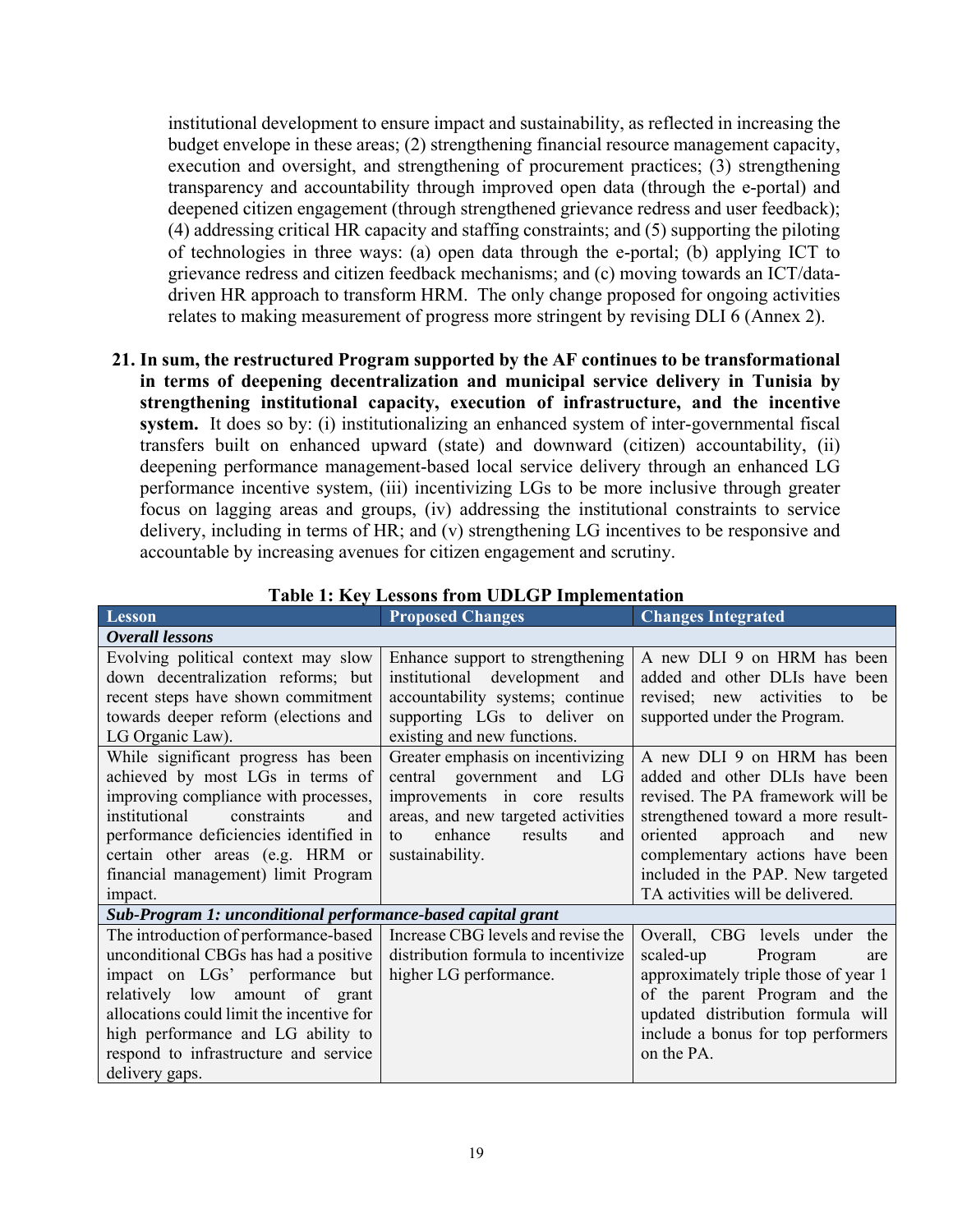institutional development to ensure impact and sustainability, as reflected in increasing the budget envelope in these areas; (2) strengthening financial resource management capacity, execution and oversight, and strengthening of procurement practices; (3) strengthening transparency and accountability through improved open data (through the e-portal) and deepened citizen engagement (through strengthened grievance redress and user feedback); (4) addressing critical HR capacity and staffing constraints; and (5) supporting the piloting of technologies in three ways: (a) open data through the e-portal; (b) applying ICT to grievance redress and citizen feedback mechanisms; and (c) moving towards an ICT/data-driven HR approach to transform HRM. The only change proposed for ongoing activities relates to making measurement of progress more stringent by revising DLI 6 (Annex 2).

21. **In sum, the restructured Program supported by the AF continues to be transformational in terms of deepening decentralization and municipal service delivery in Tunisia by strengthening institutional capacity, execution of infrastructure, and the incentive system.** It does so by: (i) institutionalizing an enhanced system of inter-governmental fiscal transfers built on enhanced upward (state) and downward (citizen) accountability, (ii) deepening performance management-based local service delivery through an enhanced LG performance incentive system, (iii) incentivizing LGs to be more inclusive through greater focus on lagging areas and groups, (iv) addressing the institutional constraints to service delivery, including in terms of HR; and (v) strengthening LG incentives to be responsive and accountable by increasing avenues for citizen engagement and scrutiny.

**Table 1: Key Lessons from UDLGP Implementation**

| Lesson | Proposed Changes | Changes Integrated |
|---|---|---|
| ***Overall lessons*** | | |
| Evolving political context may slow down decentralization reforms; but recent steps have shown commitment towards deeper reform (elections and LG Organic Law). | Enhance support to strengthening institutional development and accountability systems; continue supporting LGs to deliver on existing and new functions. | A new DLI 9 on HRM has been added and other DLIs have been revised; new activities to be supported under the Program. |
| While significant progress has been achieved by most LGs in terms of improving compliance with processes, institutional constraints and performance deficiencies identified in certain other areas (e.g. HRM or financial management) limit Program impact. | Greater emphasis on incentivizing central government and LG improvements in core results areas, and new targeted activities to enhance results and sustainability. | A new DLI 9 on HRM has been added and other DLIs have been revised. The PA framework will be strengthened toward a more result-oriented approach and new complementary actions have been included in the PAP. New targeted TA activities will be delivered. |
| ***Sub-Program 1: unconditional performance-based capital grant*** | | |
| The introduction of performance-based unconditional CBGs has had a positive impact on LGs' performance but relatively low amount of grant allocations could limit the incentive for high performance and LG ability to respond to infrastructure and service delivery gaps. | Increase CBG levels and revise the distribution formula to incentivize higher LG performance. | Overall, CBG levels under the scaled-up Program are approximately triple those of year 1 of the parent Program and the updated distribution formula will include a bonus for top performers on the PA. |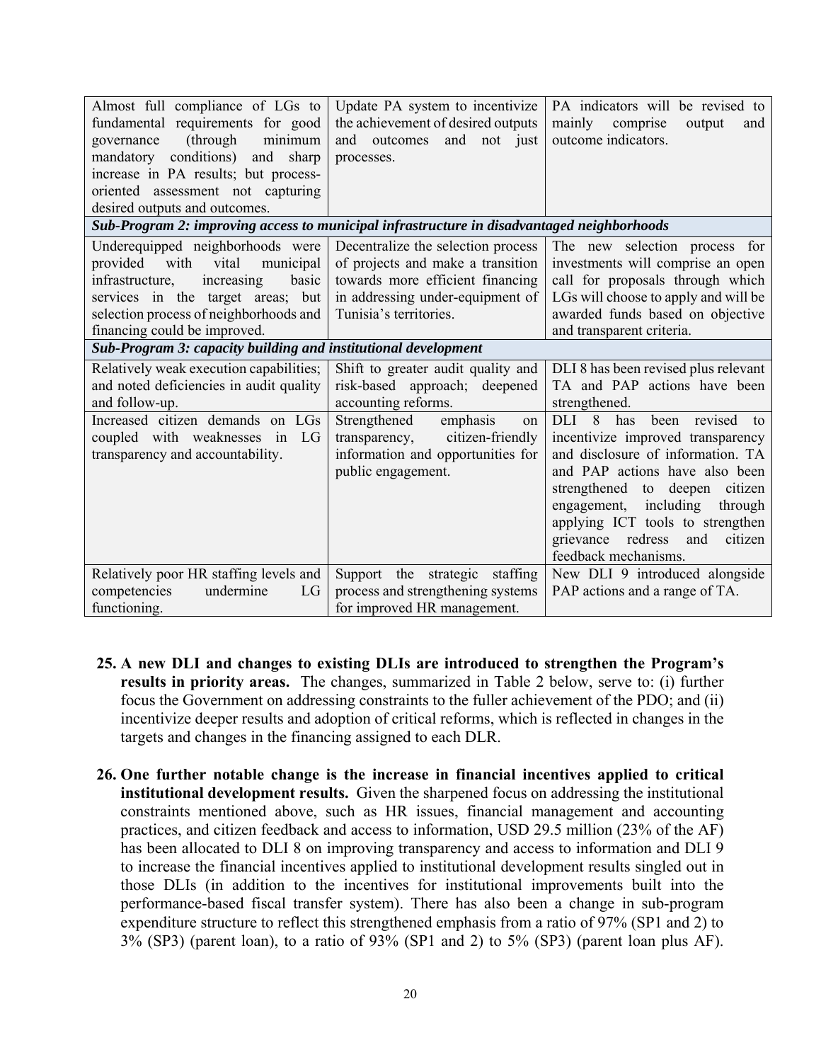| | | |
|---|---|---|
| Almost full compliance of LGs to fundamental requirements for good governance (through minimum mandatory conditions) and sharp increase in PA results; but process-oriented assessment not capturing desired outputs and outcomes. | Update PA system to incentivize the achievement of desired outputs and outcomes and not just processes. | PA indicators will be revised to mainly comprise output and outcome indicators. |
| ***Sub-Program 2: improving access to municipal infrastructure in disadvantaged neighborhoods*** | | |
| Underequipped neighborhoods were provided with vital municipal infrastructure, increasing basic services in the target areas; but selection process of neighborhoods and financing could be improved. | Decentralize the selection process of projects and make a transition towards more efficient financing in addressing under-equipment of Tunisia's territories. | The new selection process for investments will comprise an open call for proposals through which LGs will choose to apply and will be awarded funds based on objective and transparent criteria. |
| ***Sub-Program 3: capacity building and institutional development*** | | |
| Relatively weak execution capabilities; and noted deficiencies in audit quality and follow-up. | Shift to greater audit quality and risk-based approach; deepened accounting reforms. | DLI 8 has been revised plus relevant TA and PAP actions have been strengthened. |
| Increased citizen demands on LGs coupled with weaknesses in LG transparency and accountability. | Strengthened emphasis on transparency, citizen-friendly information and opportunities for public engagement. | DLI 8 has been revised to incentivize improved transparency and disclosure of information. TA and PAP actions have also been strengthened to deepen citizen engagement, including through applying ICT tools to strengthen grievance redress and citizen feedback mechanisms. |
| Relatively poor HR staffing levels and competencies undermine LG functioning. | Support the strategic staffing process and strengthening systems for improved HR management. | New DLI 9 introduced alongside PAP actions and a range of TA. |

25. **A new DLI and changes to existing DLIs are introduced to strengthen the Program's results in priority areas.** The changes, summarized in Table 2 below, serve to: (i) further focus the Government on addressing constraints to the fuller achievement of the PDO; and (ii) incentivize deeper results and adoption of critical reforms, which is reflected in changes in the targets and changes in the financing assigned to each DLR.

26. **One further notable change is the increase in financial incentives applied to critical institutional development results.** Given the sharpened focus on addressing the institutional constraints mentioned above, such as HR issues, financial management and accounting practices, and citizen feedback and access to information, USD 29.5 million (23% of the AF) has been allocated to DLI 8 on improving transparency and access to information and DLI 9 to increase the financial incentives applied to institutional development results singled out in those DLIs (in addition to the incentives for institutional improvements built into the performance-based fiscal transfer system). There has also been a change in sub-program expenditure structure to reflect this strengthened emphasis from a ratio of 97% (SP1 and 2) to 3% (SP3) (parent loan), to a ratio of 93% (SP1 and 2) to 5% (SP3) (parent loan plus AF).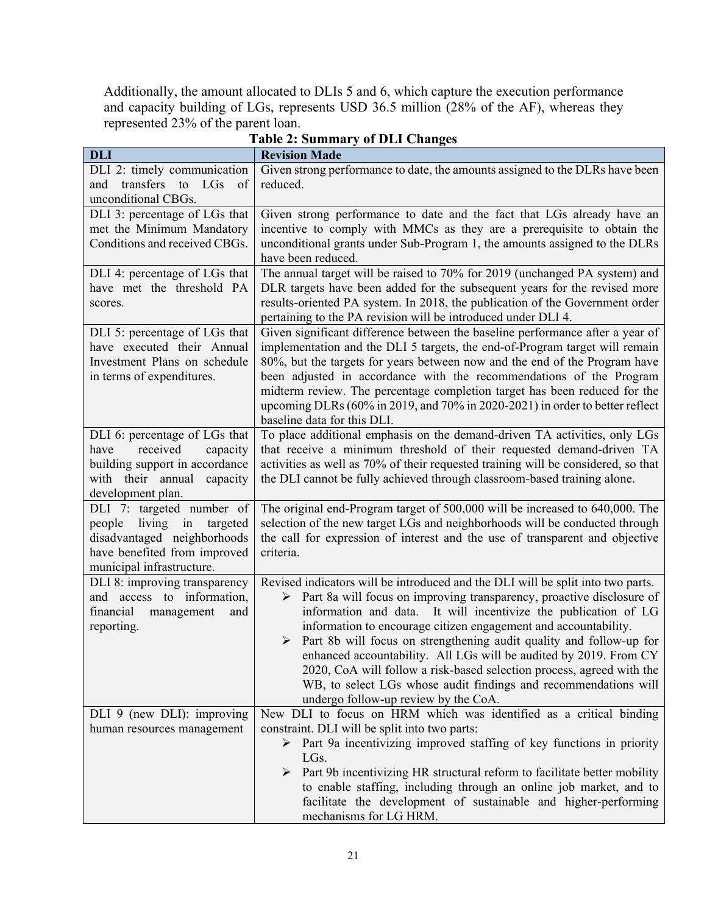Additionally, the amount allocated to DLIs 5 and 6, which capture the execution performance and capacity building of LGs, represents USD 36.5 million (28% of the AF), whereas they represented 23% of the parent loan.

**Table 2: Summary of DLI Changes**

| DLI | Revision Made |
|---|---|
| DLI 2: timely communication and transfers to LGs of unconditional CBGs. | Given strong performance to date, the amounts assigned to the DLRs have been reduced. |
| DLI 3: percentage of LGs that met the Minimum Mandatory Conditions and received CBGs. | Given strong performance to date and the fact that LGs already have an incentive to comply with MMCs as they are a prerequisite to obtain the unconditional grants under Sub-Program 1, the amounts assigned to the DLRs have been reduced. |
| DLI 4: percentage of LGs that have met the threshold PA scores. | The annual target will be raised to 70% for 2019 (unchanged PA system) and DLR targets have been added for the subsequent years for the revised more results-oriented PA system. In 2018, the publication of the Government order pertaining to the PA revision will be introduced under DLI 4. |
| DLI 5: percentage of LGs that have executed their Annual Investment Plans on schedule in terms of expenditures. | Given significant difference between the baseline performance after a year of implementation and the DLI 5 targets, the end-of-Program target will remain 80%, but the targets for years between now and the end of the Program have been adjusted in accordance with the recommendations of the Program midterm review. The percentage completion target has been reduced for the upcoming DLRs (60% in 2019, and 70% in 2020-2021) in order to better reflect baseline data for this DLI. |
| DLI 6: percentage of LGs that have received capacity building support in accordance with their annual capacity development plan. | To place additional emphasis on the demand-driven TA activities, only LGs that receive a minimum threshold of their requested demand-driven TA activities as well as 70% of their requested training will be considered, so that the DLI cannot be fully achieved through classroom-based training alone. |
| DLI 7: targeted number of people living in targeted disadvantaged neighborhoods have benefited from improved municipal infrastructure. | The original end-Program target of 500,000 will be increased to 640,000. The selection of the new target LGs and neighborhoods will be conducted through the call for expression of interest and the use of transparent and objective criteria. |
| DLI 8: improving transparency and access to information, financial management and reporting. | Revised indicators will be introduced and the DLI will be split into two parts.<br>➢ Part 8a will focus on improving transparency, proactive disclosure of information and data. It will incentivize the publication of LG information to encourage citizen engagement and accountability.<br>➢ Part 8b will focus on strengthening audit quality and follow-up for enhanced accountability. All LGs will be audited by 2019. From CY 2020, CoA will follow a risk-based selection process, agreed with the WB, to select LGs whose audit findings and recommendations will undergo follow-up review by the CoA. |
| DLI 9 (new DLI): improving human resources management | New DLI to focus on HRM which was identified as a critical binding constraint. DLI will be split into two parts:<br>➢ Part 9a incentivizing improved staffing of key functions in priority LGs.<br>➢ Part 9b incentivizing HR structural reform to facilitate better mobility to enable staffing, including through an online job market, and to facilitate the development of sustainable and higher-performing mechanisms for LG HRM. |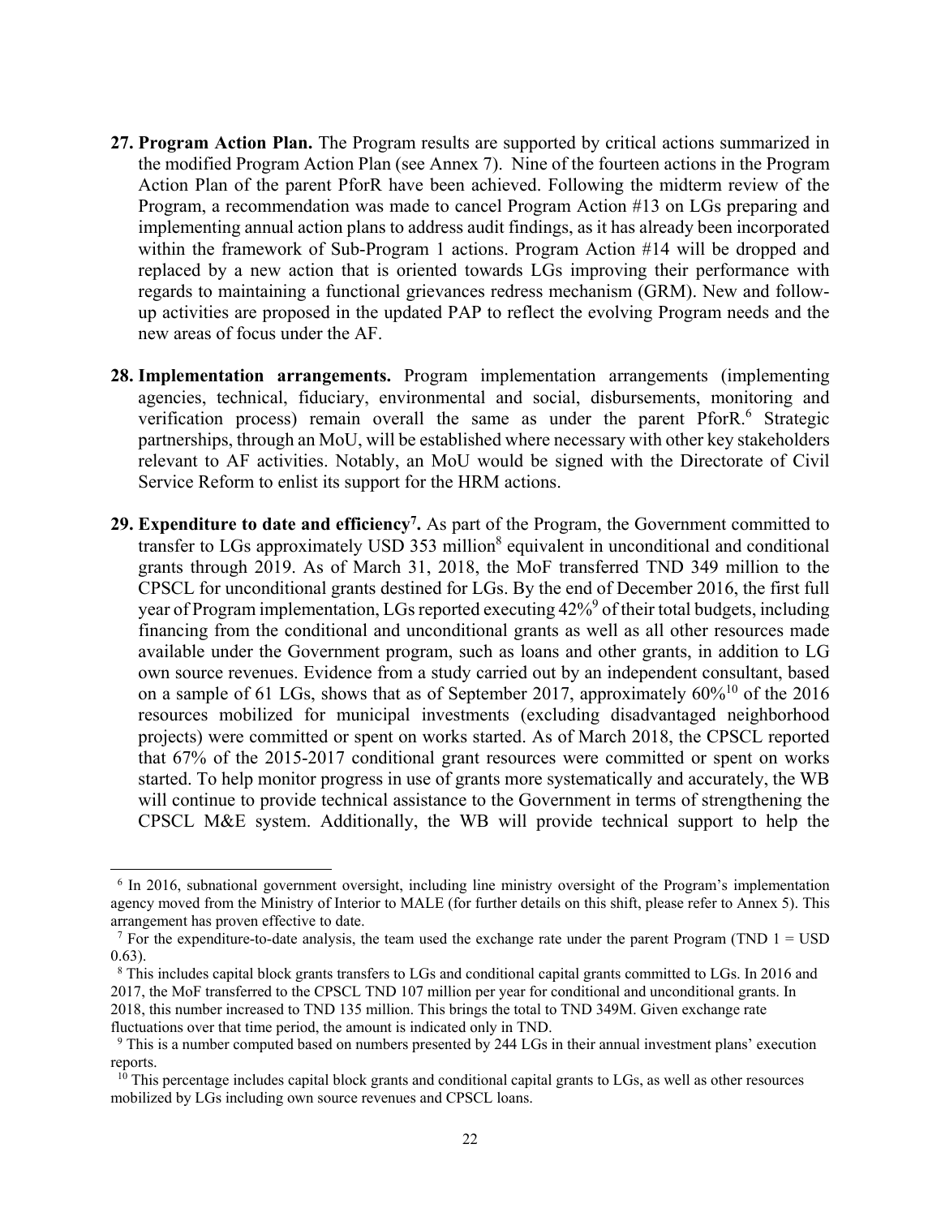27. **Program Action Plan.** The Program results are supported by critical actions summarized in the modified Program Action Plan (see Annex 7). Nine of the fourteen actions in the Program Action Plan of the parent PforR have been achieved. Following the midterm review of the Program, a recommendation was made to cancel Program Action #13 on LGs preparing and implementing annual action plans to address audit findings, as it has already been incorporated within the framework of Sub-Program 1 actions. Program Action #14 will be dropped and replaced by a new action that is oriented towards LGs improving their performance with regards to maintaining a functional grievances redress mechanism (GRM). New and follow-up activities are proposed in the updated PAP to reflect the evolving Program needs and the new areas of focus under the AF.

28. **Implementation arrangements.** Program implementation arrangements (implementing agencies, technical, fiduciary, environmental and social, disbursements, monitoring and verification process) remain overall the same as under the parent PforR.[6] Strategic partnerships, through an MoU, will be established where necessary with other key stakeholders relevant to AF activities. Notably, an MoU would be signed with the Directorate of Civil Service Reform to enlist its support for the HRM actions.

29. **Expenditure to date and efficiency[7].** As part of the Program, the Government committed to transfer to LGs approximately USD 353 million[8] equivalent in unconditional and conditional grants through 2019. As of March 31, 2018, the MoF transferred TND 349 million to the CPSCL for unconditional grants destined for LGs. By the end of December 2016, the first full year of Program implementation, LGs reported executing 42%[9] of their total budgets, including financing from the conditional and unconditional grants as well as all other resources made available under the Government program, such as loans and other grants, in addition to LG own source revenues. Evidence from a study carried out by an independent consultant, based on a sample of 61 LGs, shows that as of September 2017, approximately 60%[10] of the 2016 resources mobilized for municipal investments (excluding disadvantaged neighborhood projects) were committed or spent on works started. As of March 2018, the CPSCL reported that 67% of the 2015-2017 conditional grant resources were committed or spent on works started. To help monitor progress in use of grants more systematically and accurately, the WB will continue to provide technical assistance to the Government in terms of strengthening the CPSCL M&E system. Additionally, the WB will provide technical support to help the

---

[6] In 2016, subnational government oversight, including line ministry oversight of the Program's implementation agency moved from the Ministry of Interior to MALE (for further details on this shift, please refer to Annex 5). This arrangement has proven effective to date.

[7] For the expenditure-to-date analysis, the team used the exchange rate under the parent Program (TND 1 = USD 0.63).

[8] This includes capital block grants transfers to LGs and conditional capital grants committed to LGs. In 2016 and 2017, the MoF transferred to the CPSCL TND 107 million per year for conditional and unconditional grants. In 2018, this number increased to TND 135 million. This brings the total to TND 349M. Given exchange rate fluctuations over that time period, the amount is indicated only in TND.

[9] This is a number computed based on numbers presented by 244 LGs in their annual investment plans' execution reports.

[10] This percentage includes capital block grants and conditional capital grants to LGs, as well as other resources mobilized by LGs including own source revenues and CPSCL loans.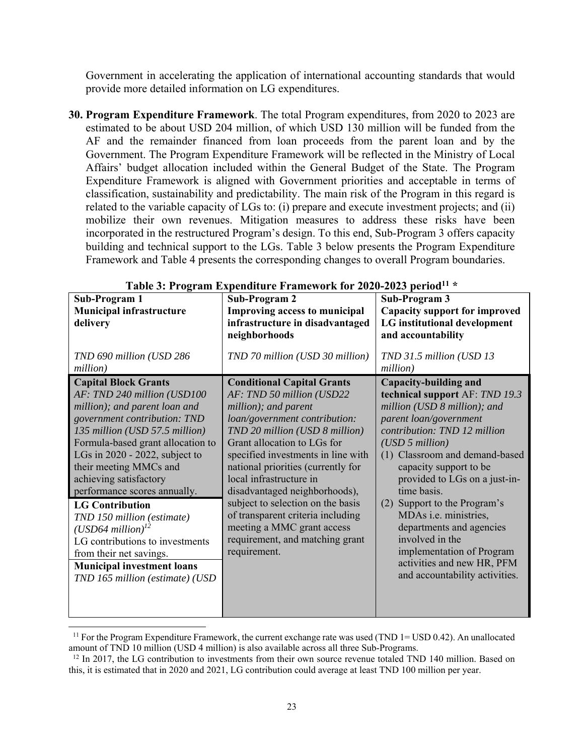Government in accelerating the application of international accounting standards that would provide more detailed information on LG expenditures.

**30. Program Expenditure Framework**. The total Program expenditures, from 2020 to 2023 are estimated to be about USD 204 million, of which USD 130 million will be funded from the AF and the remainder financed from loan proceeds from the parent loan and by the Government. The Program Expenditure Framework will be reflected in the Ministry of Local Affairs' budget allocation included within the General Budget of the State. The Program Expenditure Framework is aligned with Government priorities and acceptable in terms of classification, sustainability and predictability. The main risk of the Program in this regard is related to the variable capacity of LGs to: (i) prepare and execute investment projects; and (ii) mobilize their own revenues. Mitigation measures to address these risks have been incorporated in the restructured Program's design. To this end, Sub-Program 3 offers capacity building and technical support to the LGs. Table 3 below presents the Program Expenditure Framework and Table 4 presents the corresponding changes to overall Program boundaries.

**Table 3: Program Expenditure Framework for 2020-2023 period[11] \***

| **Sub-Program 1** **Municipal infrastructure delivery** <br><br> *TND 690 million (USD 286 million)* | **Sub-Program 2** **Improving access to municipal infrastructure in disadvantaged neighborhoods** <br><br> *TND 70 million (USD 30 million)* | **Sub-Program 3** **Capacity support for improved LG institutional development and accountability** <br><br> *TND 31.5 million (USD 13 million)* |
|---|---|---|
| **Capital Block Grants** <br> *AF: TND 240 million (USD100 million); and parent loan and government contribution: TND 135 million (USD 57.5 million)* <br> Formula-based grant allocation to LGs in 2020 - 2022, subject to their meeting MMCs and achieving satisfactory performance scores annually. <br> **LG Contribution** <br> *TND 150 million (estimate) (USD64 million)[12]* <br> LG contributions to investments from their net savings. <br> **Municipal investment loans** <br> *TND 165 million (estimate) (USD* | **Conditional Capital Grants** <br> *AF: TND 50 million (USD22 million); and parent loan/government contribution: TND 20 million (USD 8 million)* <br> Grant allocation to LGs for specified investments in line with national priorities (currently for local infrastructure in disadvantaged neighborhoods), subject to selection on the basis of transparent criteria including meeting a MMC grant access requirement, and matching grant requirement. | **Capacity-building and technical support** AF: *TND 19.3 million (USD 8 million); and parent loan/government contribution: TND 12 million (USD 5 million)* <br> (1) Classroom and demand-based capacity support to be provided to LGs on a just-in-time basis. <br> (2) Support to the Program's MDAs i.e. ministries, departments and agencies involved in the implementation of Program activities and new HR, PFM and accountability activities. |

[11] For the Program Expenditure Framework, the current exchange rate was used (TND 1= USD 0.42). An unallocated amount of TND 10 million (USD 4 million) is also available across all three Sub-Programs.

[12] In 2017, the LG contribution to investments from their own source revenue totaled TND 140 million. Based on this, it is estimated that in 2020 and 2021, LG contribution could average at least TND 100 million per year.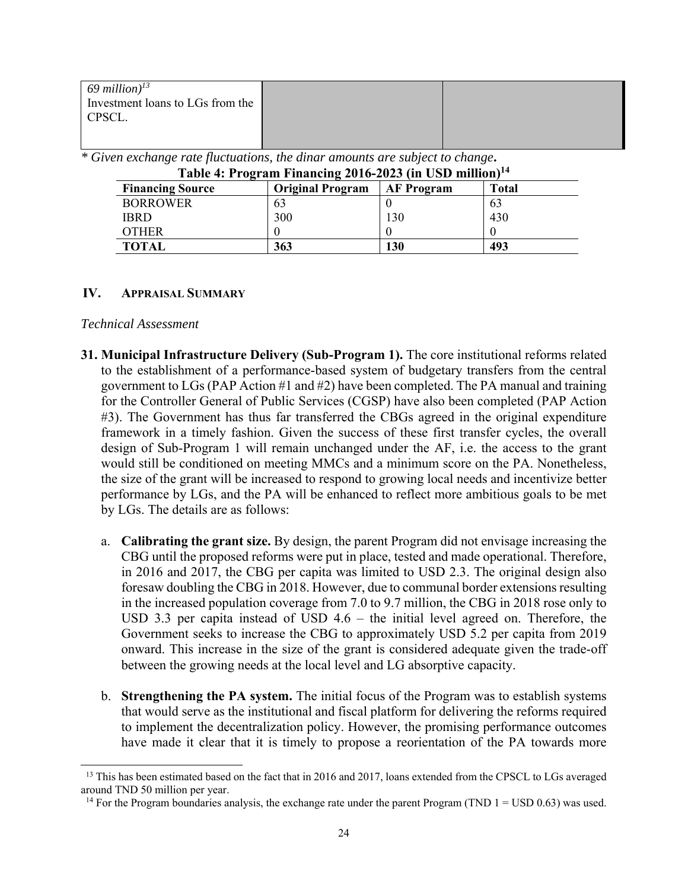| *69 million)*[13] Investment loans to LGs from the CPSCL. | | |
|---|---|---|

*\* Given exchange rate fluctuations, the dinar amounts are subject to change.*

**Table 4: Program Financing 2016-2023 (in USD million)[14]**

| Financing Source | Original Program | AF Program | Total |
|---|---|---|---|
| BORROWER | 63 | 0 | 63 |
| IBRD | 300 | 130 | 430 |
| OTHER | 0 | 0 | 0 |
| **TOTAL** | **363** | **130** | **493** |

## IV. APPRAISAL SUMMARY

*Technical Assessment*

31. **Municipal Infrastructure Delivery (Sub-Program 1).** The core institutional reforms related to the establishment of a performance-based system of budgetary transfers from the central government to LGs (PAP Action #1 and #2) have been completed. The PA manual and training for the Controller General of Public Services (CGSP) have also been completed (PAP Action #3). The Government has thus far transferred the CBGs agreed in the original expenditure framework in a timely fashion. Given the success of these first transfer cycles, the overall design of Sub-Program 1 will remain unchanged under the AF, i.e. the access to the grant would still be conditioned on meeting MMCs and a minimum score on the PA. Nonetheless, the size of the grant will be increased to respond to growing local needs and incentivize better performance by LGs, and the PA will be enhanced to reflect more ambitious goals to be met by LGs. The details are as follows:

    a. **Calibrating the grant size.** By design, the parent Program did not envisage increasing the CBG until the proposed reforms were put in place, tested and made operational. Therefore, in 2016 and 2017, the CBG per capita was limited to USD 2.3. The original design also foresaw doubling the CBG in 2018. However, due to communal border extensions resulting in the increased population coverage from 7.0 to 9.7 million, the CBG in 2018 rose only to USD 3.3 per capita instead of USD 4.6 – the initial level agreed on. Therefore, the Government seeks to increase the CBG to approximately USD 5.2 per capita from 2019 onward. This increase in the size of the grant is considered adequate given the trade-off between the growing needs at the local level and LG absorptive capacity.

    b. **Strengthening the PA system.** The initial focus of the Program was to establish systems that would serve as the institutional and fiscal platform for delivering the reforms required to implement the decentralization policy. However, the promising performance outcomes have made it clear that it is timely to propose a reorientation of the PA towards more

---

[13] This has been estimated based on the fact that in 2016 and 2017, loans extended from the CPSCL to LGs averaged around TND 50 million per year.

[14] For the Program boundaries analysis, the exchange rate under the parent Program (TND 1 = USD 0.63) was used.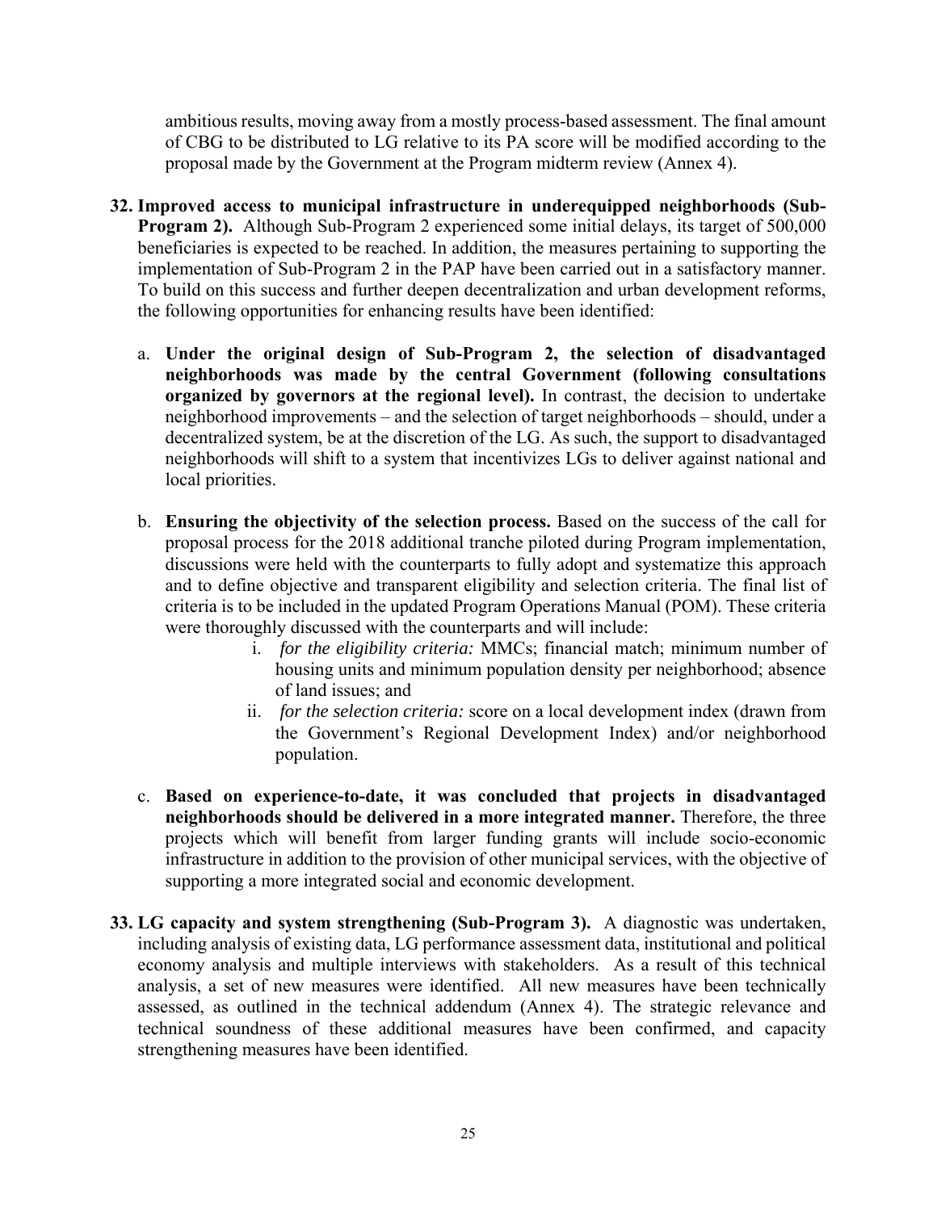ambitious results, moving away from a mostly process-based assessment. The final amount of CBG to be distributed to LG relative to its PA score will be modified according to the proposal made by the Government at the Program midterm review (Annex 4).

32. **Improved access to municipal infrastructure in underequipped neighborhoods (Sub-Program 2).** Although Sub-Program 2 experienced some initial delays, its target of 500,000 beneficiaries is expected to be reached. In addition, the measures pertaining to supporting the implementation of Sub-Program 2 in the PAP have been carried out in a satisfactory manner. To build on this success and further deepen decentralization and urban development reforms, the following opportunities for enhancing results have been identified:

    a. **Under the original design of Sub-Program 2, the selection of disadvantaged neighborhoods was made by the central Government (following consultations organized by governors at the regional level).** In contrast, the decision to undertake neighborhood improvements – and the selection of target neighborhoods – should, under a decentralized system, be at the discretion of the LG. As such, the support to disadvantaged neighborhoods will shift to a system that incentivizes LGs to deliver against national and local priorities.

    b. **Ensuring the objectivity of the selection process.** Based on the success of the call for proposal process for the 2018 additional tranche piloted during Program implementation, discussions were held with the counterparts to fully adopt and systematize this approach and to define objective and transparent eligibility and selection criteria. The final list of criteria is to be included in the updated Program Operations Manual (POM). These criteria were thoroughly discussed with the counterparts and will include:

        i. *for the eligibility criteria:* MMCs; financial match; minimum number of housing units and minimum population density per neighborhood; absence of land issues; and

        ii. *for the selection criteria:* score on a local development index (drawn from the Government's Regional Development Index) and/or neighborhood population.

    c. **Based on experience-to-date, it was concluded that projects in disadvantaged neighborhoods should be delivered in a more integrated manner.** Therefore, the three projects which will benefit from larger funding grants will include socio-economic infrastructure in addition to the provision of other municipal services, with the objective of supporting a more integrated social and economic development.

33. **LG capacity and system strengthening (Sub-Program 3).** A diagnostic was undertaken, including analysis of existing data, LG performance assessment data, institutional and political economy analysis and multiple interviews with stakeholders. As a result of this technical analysis, a set of new measures were identified. All new measures have been technically assessed, as outlined in the technical addendum (Annex 4). The strategic relevance and technical soundness of these additional measures have been confirmed, and capacity strengthening measures have been identified.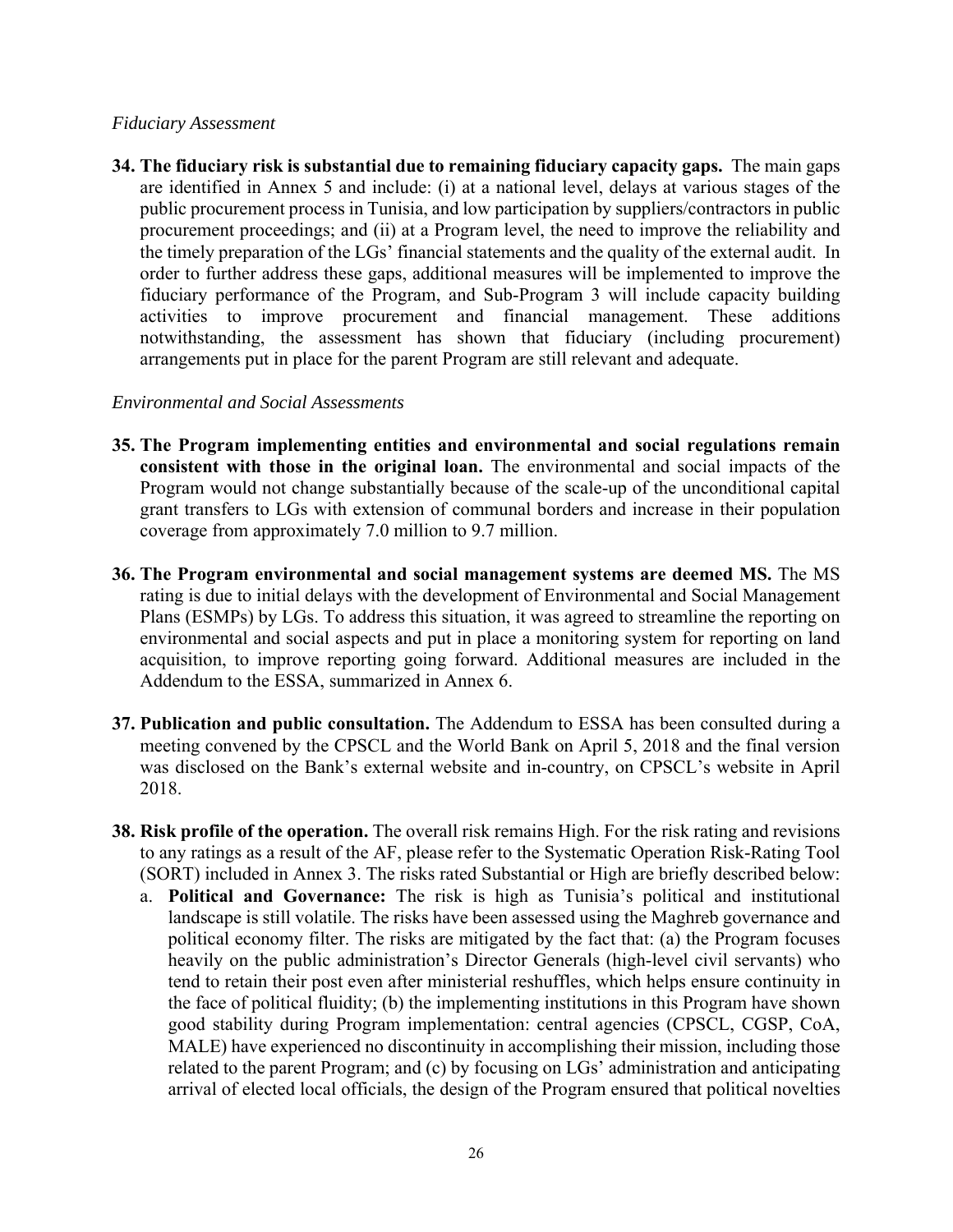*Fiduciary Assessment*

**34. The fiduciary risk is substantial due to remaining fiduciary capacity gaps.** The main gaps are identified in Annex 5 and include: (i) at a national level, delays at various stages of the public procurement process in Tunisia, and low participation by suppliers/contractors in public procurement proceedings; and (ii) at a Program level, the need to improve the reliability and the timely preparation of the LGs' financial statements and the quality of the external audit. In order to further address these gaps, additional measures will be implemented to improve the fiduciary performance of the Program, and Sub-Program 3 will include capacity building activities to improve procurement and financial management. These additions notwithstanding, the assessment has shown that fiduciary (including procurement) arrangements put in place for the parent Program are still relevant and adequate.

*Environmental and Social Assessments*

**35. The Program implementing entities and environmental and social regulations remain consistent with those in the original loan.** The environmental and social impacts of the Program would not change substantially because of the scale-up of the unconditional capital grant transfers to LGs with extension of communal borders and increase in their population coverage from approximately 7.0 million to 9.7 million.

**36. The Program environmental and social management systems are deemed MS.** The MS rating is due to initial delays with the development of Environmental and Social Management Plans (ESMPs) by LGs. To address this situation, it was agreed to streamline the reporting on environmental and social aspects and put in place a monitoring system for reporting on land acquisition, to improve reporting going forward. Additional measures are included in the Addendum to the ESSA, summarized in Annex 6.

**37. Publication and public consultation.** The Addendum to ESSA has been consulted during a meeting convened by the CPSCL and the World Bank on April 5, 2018 and the final version was disclosed on the Bank's external website and in-country, on CPSCL's website in April 2018.

**38. Risk profile of the operation.** The overall risk remains High. For the risk rating and revisions to any ratings as a result of the AF, please refer to the Systematic Operation Risk-Rating Tool (SORT) included in Annex 3. The risks rated Substantial or High are briefly described below:

a. **Political and Governance:** The risk is high as Tunisia's political and institutional landscape is still volatile. The risks have been assessed using the Maghreb governance and political economy filter. The risks are mitigated by the fact that: (a) the Program focuses heavily on the public administration's Director Generals (high-level civil servants) who tend to retain their post even after ministerial reshuffles, which helps ensure continuity in the face of political fluidity; (b) the implementing institutions in this Program have shown good stability during Program implementation: central agencies (CPSCL, CGSP, CoA, MALE) have experienced no discontinuity in accomplishing their mission, including those related to the parent Program; and (c) by focusing on LGs' administration and anticipating arrival of elected local officials, the design of the Program ensured that political novelties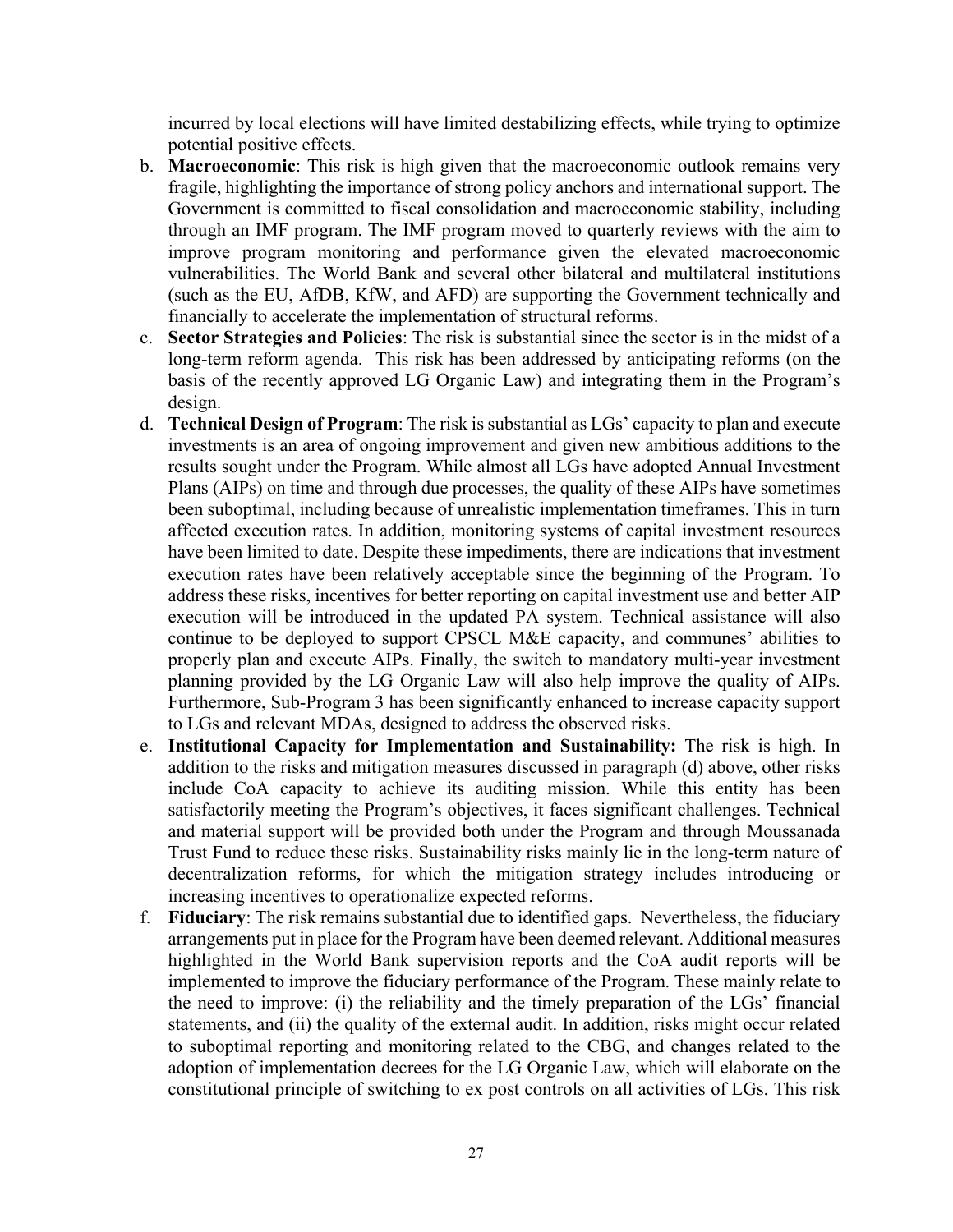incurred by local elections will have limited destabilizing effects, while trying to optimize potential positive effects.

b. **Macroeconomic**: This risk is high given that the macroeconomic outlook remains very fragile, highlighting the importance of strong policy anchors and international support. The Government is committed to fiscal consolidation and macroeconomic stability, including through an IMF program. The IMF program moved to quarterly reviews with the aim to improve program monitoring and performance given the elevated macroeconomic vulnerabilities. The World Bank and several other bilateral and multilateral institutions (such as the EU, AfDB, KfW, and AFD) are supporting the Government technically and financially to accelerate the implementation of structural reforms.

c. **Sector Strategies and Policies**: The risk is substantial since the sector is in the midst of a long-term reform agenda. This risk has been addressed by anticipating reforms (on the basis of the recently approved LG Organic Law) and integrating them in the Program's design.

d. **Technical Design of Program**: The risk is substantial as LGs' capacity to plan and execute investments is an area of ongoing improvement and given new ambitious additions to the results sought under the Program. While almost all LGs have adopted Annual Investment Plans (AIPs) on time and through due processes, the quality of these AIPs have sometimes been suboptimal, including because of unrealistic implementation timeframes. This in turn affected execution rates. In addition, monitoring systems of capital investment resources have been limited to date. Despite these impediments, there are indications that investment execution rates have been relatively acceptable since the beginning of the Program. To address these risks, incentives for better reporting on capital investment use and better AIP execution will be introduced in the updated PA system. Technical assistance will also continue to be deployed to support CPSCL M&E capacity, and communes' abilities to properly plan and execute AIPs. Finally, the switch to mandatory multi-year investment planning provided by the LG Organic Law will also help improve the quality of AIPs. Furthermore, Sub-Program 3 has been significantly enhanced to increase capacity support to LGs and relevant MDAs, designed to address the observed risks.

e. **Institutional Capacity for Implementation and Sustainability:** The risk is high. In addition to the risks and mitigation measures discussed in paragraph (d) above, other risks include CoA capacity to achieve its auditing mission. While this entity has been satisfactorily meeting the Program's objectives, it faces significant challenges. Technical and material support will be provided both under the Program and through Moussanada Trust Fund to reduce these risks. Sustainability risks mainly lie in the long-term nature of decentralization reforms, for which the mitigation strategy includes introducing or increasing incentives to operationalize expected reforms.

f. **Fiduciary**: The risk remains substantial due to identified gaps. Nevertheless, the fiduciary arrangements put in place for the Program have been deemed relevant. Additional measures highlighted in the World Bank supervision reports and the CoA audit reports will be implemented to improve the fiduciary performance of the Program. These mainly relate to the need to improve: (i) the reliability and the timely preparation of the LGs' financial statements, and (ii) the quality of the external audit. In addition, risks might occur related to suboptimal reporting and monitoring related to the CBG, and changes related to the adoption of implementation decrees for the LG Organic Law, which will elaborate on the constitutional principle of switching to ex post controls on all activities of LGs. This risk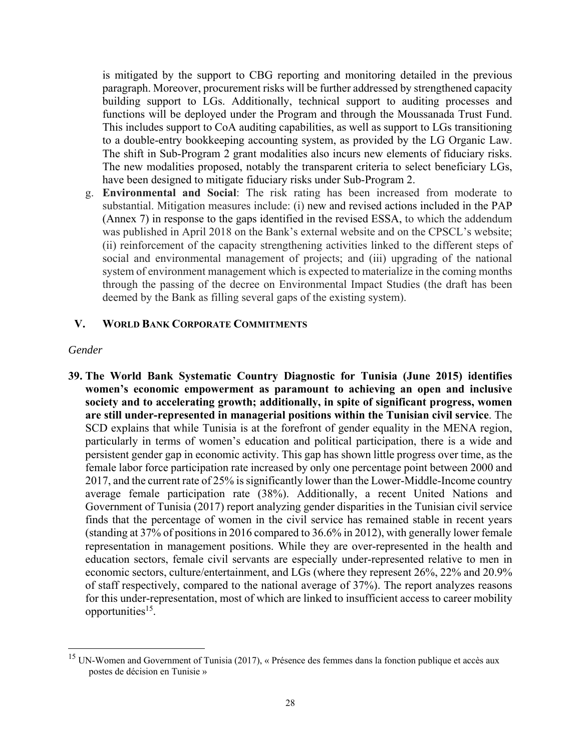is mitigated by the support to CBG reporting and monitoring detailed in the previous paragraph. Moreover, procurement risks will be further addressed by strengthened capacity building support to LGs. Additionally, technical support to auditing processes and functions will be deployed under the Program and through the Moussanada Trust Fund. This includes support to CoA auditing capabilities, as well as support to LGs transitioning to a double-entry bookkeeping accounting system, as provided by the LG Organic Law. The shift in Sub-Program 2 grant modalities also incurs new elements of fiduciary risks. The new modalities proposed, notably the transparent criteria to select beneficiary LGs, have been designed to mitigate fiduciary risks under Sub-Program 2.

g. **Environmental and Social**: The risk rating has been increased from moderate to substantial. Mitigation measures include: (i) new and revised actions included in the PAP (Annex 7) in response to the gaps identified in the revised ESSA, to which the addendum was published in April 2018 on the Bank's external website and on the CPSCL's website; (ii) reinforcement of the capacity strengthening activities linked to the different steps of social and environmental management of projects; and (iii) upgrading of the national system of environment management which is expected to materialize in the coming months through the passing of the decree on Environmental Impact Studies (the draft has been deemed by the Bank as filling several gaps of the existing system).

## V. World Bank Corporate Commitments

*Gender*

**39. The World Bank Systematic Country Diagnostic for Tunisia (June 2015) identifies women's economic empowerment as paramount to achieving an open and inclusive society and to accelerating growth; additionally, in spite of significant progress, women are still under-represented in managerial positions within the Tunisian civil service**. The SCD explains that while Tunisia is at the forefront of gender equality in the MENA region, particularly in terms of women's education and political participation, there is a wide and persistent gender gap in economic activity. This gap has shown little progress over time, as the female labor force participation rate increased by only one percentage point between 2000 and 2017, and the current rate of 25% is significantly lower than the Lower-Middle-Income country average female participation rate (38%). Additionally, a recent United Nations and Government of Tunisia (2017) report analyzing gender disparities in the Tunisian civil service finds that the percentage of women in the civil service has remained stable in recent years (standing at 37% of positions in 2016 compared to 36.6% in 2012), with generally lower female representation in management positions. While they are over-represented in the health and education sectors, female civil servants are especially under-represented relative to men in economic sectors, culture/entertainment, and LGs (where they represent 26%, 22% and 20.9% of staff respectively, compared to the national average of 37%). The report analyzes reasons for this under-representation, most of which are linked to insufficient access to career mobility opportunities[15].

---

[15] UN-Women and Government of Tunisia (2017), « Présence des femmes dans la fonction publique et accès aux postes de décision en Tunisie »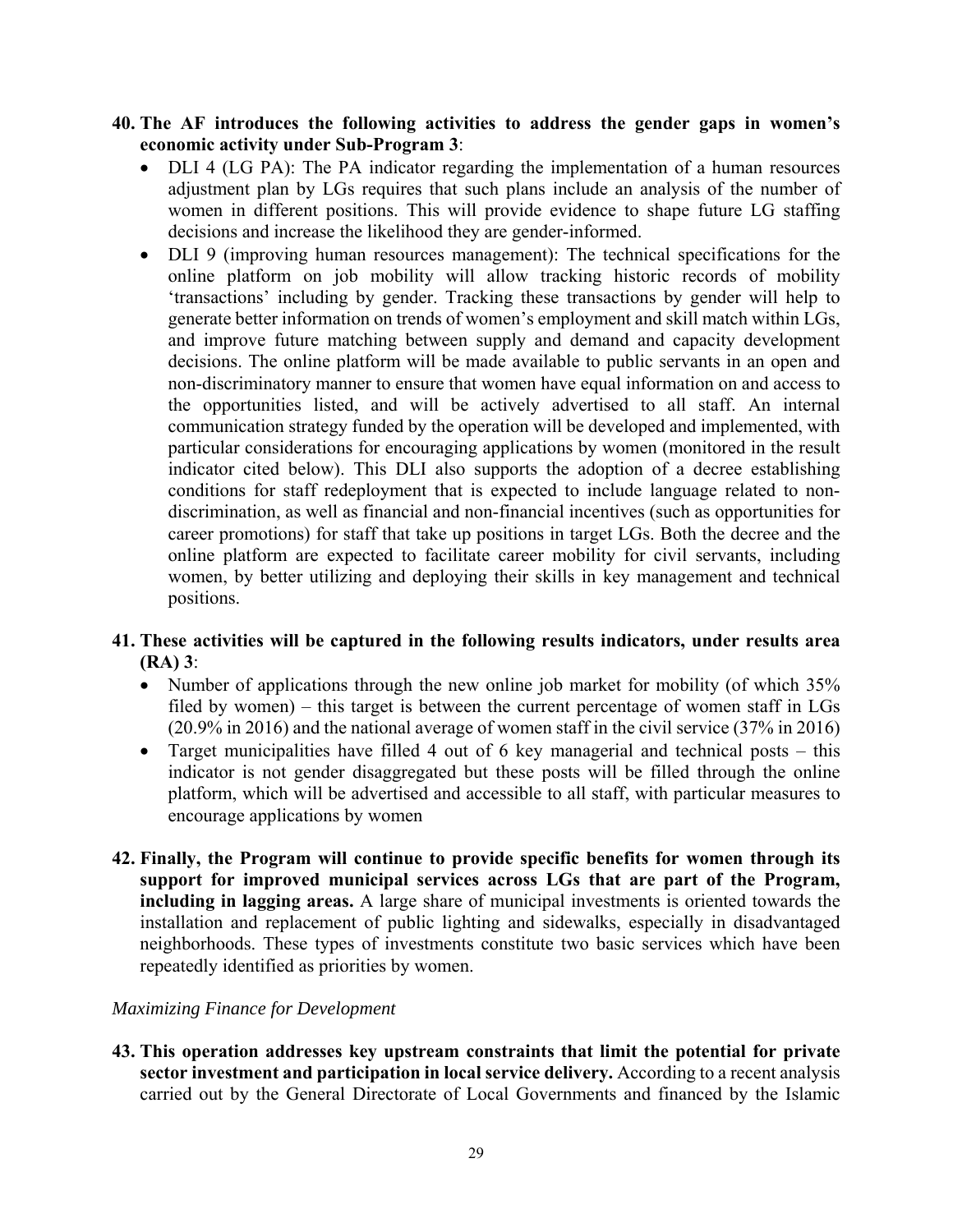**40. The AF introduces the following activities to address the gender gaps in women's economic activity under Sub-Program 3**:

- DLI 4 (LG PA): The PA indicator regarding the implementation of a human resources adjustment plan by LGs requires that such plans include an analysis of the number of women in different positions. This will provide evidence to shape future LG staffing decisions and increase the likelihood they are gender-informed.
- DLI 9 (improving human resources management): The technical specifications for the online platform on job mobility will allow tracking historic records of mobility 'transactions' including by gender. Tracking these transactions by gender will help to generate better information on trends of women's employment and skill match within LGs, and improve future matching between supply and demand and capacity development decisions. The online platform will be made available to public servants in an open and non-discriminatory manner to ensure that women have equal information on and access to the opportunities listed, and will be actively advertised to all staff. An internal communication strategy funded by the operation will be developed and implemented, with particular considerations for encouraging applications by women (monitored in the result indicator cited below). This DLI also supports the adoption of a decree establishing conditions for staff redeployment that is expected to include language related to non-discrimination, as well as financial and non-financial incentives (such as opportunities for career promotions) for staff that take up positions in target LGs. Both the decree and the online platform are expected to facilitate career mobility for civil servants, including women, by better utilizing and deploying their skills in key management and technical positions.

**41. These activities will be captured in the following results indicators, under results area (RA) 3**:

- Number of applications through the new online job market for mobility (of which 35% filed by women) – this target is between the current percentage of women staff in LGs (20.9% in 2016) and the national average of women staff in the civil service (37% in 2016)
- Target municipalities have filled 4 out of 6 key managerial and technical posts – this indicator is not gender disaggregated but these posts will be filled through the online platform, which will be advertised and accessible to all staff, with particular measures to encourage applications by women

**42. Finally, the Program will continue to provide specific benefits for women through its support for improved municipal services across LGs that are part of the Program, including in lagging areas.** A large share of municipal investments is oriented towards the installation and replacement of public lighting and sidewalks, especially in disadvantaged neighborhoods. These types of investments constitute two basic services which have been repeatedly identified as priorities by women.

*Maximizing Finance for Development*

**43. This operation addresses key upstream constraints that limit the potential for private sector investment and participation in local service delivery.** According to a recent analysis carried out by the General Directorate of Local Governments and financed by the Islamic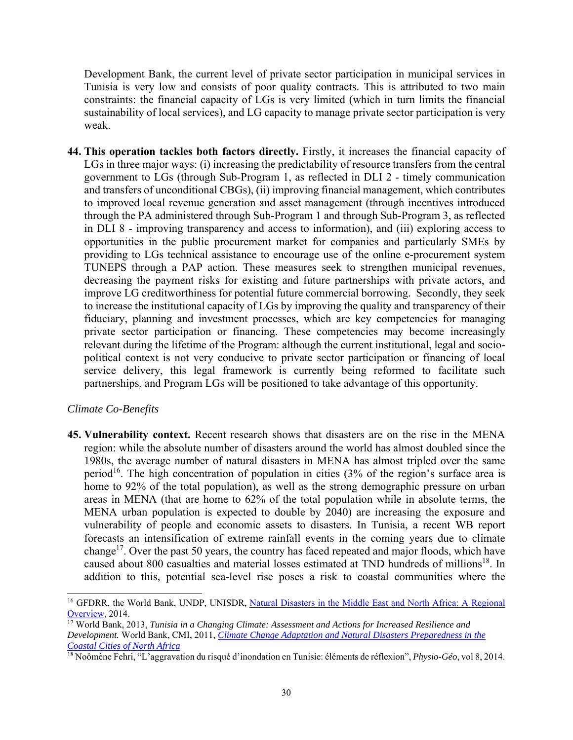Development Bank, the current level of private sector participation in municipal services in Tunisia is very low and consists of poor quality contracts. This is attributed to two main constraints: the financial capacity of LGs is very limited (which in turn limits the financial sustainability of local services), and LG capacity to manage private sector participation is very weak.

44. **This operation tackles both factors directly.** Firstly, it increases the financial capacity of LGs in three major ways: (i) increasing the predictability of resource transfers from the central government to LGs (through Sub-Program 1, as reflected in DLI 2 - timely communication and transfers of unconditional CBGs), (ii) improving financial management, which contributes to improved local revenue generation and asset management (through incentives introduced through the PA administered through Sub-Program 1 and through Sub-Program 3, as reflected in DLI 8 - improving transparency and access to information), and (iii) exploring access to opportunities in the public procurement market for companies and particularly SMEs by providing to LGs technical assistance to encourage use of the online e-procurement system TUNEPS through a PAP action. These measures seek to strengthen municipal revenues, decreasing the payment risks for existing and future partnerships with private actors, and improve LG creditworthiness for potential future commercial borrowing. Secondly, they seek to increase the institutional capacity of LGs by improving the quality and transparency of their fiduciary, planning and investment processes, which are key competencies for managing private sector participation or financing. These competencies may become increasingly relevant during the lifetime of the Program: although the current institutional, legal and socio-political context is not very conducive to private sector participation or financing of local service delivery, this legal framework is currently being reformed to facilitate such partnerships, and Program LGs will be positioned to take advantage of this opportunity.

*Climate Co-Benefits*

45. **Vulnerability context.** Recent research shows that disasters are on the rise in the MENA region: while the absolute number of disasters around the world has almost doubled since the 1980s, the average number of natural disasters in MENA has almost tripled over the same period[16]. The high concentration of population in cities (3% of the region's surface area is home to 92% of the total population), as well as the strong demographic pressure on urban areas in MENA (that are home to 62% of the total population while in absolute terms, the MENA urban population is expected to double by 2040) are increasing the exposure and vulnerability of people and economic assets to disasters. In Tunisia, a recent WB report forecasts an intensification of extreme rainfall events in the coming years due to climate change[17]. Over the past 50 years, the country has faced repeated and major floods, which have caused about 800 casualties and material losses estimated at TND hundreds of millions[18]. In addition to this, potential sea-level rise poses a risk to coastal communities where the

---

[16] GFDRR, the World Bank, UNDP, UNISDR, Natural Disasters in the Middle East and North Africa: A Regional Overview, 2014.

[17] World Bank, 2013, *Tunisia in a Changing Climate: Assessment and Actions for Increased Resilience and Development.* World Bank, CMI, 2011, *Climate Change Adaptation and Natural Disasters Preparedness in the Coastal Cities of North Africa*

[18] Noômène Fehri, "L'aggravation du risqué d'inondation en Tunisie: éléments de réflexion", *Physio-Géo*, vol 8, 2014.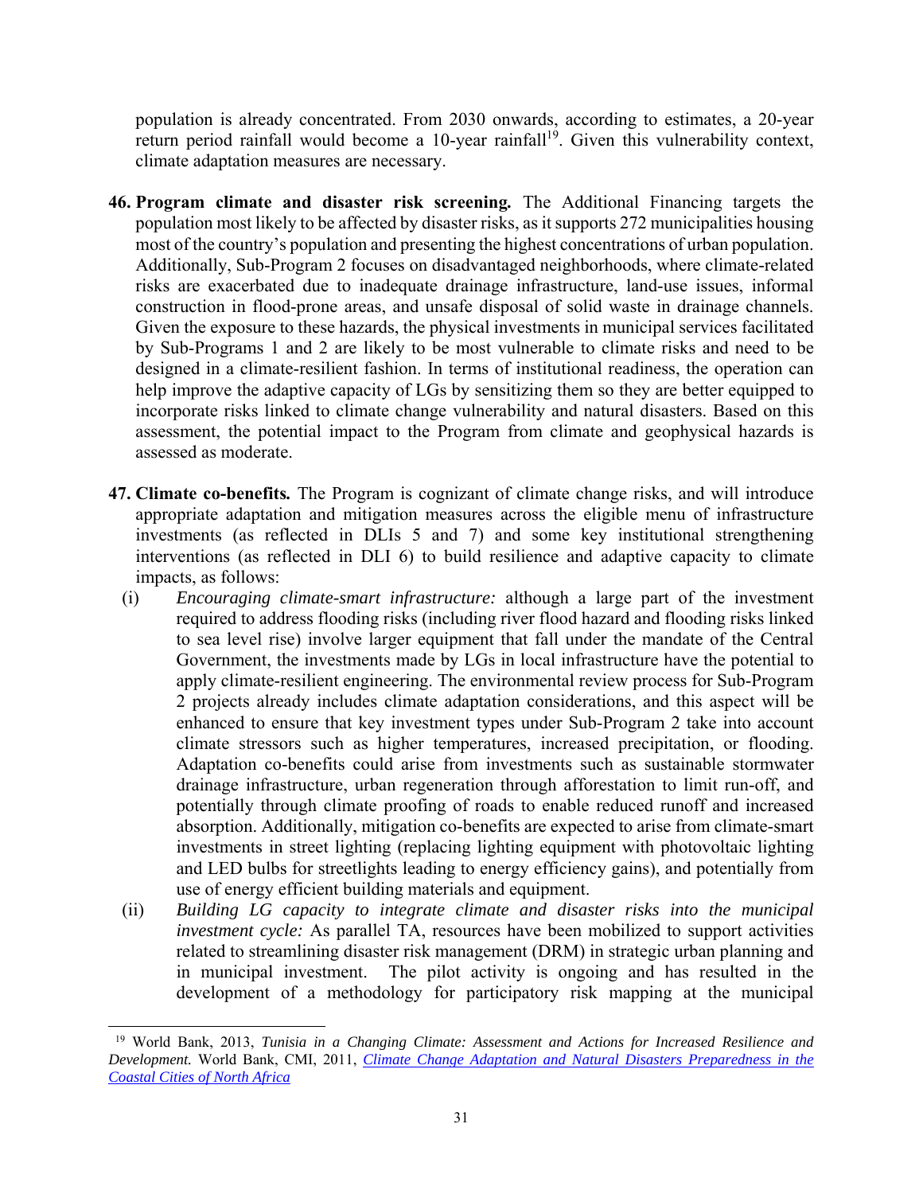population is already concentrated. From 2030 onwards, according to estimates, a 20-year return period rainfall would become a 10-year rainfall[19]. Given this vulnerability context, climate adaptation measures are necessary.

**46. Program climate and disaster risk screening.** The Additional Financing targets the population most likely to be affected by disaster risks, as it supports 272 municipalities housing most of the country's population and presenting the highest concentrations of urban population. Additionally, Sub-Program 2 focuses on disadvantaged neighborhoods, where climate-related risks are exacerbated due to inadequate drainage infrastructure, land-use issues, informal construction in flood-prone areas, and unsafe disposal of solid waste in drainage channels. Given the exposure to these hazards, the physical investments in municipal services facilitated by Sub-Programs 1 and 2 are likely to be most vulnerable to climate risks and need to be designed in a climate-resilient fashion. In terms of institutional readiness, the operation can help improve the adaptive capacity of LGs by sensitizing them so they are better equipped to incorporate risks linked to climate change vulnerability and natural disasters. Based on this assessment, the potential impact to the Program from climate and geophysical hazards is assessed as moderate.

**47. Climate co-benefits.** The Program is cognizant of climate change risks, and will introduce appropriate adaptation and mitigation measures across the eligible menu of infrastructure investments (as reflected in DLIs 5 and 7) and some key institutional strengthening interventions (as reflected in DLI 6) to build resilience and adaptive capacity to climate impacts, as follows:

(i) *Encouraging climate-smart infrastructure:* although a large part of the investment required to address flooding risks (including river flood hazard and flooding risks linked to sea level rise) involve larger equipment that fall under the mandate of the Central Government, the investments made by LGs in local infrastructure have the potential to apply climate-resilient engineering. The environmental review process for Sub-Program 2 projects already includes climate adaptation considerations, and this aspect will be enhanced to ensure that key investment types under Sub-Program 2 take into account climate stressors such as higher temperatures, increased precipitation, or flooding. Adaptation co-benefits could arise from investments such as sustainable stormwater drainage infrastructure, urban regeneration through afforestation to limit run-off, and potentially through climate proofing of roads to enable reduced runoff and increased absorption. Additionally, mitigation co-benefits are expected to arise from climate-smart investments in street lighting (replacing lighting equipment with photovoltaic lighting and LED bulbs for streetlights leading to energy efficiency gains), and potentially from use of energy efficient building materials and equipment.

(ii) *Building LG capacity to integrate climate and disaster risks into the municipal investment cycle:* As parallel TA, resources have been mobilized to support activities related to streamlining disaster risk management (DRM) in strategic urban planning and in municipal investment. The pilot activity is ongoing and has resulted in the development of a methodology for participatory risk mapping at the municipal

---

[19] World Bank, 2013, *Tunisia in a Changing Climate: Assessment and Actions for Increased Resilience and Development.* World Bank, CMI, 2011, *Climate Change Adaptation and Natural Disasters Preparedness in the Coastal Cities of North Africa*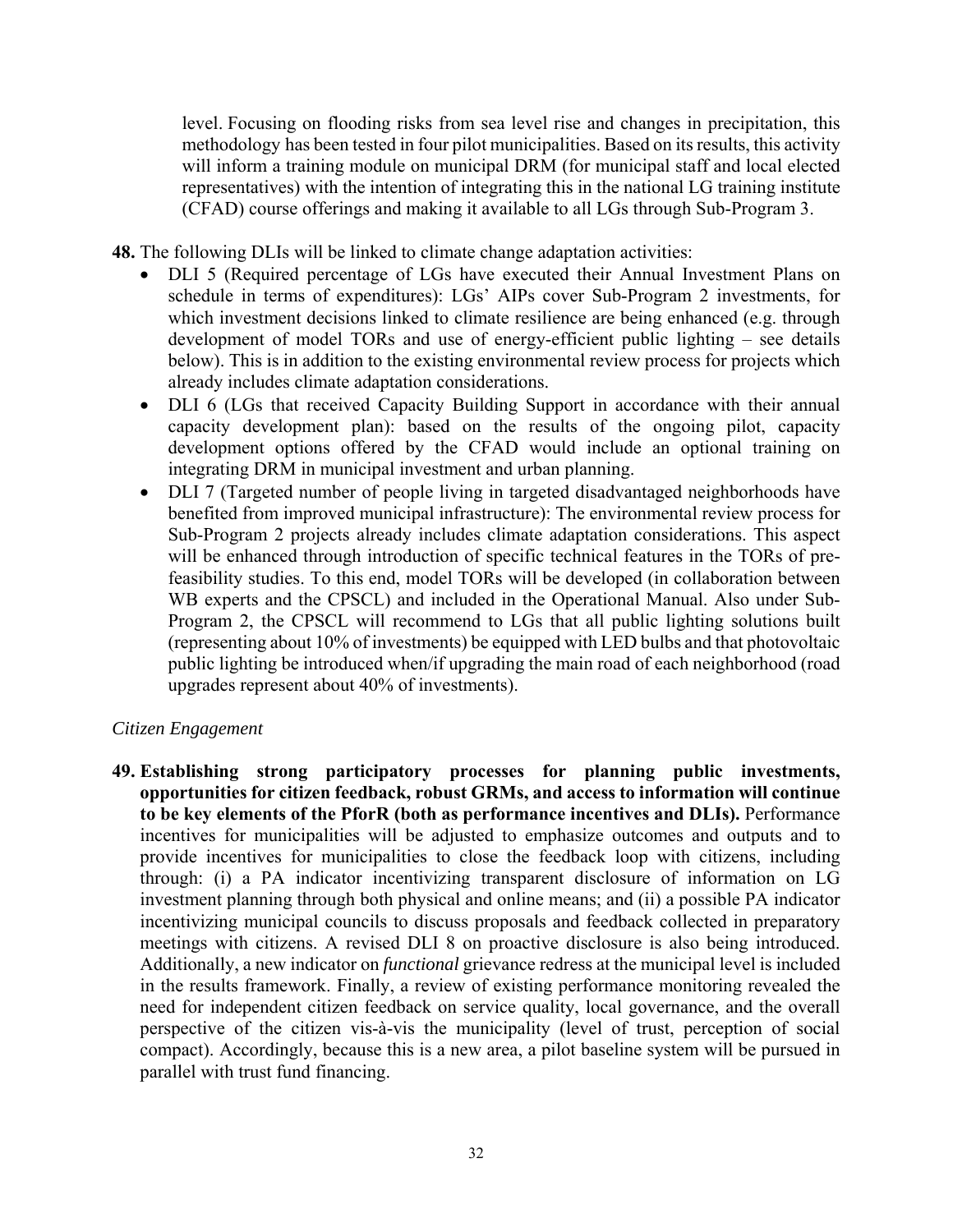level. Focusing on flooding risks from sea level rise and changes in precipitation, this methodology has been tested in four pilot municipalities. Based on its results, this activity will inform a training module on municipal DRM (for municipal staff and local elected representatives) with the intention of integrating this in the national LG training institute (CFAD) course offerings and making it available to all LGs through Sub-Program 3.

**48.** The following DLIs will be linked to climate change adaptation activities:

- DLI 5 (Required percentage of LGs have executed their Annual Investment Plans on schedule in terms of expenditures): LGs' AIPs cover Sub-Program 2 investments, for which investment decisions linked to climate resilience are being enhanced (e.g. through development of model TORs and use of energy-efficient public lighting – see details below). This is in addition to the existing environmental review process for projects which already includes climate adaptation considerations.
- DLI 6 (LGs that received Capacity Building Support in accordance with their annual capacity development plan): based on the results of the ongoing pilot, capacity development options offered by the CFAD would include an optional training on integrating DRM in municipal investment and urban planning.
- DLI 7 (Targeted number of people living in targeted disadvantaged neighborhoods have benefited from improved municipal infrastructure): The environmental review process for Sub-Program 2 projects already includes climate adaptation considerations. This aspect will be enhanced through introduction of specific technical features in the TORs of pre-feasibility studies. To this end, model TORs will be developed (in collaboration between WB experts and the CPSCL) and included in the Operational Manual. Also under Sub-Program 2, the CPSCL will recommend to LGs that all public lighting solutions built (representing about 10% of investments) be equipped with LED bulbs and that photovoltaic public lighting be introduced when/if upgrading the main road of each neighborhood (road upgrades represent about 40% of investments).

*Citizen Engagement*

**49. Establishing strong participatory processes for planning public investments, opportunities for citizen feedback, robust GRMs, and access to information will continue to be key elements of the PforR (both as performance incentives and DLIs).** Performance incentives for municipalities will be adjusted to emphasize outcomes and outputs and to provide incentives for municipalities to close the feedback loop with citizens, including through: (i) a PA indicator incentivizing transparent disclosure of information on LG investment planning through both physical and online means; and (ii) a possible PA indicator incentivizing municipal councils to discuss proposals and feedback collected in preparatory meetings with citizens. A revised DLI 8 on proactive disclosure is also being introduced. Additionally, a new indicator on *functional* grievance redress at the municipal level is included in the results framework. Finally, a review of existing performance monitoring revealed the need for independent citizen feedback on service quality, local governance, and the overall perspective of the citizen vis-à-vis the municipality (level of trust, perception of social compact). Accordingly, because this is a new area, a pilot baseline system will be pursued in parallel with trust fund financing.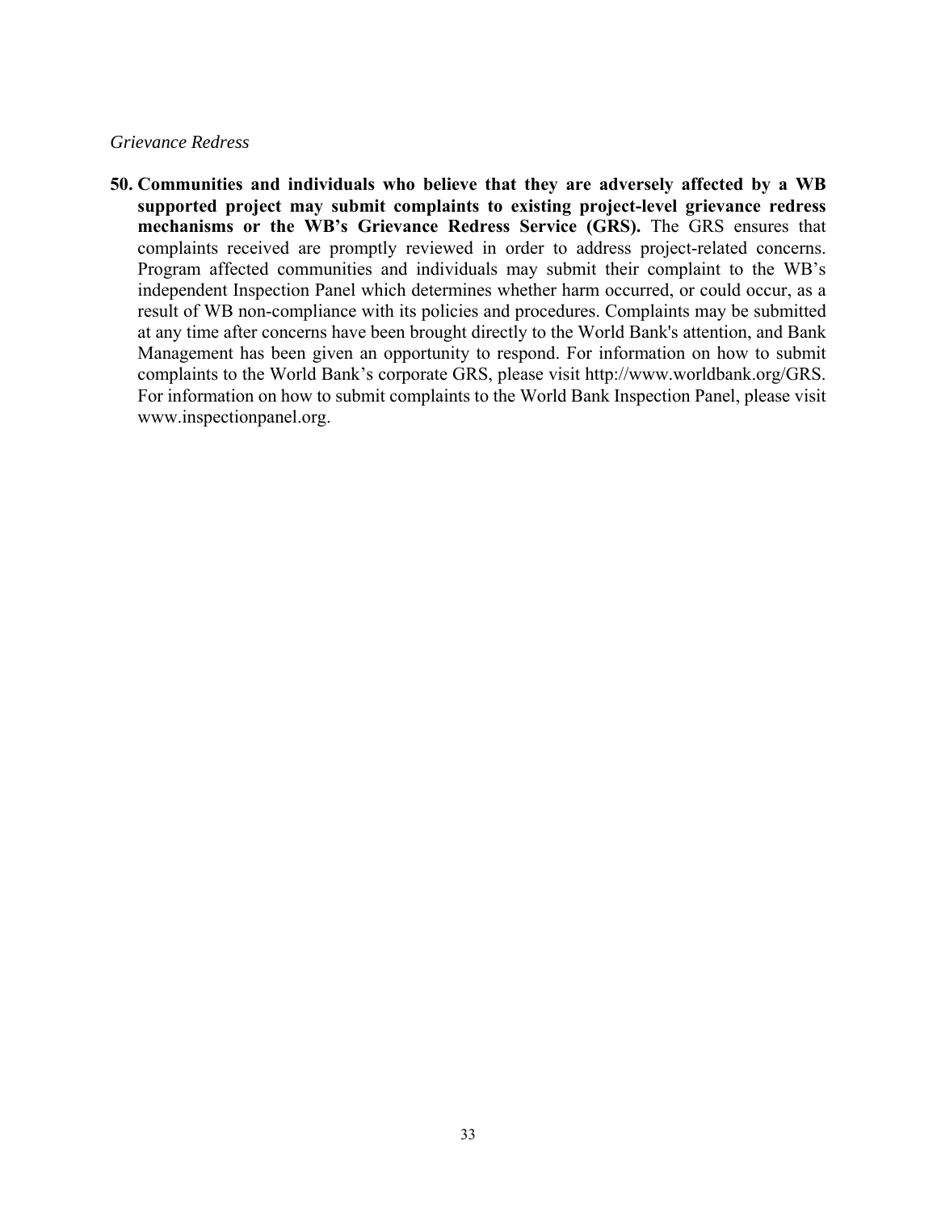*Grievance Redress*

50. **Communities and individuals who believe that they are adversely affected by a WB supported project may submit complaints to existing project-level grievance redress mechanisms or the WB's Grievance Redress Service (GRS).** The GRS ensures that complaints received are promptly reviewed in order to address project-related concerns. Program affected communities and individuals may submit their complaint to the WB's independent Inspection Panel which determines whether harm occurred, or could occur, as a result of WB non-compliance with its policies and procedures. Complaints may be submitted at any time after concerns have been brought directly to the World Bank's attention, and Bank Management has been given an opportunity to respond. For information on how to submit complaints to the World Bank's corporate GRS, please visit http://www.worldbank.org/GRS. For information on how to submit complaints to the World Bank Inspection Panel, please visit www.inspectionpanel.org.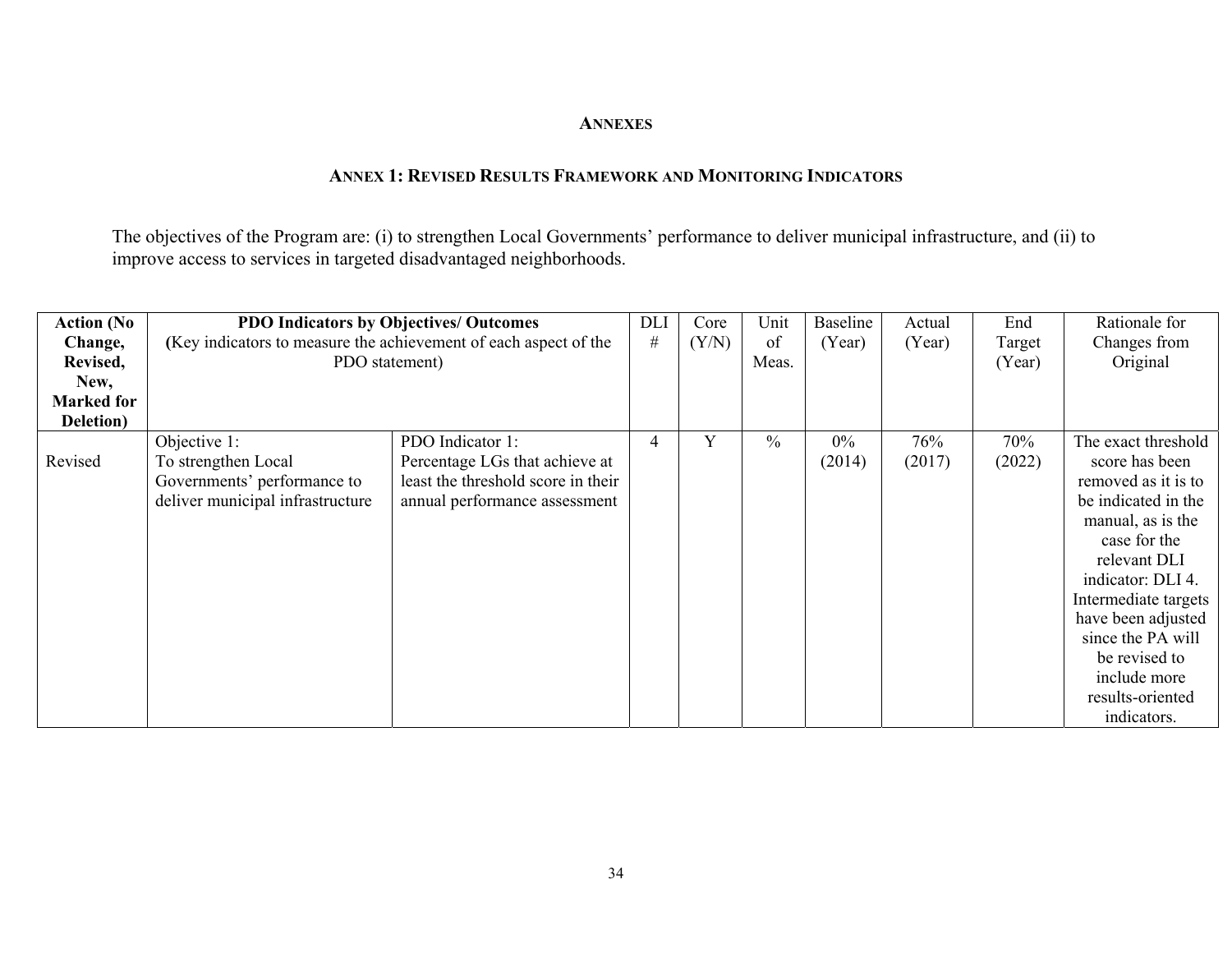# ANNEXES

## ANNEX 1: REVISED RESULTS FRAMEWORK AND MONITORING INDICATORS

The objectives of the Program are: (i) to strengthen Local Governments' performance to deliver municipal infrastructure, and (ii) to improve access to services in targeted disadvantaged neighborhoods.

| **Action (No Change, Revised, New, Marked for Deletion)** | **PDO Indicators by Objectives/ Outcomes** (Key indicators to measure the achievement of each aspect of the PDO statement) | | DLI # | Core (Y/N) | Unit of Meas. | Baseline (Year) | Actual (Year) | End Target (Year) | Rationale for Changes from Original |
|---|---|---|---|---|---|---|---|---|---|
| Revised | Objective 1: To strengthen Local Governments' performance to deliver municipal infrastructure | PDO Indicator 1: Percentage LGs that achieve at least the threshold score in their annual performance assessment | 4 | Y | % | 0% (2014) | 76% (2017) | 70% (2022) | The exact threshold score has been removed as it is to be indicated in the manual, as is the case for the relevant DLI indicator: DLI 4. Intermediate targets have been adjusted since the PA will be revised to include more results-oriented indicators. |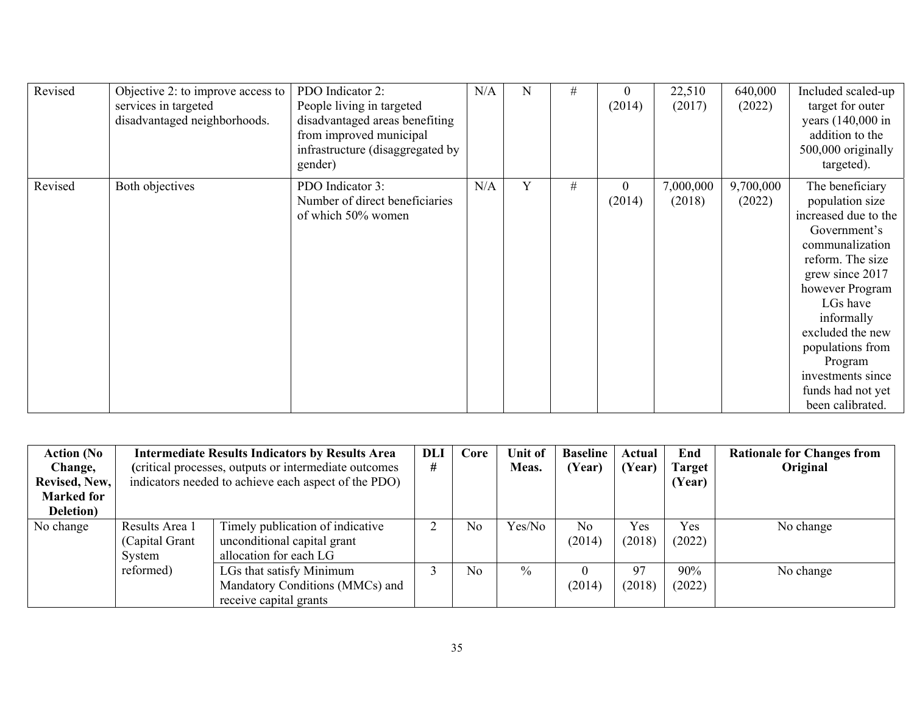| Revised | Objective 2: to improve access to services in targeted disadvantaged neighborhoods. | PDO Indicator 2: People living in targeted disadvantaged areas benefiting from improved municipal infrastructure (disaggregated by gender) | N/A | N | # | 0 (2014) | 22,510 (2017) | 640,000 (2022) | Included scaled-up target for outer years (140,000 in addition to the 500,000 originally targeted). |
|---|---|---|---|---|---|---|---|---|---|
| Revised | Both objectives | PDO Indicator 3: Number of direct beneficiaries of which 50% women | N/A | Y | # | 0 (2014) | 7,000,000 (2018) | 9,700,000 (2022) | The beneficiary population size increased due to the Government's communalization reform. The size grew since 2017 however Program LGs have informally excluded the new populations from Program investments since funds had not yet been calibrated. |

| Action (No Change, Revised, New, Marked for Deletion) | Intermediate Results Indicators by Results Area (critical processes, outputs or intermediate outcomes indicators needed to achieve each aspect of the PDO) | | DLI # | Core | Unit of Meas. | Baseline (Year) | Actual (Year) | End Target (Year) | Rationale for Changes from Original |
|---|---|---|---|---|---|---|---|---|---|
| No change | Results Area 1 (Capital Grant System reformed) | Timely publication of indicative unconditional capital grant allocation for each LG | 2 | No | Yes/No | No (2014) | Yes (2018) | Yes (2022) | No change |
| | | LGs that satisfy Minimum Mandatory Conditions (MMCs) and receive capital grants | 3 | No | % | 0 (2014) | 97 (2018) | 90% (2022) | No change |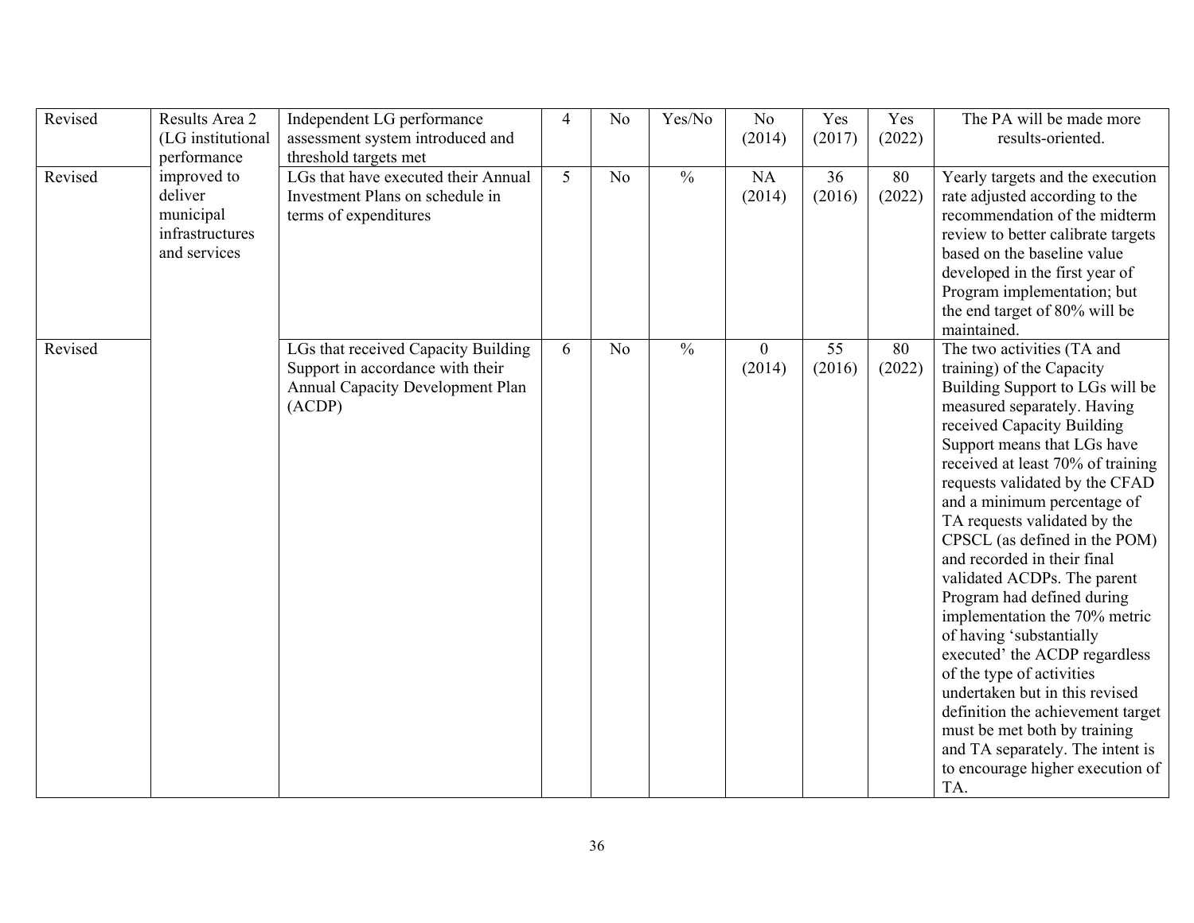| Revised | Results Area 2 (LG institutional performance improved to deliver municipal infrastructures and services | Independent LG performance assessment system introduced and threshold targets met | 4 | No | Yes/No | No (2014) | Yes (2017) | Yes (2022) | The PA will be made more results-oriented. |
|---|---|---|---|---|---|---|---|---|---|
| Revised | | LGs that have executed their Annual Investment Plans on schedule in terms of expenditures | 5 | No | % | NA (2014) | 36 (2016) | 80 (2022) | Yearly targets and the execution rate adjusted according to the recommendation of the midterm review to better calibrate targets based on the baseline value developed in the first year of Program implementation; but the end target of 80% will be maintained. |
| Revised | | LGs that received Capacity Building Support in accordance with their Annual Capacity Development Plan (ACDP) | 6 | No | % | 0 (2014) | 55 (2016) | 80 (2022) | The two activities (TA and training) of the Capacity Building Support to LGs will be measured separately. Having received Capacity Building Support means that LGs have received at least 70% of training requests validated by the CFAD and a minimum percentage of TA requests validated by the CPSCL (as defined in the POM) and recorded in their final validated ACDPs. The parent Program had defined during implementation the 70% metric of having 'substantially executed' the ACDP regardless of the type of activities undertaken but in this revised definition the achievement target must be met both by training and TA separately. The intent is to encourage higher execution of TA. |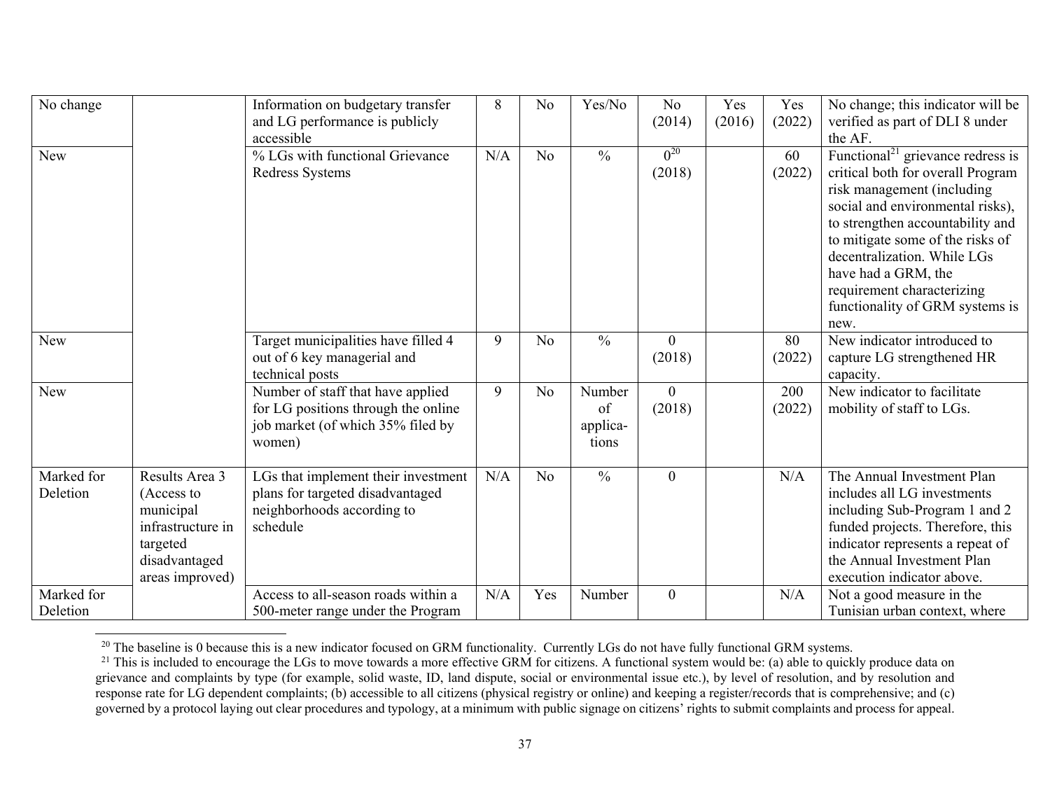| | | | | | | | | | |
|---|---|---|---|---|---|---|---|---|---|
| No change | | Information on budgetary transfer and LG performance is publicly accessible | 8 | No | Yes/No | No (2014) | Yes (2016) | Yes (2022) | No change; this indicator will be verified as part of DLI 8 under the AF. |
| New | | % LGs with functional Grievance Redress Systems | N/A | No | % | 0[20] (2018) | | 60 (2022) | Functional[21] grievance redress is critical both for overall Program risk management (including social and environmental risks), to strengthen accountability and to mitigate some of the risks of decentralization. While LGs have had a GRM, the requirement characterizing functionality of GRM systems is new. |
| New | | Target municipalities have filled 4 out of 6 key managerial and technical posts | 9 | No | % | 0 (2018) | | 80 (2022) | New indicator introduced to capture LG strengthened HR capacity. |
| New | | Number of staff that have applied for LG positions through the online job market (of which 35% filed by women) | 9 | No | Number of applica-tions | 0 (2018) | | 200 (2022) | New indicator to facilitate mobility of staff to LGs. |
| Marked for Deletion | Results Area 3 (Access to municipal infrastructure in targeted disadvantaged areas improved) | LGs that implement their investment plans for targeted disadvantaged neighborhoods according to schedule | N/A | No | % | 0 | | N/A | The Annual Investment Plan includes all LG investments including Sub-Program 1 and 2 funded projects. Therefore, this indicator represents a repeat of the Annual Investment Plan execution indicator above. |
| Marked for Deletion | | Access to all-season roads within a 500-meter range under the Program | N/A | Yes | Number | 0 | | N/A | Not a good measure in the Tunisian urban context, where |

[20] The baseline is 0 because this is a new indicator focused on GRM functionality. Currently LGs do not have fully functional GRM systems.

[21] This is included to encourage the LGs to move towards a more effective GRM for citizens. A functional system would be: (a) able to quickly produce data on grievance and complaints by type (for example, solid waste, ID, land dispute, social or environmental issue etc.), by level of resolution, and by resolution and response rate for LG dependent complaints; (b) accessible to all citizens (physical registry or online) and keeping a register/records that is comprehensive; and (c) governed by a protocol laying out clear procedures and typology, at a minimum with public signage on citizens' rights to submit complaints and process for appeal.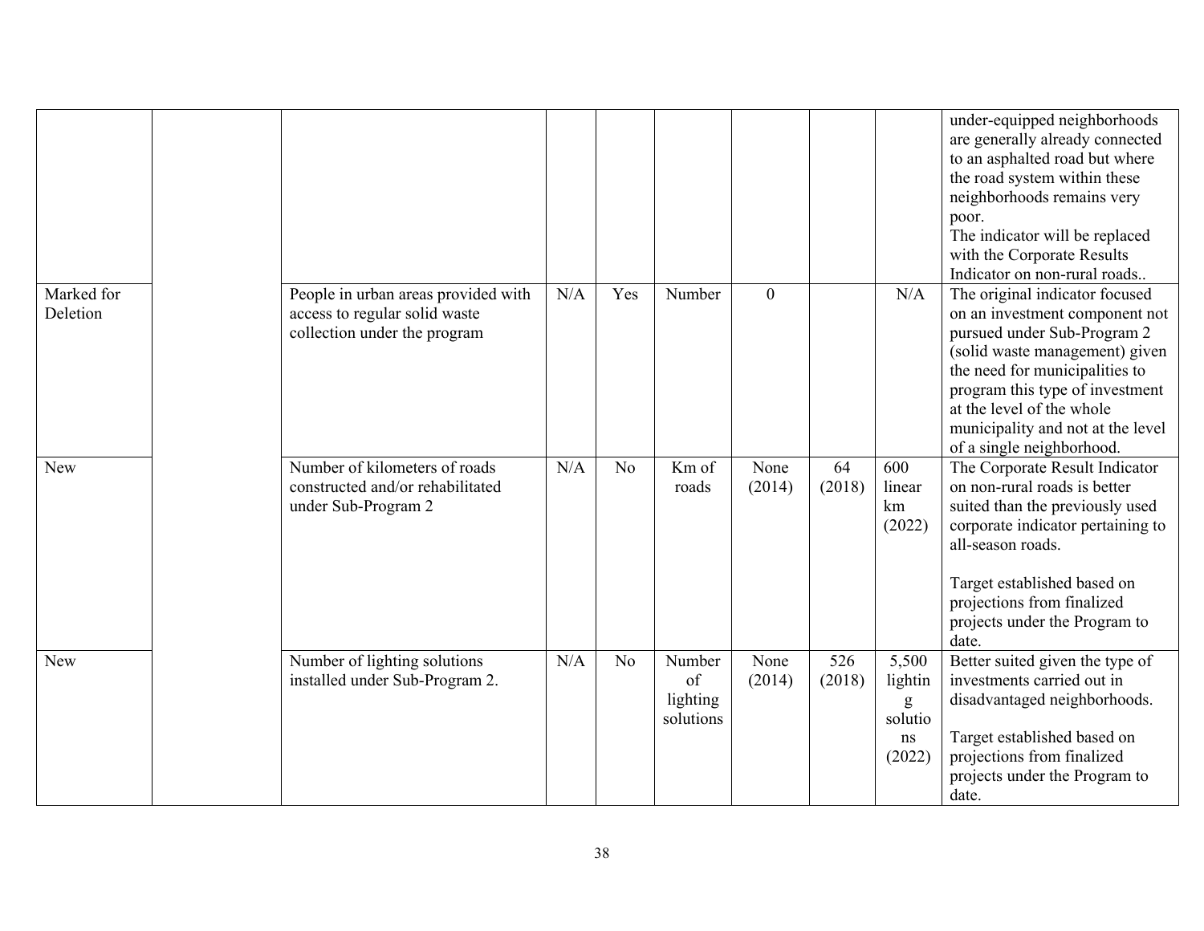| | | | | | | | | | |
|---|---|---|---|---|---|---|---|---|---|
| | | | | | | | | | under-equipped neighborhoods are generally already connected to an asphalted road but where the road system within these neighborhoods remains very poor.<br>The indicator will be replaced with the Corporate Results Indicator on non-rural roads.. |
| Marked for Deletion | | People in urban areas provided with access to regular solid waste collection under the program | N/A | Yes | Number | 0 | | N/A | The original indicator focused on an investment component not pursued under Sub-Program 2 (solid waste management) given the need for municipalities to program this type of investment at the level of the whole municipality and not at the level of a single neighborhood. |
| New | | Number of kilometers of roads constructed and/or rehabilitated under Sub-Program 2 | N/A | No | Km of roads | None (2014) | 64 (2018) | 600 linear km (2022) | The Corporate Result Indicator on non-rural roads is better suited than the previously used corporate indicator pertaining to all-season roads.<br><br>Target established based on projections from finalized projects under the Program to date. |
| New | | Number of lighting solutions installed under Sub-Program 2. | N/A | No | Number of lighting solutions | None (2014) | 526 (2018) | 5,500 lighting solutions (2022) | Better suited given the type of investments carried out in disadvantaged neighborhoods.<br><br>Target established based on projections from finalized projects under the Program to date. |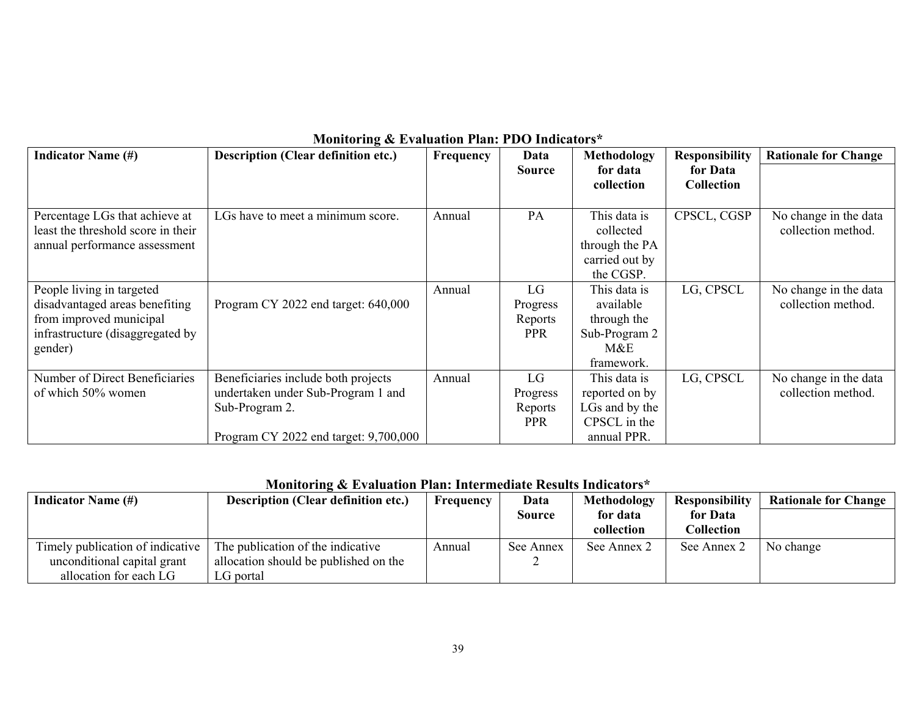### Monitoring & Evaluation Plan: PDO Indicators*

| Indicator Name (#) | Description (Clear definition etc.) | Frequency | Data Source | Methodology for data collection | Responsibility for Data Collection | Rationale for Change |
|---|---|---|---|---|---|---|
| Percentage LGs that achieve at least the threshold score in their annual performance assessment | LGs have to meet a minimum score. | Annual | PA | This data is collected through the PA carried out by the CGSP. | CPSCL, CGSP | No change in the data collection method. |
| People living in targeted disadvantaged areas benefiting from improved municipal infrastructure (disaggregated by gender) | Program CY 2022 end target: 640,000 | Annual | LG Progress Reports PPR | This data is available through the Sub-Program 2 M&E framework. | LG, CPSCL | No change in the data collection method. |
| Number of Direct Beneficiaries of which 50% women | Beneficiaries include both projects undertaken under Sub-Program 1 and Sub-Program 2.<br><br>Program CY 2022 end target: 9,700,000 | Annual | LG Progress Reports PPR | This data is reported on by LGs and by the CPSCL in the annual PPR. | LG, CPSCL | No change in the data collection method. |

### Monitoring & Evaluation Plan: Intermediate Results Indicators*

| Indicator Name (#) | Description (Clear definition etc.) | Frequency | Data Source | Methodology for data collection | Responsibility for Data Collection | Rationale for Change |
|---|---|---|---|---|---|---|
| Timely publication of indicative unconditional capital grant allocation for each LG | The publication of the indicative allocation should be published on the LG portal | Annual | See Annex 2 | See Annex 2 | See Annex 2 | No change |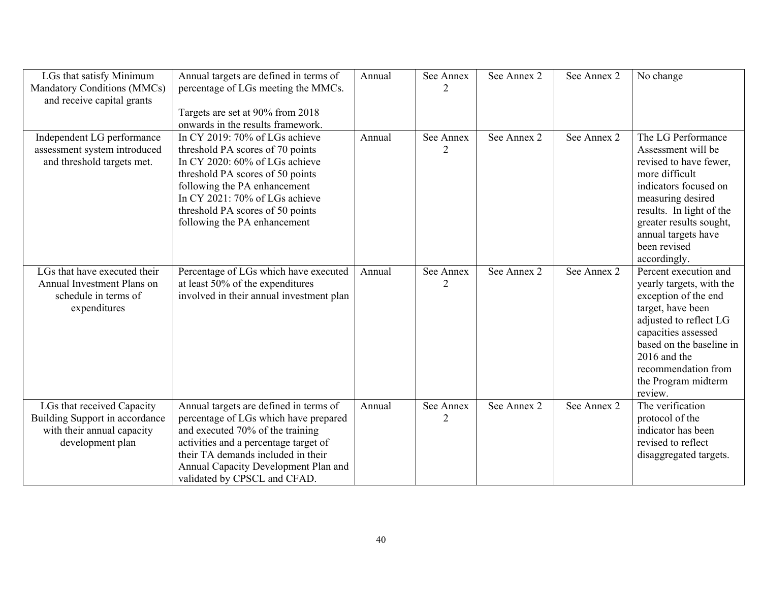| | | | | | | |
|---|---|---|---|---|---|---|
| LGs that satisfy Minimum Mandatory Conditions (MMCs) and receive capital grants | Annual targets are defined in terms of percentage of LGs meeting the MMCs.<br><br>Targets are set at 90% from 2018 onwards in the results framework. | Annual | See Annex 2 | See Annex 2 | See Annex 2 | No change |
| Independent LG performance assessment system introduced and threshold targets met. | In CY 2019: 70% of LGs achieve threshold PA scores of 70 points<br>In CY 2020: 60% of LGs achieve threshold PA scores of 50 points following the PA enhancement<br>In CY 2021: 70% of LGs achieve threshold PA scores of 50 points following the PA enhancement | Annual | See Annex 2 | See Annex 2 | See Annex 2 | The LG Performance Assessment will be revised to have fewer, more difficult indicators focused on measuring desired results. In light of the greater results sought, annual targets have been revised accordingly. |
| LGs that have executed their Annual Investment Plans on schedule in terms of expenditures | Percentage of LGs which have executed at least 50% of the expenditures involved in their annual investment plan | Annual | See Annex 2 | See Annex 2 | See Annex 2 | Percent execution and yearly targets, with the exception of the end target, have been adjusted to reflect LG capacities assessed based on the baseline in 2016 and the recommendation from the Program midterm review. |
| LGs that received Capacity Building Support in accordance with their annual capacity development plan | Annual targets are defined in terms of percentage of LGs which have prepared and executed 70% of the training activities and a percentage target of their TA demands included in their Annual Capacity Development Plan and validated by CPSCL and CFAD. | Annual | See Annex 2 | See Annex 2 | See Annex 2 | The verification protocol of the indicator has been revised to reflect disaggregated targets. |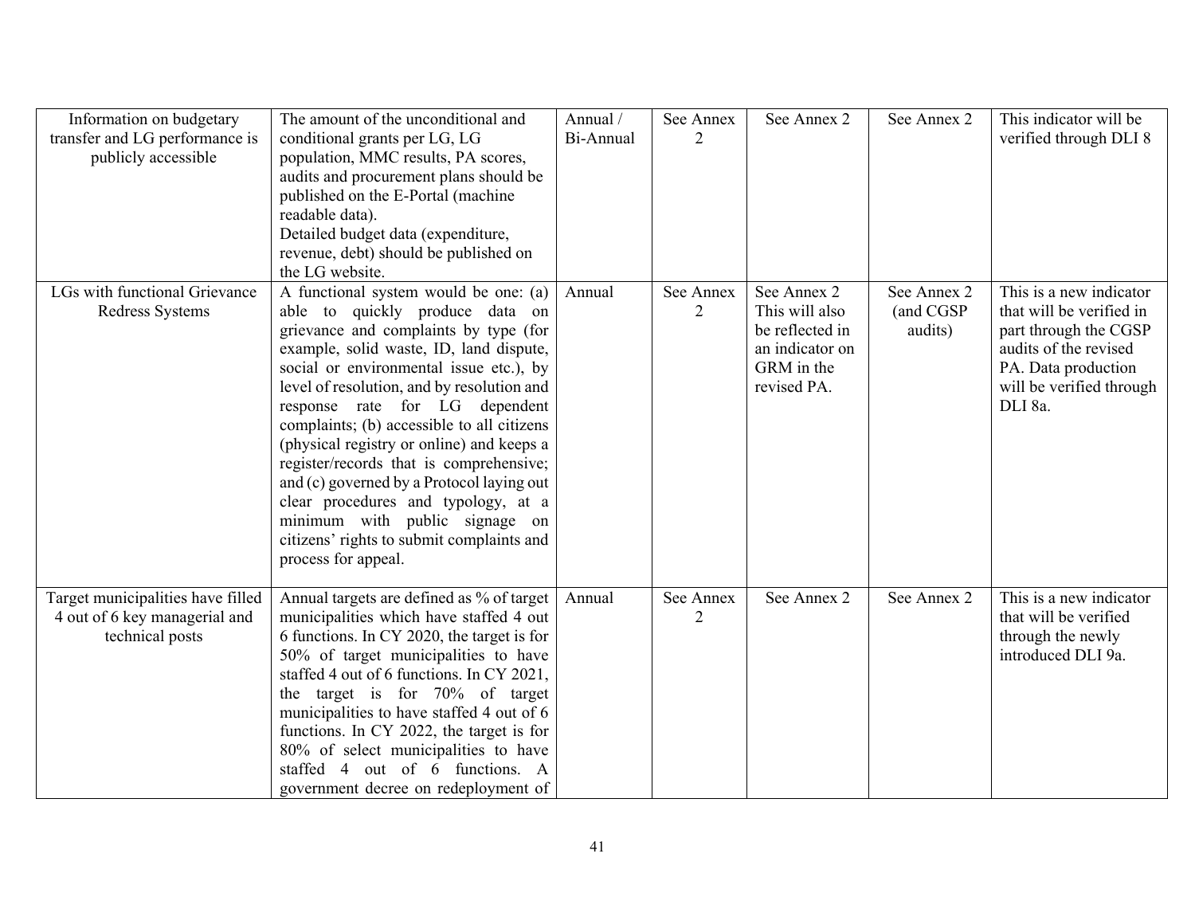| Information on budgetary transfer and LG performance is publicly accessible | The amount of the unconditional and conditional grants per LG, LG population, MMC results, PA scores, audits and procurement plans should be published on the E-Portal (machine readable data).<br>Detailed budget data (expenditure, revenue, debt) should be published on the LG website. | Annual / Bi-Annual | See Annex 2 | See Annex 2 | See Annex 2 | This indicator will be verified through DLI 8 |
|---|---|---|---|---|---|---|
| LGs with functional Grievance Redress Systems | A functional system would be one: (a) able to quickly produce data on grievance and complaints by type (for example, solid waste, ID, land dispute, social or environmental issue etc.), by level of resolution, and by resolution and response rate for LG dependent complaints; (b) accessible to all citizens (physical registry or online) and keeps a register/records that is comprehensive; and (c) governed by a Protocol laying out clear procedures and typology, at a minimum with public signage on citizens' rights to submit complaints and process for appeal. | Annual | See Annex 2 | See Annex 2 This will also be reflected in an indicator on GRM in the revised PA. | See Annex 2 (and CGSP audits) | This is a new indicator that will be verified in part through the CGSP audits of the revised PA. Data production will be verified through DLI 8a. |
| Target municipalities have filled 4 out of 6 key managerial and technical posts | Annual targets are defined as % of target municipalities which have staffed 4 out 6 functions. In CY 2020, the target is for 50% of target municipalities to have staffed 4 out of 6 functions. In CY 2021, the target is for 70% of target municipalities to have staffed 4 out of 6 functions. In CY 2022, the target is for 80% of select municipalities to have staffed 4 out of 6 functions. A government decree on redeployment of | Annual | See Annex 2 | See Annex 2 | See Annex 2 | This is a new indicator that will be verified through the newly introduced DLI 9a. |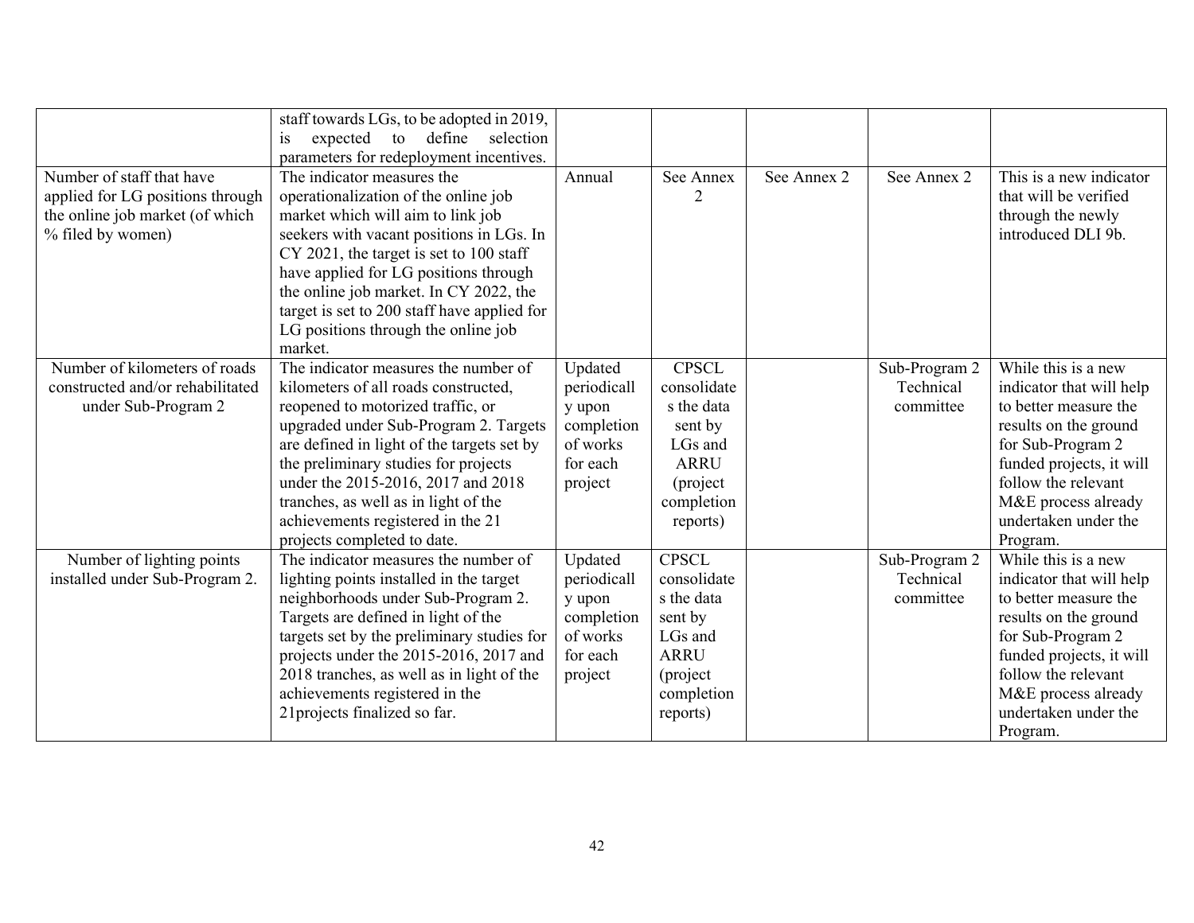| | | | | | | |
|---|---|---|---|---|---|---|
| | staff towards LGs, to be adopted in 2019, is expected to define selection parameters for redeployment incentives. | | | | | |
| Number of staff that have applied for LG positions through the online job market (of which % filed by women) | The indicator measures the operationalization of the online job market which will aim to link job seekers with vacant positions in LGs. In CY 2021, the target is set to 100 staff have applied for LG positions through the online job market. In CY 2022, the target is set to 200 staff have applied for LG positions through the online job market. | Annual | See Annex 2 | See Annex 2 | See Annex 2 | This is a new indicator that will be verified through the newly introduced DLI 9b. |
| Number of kilometers of roads constructed and/or rehabilitated under Sub-Program 2 | The indicator measures the number of kilometers of all roads constructed, reopened to motorized traffic, or upgraded under Sub-Program 2. Targets are defined in light of the targets set by the preliminary studies for projects under the 2015-2016, 2017 and 2018 tranches, as well as in light of the achievements registered in the 21 projects completed to date. | Updated periodically upon completion of works for each project | CPSCL consolidates the data sent by LGs and ARRU (project completion reports) | | Sub-Program 2 Technical committee | While this is a new indicator that will help to better measure the results on the ground for Sub-Program 2 funded projects, it will follow the relevant M&E process already undertaken under the Program. |
| Number of lighting points installed under Sub-Program 2. | The indicator measures the number of lighting points installed in the target neighborhoods under Sub-Program 2. Targets are defined in light of the targets set by the preliminary studies for projects under the 2015-2016, 2017 and 2018 tranches, as well as in light of the achievements registered in the 21projects finalized so far. | Updated periodically upon completion of works for each project | CPSCL consolidates the data sent by LGs and ARRU (project completion reports) | | Sub-Program 2 Technical committee | While this is a new indicator that will help to better measure the results on the ground for Sub-Program 2 funded projects, it will follow the relevant M&E process already undertaken under the Program. |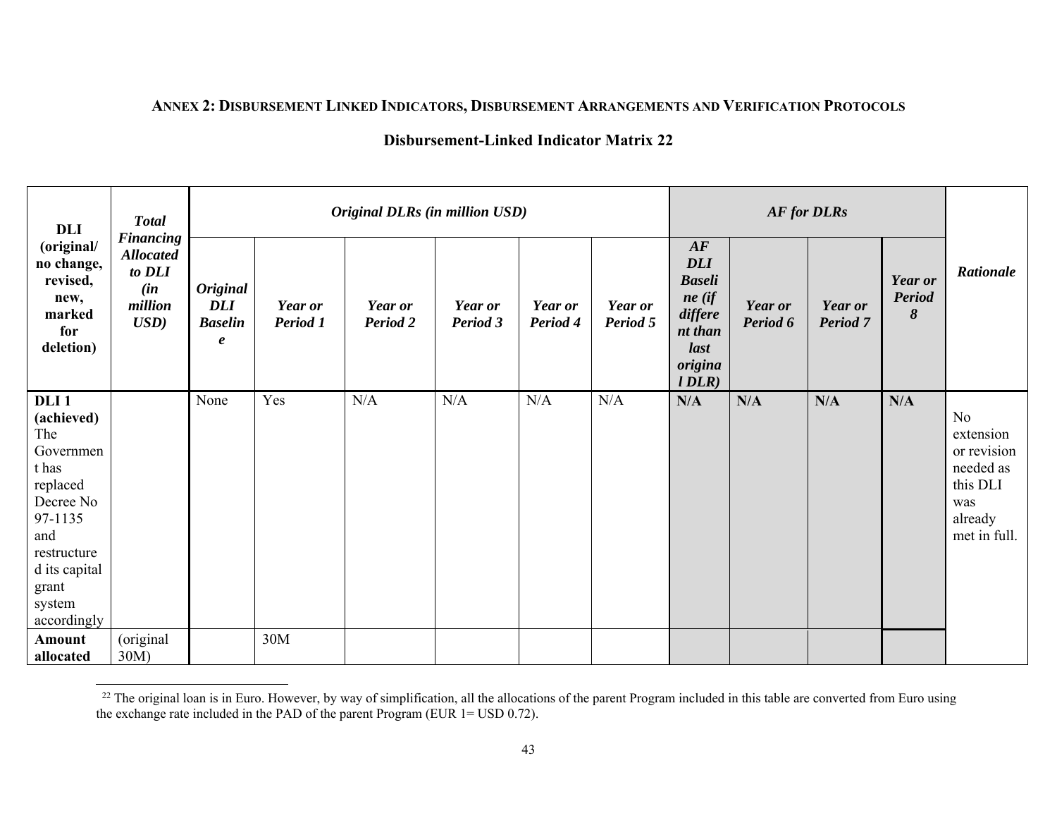## ANNEX 2: DISBURSEMENT LINKED INDICATORS, DISBURSEMENT ARRANGEMENTS AND VERIFICATION PROTOCOLS

### Disbursement-Linked Indicator Matrix [22]

| **DLI (original/ no change, revised, new, marked for deletion)** | ***Total Financing Allocated to DLI (in million USD)*** | ***Original DLRs (in million USD)*** | | | | | | ***AF for DLRs*** | | | | ***Rationale*** |
|---|---|---|---|---|---|---|---|---|---|---|---|---|
| | | ***Original DLI Baseline*** | ***Year or Period 1*** | ***Year or Period 2*** | ***Year or Period 3*** | ***Year or Period 4*** | ***Year or Period 5*** | ***AF DLI Baseline (if different than last original DLR)*** | ***Year or Period 6*** | ***Year or Period 7*** | ***Year or Period 8*** | |
| **DLI 1 (achieved)** The Government has replaced Decree No 97-1135 and restructured its capital grant system accordingly | | None | Yes | N/A | N/A | N/A | N/A | **N/A** | **N/A** | **N/A** | **N/A** | No extension or revision needed as this DLI was already met in full. |
| **Amount allocated** | (original 30M) | | 30M | | | | | | | | | |

[22] The original loan is in Euro. However, by way of simplification, all the allocations of the parent Program included in this table are converted from Euro using the exchange rate included in the PAD of the parent Program (EUR 1= USD 0.72).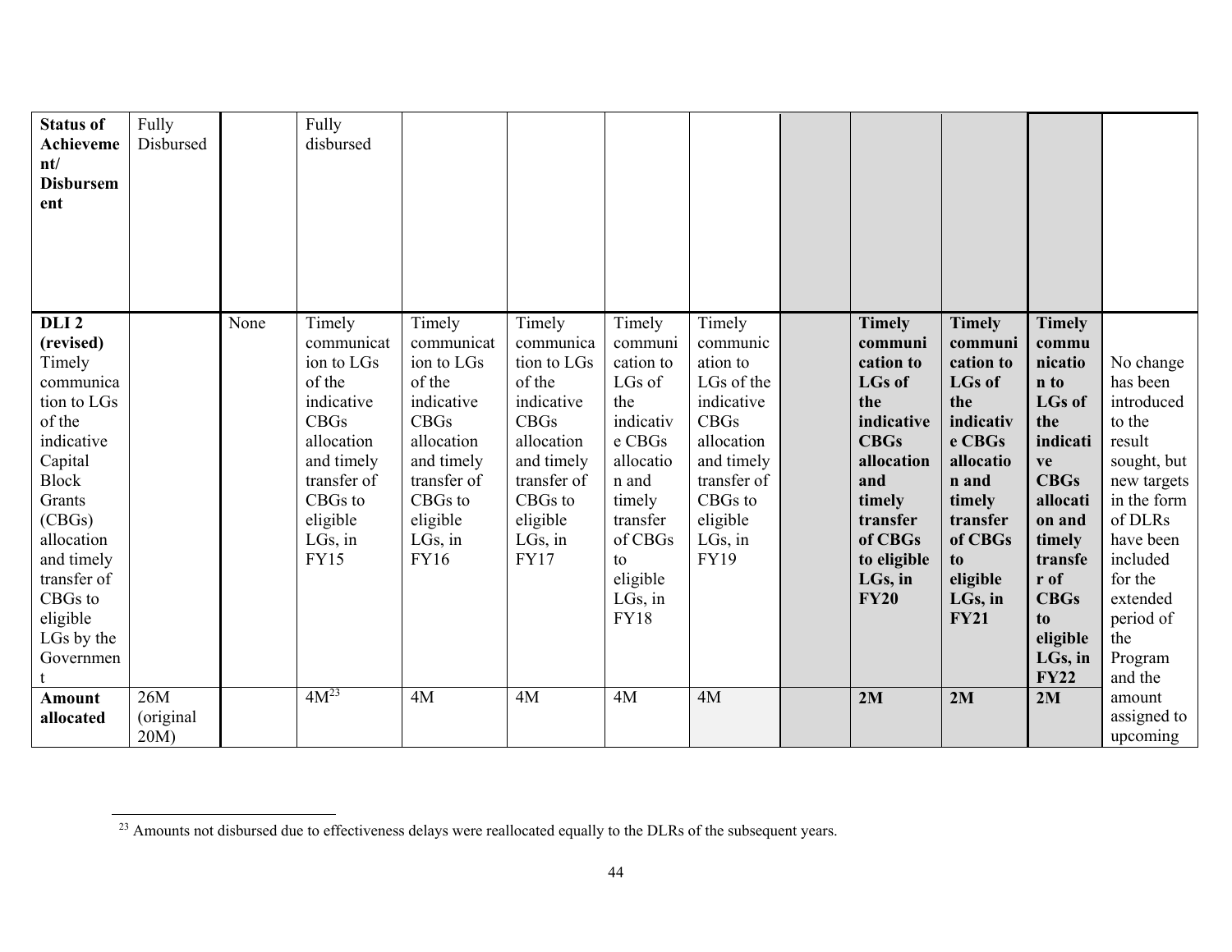| **Status of Achievement/ Disbursement** | Fully Disbursed | | Fully disbursed | | | | | | | | | |
|---|---|---|---|---|---|---|---|---|---|---|---|---|
| **DLI 2 (revised)** Timely communication to LGs of the indicative Capital Block Grants (CBGs) allocation and timely transfer of CBGs to eligible LGs by the Government | | None | Timely communication to LGs of the indicative CBGs allocation and timely transfer of CBGs to eligible LGs, in FY15 | Timely communication to LGs of the indicative CBGs allocation and timely transfer of CBGs to eligible LGs, in FY16 | Timely communication to LGs of the indicative CBGs allocation and timely transfer of CBGs to eligible LGs, in FY17 | Timely communication to LGs of the indicative CBGs allocation and timely transfer of CBGs to eligible LGs, in FY18 | Timely communication to LGs of the indicative CBGs allocation and timely transfer of CBGs to eligible LGs, in FY19 | | **Timely communication to LGs of the indicative CBGs allocation and timely transfer of CBGs to eligible LGs, in FY20** | **Timely communication to LGs of the indicative CBGs allocation and timely transfer of CBGs to eligible LGs, in FY21** | **Timely communication to LGs of the indicative CBGs allocation and timely transfer of CBGs to eligible LGs, in FY22** | No change has been introduced to the result sought, but new targets in the form of DLRs have been included for the extended period of the Program and the amount assigned to upcoming |
| **Amount allocated** | 26M (original 20M) | | 4M[23] | 4M | 4M | 4M | 4M | | **2M** | **2M** | **2M** | |

[23] Amounts not disbursed due to effectiveness delays were reallocated equally to the DLRs of the subsequent years.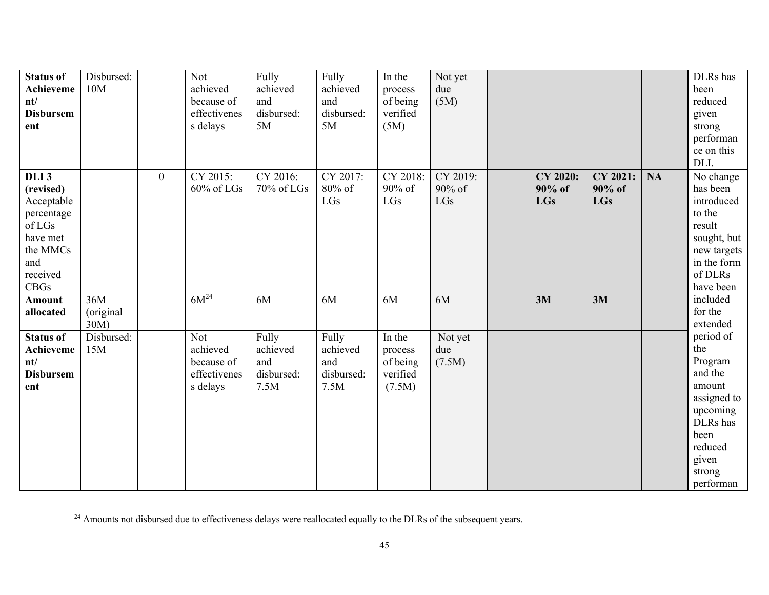| **Status of Achievement/ Disbursement** | Disbursed: 10M | | Not achieved because of effectiveness delays | Fully achieved and disbursed: 5M | Fully achieved and disbursed: 5M | In the process of being verified (5M) | Not yet due (5M) | | | | | DLRs has been reduced given strong performance on this DLI. |
|---|---|---|---|---|---|---|---|---|---|---|---|---|
| **DLI 3 (revised)** Acceptable percentage of LGs have met the MMCs and received CBGs | | 0 | CY 2015: 60% of LGs | CY 2016: 70% of LGs | CY 2017: 80% of LGs | CY 2018: 90% of LGs | CY 2019: 90% of LGs | | **CY 2020: 90% of LGs** | **CY 2021: 90% of LGs** | **NA** | No change has been introduced to the result sought, but new targets in the form of DLRs have been included for the extended period of the Program and the amount assigned to upcoming DLRs has been reduced given strong performan |
| **Amount allocated** | 36M (original 30M) | | 6M[24] | 6M | 6M | 6M | 6M | | **3M** | **3M** | | |
| **Status of Achievement/ Disbursement** | Disbursed: 15M | | Not achieved because of effectiveness delays | Fully achieved and disbursed: 7.5M | Fully achieved and disbursed: 7.5M | In the process of being verified (7.5M) | Not yet due (7.5M) | | | | | |

[24] Amounts not disbursed due to effectiveness delays were reallocated equally to the DLRs of the subsequent years.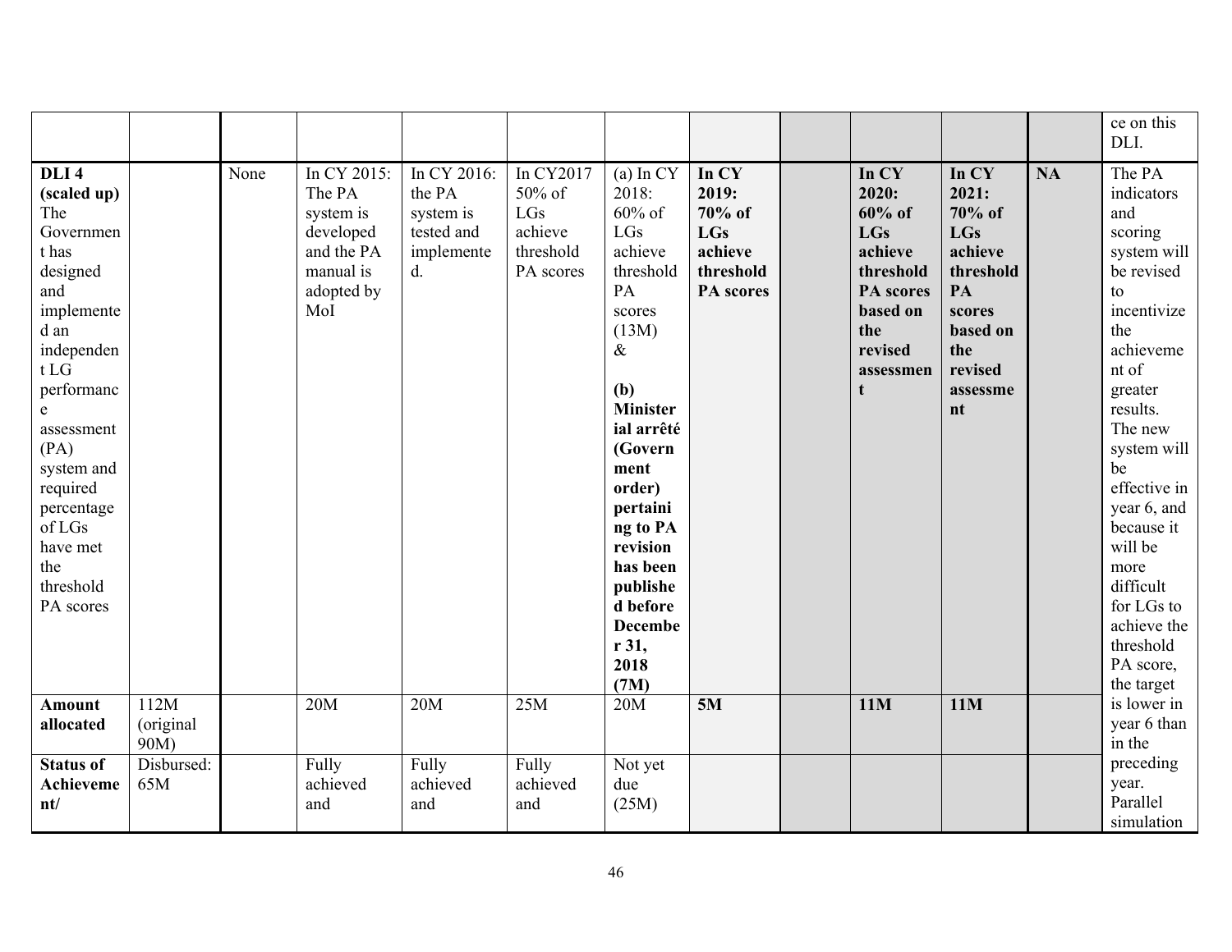| | | | | | | | | | | | | |
|---|---|---|---|---|---|---|---|---|---|---|---|---|
| | | | | | | | | | | | | ce on this DLI. |
| **DLI 4 (scaled up)** The Government has designed and implemented an independent LG performance assessment (PA) system and required percentage of LGs have met the threshold PA scores | | None | In CY 2015: The PA system is developed and the PA manual is adopted by MoI | In CY 2016: the PA system is tested and implemented. | In CY2017 50% of LGs achieve threshold PA scores | (a) In CY 2018: 60% of LGs achieve threshold PA scores (13M) & **(b) Ministerial arrêté (Government order) pertaining to PA revision has been published before December 31, 2018 (7M)** | **In CY 2019: 70% of LGs achieve threshold PA scores** | | **In CY 2020: 60% of LGs achieve threshold PA scores based on the revised assessment** | **In CY 2021: 70% of LGs achieve threshold PA scores based on the revised assessment** | **NA** | The PA indicators and scoring system will be revised to incentivize the achievement of greater results. The new system will be effective in year 6, and because it will be more difficult for LGs to achieve the threshold PA score, the target is lower in year 6 than in the preceding year. Parallel simulation |
| **Amount allocated** | 112M (original 90M) | | 20M | 20M | 25M | 20M | **5M** | | **11M** | **11M** | | |
| **Status of Achievement/** | Disbursed: 65M | | Fully achieved and | Fully achieved and | Fully achieved and | Not yet due (25M) | | | | | | |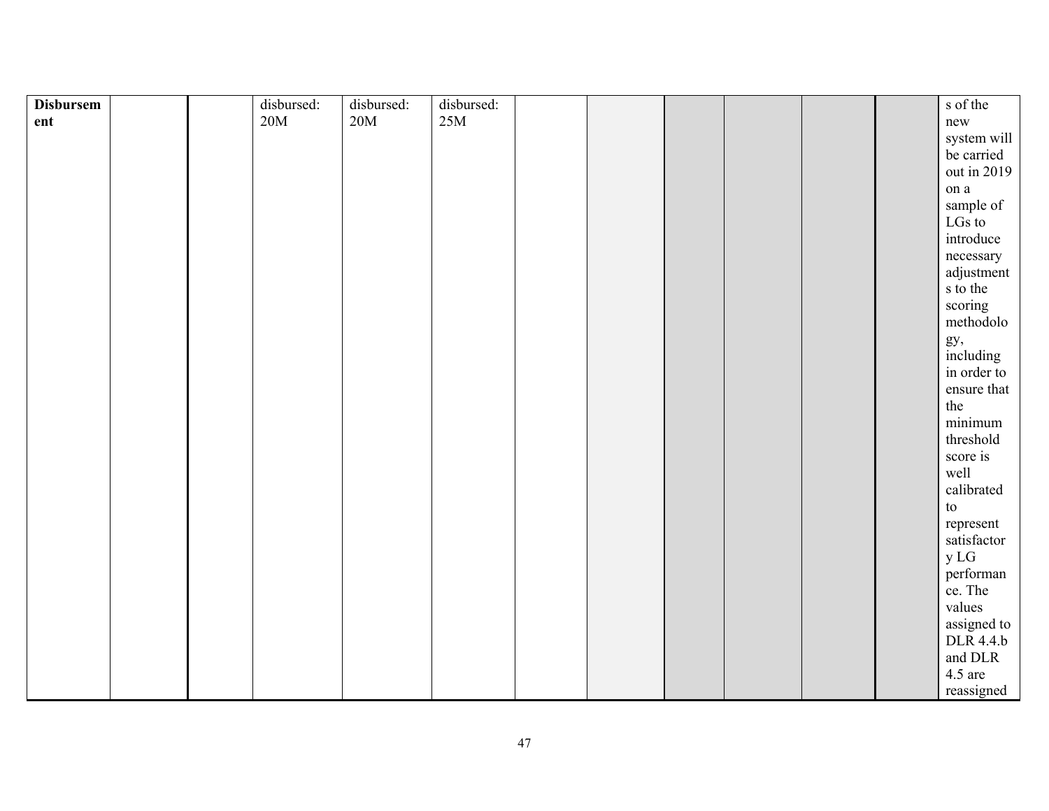| | | | | | | | | | | | | |
|---|---|---|---|---|---|---|---|---|---|---|---|---|
| **Disbursement** | | | disbursed: 20M | disbursed: 20M | disbursed: 25M | | | | | | | s of the new system will be carried out in 2019 on a sample of LGs to introduce necessary adjustments to the scoring methodology, including in order to ensure that the minimum threshold score is well calibrated to represent satisfactory LG performance. The values assigned to DLR 4.4.b and DLR 4.5 are reassigned |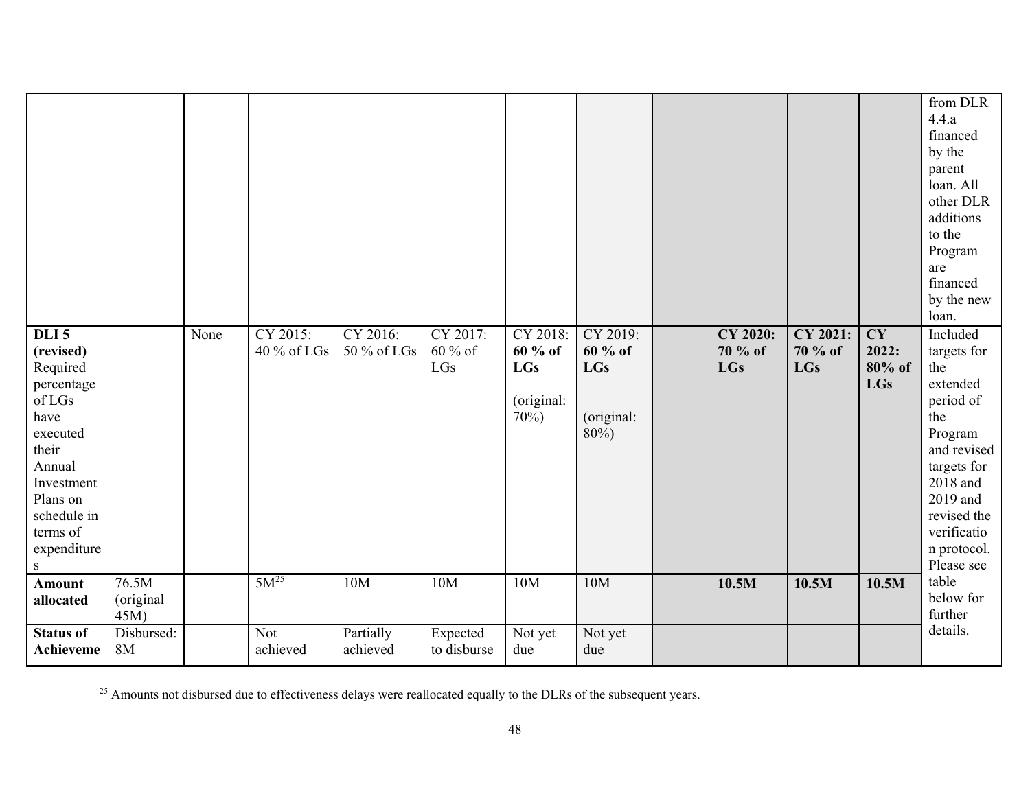| | | | | | | | | | | | | |
|---|---|---|---|---|---|---|---|---|---|---|---|---|
| | | | | | | | | | | | | from DLR 4.4.a financed by the parent loan. All other DLR additions to the Program are financed by the new loan. |
| **DLI 5 (revised)** Required percentage of LGs have executed their Annual Investment Plans on schedule in terms of expenditures | | None | CY 2015: 40 % of LGs | CY 2016: 50 % of LGs | CY 2017: 60 % of LGs | CY 2018: **60 % of LGs** (original: 70%) | CY 2019: **60 % of LGs** (original: 80%) | | **CY 2020: 70 % of LGs** | **CY 2021: 70 % of LGs** | **CY 2022: 80% of LGs** | Included targets for the extended period of the Program and revised targets for 2018 and 2019 and revised the verification protocol. Please see table below for further details. |
| **Amount allocated** | 76.5M (original 45M) | | 5M[25] | 10M | 10M | 10M | 10M | | **10.5M** | **10.5M** | **10.5M** | |
| **Status of Achieveme** | Disbursed: 8M | | Not achieved | Partially achieved | Expected to disburse | Not yet due | Not yet due | | | | | |

[25] Amounts not disbursed due to effectiveness delays were reallocated equally to the DLRs of the subsequent years.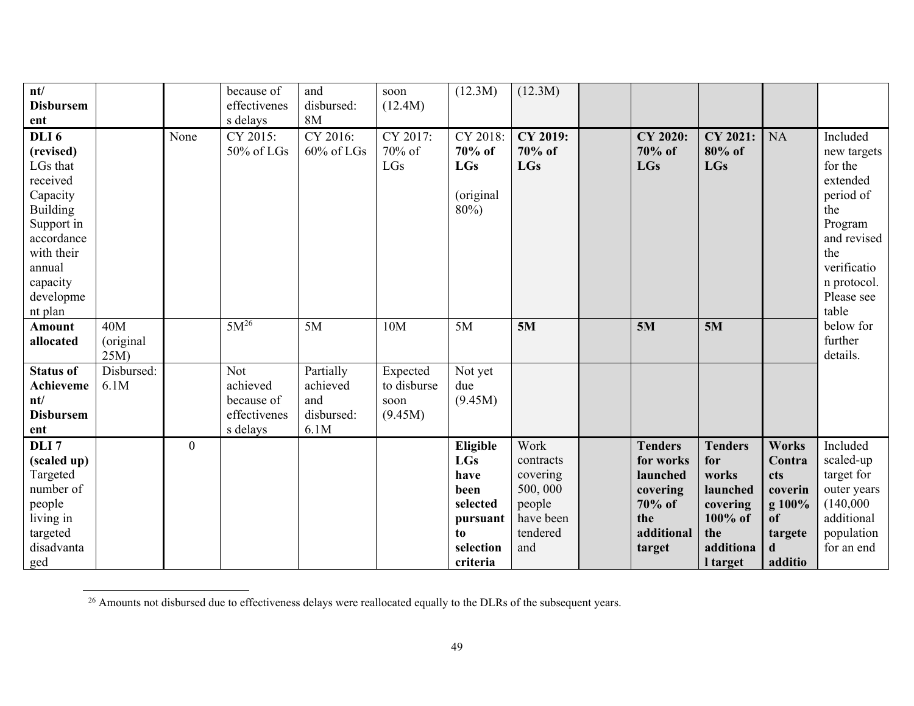| nt/ Disbursement | | | because of effectiveness delays | and disbursed: 8M | soon (12.4M) | (12.3M) | (12.3M) | | | | | |
|---|---|---|---|---|---|---|---|---|---|---|---|---|
| **DLI 6 (revised)** LGs that received Capacity Building Support in accordance with their annual capacity development plan | | None | CY 2015: 50% of LGs | CY 2016: 60% of LGs | CY 2017: 70% of LGs | CY 2018: **70% of LGs** (original 80%) | **CY 2019: 70% of LGs** | | **CY 2020: 70% of LGs** | **CY 2021: 80% of LGs** | NA | Included new targets for the extended period of the Program and revised the verification protocol. Please see table below for further details. |
| **Amount allocated** | 40M (original 25M) | | 5M[26] | 5M | 10M | 5M | **5M** | | **5M** | **5M** | | |
| **Status of Achievement/ Disbursement** | Disbursed: 6.1M | | Not achieved because of effectiveness delays | Partially achieved and disbursed: 6.1M | Expected to disburse soon (9.45M) | Not yet due (9.45M) | | | | | | |
| **DLI 7 (scaled up)** Targeted number of people living in targeted disadvantaged | | 0 | | | | **Eligible LGs have been selected pursuant to selection criteria** | Work contracts covering 500, 000 people have been tendered and | | **Tenders for works launched covering 70% of the additional target** | **Tenders for works launched covering 100% of the additional target** | **Works Contracts covering 100% of targeted additio** | Included scaled-up target for outer years (140,000 additional population for an end |

[26] Amounts not disbursed due to effectiveness delays were reallocated equally to the DLRs of the subsequent years.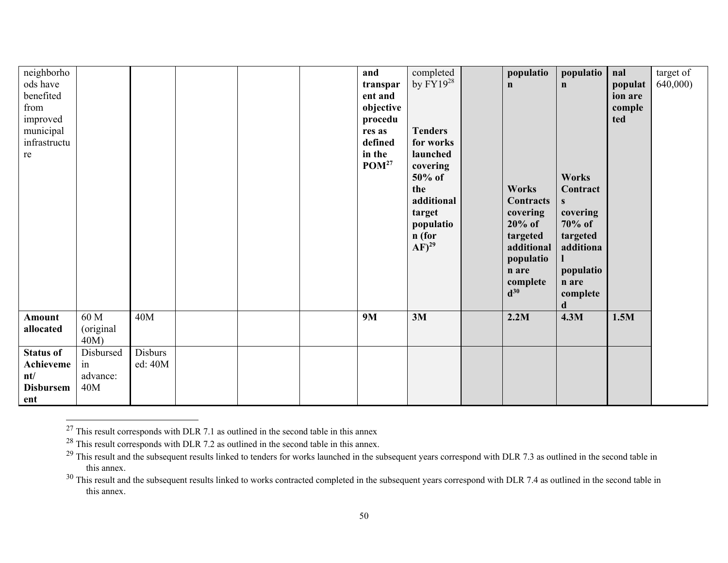| neighborhoods have benefited from improved municipal infrastructure | | | | | | **and transparent and objective procedures as defined in the POM**[27] | completed by FY19[28] **Tenders for works launched covering 50% of the additional target population (for AF)**[29] | | **population** **Works Contracts covering 20% of targeted additional population are completed**[30] | **population** **Works Contracts covering 70% of targeted additional population are completed** | **nal population are completed** | target of 640,000) |
|---|---|---|---|---|---|---|---|---|---|---|---|---|
| **Amount allocated** | 60 M (original 40M) | 40M | | | | **9M** | **3M** | | **2.2M** | **4.3M** | **1.5M** | |
| **Status of Achievement/ Disbursement** | Disbursed in advance: 40M | Disbursed: 40M | | | | | | | | | | |

[27] This result corresponds with DLR 7.1 as outlined in the second table in this annex

[28] This result corresponds with DLR 7.2 as outlined in the second table in this annex.

[29] This result and the subsequent results linked to tenders for works launched in the subsequent years correspond with DLR 7.3 as outlined in the second table in this annex.

[30] This result and the subsequent results linked to works contracted completed in the subsequent years correspond with DLR 7.4 as outlined in the second table in this annex.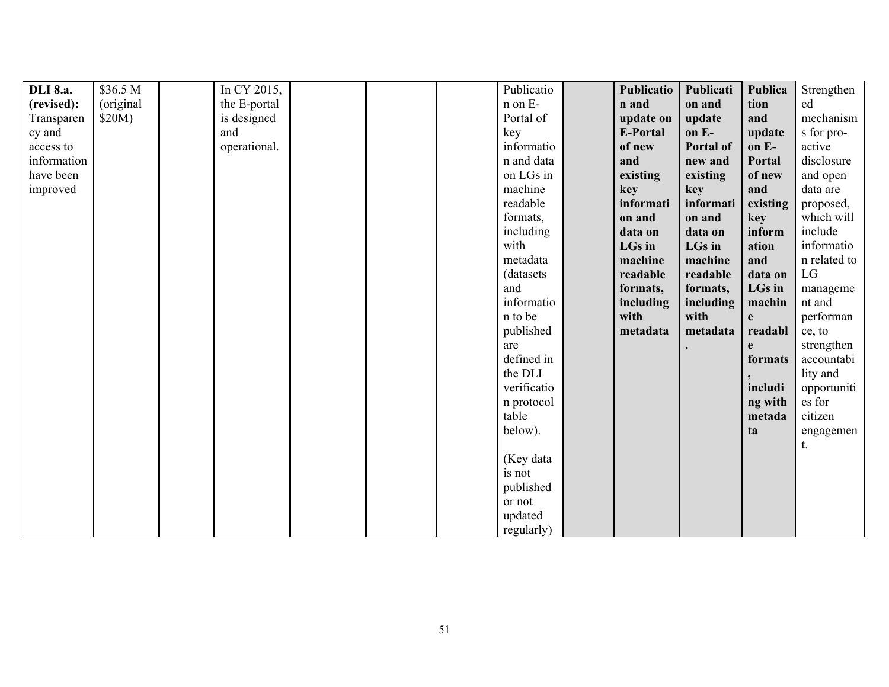| | | | | | | | | | | | | |
|---|---|---|---|---|---|---|---|---|---|---|---|---|
| **DLI 8.a. (revised):** Transparency and access to information have been improved | $36.5 M (original $20M) | | In CY 2015, the E-portal is designed and operational. | | | | Publication on E-Portal of key information and data on LGs in machine readable formats, including with metadata (datasets and information to be published are defined in the DLI verification protocol table below).<br><br>(Key data is not published or not updated regularly) | | **Publication and update on E-Portal of new and existing key information and data on LGs in machine readable formats, including with metadata** | **Publication and update on E-Portal of new and existing key information and data on LGs in machine readable formats, including with metadata.** | **Publication and update on E-Portal of new and existing key information and data on LGs in machine readable formats, including with metadata** | Strengthened mechanisms for pro-active disclosure and open data are proposed, which will include information related to LG management and performance, to strengthen accountability and opportunities for citizen engagement. |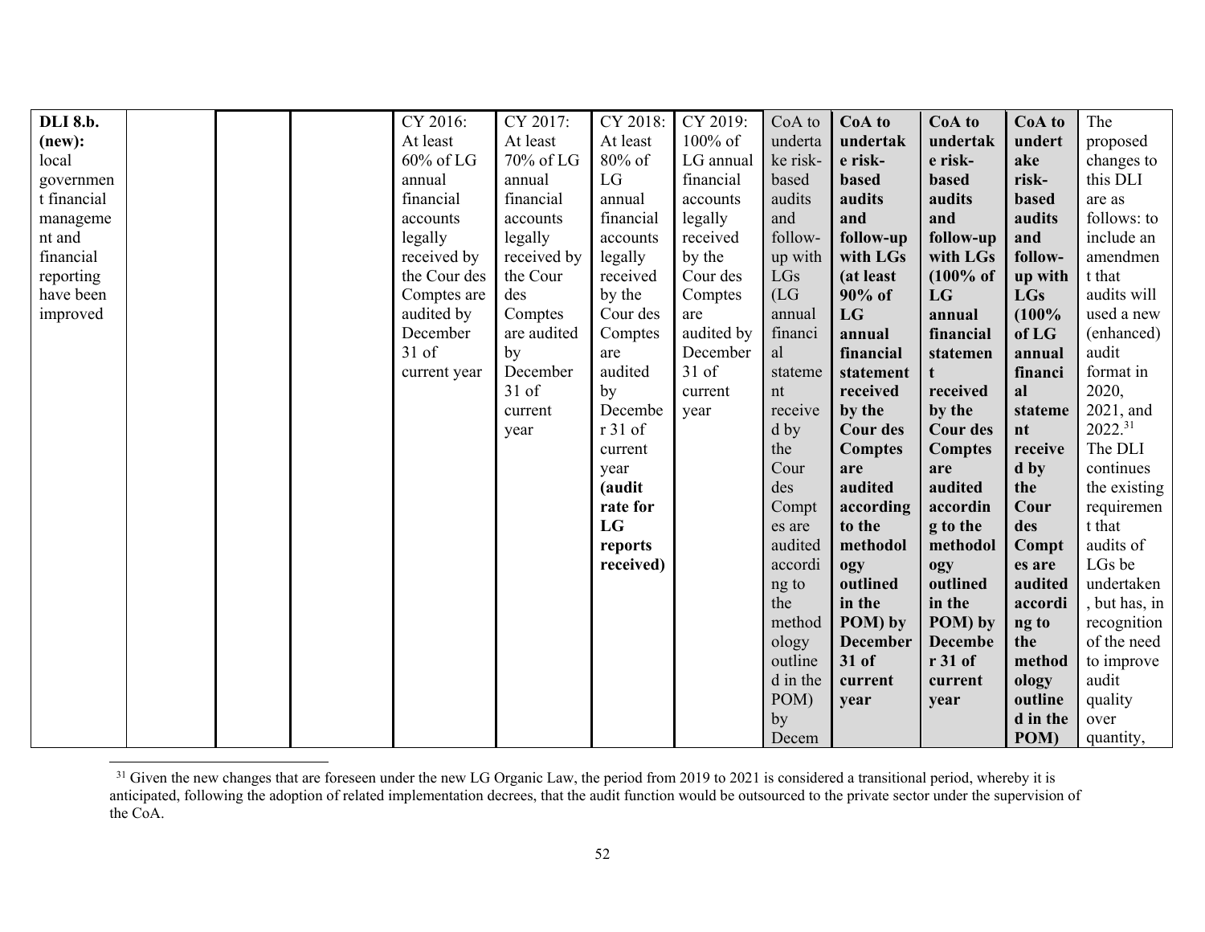| **DLI 8.b. (new):** local government financial management and financial reporting have been improved | | | | CY 2016: At least 60% of LG annual financial accounts legally received by the Cour des Comptes are audited by December 31 of current year | CY 2017: At least 70% of LG annual financial accounts legally received by the Cour des Comptes are audited by December 31 of current year | CY 2018: At least 80% of LG annual financial accounts legally received by the Cour des Comptes are audited by December 31 of current year **(audit rate for LG reports received)** | CY 2019: 100% of LG annual financial accounts legally received by the Cour des Comptes are audited by December 31 of current year | CoA to undertake risk-based audits and follow-up with LGs (LG annual financial statement received by the Cour des Comptes are audited according to the methodology outlined in the POM) by Decem | **CoA to undertake risk-based audits and follow-up with LGs (at least 90% of LG annual financial statement received by the Cour des Comptes are audited according to the methodology outlined in the POM) by December 31 of current year** | **CoA to undertake risk-based audits and follow-up with LGs (100% of LG annual financial statement received by the Cour des Comptes are audited according to the methodology outlined in the POM) by December 31 of current year** | **CoA to undertake risk-based audits and follow-up with LGs (100% of LG annual financial statement received by the Cour des Comptes are audited according to the methodology outlined in the POM)** | The proposed changes to this DLI are as follows: to include an amendment that audits will used a new (enhanced) audit format in 2020, 2021, and 2022.[31] The DLI continues the existing requirement that audits of LGs be undertaken, but has, in recognition of the need to improve audit quality over quantity, |
|---|---|---|---|---|---|---|---|---|---|---|---|---|

[31] Given the new changes that are foreseen under the new LG Organic Law, the period from 2019 to 2021 is considered a transitional period, whereby it is anticipated, following the adoption of related implementation decrees, that the audit function would be outsourced to the private sector under the supervision of the CoA.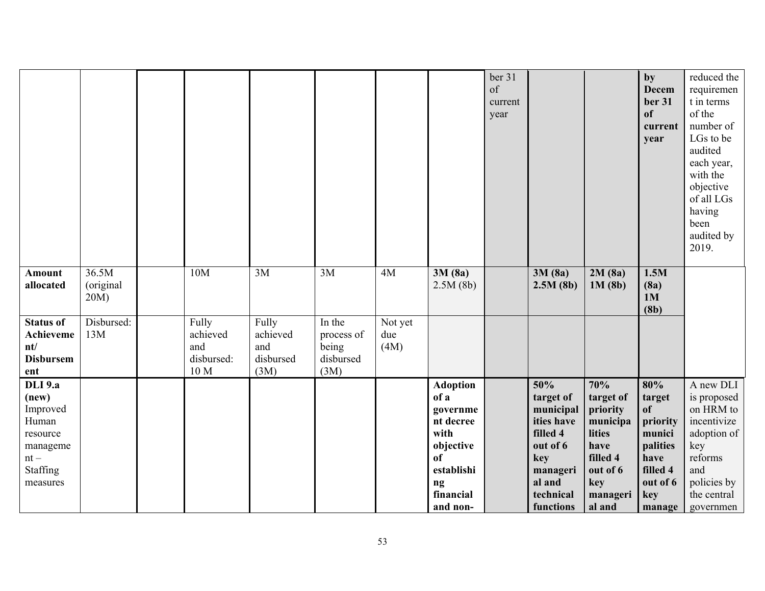| | | | | | | | | | | | | |
|---|---|---|---|---|---|---|---|---|---|---|---|---|
| | | | | | | | | ber 31 of current year | | | **by December 31 of current year** | reduced the requirement in terms of the number of LGs to be audited each year, with the objective of all LGs having been audited by 2019. |
| **Amount allocated** | 36.5M (original 20M) | | 10M | 3M | 3M | 4M | **3M (8a)** 2.5M (8b) | | **3M (8a) 2.5M (8b)** | **2M (8a) 1M (8b)** | **1.5M (8a) 1M (8b)** | |
| **Status of Achievement/ Disbursement** | Disbursed: 13M | | Fully achieved and disbursed: 10 M | Fully achieved and disbursed (3M) | In the process of being disbursed (3M) | Not yet due (4M) | | | | | | |
| **DLI 9.a (new)** Improved Human resource management – Staffing measures | | | | | | | **Adoption of a government decree with objective of establishing financial and non-** | | **50% target of municipalities have filled 4 out of 6 key managerial and technical functions** | **70% target of priority municipalities have filled 4 out of 6 key managerial and** | **80% target of priority municipalities have filled 4 out of 6 key manage** | A new DLI is proposed on HRM to incentivize adoption of key reforms and policies by the central governmen |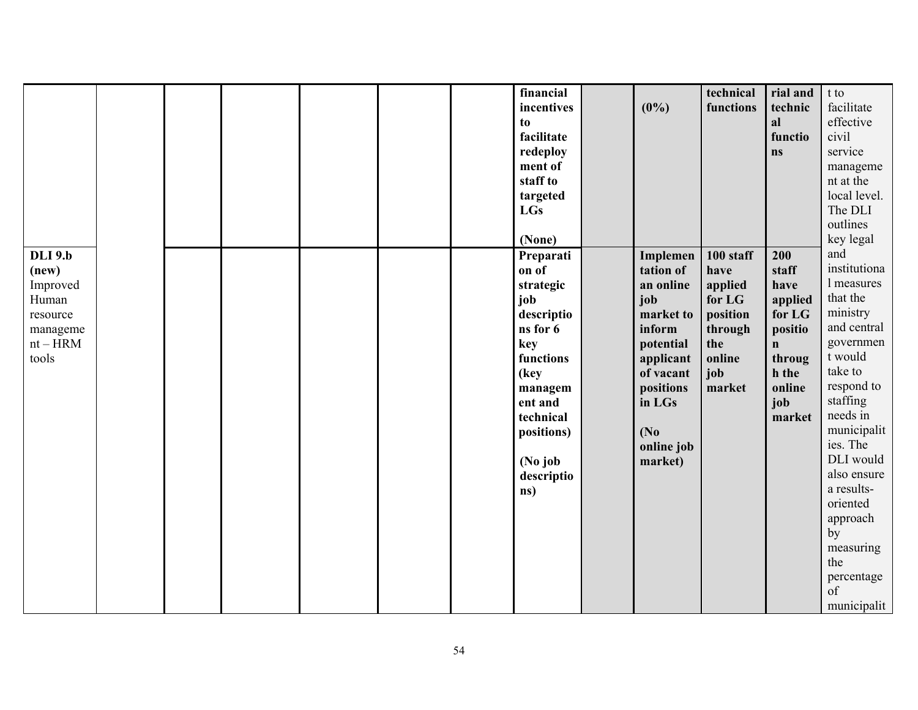| | | | | | | | | | | | | |
|---|---|---|---|---|---|---|---|---|---|---|---|---|
| | | | | | | | **financial incentives to facilitate redeployment of staff to targeted LGs**<br><br>**(None)** | | **(0%)** | **technical functions** | **rial and technical functions** | t to facilitate effective civil service management at the local level. The DLI outlines key legal and institutional measures that the ministry and central government would take to respond to staffing needs in municipalities. The DLI would also ensure a results-oriented approach by measuring the percentage of municipalit |
| **DLI 9.b (new)** Improved Human resource management – HRM tools | | | | | | | **Preparation of strategic job descriptions for 6 key functions (key management and technical positions)**<br><br>**(No job descriptions)** | | **Implementation of an online job market to inform potential applicant of vacant positions in LGs**<br><br>**(No online job market)** | **100 staff have applied for LG position through the online job market** | **200 staff have applied for LG position through the online job market** | |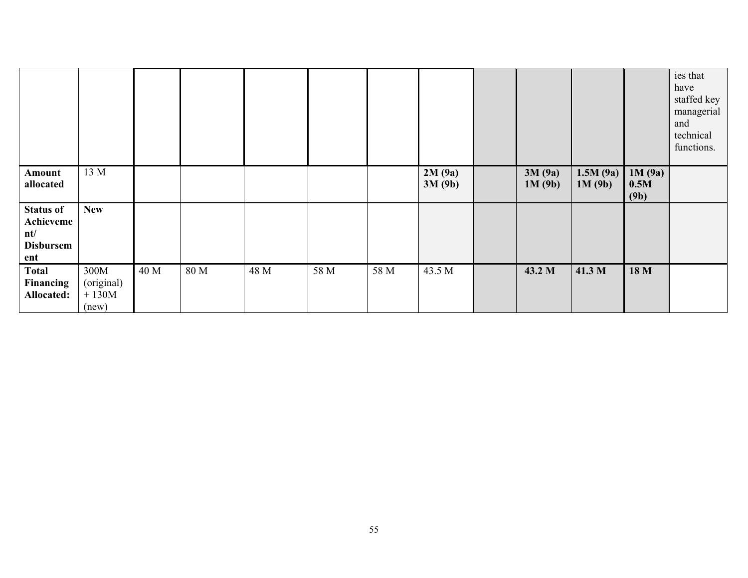| | | | | | | | | | | | | |
|---|---|---|---|---|---|---|---|---|---|---|---|---|
| | | | | | | | | | | | | ies that have staffed key managerial and technical functions. |
| **Amount allocated** | 13 M | | | | | | **2M (9a) 3M (9b)** | | **3M (9a) 1M (9b)** | **1.5M (9a) 1M (9b)** | **1M (9a) 0.5M (9b)** | |
| **Status of Achievement/ Disbursement** | **New** | | | | | | | | | | | |
| **Total Financing Allocated:** | 300M (original) + 130M (new) | 40 M | 80 M | 48 M | 58 M | 58 M | 43.5 M | | **43.2 M** | **41.3 M** | **18 M** | |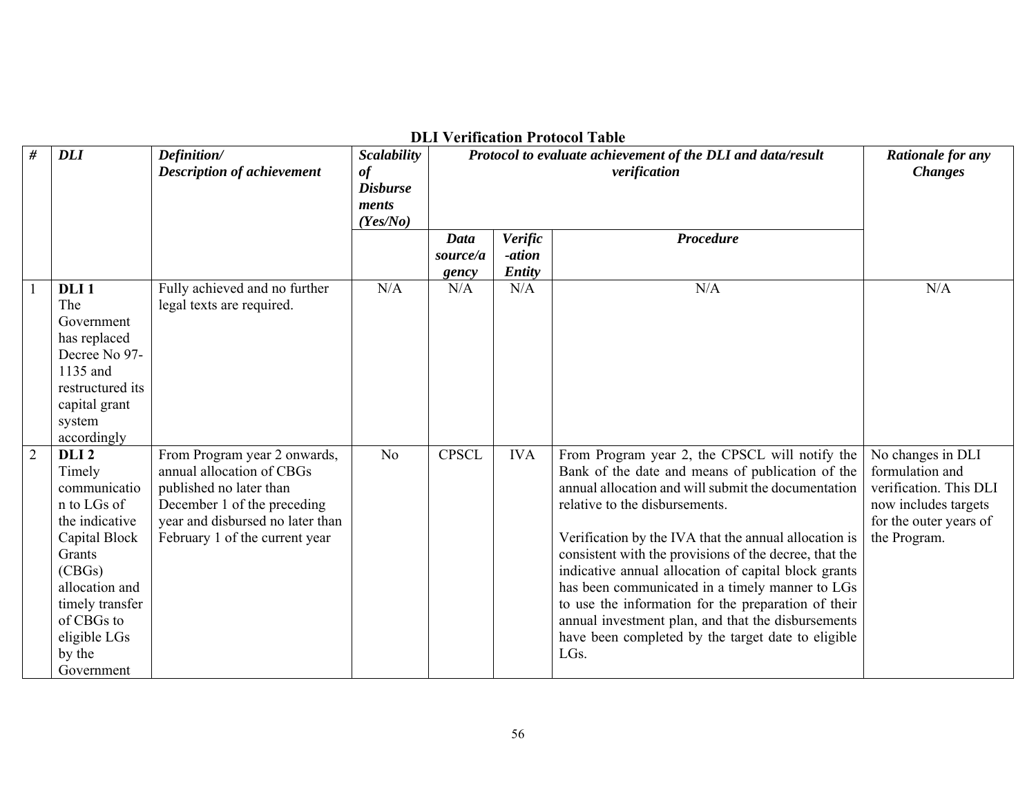**DLI Verification Protocol Table**

| *#* | *DLI* | *Definition/ Description of achievement* | *Scalability of Disbursements (Yes/No)* | *Protocol to evaluate achievement of the DLI and data/result verification* | | | *Rationale for any Changes* |
|---|---|---|---|---|---|---|---|
| | | | | *Data source/agency* | *Verification Entity* | *Procedure* | |
| 1 | **DLI 1** The Government has replaced Decree No 97-1135 and restructured its capital grant system accordingly | Fully achieved and no further legal texts are required. | N/A | N/A | N/A | N/A | N/A |
| 2 | **DLI 2** Timely communication to LGs of the indicative Capital Block Grants (CBGs) allocation and timely transfer of CBGs to eligible LGs by the Government | From Program year 2 onwards, annual allocation of CBGs published no later than December 1 of the preceding year and disbursed no later than February 1 of the current year | No | CPSCL | IVA | From Program year 2, the CPSCL will notify the Bank of the date and means of publication of the annual allocation and will submit the documentation relative to the disbursements.<br><br>Verification by the IVA that the annual allocation is consistent with the provisions of the decree, that the indicative annual allocation of capital block grants has been communicated in a timely manner to LGs to use the information for the preparation of their annual investment plan, and that the disbursements have been completed by the target date to eligible LGs. | No changes in DLI formulation and verification. This DLI now includes targets for the outer years of the Program. |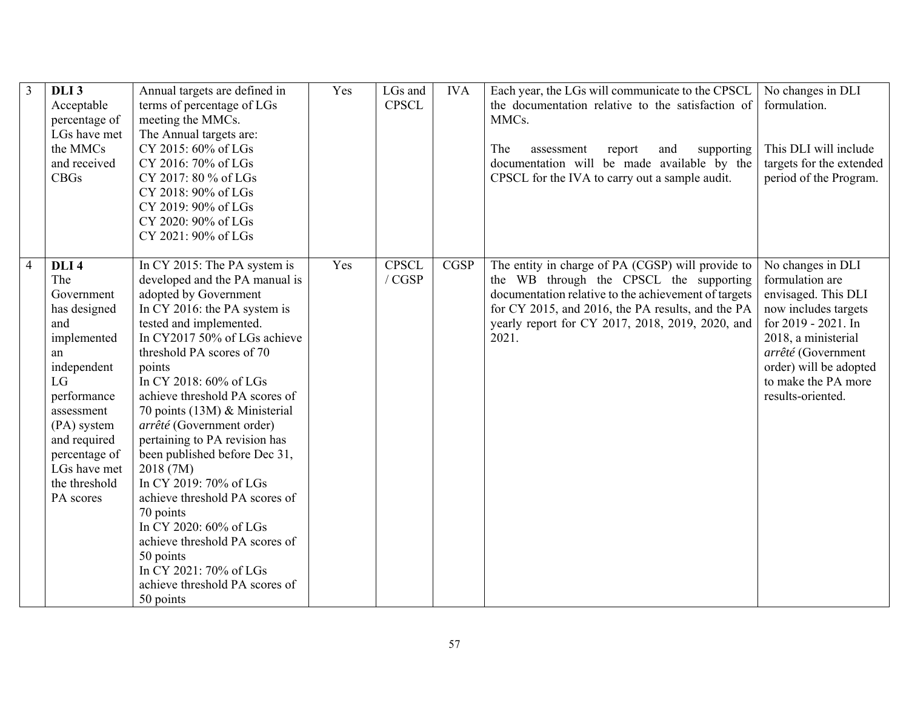| 3 | **DLI 3** Acceptable percentage of LGs have met the MMCs and received CBGs | Annual targets are defined in terms of percentage of LGs meeting the MMCs.<br>The Annual targets are:<br>CY 2015: 60% of LGs<br>CY 2016: 70% of LGs<br>CY 2017: 80 % of LGs<br>CY 2018: 90% of LGs<br>CY 2019: 90% of LGs<br>CY 2020: 90% of LGs<br>CY 2021: 90% of LGs | Yes | LGs and CPSCL | IVA | Each year, the LGs will communicate to the CPSCL the documentation relative to the satisfaction of MMCs.<br><br>The assessment report and supporting documentation will be made available by the CPSCL for the IVA to carry out a sample audit. | No changes in DLI formulation.<br><br>This DLI will include targets for the extended period of the Program. |
|---|---|---|---|---|---|---|---|
| 4 | **DLI 4** The Government has designed and implemented an independent LG performance assessment (PA) system and required percentage of LGs have met the threshold PA scores | In CY 2015: The PA system is developed and the PA manual is adopted by Government<br>In CY 2016: the PA system is tested and implemented.<br>In CY2017 50% of LGs achieve threshold PA scores of 70 points<br>In CY 2018: 60% of LGs achieve threshold PA scores of 70 points (13M) & Ministerial *arrêté* (Government order) pertaining to PA revision has been published before Dec 31, 2018 (7M)<br>In CY 2019: 70% of LGs achieve threshold PA scores of 70 points<br>In CY 2020: 60% of LGs achieve threshold PA scores of 50 points<br>In CY 2021: 70% of LGs achieve threshold PA scores of 50 points | Yes | CPSCL / CGSP | CGSP | The entity in charge of PA (CGSP) will provide to the WB through the CPSCL the supporting documentation relative to the achievement of targets for CY 2015, and 2016, the PA results, and the PA yearly report for CY 2017, 2018, 2019, 2020, and 2021. | No changes in DLI formulation are envisaged. This DLI now includes targets for 2019 - 2021. In 2018, a ministerial *arrêté* (Government order) will be adopted to make the PA more results-oriented. |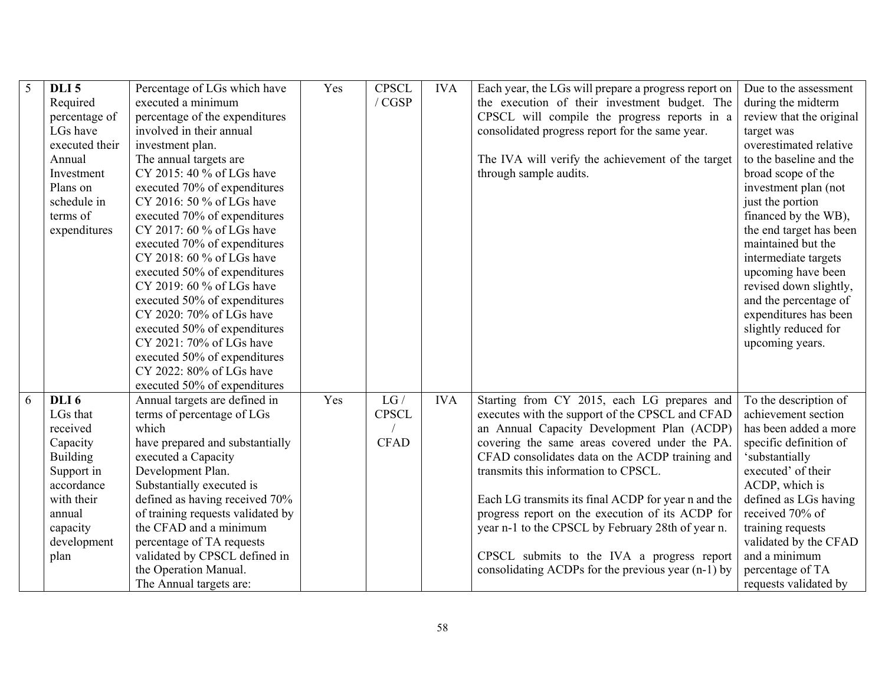| 5 | **DLI 5** Required percentage of LGs have executed their Annual Investment Plans on schedule in terms of expenditures | Percentage of LGs which have executed a minimum percentage of the expenditures involved in their annual investment plan.<br>The annual targets are<br>CY 2015: 40 % of LGs have executed 70% of expenditures<br>CY 2016: 50 % of LGs have executed 70% of expenditures<br>CY 2017: 60 % of LGs have executed 70% of expenditures<br>CY 2018: 60 % of LGs have executed 50% of expenditures<br>CY 2019: 60 % of LGs have executed 50% of expenditures<br>CY 2020: 70% of LGs have executed 50% of expenditures<br>CY 2021: 70% of LGs have executed 50% of expenditures<br>CY 2022: 80% of LGs have executed 50% of expenditures | Yes | CPSCL / CGSP | IVA | Each year, the LGs will prepare a progress report on the execution of their investment budget. The CPSCL will compile the progress reports in a consolidated progress report for the same year.<br><br>The IVA will verify the achievement of the target through sample audits. | Due to the assessment during the midterm review that the original target was overestimated relative to the baseline and the broad scope of the investment plan (not just the portion financed by the WB), the end target has been maintained but the intermediate targets upcoming have been revised down slightly, and the percentage of expenditures has been slightly reduced for upcoming years. |
|---|---|---|---|---|---|---|---|
| 6 | **DLI 6** LGs that received Capacity Building Support in accordance with their annual capacity development plan | Annual targets are defined in terms of percentage of LGs which have prepared and substantially executed a Capacity Development Plan.<br>Substantially executed is defined as having received 70% of training requests validated by the CFAD and a minimum percentage of TA requests validated by CPSCL defined in the Operation Manual.<br>The Annual targets are: | Yes | LG / CPSCL / CFAD | IVA | Starting from CY 2015, each LG prepares and executes with the support of the CPSCL and CFAD an Annual Capacity Development Plan (ACDP) covering the same areas covered under the PA. CFAD consolidates data on the ACDP training and transmits this information to CPSCL.<br><br>Each LG transmits its final ACDP for year n and the progress report on the execution of its ACDP for year n-1 to the CPSCL by February 28th of year n.<br><br>CPSCL submits to the IVA a progress report consolidating ACDPs for the previous year (n-1) by | To the description of achievement section has been added a more specific definition of 'substantially executed' of their ACDP, which is defined as LGs having received 70% of training requests validated by the CFAD and a minimum percentage of TA requests validated by |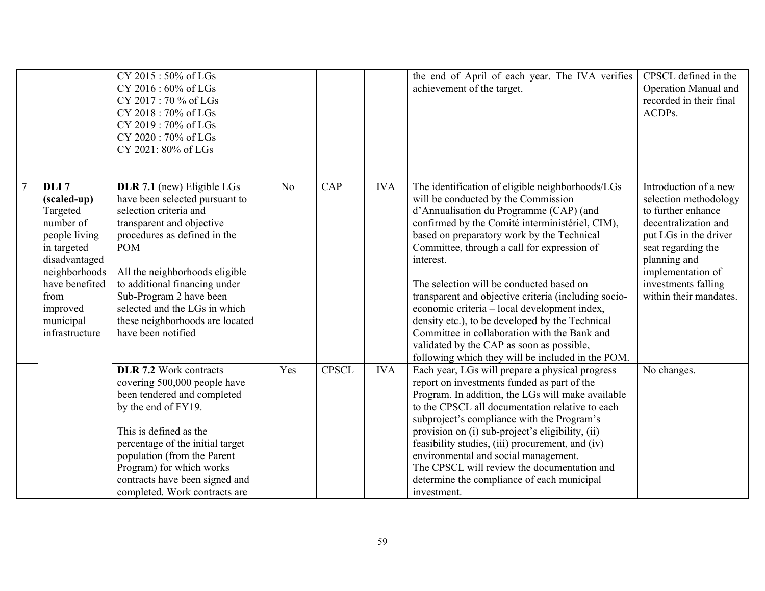| | | | | | | | |
|---|---|---|---|---|---|---|---|
| | | CY 2015 : 50% of LGs<br>CY 2016 : 60% of LGs<br>CY 2017 : 70 % of LGs<br>CY 2018 : 70% of LGs<br>CY 2019 : 70% of LGs<br>CY 2020 : 70% of LGs<br>CY 2021: 80% of LGs | | | | the end of April of each year. The IVA verifies achievement of the target. | CPSCL defined in the Operation Manual and recorded in their final ACDPs. |
| 7 | **DLI 7 (scaled-up)** Targeted number of people living in targeted disadvantaged neighborhoods have benefited from improved municipal infrastructure | **DLR 7.1** (new) Eligible LGs have been selected pursuant to selection criteria and transparent and objective procedures as defined in the POM<br><br>All the neighborhoods eligible to additional financing under Sub-Program 2 have been selected and the LGs in which these neighborhoods are located have been notified | No | CAP | IVA | The identification of eligible neighborhoods/LGs will be conducted by the Commission d'Annualisation du Programme (CAP) (and confirmed by the Comité interministériel, CIM), based on preparatory work by the Technical Committee, through a call for expression of interest.<br><br>The selection will be conducted based on transparent and objective criteria (including socio-economic criteria – local development index, density etc.), to be developed by the Technical Committee in collaboration with the Bank and validated by the CAP as soon as possible, following which they will be included in the POM. | Introduction of a new selection methodology to further enhance decentralization and put LGs in the driver seat regarding the planning and implementation of investments falling within their mandates. |
| | | **DLR 7.2** Work contracts covering 500,000 people have been tendered and completed by the end of FY19.<br><br>This is defined as the percentage of the initial target population (from the Parent Program) for which works contracts have been signed and completed. Work contracts are | Yes | CPSCL | IVA | Each year, LGs will prepare a physical progress report on investments funded as part of the Program. In addition, the LGs will make available to the CPSCL all documentation relative to each subproject's compliance with the Program's provision on (i) sub-project's eligibility, (ii) feasibility studies, (iii) procurement, and (iv) environmental and social management.<br>The CPSCL will review the documentation and determine the compliance of each municipal investment. | No changes. |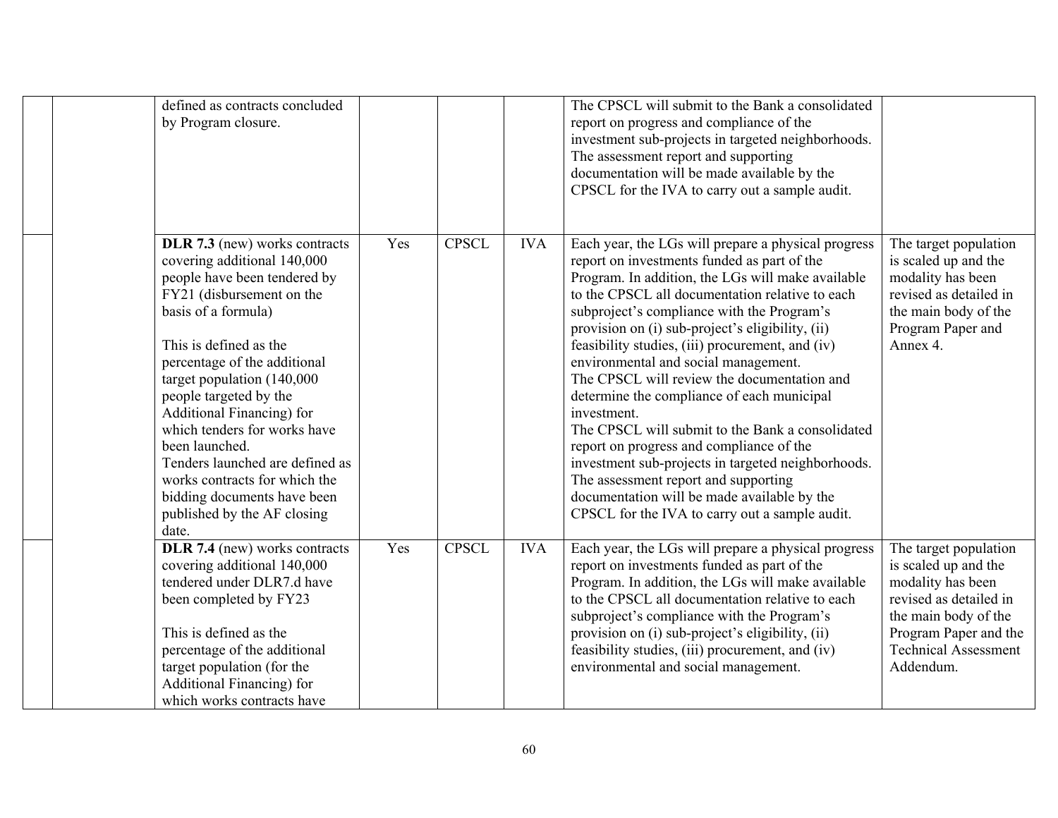| | | | | | | | |
|---|---|---|---|---|---|---|---|
| | | defined as contracts concluded by Program closure. | | | | The CPSCL will submit to the Bank a consolidated report on progress and compliance of the investment sub-projects in targeted neighborhoods. The assessment report and supporting documentation will be made available by the CPSCL for the IVA to carry out a sample audit. | |
| | | **DLR 7.3** (new) works contracts covering additional 140,000 people have been tendered by FY21 (disbursement on the basis of a formula)<br><br>This is defined as the percentage of the additional target population (140,000 people targeted by the Additional Financing) for which tenders for works have been launched.<br>Tenders launched are defined as works contracts for which the bidding documents have been published by the AF closing date. | Yes | CPSCL | IVA | Each year, the LGs will prepare a physical progress report on investments funded as part of the Program. In addition, the LGs will make available to the CPSCL all documentation relative to each subproject's compliance with the Program's provision on (i) sub-project's eligibility, (ii) feasibility studies, (iii) procurement, and (iv) environmental and social management.<br>The CPSCL will review the documentation and determine the compliance of each municipal investment.<br>The CPSCL will submit to the Bank a consolidated report on progress and compliance of the investment sub-projects in targeted neighborhoods. The assessment report and supporting documentation will be made available by the CPSCL for the IVA to carry out a sample audit. | The target population is scaled up and the modality has been revised as detailed in the main body of the Program Paper and Annex 4. |
| | | **DLR 7.4** (new) works contracts covering additional 140,000 tendered under DLR7.d have been completed by FY23<br><br>This is defined as the percentage of the additional target population (for the Additional Financing) for which works contracts have | Yes | CPSCL | IVA | Each year, the LGs will prepare a physical progress report on investments funded as part of the Program. In addition, the LGs will make available to the CPSCL all documentation relative to each subproject's compliance with the Program's provision on (i) sub-project's eligibility, (ii) feasibility studies, (iii) procurement, and (iv) environmental and social management. | The target population is scaled up and the modality has been revised as detailed in the main body of the Program Paper and the Technical Assessment Addendum. |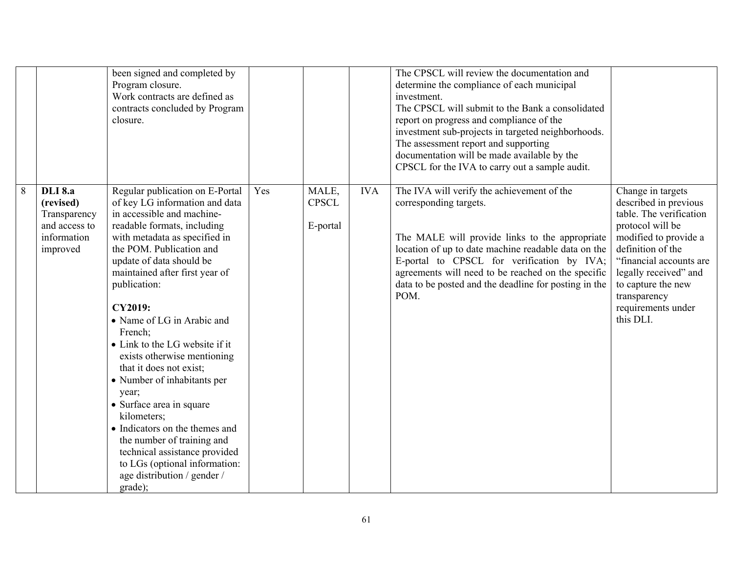| | | | | | | | |
|---|---|---|---|---|---|---|---|
| | | been signed and completed by Program closure.<br>Work contracts are defined as contracts concluded by Program closure. | | | | The CPSCL will review the documentation and determine the compliance of each municipal investment.<br>The CPSCL will submit to the Bank a consolidated report on progress and compliance of the investment sub-projects in targeted neighborhoods. The assessment report and supporting documentation will be made available by the CPSCL for the IVA to carry out a sample audit. | |
| 8 | **DLI 8.a (revised)** Transparency and access to information improved | Regular publication on E-Portal of key LG information and data in accessible and machine-readable formats, including with metadata as specified in the POM. Publication and update of data should be maintained after first year of publication:<br><br>**CY2019:**<br>• Name of LG in Arabic and French;<br>• Link to the LG website if it exists otherwise mentioning that it does not exist;<br>• Number of inhabitants per year;<br>• Surface area in square kilometers;<br>• Indicators on the themes and the number of training and technical assistance provided to LGs (optional information: age distribution / gender / grade); | Yes | MALE, CPSCL<br><br>E-portal | IVA | The IVA will verify the achievement of the corresponding targets.<br><br>The MALE will provide links to the appropriate location of up to date machine readable data on the E-portal to CPSCL for verification by IVA; agreements will need to be reached on the specific data to be posted and the deadline for posting in the POM. | Change in targets described in previous table. The verification protocol will be modified to provide a definition of the "financial accounts are legally received" and to capture the new transparency requirements under this DLI. |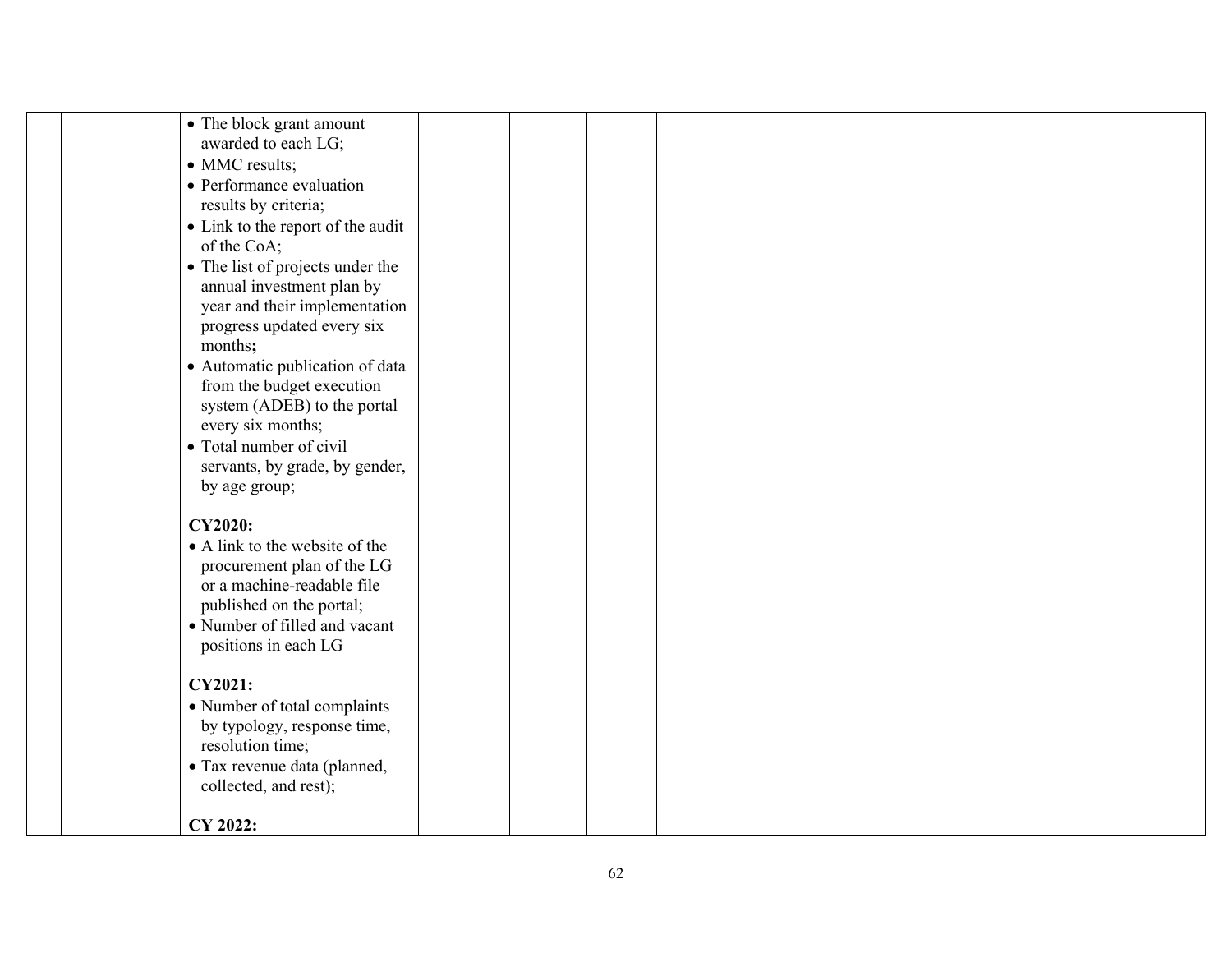| | | | | | | | |
|---|---|---|---|---|---|---|---|
| | | • The block grant amount awarded to each LG;<br>• MMC results;<br>• Performance evaluation results by criteria;<br>• Link to the report of the audit of the CoA;<br>• The list of projects under the annual investment plan by year and their implementation progress updated every six months**;**<br>• Automatic publication of data from the budget execution system (ADEB) to the portal every six months;<br>• Total number of civil servants, by grade, by gender, by age group;<br><br>**CY2020:**<br>• A link to the website of the procurement plan of the LG or a machine-readable file published on the portal;<br>• Number of filled and vacant positions in each LG<br><br>**CY2021:**<br>• Number of total complaints by typology, response time, resolution time;<br>• Tax revenue data (planned, collected, and rest);<br><br>**CY 2022:** | | | | | |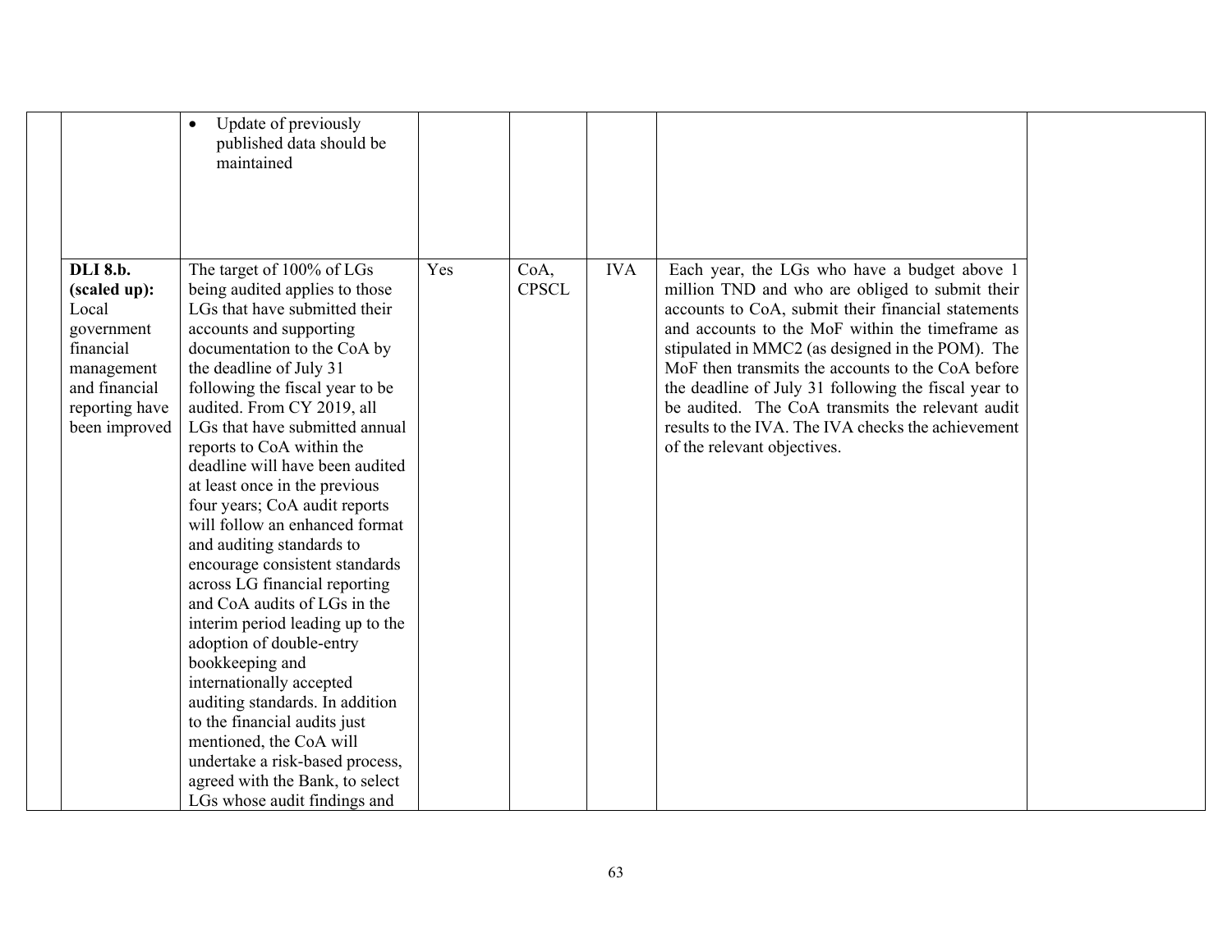| | | | | | | |
|---|---|---|---|---|---|---|
| | | • Update of previously published data should be maintained | | | | | |
| | **DLI 8.b. (scaled up):** Local government financial management and financial reporting have been improved | The target of 100% of LGs being audited applies to those LGs that have submitted their accounts and supporting documentation to the CoA by the deadline of July 31 following the fiscal year to be audited. From CY 2019, all LGs that have submitted annual reports to CoA within the deadline will have been audited at least once in the previous four years; CoA audit reports will follow an enhanced format and auditing standards to encourage consistent standards across LG financial reporting and CoA audits of LGs in the interim period leading up to the adoption of double-entry bookkeeping and internationally accepted auditing standards. In addition to the financial audits just mentioned, the CoA will undertake a risk-based process, agreed with the Bank, to select LGs whose audit findings and | Yes | CoA, CPSCL | IVA | Each year, the LGs who have a budget above 1 million TND and who are obliged to submit their accounts to CoA, submit their financial statements and accounts to the MoF within the timeframe as stipulated in MMC2 (as designed in the POM). The MoF then transmits the accounts to the CoA before the deadline of July 31 following the fiscal year to be audited. The CoA transmits the relevant audit results to the IVA. The IVA checks the achievement of the relevant objectives. | |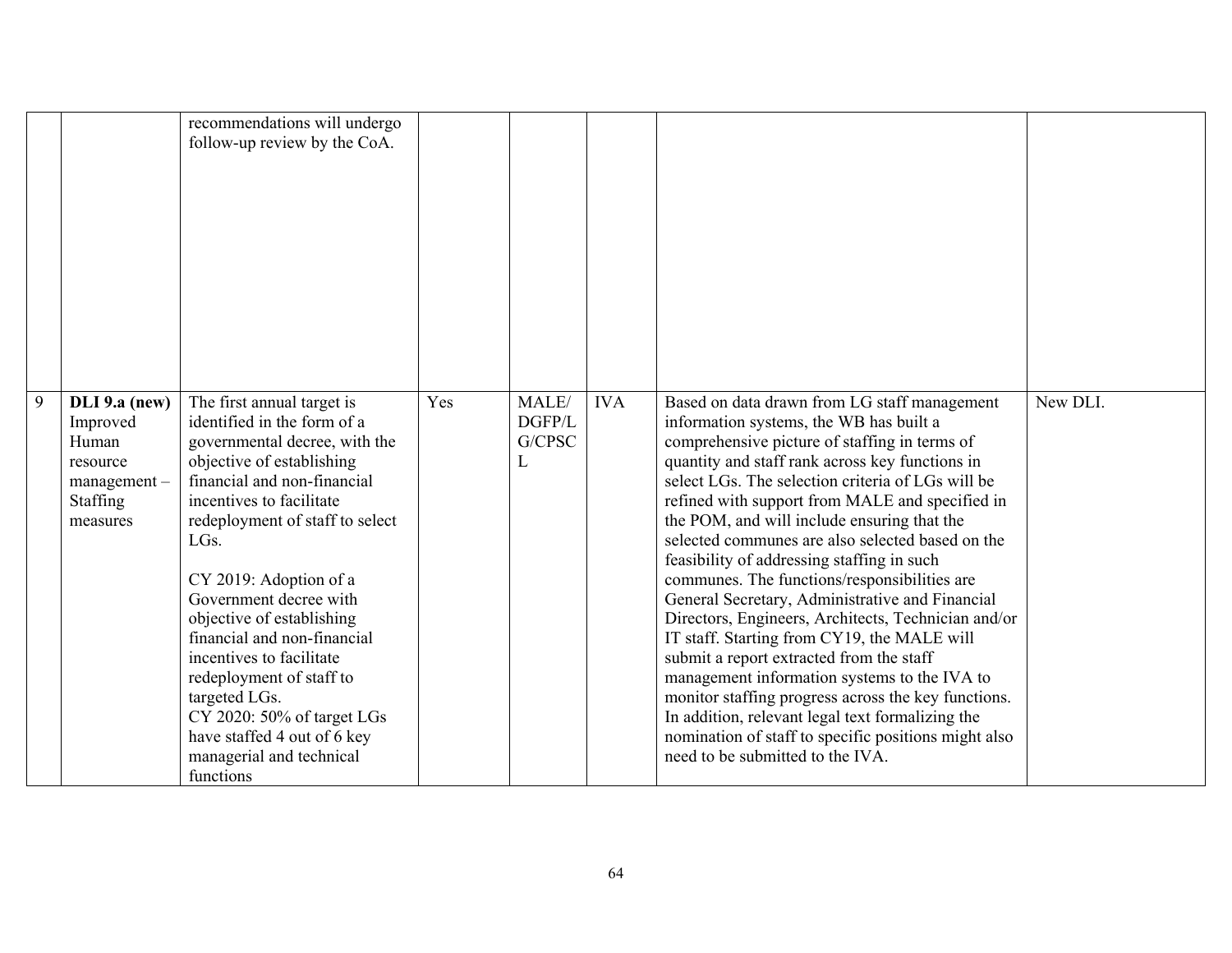| | | | | | | | |
|---|---|---|---|---|---|---|---|
| | | recommendations will undergo follow-up review by the CoA. | | | | | |
| 9 | **DLI 9.a (new)** Improved Human resource management – Staffing measures | The first annual target is identified in the form of a governmental decree, with the objective of establishing financial and non-financial incentives to facilitate redeployment of staff to select LGs.<br><br>CY 2019: Adoption of a Government decree with objective of establishing financial and non-financial incentives to facilitate redeployment of staff to targeted LGs.<br>CY 2020: 50% of target LGs have staffed 4 out of 6 key managerial and technical functions | Yes | MALE/ DGFP/LG/CPSCL | IVA | Based on data drawn from LG staff management information systems, the WB has built a comprehensive picture of staffing in terms of quantity and staff rank across key functions in select LGs. The selection criteria of LGs will be refined with support from MALE and specified in the POM, and will include ensuring that the selected communes are also selected based on the feasibility of addressing staffing in such communes. The functions/responsibilities are General Secretary, Administrative and Financial Directors, Engineers, Architects, Technician and/or IT staff. Starting from CY19, the MALE will submit a report extracted from the staff management information systems to the IVA to monitor staffing progress across the key functions. In addition, relevant legal text formalizing the nomination of staff to specific positions might also need to be submitted to the IVA. | New DLI. |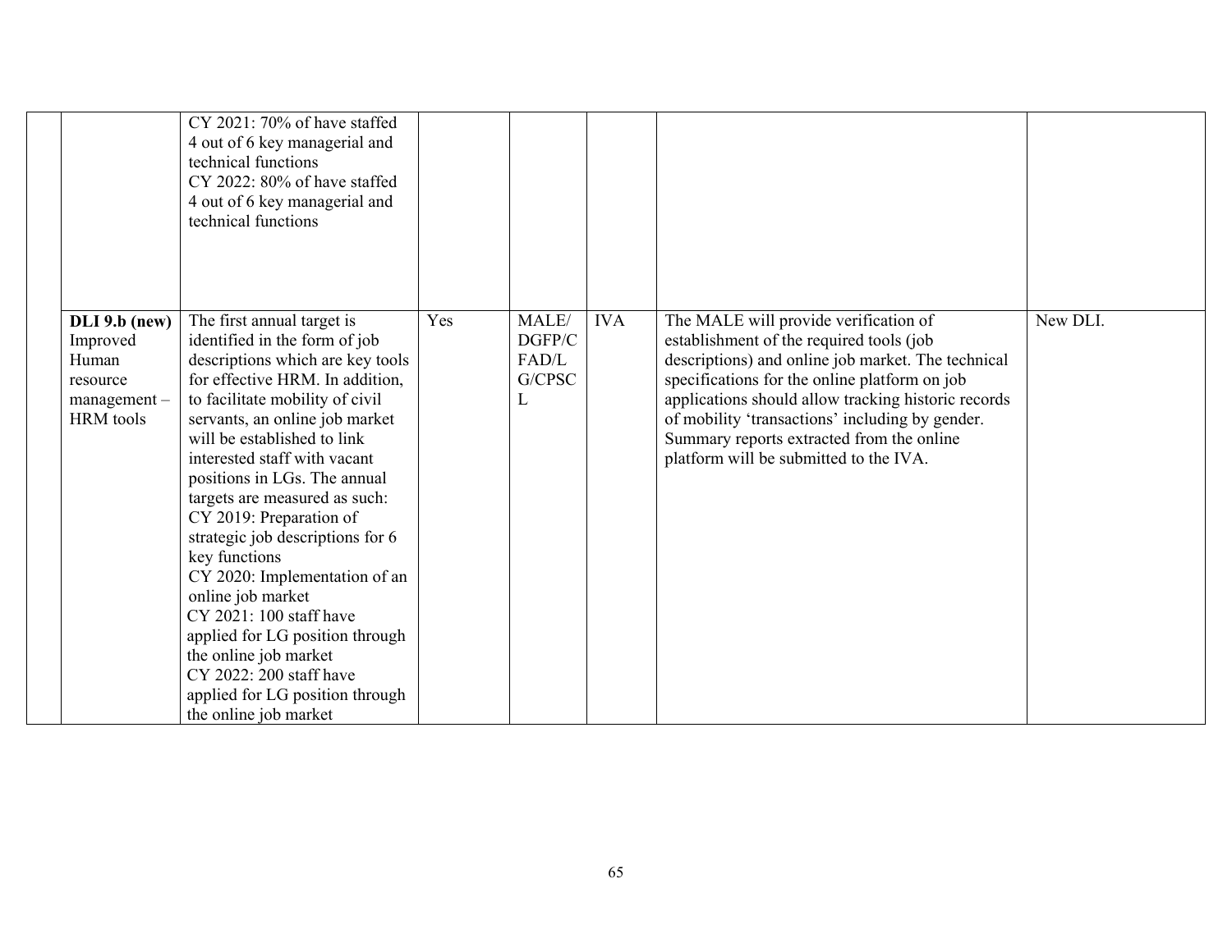| | | | | | | | |
|---|---|---|---|---|---|---|---|
| | | CY 2021: 70% of have staffed 4 out of 6 key managerial and technical functions<br>CY 2022: 80% of have staffed 4 out of 6 key managerial and technical functions | | | | | |
| | **DLI 9.b (new)** Improved Human resource management – HRM tools | The first annual target is identified in the form of job descriptions which are key tools for effective HRM. In addition, to facilitate mobility of civil servants, an online job market will be established to link interested staff with vacant positions in LGs. The annual targets are measured as such:<br>CY 2019: Preparation of strategic job descriptions for 6 key functions<br>CY 2020: Implementation of an online job market<br>CY 2021: 100 staff have applied for LG position through the online job market<br>CY 2022: 200 staff have applied for LG position through the online job market | Yes | MALE/ DGFP/CFAD/LG/CPSCL | IVA | The MALE will provide verification of establishment of the required tools (job descriptions) and online job market. The technical specifications for the online platform on job applications should allow tracking historic records of mobility 'transactions' including by gender. Summary reports extracted from the online platform will be submitted to the IVA. | New DLI. |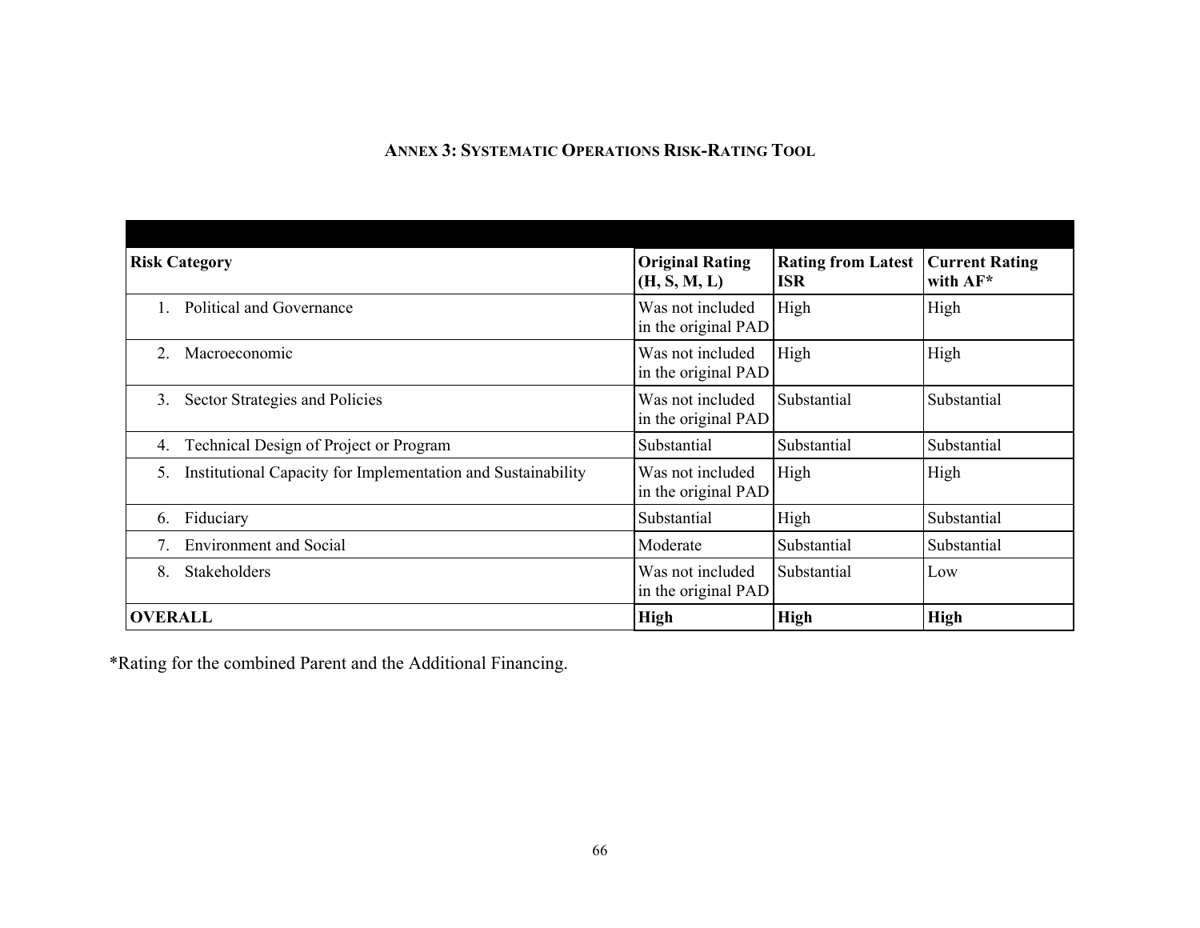## ANNEX 3: SYSTEMATIC OPERATIONS RISK-RATING TOOL

| Risk Category | Original Rating (H, S, M, L) | Rating from Latest ISR | Current Rating with AF* |
|---|---|---|---|
| 1. Political and Governance | Was not included in the original PAD | High | High |
| 2. Macroeconomic | Was not included in the original PAD | High | High |
| 3. Sector Strategies and Policies | Was not included in the original PAD | Substantial | Substantial |
| 4. Technical Design of Project or Program | Substantial | Substantial | Substantial |
| 5. Institutional Capacity for Implementation and Sustainability | Was not included in the original PAD | High | High |
| 6. Fiduciary | Substantial | High | Substantial |
| 7. Environment and Social | Moderate | Substantial | Substantial |
| 8. Stakeholders | Was not included in the original PAD | Substantial | Low |
| **OVERALL** | **High** | **High** | **High** |

*Rating for the combined Parent and the Additional Financing.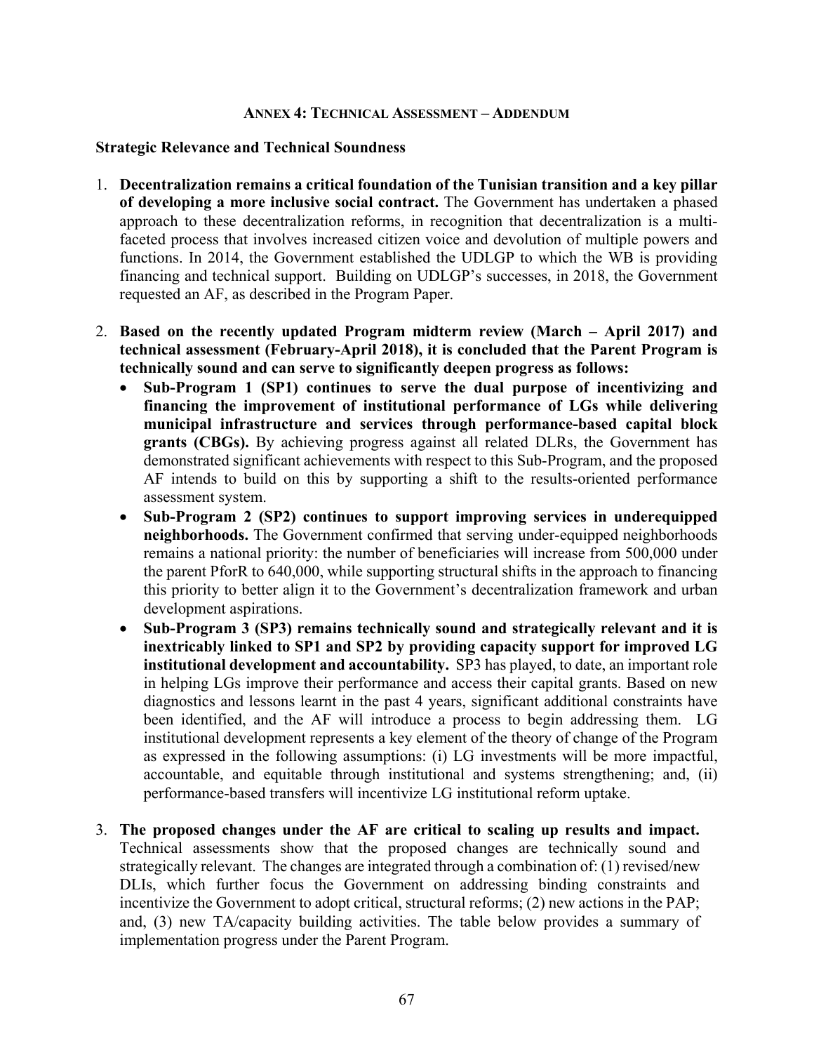#### ANNEX 4: TECHNICAL ASSESSMENT – ADDENDUM

**Strategic Relevance and Technical Soundness**

1. **Decentralization remains a critical foundation of the Tunisian transition and a key pillar of developing a more inclusive social contract.** The Government has undertaken a phased approach to these decentralization reforms, in recognition that decentralization is a multi-faceted process that involves increased citizen voice and devolution of multiple powers and functions. In 2014, the Government established the UDLGP to which the WB is providing financing and technical support. Building on UDLGP's successes, in 2018, the Government requested an AF, as described in the Program Paper.

2. **Based on the recently updated Program midterm review (March – April 2017) and technical assessment (February-April 2018), it is concluded that the Parent Program is technically sound and can serve to significantly deepen progress as follows:**
   - **Sub-Program 1 (SP1) continues to serve the dual purpose of incentivizing and financing the improvement of institutional performance of LGs while delivering municipal infrastructure and services through performance-based capital block grants (CBGs).** By achieving progress against all related DLRs, the Government has demonstrated significant achievements with respect to this Sub-Program, and the proposed AF intends to build on this by supporting a shift to the results-oriented performance assessment system.
   - **Sub-Program 2 (SP2) continues to support improving services in underequipped neighborhoods.** The Government confirmed that serving under-equipped neighborhoods remains a national priority: the number of beneficiaries will increase from 500,000 under the parent PforR to 640,000, while supporting structural shifts in the approach to financing this priority to better align it to the Government's decentralization framework and urban development aspirations.
   - **Sub-Program 3 (SP3) remains technically sound and strategically relevant and it is inextricably linked to SP1 and SP2 by providing capacity support for improved LG institutional development and accountability.** SP3 has played, to date, an important role in helping LGs improve their performance and access their capital grants. Based on new diagnostics and lessons learnt in the past 4 years, significant additional constraints have been identified, and the AF will introduce a process to begin addressing them. LG institutional development represents a key element of the theory of change of the Program as expressed in the following assumptions: (i) LG investments will be more impactful, accountable, and equitable through institutional and systems strengthening; and, (ii) performance-based transfers will incentivize LG institutional reform uptake.

3. **The proposed changes under the AF are critical to scaling up results and impact.** Technical assessments show that the proposed changes are technically sound and strategically relevant. The changes are integrated through a combination of: (1) revised/new DLIs, which further focus the Government on addressing binding constraints and incentivize the Government to adopt critical, structural reforms; (2) new actions in the PAP; and, (3) new TA/capacity building activities. The table below provides a summary of implementation progress under the Parent Program.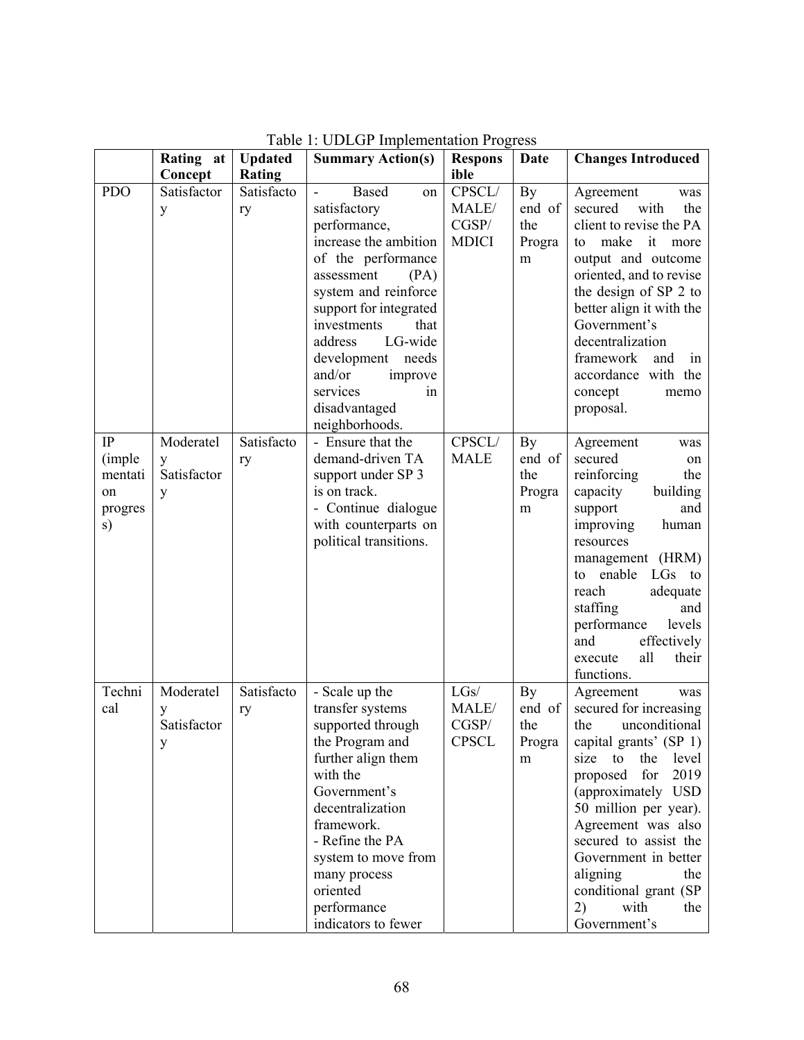Table 1: UDLGP Implementation Progress

| | Rating at Concept | Updated Rating | Summary Action(s) | Responsible | Date | Changes Introduced |
|---|---|---|---|---|---|---|
| PDO | Satisfactory | Satisfactory | - Based on satisfactory performance, increase the ambition of the performance assessment (PA) system and reinforce support for integrated investments that address LG-wide development needs and/or improve services in disadvantaged neighborhoods. | CPSCL/ MALE/ CGSP/ MDICI | By end of the Program | Agreement was secured with the client to revise the PA to make it more output and outcome oriented, and to revise the design of SP 2 to better align it with the Government's decentralization framework and in accordance with the concept memo proposal. |
| IP (implementation progress) | Moderately Satisfactory | Satisfactory | - Ensure that the demand-driven TA support under SP 3 is on track.<br>- Continue dialogue with counterparts on political transitions. | CPSCL/ MALE | By end of the Program | Agreement was secured on reinforcing the capacity building support and improving human resources management (HRM) to enable LGs to reach adequate staffing and performance levels and effectively execute all their functions. |
| Technical | Moderately Satisfactory | Satisfactory | - Scale up the transfer systems supported through the Program and further align them with the Government's decentralization framework.<br>- Refine the PA system to move from many process oriented performance indicators to fewer | LGs/ MALE/ CGSP/ CPSCL | By end of the Program | Agreement was secured for increasing the unconditional capital grants' (SP 1) size to the level proposed for 2019 (approximately USD 50 million per year). Agreement was also secured to assist the Government in better aligning the conditional grant (SP 2) with the Government's |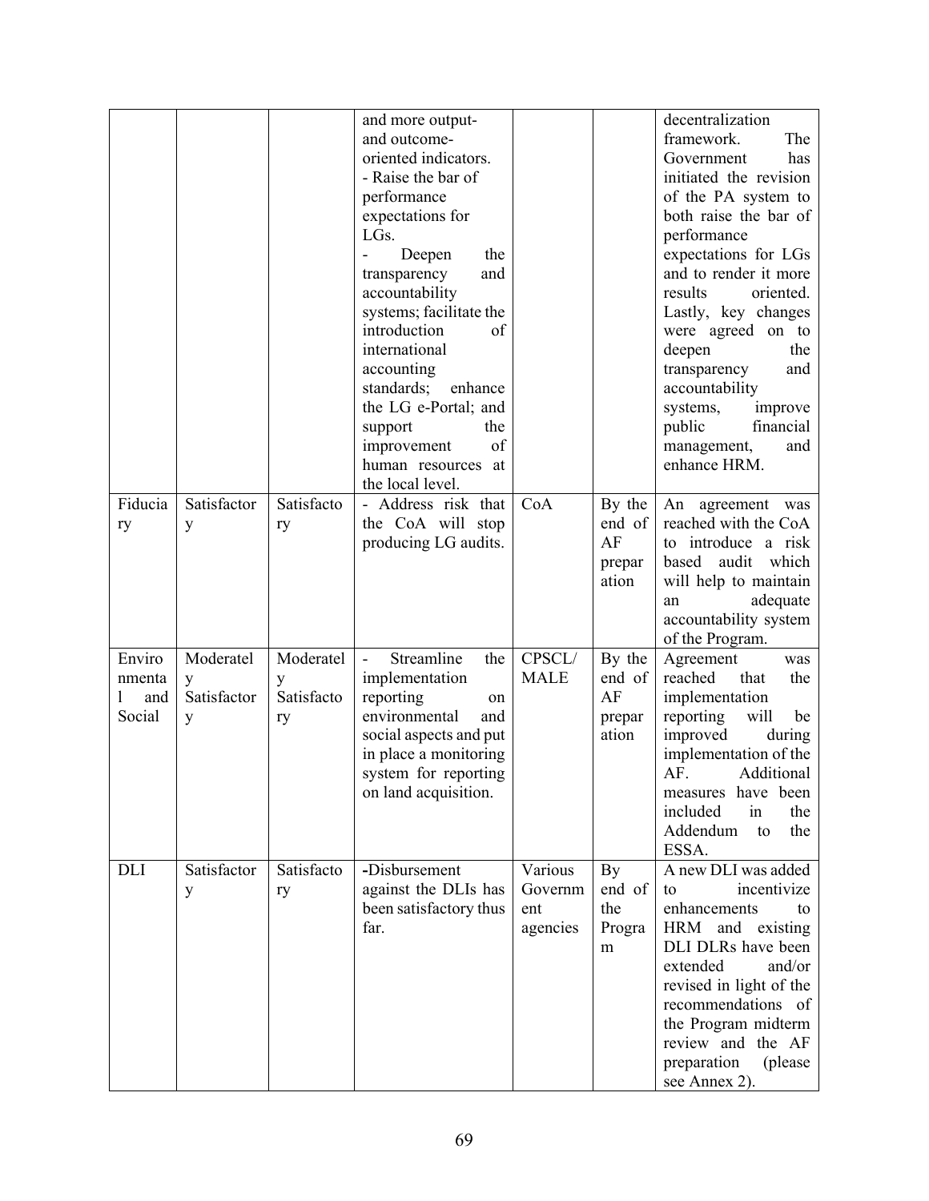| | | | and more output- and outcome-oriented indicators.<br>- Raise the bar of performance expectations for LGs.<br>- Deepen the transparency and accountability systems; facilitate the introduction of international accounting standards; enhance the LG e-Portal; and support the improvement of human resources at the local level. | | | decentralization framework. The Government has initiated the revision of the PA system to both raise the bar of performance expectations for LGs and to render it more results oriented. Lastly, key changes were agreed on to deepen the transparency and accountability systems, improve public financial management, and enhance HRM. |
|---|---|---|---|---|---|---|
| Fiduciary | Satisfactory | Satisfactory | - Address risk that the CoA will stop producing LG audits. | CoA | By the end of AF preparation | An agreement was reached with the CoA to introduce a risk based audit which will help to maintain an adequate accountability system of the Program. |
| Environmental and Social | Moderately Satisfactory | Moderately Satisfactory | - Streamline the implementation reporting on environmental and social aspects and put in place a monitoring system for reporting on land acquisition. | CPSCL/ MALE | By the end of AF preparation | Agreement was reached that the implementation reporting will be improved during implementation of the AF. Additional measures have been included in the Addendum to the ESSA. |
| DLI | Satisfactory | Satisfactory | -Disbursement against the DLIs has been satisfactory thus far. | Various Government agencies | By end of the Program | A new DLI was added to incentivize enhancements to HRM and existing DLI DLRs have been extended and/or revised in light of the recommendations of the Program midterm review and the AF preparation (please see Annex 2). |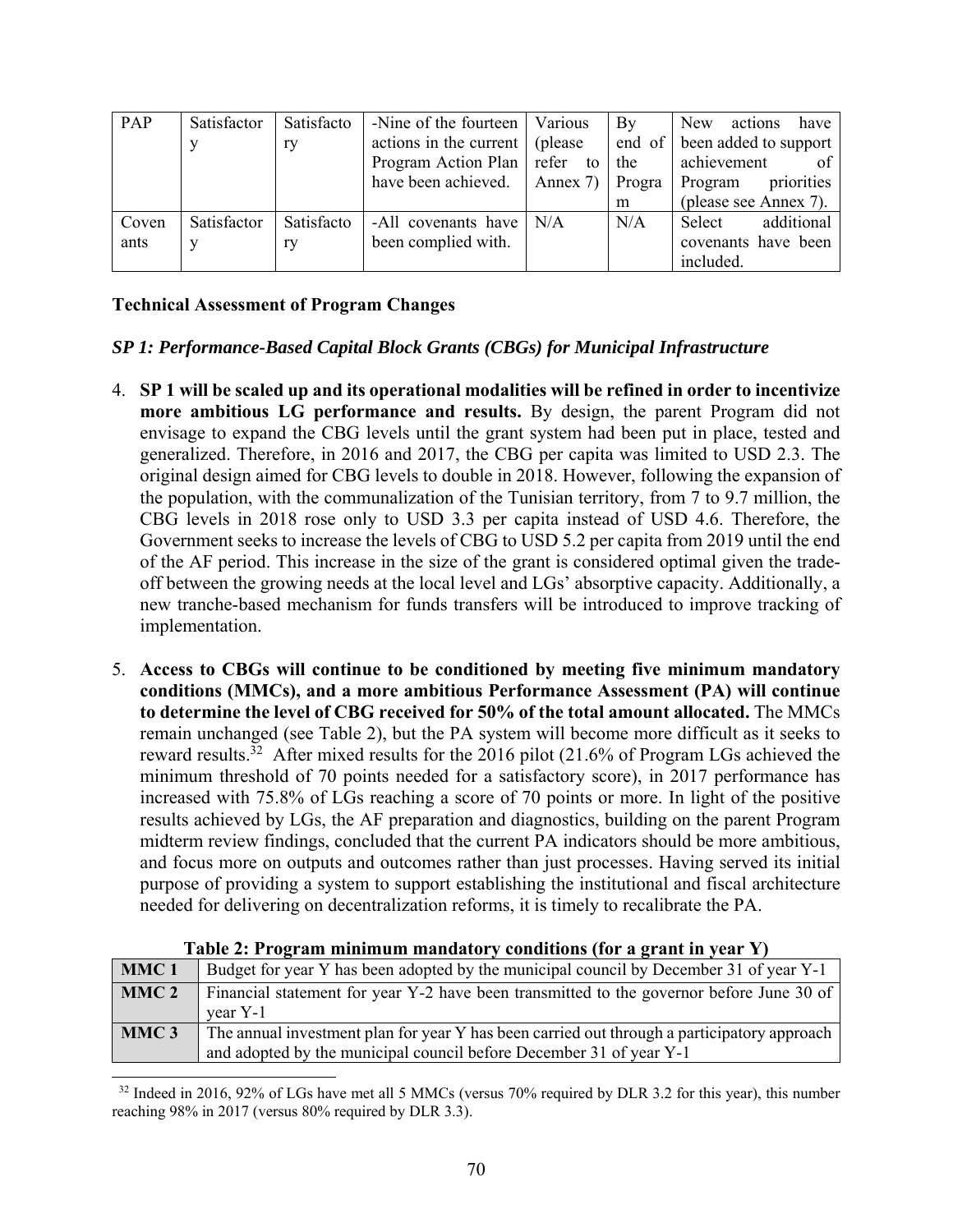| PAP | Satisfactory | Satisfactory | -Nine of the fourteen actions in the current Program Action Plan have been achieved. | Various (please refer to Annex 7) | By end of the Program | New actions have been added to support achievement of Program priorities (please see Annex 7). |
|---|---|---|---|---|---|---|
| Covenants | Satisfactory | Satisfactory | -All covenants have been complied with. | N/A | N/A | Select additional covenants have been included. |

**Technical Assessment of Program Changes**

***SP 1: Performance-Based Capital Block Grants (CBGs) for Municipal Infrastructure***

4. **SP 1 will be scaled up and its operational modalities will be refined in order to incentivize more ambitious LG performance and results.** By design, the parent Program did not envisage to expand the CBG levels until the grant system had been put in place, tested and generalized. Therefore, in 2016 and 2017, the CBG per capita was limited to USD 2.3. The original design aimed for CBG levels to double in 2018. However, following the expansion of the population, with the communalization of the Tunisian territory, from 7 to 9.7 million, the CBG levels in 2018 rose only to USD 3.3 per capita instead of USD 4.6. Therefore, the Government seeks to increase the levels of CBG to USD 5.2 per capita from 2019 until the end of the AF period. This increase in the size of the grant is considered optimal given the trade-off between the growing needs at the local level and LGs' absorptive capacity. Additionally, a new tranche-based mechanism for funds transfers will be introduced to improve tracking of implementation.

5. **Access to CBGs will continue to be conditioned by meeting five minimum mandatory conditions (MMCs), and a more ambitious Performance Assessment (PA) will continue to determine the level of CBG received for 50% of the total amount allocated.** The MMCs remain unchanged (see Table 2), but the PA system will become more difficult as it seeks to reward results.[32] After mixed results for the 2016 pilot (21.6% of Program LGs achieved the minimum threshold of 70 points needed for a satisfactory score), in 2017 performance has increased with 75.8% of LGs reaching a score of 70 points or more. In light of the positive results achieved by LGs, the AF preparation and diagnostics, building on the parent Program midterm review findings, concluded that the current PA indicators should be more ambitious, and focus more on outputs and outcomes rather than just processes. Having served its initial purpose of providing a system to support establishing the institutional and fiscal architecture needed for delivering on decentralization reforms, it is timely to recalibrate the PA.

**Table 2: Program minimum mandatory conditions (for a grant in year Y)**

| | |
|---|---|
| **MMC 1** | Budget for year Y has been adopted by the municipal council by December 31 of year Y-1 |
| **MMC 2** | Financial statement for year Y-2 have been transmitted to the governor before June 30 of year Y-1 |
| **MMC 3** | The annual investment plan for year Y has been carried out through a participatory approach and adopted by the municipal council before December 31 of year Y-1 |

[32] Indeed in 2016, 92% of LGs have met all 5 MMCs (versus 70% required by DLR 3.2 for this year), this number reaching 98% in 2017 (versus 80% required by DLR 3.3).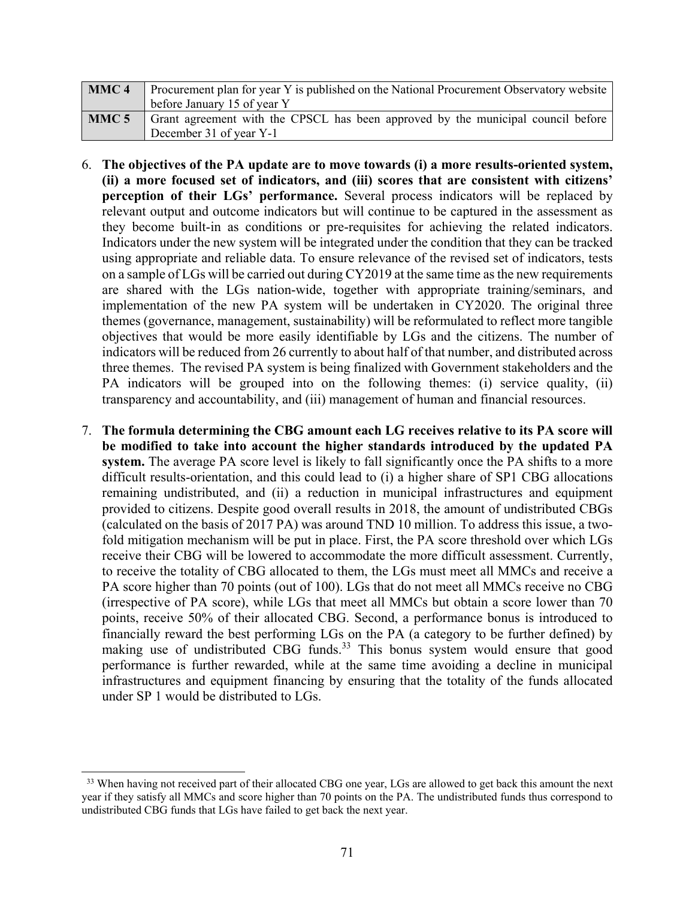| | |
|---|---|
| **MMC 4** | Procurement plan for year Y is published on the National Procurement Observatory website before January 15 of year Y |
| **MMC 5** | Grant agreement with the CPSCL has been approved by the municipal council before December 31 of year Y-1 |

6. **The objectives of the PA update are to move towards (i) a more results-oriented system, (ii) a more focused set of indicators, and (iii) scores that are consistent with citizens' perception of their LGs' performance.** Several process indicators will be replaced by relevant output and outcome indicators but will continue to be captured in the assessment as they become built-in as conditions or pre-requisites for achieving the related indicators. Indicators under the new system will be integrated under the condition that they can be tracked using appropriate and reliable data. To ensure relevance of the revised set of indicators, tests on a sample of LGs will be carried out during CY2019 at the same time as the new requirements are shared with the LGs nation-wide, together with appropriate training/seminars, and implementation of the new PA system will be undertaken in CY2020. The original three themes (governance, management, sustainability) will be reformulated to reflect more tangible objectives that would be more easily identifiable by LGs and the citizens. The number of indicators will be reduced from 26 currently to about half of that number, and distributed across three themes. The revised PA system is being finalized with Government stakeholders and the PA indicators will be grouped into on the following themes: (i) service quality, (ii) transparency and accountability, and (iii) management of human and financial resources.

7. **The formula determining the CBG amount each LG receives relative to its PA score will be modified to take into account the higher standards introduced by the updated PA system.** The average PA score level is likely to fall significantly once the PA shifts to a more difficult results-orientation, and this could lead to (i) a higher share of SP1 CBG allocations remaining undistributed, and (ii) a reduction in municipal infrastructures and equipment provided to citizens. Despite good overall results in 2018, the amount of undistributed CBGs (calculated on the basis of 2017 PA) was around TND 10 million. To address this issue, a two-fold mitigation mechanism will be put in place. First, the PA score threshold over which LGs receive their CBG will be lowered to accommodate the more difficult assessment. Currently, to receive the totality of CBG allocated to them, the LGs must meet all MMCs and receive a PA score higher than 70 points (out of 100). LGs that do not meet all MMCs receive no CBG (irrespective of PA score), while LGs that meet all MMCs but obtain a score lower than 70 points, receive 50% of their allocated CBG. Second, a performance bonus is introduced to financially reward the best performing LGs on the PA (a category to be further defined) by making use of undistributed CBG funds.[33] This bonus system would ensure that good performance is further rewarded, while at the same time avoiding a decline in municipal infrastructures and equipment financing by ensuring that the totality of the funds allocated under SP 1 would be distributed to LGs.

[33] When having not received part of their allocated CBG one year, LGs are allowed to get back this amount the next year if they satisfy all MMCs and score higher than 70 points on the PA. The undistributed funds thus correspond to undistributed CBG funds that LGs have failed to get back the next year.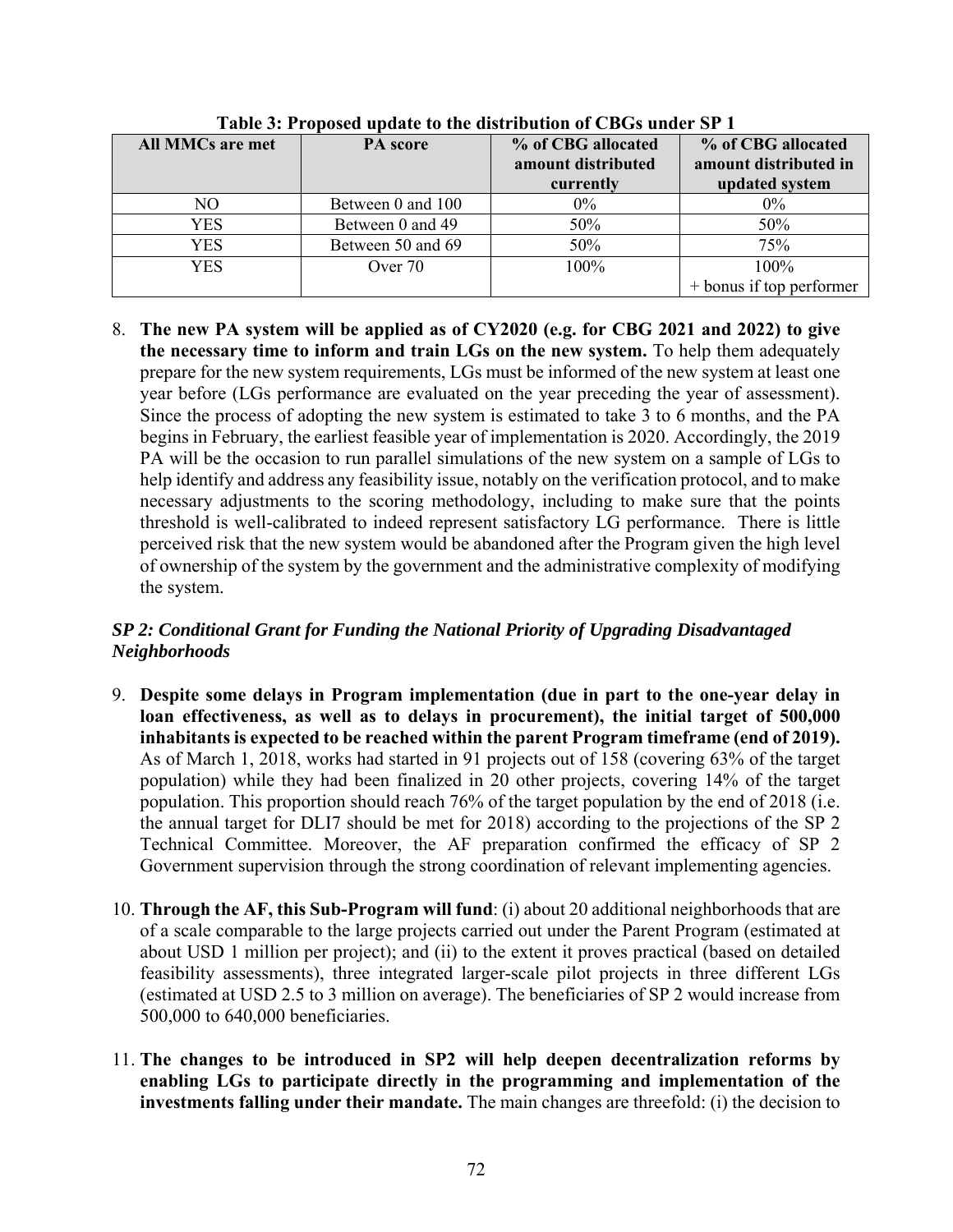**Table 3: Proposed update to the distribution of CBGs under SP 1**

| All MMCs are met | PA score | % of CBG allocated amount distributed currently | % of CBG allocated amount distributed in updated system |
|---|---|---|---|
| NO | Between 0 and 100 | 0% | 0% |
| YES | Between 0 and 49 | 50% | 50% |
| YES | Between 50 and 69 | 50% | 75% |
| YES | Over 70 | 100% | 100% + bonus if top performer |

8. **The new PA system will be applied as of CY2020 (e.g. for CBG 2021 and 2022) to give the necessary time to inform and train LGs on the new system.** To help them adequately prepare for the new system requirements, LGs must be informed of the new system at least one year before (LGs performance are evaluated on the year preceding the year of assessment). Since the process of adopting the new system is estimated to take 3 to 6 months, and the PA begins in February, the earliest feasible year of implementation is 2020. Accordingly, the 2019 PA will be the occasion to run parallel simulations of the new system on a sample of LGs to help identify and address any feasibility issue, notably on the verification protocol, and to make necessary adjustments to the scoring methodology, including to make sure that the points threshold is well-calibrated to indeed represent satisfactory LG performance. There is little perceived risk that the new system would be abandoned after the Program given the high level of ownership of the system by the government and the administrative complexity of modifying the system.

***SP 2: Conditional Grant for Funding the National Priority of Upgrading Disadvantaged Neighborhoods***

9. **Despite some delays in Program implementation (due in part to the one-year delay in loan effectiveness, as well as to delays in procurement), the initial target of 500,000 inhabitants is expected to be reached within the parent Program timeframe (end of 2019).** As of March 1, 2018, works had started in 91 projects out of 158 (covering 63% of the target population) while they had been finalized in 20 other projects, covering 14% of the target population. This proportion should reach 76% of the target population by the end of 2018 (i.e. the annual target for DLI7 should be met for 2018) according to the projections of the SP 2 Technical Committee. Moreover, the AF preparation confirmed the efficacy of SP 2 Government supervision through the strong coordination of relevant implementing agencies.

10. **Through the AF, this Sub-Program will fund**: (i) about 20 additional neighborhoods that are of a scale comparable to the large projects carried out under the Parent Program (estimated at about USD 1 million per project); and (ii) to the extent it proves practical (based on detailed feasibility assessments), three integrated larger-scale pilot projects in three different LGs (estimated at USD 2.5 to 3 million on average). The beneficiaries of SP 2 would increase from 500,000 to 640,000 beneficiaries.

11. **The changes to be introduced in SP2 will help deepen decentralization reforms by enabling LGs to participate directly in the programming and implementation of the investments falling under their mandate.** The main changes are threefold: (i) the decision to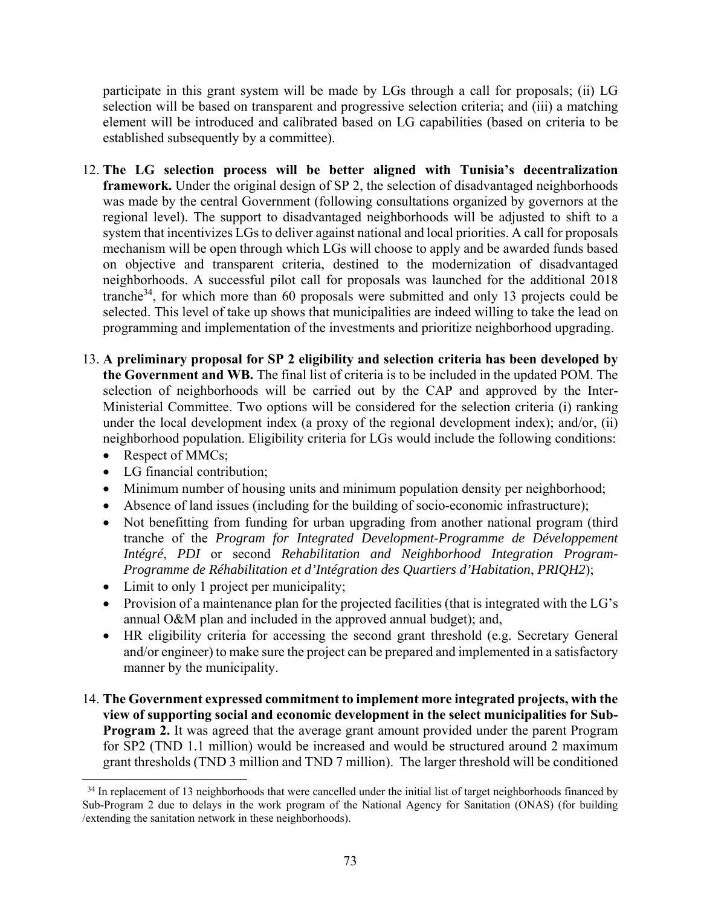participate in this grant system will be made by LGs through a call for proposals; (ii) LG selection will be based on transparent and progressive selection criteria; and (iii) a matching element will be introduced and calibrated based on LG capabilities (based on criteria to be established subsequently by a committee).

12. **The LG selection process will be better aligned with Tunisia's decentralization framework.** Under the original design of SP 2, the selection of disadvantaged neighborhoods was made by the central Government (following consultations organized by governors at the regional level). The support to disadvantaged neighborhoods will be adjusted to shift to a system that incentivizes LGs to deliver against national and local priorities. A call for proposals mechanism will be open through which LGs will choose to apply and be awarded funds based on objective and transparent criteria, destined to the modernization of disadvantaged neighborhoods. A successful pilot call for proposals was launched for the additional 2018 tranche[34], for which more than 60 proposals were submitted and only 13 projects could be selected. This level of take up shows that municipalities are indeed willing to take the lead on programming and implementation of the investments and prioritize neighborhood upgrading.

13. **A preliminary proposal for SP 2 eligibility and selection criteria has been developed by the Government and WB.** The final list of criteria is to be included in the updated POM. The selection of neighborhoods will be carried out by the CAP and approved by the Inter-Ministerial Committee. Two options will be considered for the selection criteria (i) ranking under the local development index (a proxy of the regional development index); and/or, (ii) neighborhood population. Eligibility criteria for LGs would include the following conditions:
    - Respect of MMCs;
    - LG financial contribution;
    - Minimum number of housing units and minimum population density per neighborhood;
    - Absence of land issues (including for the building of socio-economic infrastructure);
    - Not benefitting from funding for urban upgrading from another national program (third tranche of the *Program for Integrated Development-Programme de Développement Intégré*, *PDI* or second *Rehabilitation and Neighborhood Integration Program-Programme de Réhabilitation et d'Intégration des Quartiers d'Habitation*, *PRIQH2*);
    - Limit to only 1 project per municipality;
    - Provision of a maintenance plan for the projected facilities (that is integrated with the LG's annual O&M plan and included in the approved annual budget); and,
    - HR eligibility criteria for accessing the second grant threshold (e.g. Secretary General and/or engineer) to make sure the project can be prepared and implemented in a satisfactory manner by the municipality.

14. **The Government expressed commitment to implement more integrated projects, with the view of supporting social and economic development in the select municipalities for Sub-Program 2.** It was agreed that the average grant amount provided under the parent Program for SP2 (TND 1.1 million) would be increased and would be structured around 2 maximum grant thresholds (TND 3 million and TND 7 million). The larger threshold will be conditioned

---

[34] In replacement of 13 neighborhoods that were cancelled under the initial list of target neighborhoods financed by Sub-Program 2 due to delays in the work program of the National Agency for Sanitation (ONAS) (for building /extending the sanitation network in these neighborhoods).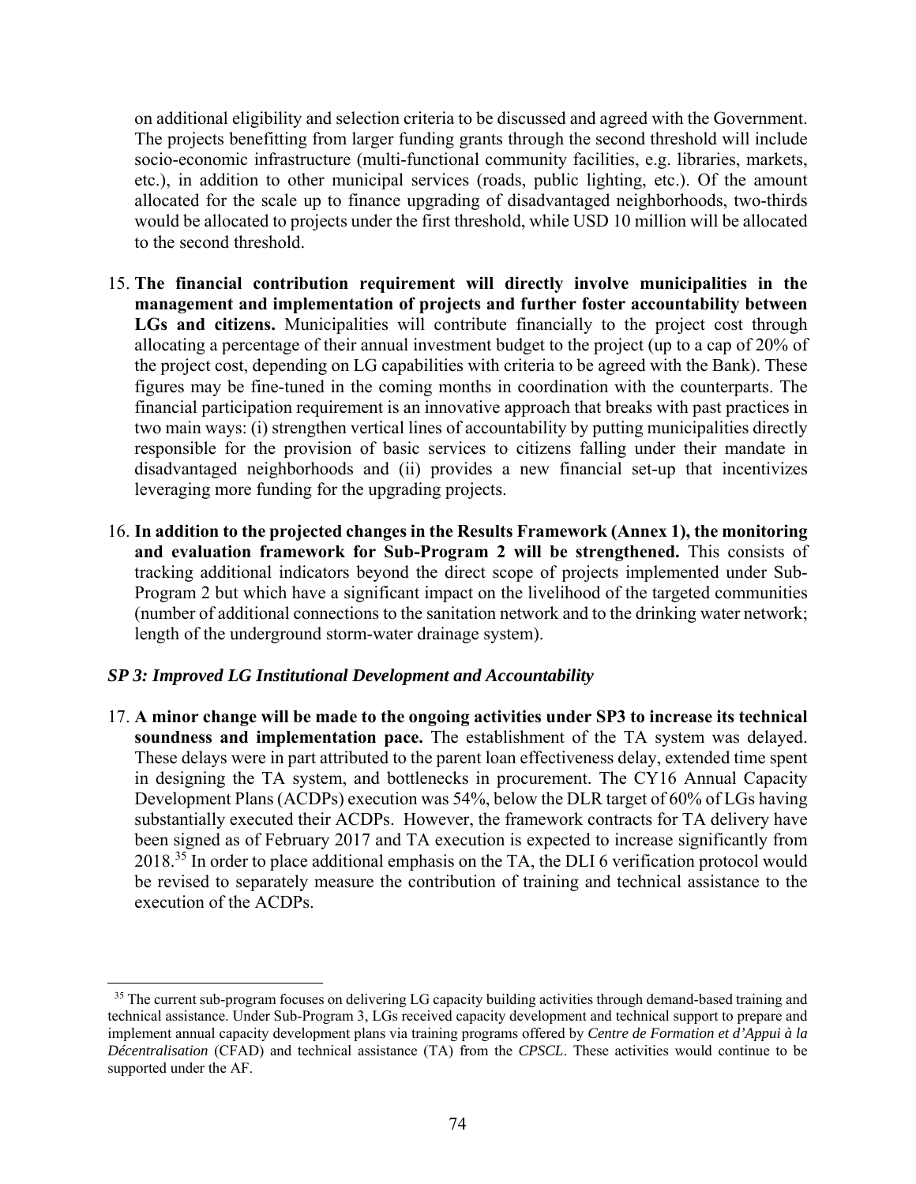on additional eligibility and selection criteria to be discussed and agreed with the Government. The projects benefitting from larger funding grants through the second threshold will include socio-economic infrastructure (multi-functional community facilities, e.g. libraries, markets, etc.), in addition to other municipal services (roads, public lighting, etc.). Of the amount allocated for the scale up to finance upgrading of disadvantaged neighborhoods, two-thirds would be allocated to projects under the first threshold, while USD 10 million will be allocated to the second threshold.

15. **The financial contribution requirement will directly involve municipalities in the management and implementation of projects and further foster accountability between LGs and citizens.** Municipalities will contribute financially to the project cost through allocating a percentage of their annual investment budget to the project (up to a cap of 20% of the project cost, depending on LG capabilities with criteria to be agreed with the Bank). These figures may be fine-tuned in the coming months in coordination with the counterparts. The financial participation requirement is an innovative approach that breaks with past practices in two main ways: (i) strengthen vertical lines of accountability by putting municipalities directly responsible for the provision of basic services to citizens falling under their mandate in disadvantaged neighborhoods and (ii) provides a new financial set-up that incentivizes leveraging more funding for the upgrading projects.

16. **In addition to the projected changes in the Results Framework (Annex 1), the monitoring and evaluation framework for Sub-Program 2 will be strengthened.** This consists of tracking additional indicators beyond the direct scope of projects implemented under Sub-Program 2 but which have a significant impact on the livelihood of the targeted communities (number of additional connections to the sanitation network and to the drinking water network; length of the underground storm-water drainage system).

***SP 3: Improved LG Institutional Development and Accountability***

17. **A minor change will be made to the ongoing activities under SP3 to increase its technical soundness and implementation pace.** The establishment of the TA system was delayed. These delays were in part attributed to the parent loan effectiveness delay, extended time spent in designing the TA system, and bottlenecks in procurement. The CY16 Annual Capacity Development Plans (ACDPs) execution was 54%, below the DLR target of 60% of LGs having substantially executed their ACDPs. However, the framework contracts for TA delivery have been signed as of February 2017 and TA execution is expected to increase significantly from 2018.[35] In order to place additional emphasis on the TA, the DLI 6 verification protocol would be revised to separately measure the contribution of training and technical assistance to the execution of the ACDPs.

[35] The current sub-program focuses on delivering LG capacity building activities through demand-based training and technical assistance. Under Sub-Program 3, LGs received capacity development and technical support to prepare and implement annual capacity development plans via training programs offered by *Centre de Formation et d'Appui à la Décentralisation* (CFAD) and technical assistance (TA) from the *CPSCL*. These activities would continue to be supported under the AF.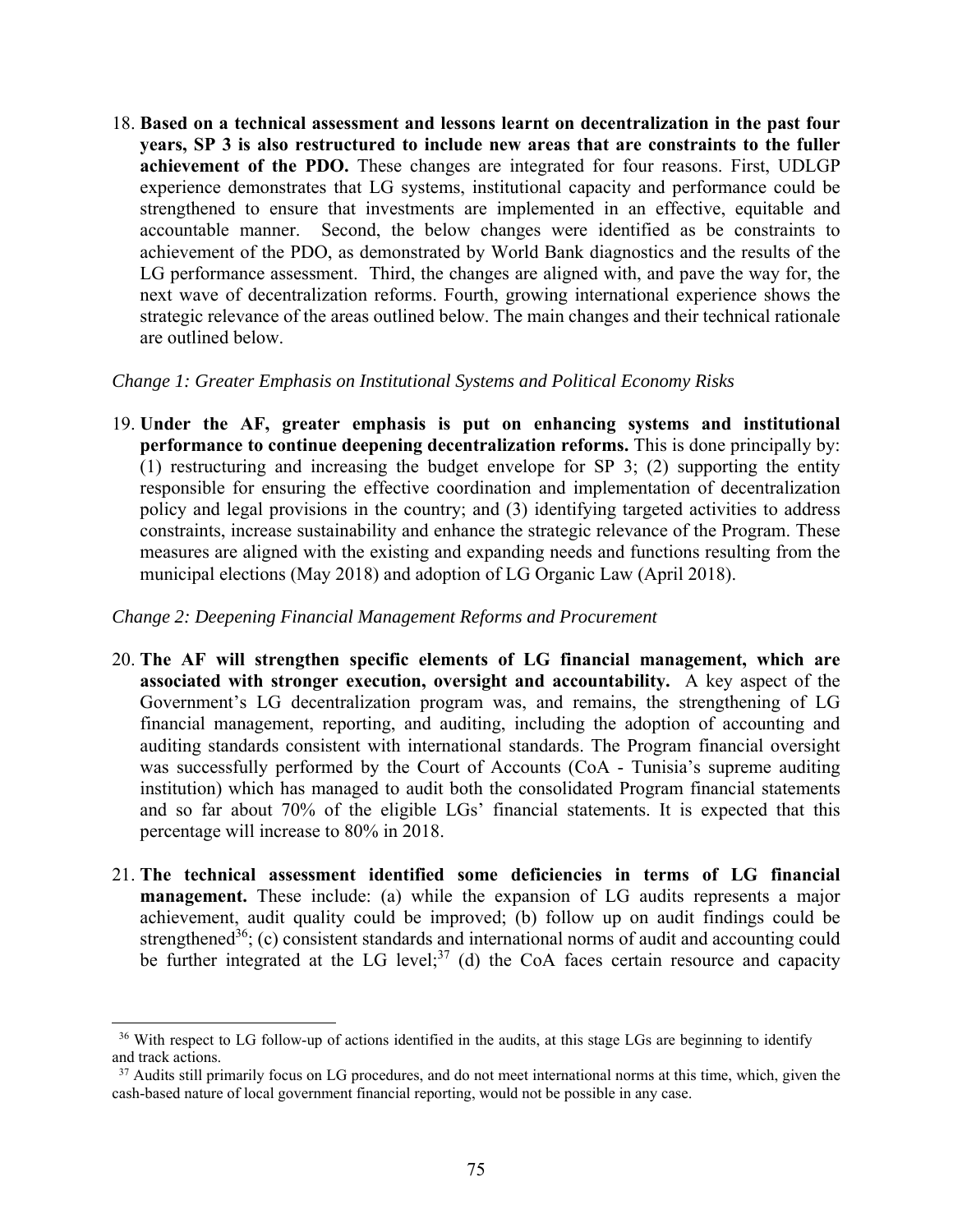18. **Based on a technical assessment and lessons learnt on decentralization in the past four years, SP 3 is also restructured to include new areas that are constraints to the fuller achievement of the PDO.** These changes are integrated for four reasons. First, UDLGP experience demonstrates that LG systems, institutional capacity and performance could be strengthened to ensure that investments are implemented in an effective, equitable and accountable manner. Second, the below changes were identified as be constraints to achievement of the PDO, as demonstrated by World Bank diagnostics and the results of the LG performance assessment. Third, the changes are aligned with, and pave the way for, the next wave of decentralization reforms. Fourth, growing international experience shows the strategic relevance of the areas outlined below. The main changes and their technical rationale are outlined below.

*Change 1: Greater Emphasis on Institutional Systems and Political Economy Risks*

19. **Under the AF, greater emphasis is put on enhancing systems and institutional performance to continue deepening decentralization reforms.** This is done principally by: (1) restructuring and increasing the budget envelope for SP 3; (2) supporting the entity responsible for ensuring the effective coordination and implementation of decentralization policy and legal provisions in the country; and (3) identifying targeted activities to address constraints, increase sustainability and enhance the strategic relevance of the Program. These measures are aligned with the existing and expanding needs and functions resulting from the municipal elections (May 2018) and adoption of LG Organic Law (April 2018).

*Change 2: Deepening Financial Management Reforms and Procurement*

20. **The AF will strengthen specific elements of LG financial management, which are associated with stronger execution, oversight and accountability.** A key aspect of the Government's LG decentralization program was, and remains, the strengthening of LG financial management, reporting, and auditing, including the adoption of accounting and auditing standards consistent with international standards. The Program financial oversight was successfully performed by the Court of Accounts (CoA - Tunisia's supreme auditing institution) which has managed to audit both the consolidated Program financial statements and so far about 70% of the eligible LGs' financial statements. It is expected that this percentage will increase to 80% in 2018.

21. **The technical assessment identified some deficiencies in terms of LG financial management.** These include: (a) while the expansion of LG audits represents a major achievement, audit quality could be improved; (b) follow up on audit findings could be strengthened[36]; (c) consistent standards and international norms of audit and accounting could be further integrated at the LG level;[37] (d) the CoA faces certain resource and capacity

[36] With respect to LG follow-up of actions identified in the audits, at this stage LGs are beginning to identify and track actions.

[37] Audits still primarily focus on LG procedures, and do not meet international norms at this time, which, given the cash-based nature of local government financial reporting, would not be possible in any case.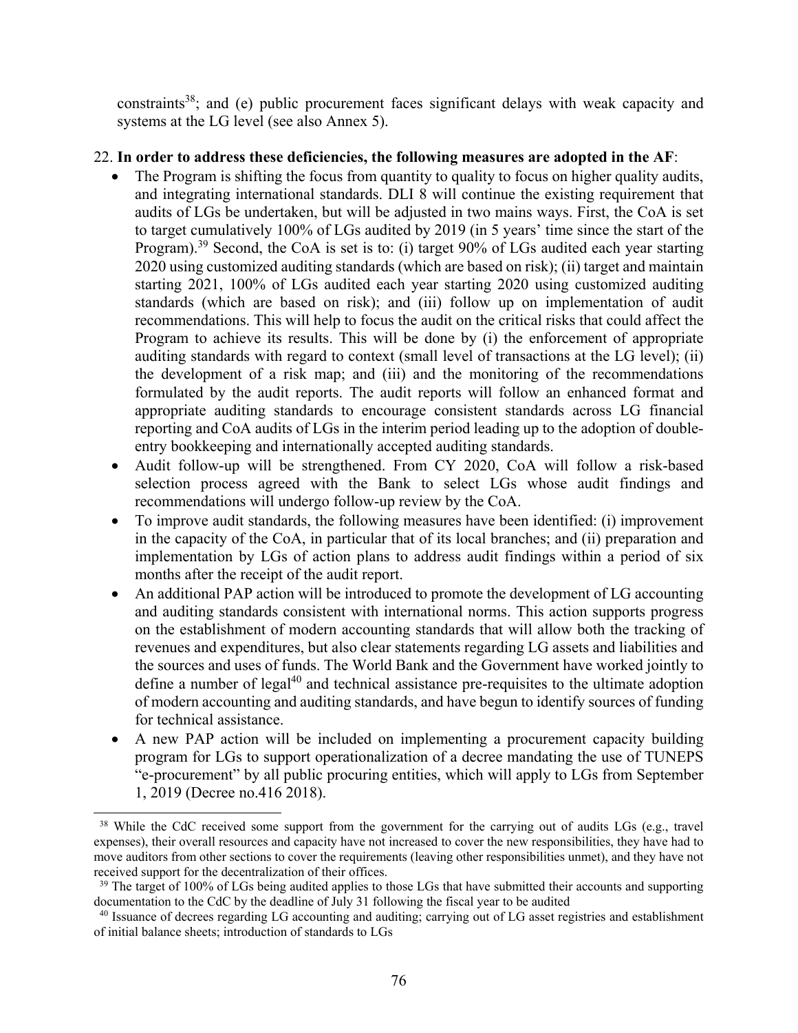constraints[38]; and (e) public procurement faces significant delays with weak capacity and systems at the LG level (see also Annex 5).

22. **In order to address these deficiencies, the following measures are adopted in the AF**:

- The Program is shifting the focus from quantity to quality to focus on higher quality audits, and integrating international standards. DLI 8 will continue the existing requirement that audits of LGs be undertaken, but will be adjusted in two mains ways. First, the CoA is set to target cumulatively 100% of LGs audited by 2019 (in 5 years' time since the start of the Program).[39] Second, the CoA is set is to: (i) target 90% of LGs audited each year starting 2020 using customized auditing standards (which are based on risk); (ii) target and maintain starting 2021, 100% of LGs audited each year starting 2020 using customized auditing standards (which are based on risk); and (iii) follow up on implementation of audit recommendations. This will help to focus the audit on the critical risks that could affect the Program to achieve its results. This will be done by (i) the enforcement of appropriate auditing standards with regard to context (small level of transactions at the LG level); (ii) the development of a risk map; and (iii) and the monitoring of the recommendations formulated by the audit reports. The audit reports will follow an enhanced format and appropriate auditing standards to encourage consistent standards across LG financial reporting and CoA audits of LGs in the interim period leading up to the adoption of double-entry bookkeeping and internationally accepted auditing standards.
- Audit follow-up will be strengthened. From CY 2020, CoA will follow a risk-based selection process agreed with the Bank to select LGs whose audit findings and recommendations will undergo follow-up review by the CoA.
- To improve audit standards, the following measures have been identified: (i) improvement in the capacity of the CoA, in particular that of its local branches; and (ii) preparation and implementation by LGs of action plans to address audit findings within a period of six months after the receipt of the audit report.
- An additional PAP action will be introduced to promote the development of LG accounting and auditing standards consistent with international norms. This action supports progress on the establishment of modern accounting standards that will allow both the tracking of revenues and expenditures, but also clear statements regarding LG assets and liabilities and the sources and uses of funds. The World Bank and the Government have worked jointly to define a number of legal[40] and technical assistance pre-requisites to the ultimate adoption of modern accounting and auditing standards, and have begun to identify sources of funding for technical assistance.
- A new PAP action will be included on implementing a procurement capacity building program for LGs to support operationalization of a decree mandating the use of TUNEPS "e-procurement" by all public procuring entities, which will apply to LGs from September 1, 2019 (Decree no.416 2018).

---

[38] While the CdC received some support from the government for the carrying out of audits LGs (e.g., travel expenses), their overall resources and capacity have not increased to cover the new responsibilities, they have had to move auditors from other sections to cover the requirements (leaving other responsibilities unmet), and they have not received support for the decentralization of their offices.

[39] The target of 100% of LGs being audited applies to those LGs that have submitted their accounts and supporting documentation to the CdC by the deadline of July 31 following the fiscal year to be audited

[40] Issuance of decrees regarding LG accounting and auditing; carrying out of LG asset registries and establishment of initial balance sheets; introduction of standards to LGs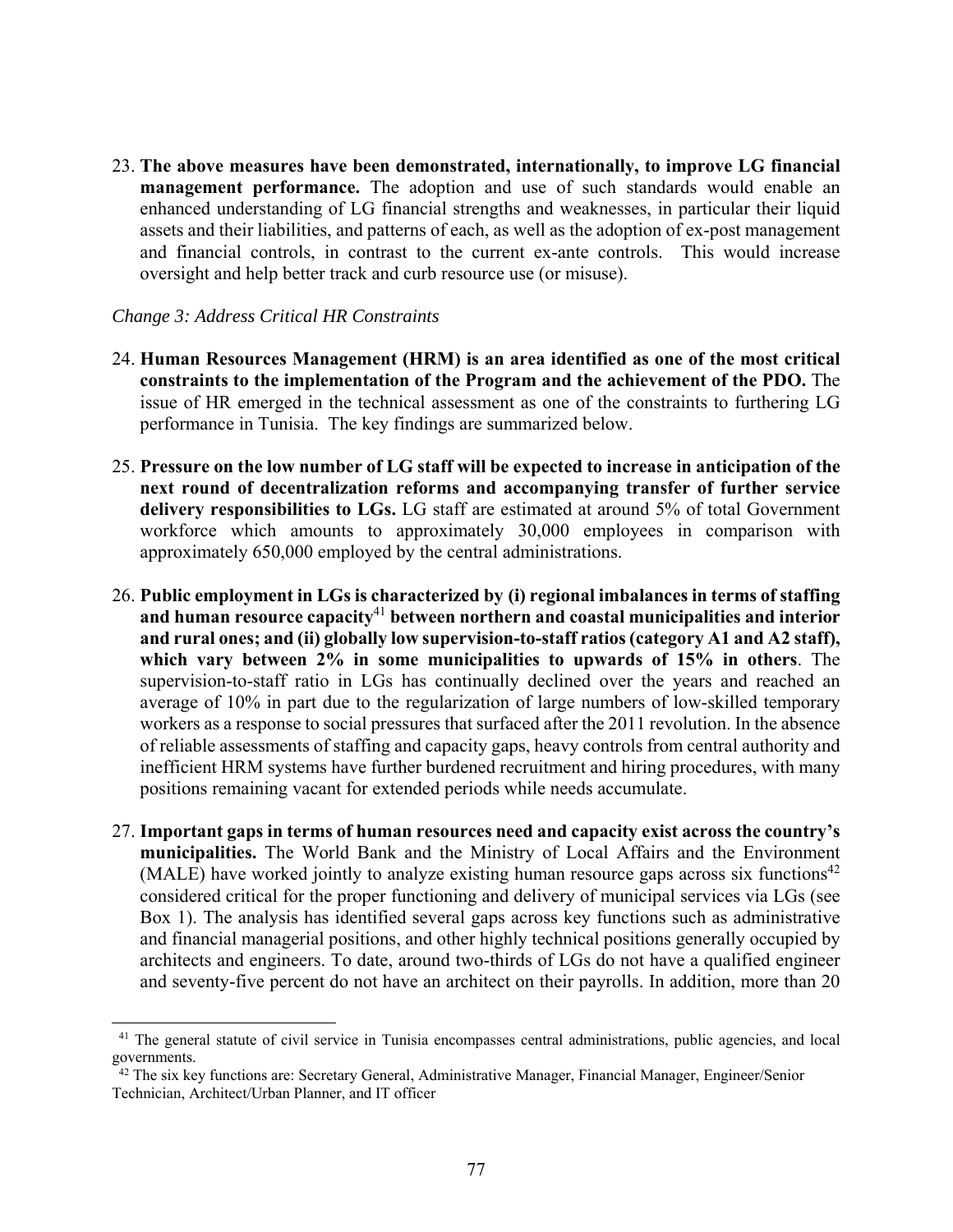23. **The above measures have been demonstrated, internationally, to improve LG financial management performance.** The adoption and use of such standards would enable an enhanced understanding of LG financial strengths and weaknesses, in particular their liquid assets and their liabilities, and patterns of each, as well as the adoption of ex-post management and financial controls, in contrast to the current ex-ante controls. This would increase oversight and help better track and curb resource use (or misuse).

*Change 3: Address Critical HR Constraints*

24. **Human Resources Management (HRM) is an area identified as one of the most critical constraints to the implementation of the Program and the achievement of the PDO.** The issue of HR emerged in the technical assessment as one of the constraints to furthering LG performance in Tunisia. The key findings are summarized below.

25. **Pressure on the low number of LG staff will be expected to increase in anticipation of the next round of decentralization reforms and accompanying transfer of further service delivery responsibilities to LGs.** LG staff are estimated at around 5% of total Government workforce which amounts to approximately 30,000 employees in comparison with approximately 650,000 employed by the central administrations.

26. **Public employment in LGs is characterized by (i) regional imbalances in terms of staffing and human resource capacity[41] between northern and coastal municipalities and interior and rural ones; and (ii) globally low supervision-to-staff ratios (category A1 and A2 staff), which vary between 2% in some municipalities to upwards of 15% in others**. The supervision-to-staff ratio in LGs has continually declined over the years and reached an average of 10% in part due to the regularization of large numbers of low-skilled temporary workers as a response to social pressures that surfaced after the 2011 revolution. In the absence of reliable assessments of staffing and capacity gaps, heavy controls from central authority and inefficient HRM systems have further burdened recruitment and hiring procedures, with many positions remaining vacant for extended periods while needs accumulate.

27. **Important gaps in terms of human resources need and capacity exist across the country's municipalities.** The World Bank and the Ministry of Local Affairs and the Environment (MALE) have worked jointly to analyze existing human resource gaps across six functions[42] considered critical for the proper functioning and delivery of municipal services via LGs (see Box 1). The analysis has identified several gaps across key functions such as administrative and financial managerial positions, and other highly technical positions generally occupied by architects and engineers. To date, around two-thirds of LGs do not have a qualified engineer and seventy-five percent do not have an architect on their payrolls. In addition, more than 20

[41] The general statute of civil service in Tunisia encompasses central administrations, public agencies, and local governments.

[42] The six key functions are: Secretary General, Administrative Manager, Financial Manager, Engineer/Senior Technician, Architect/Urban Planner, and IT officer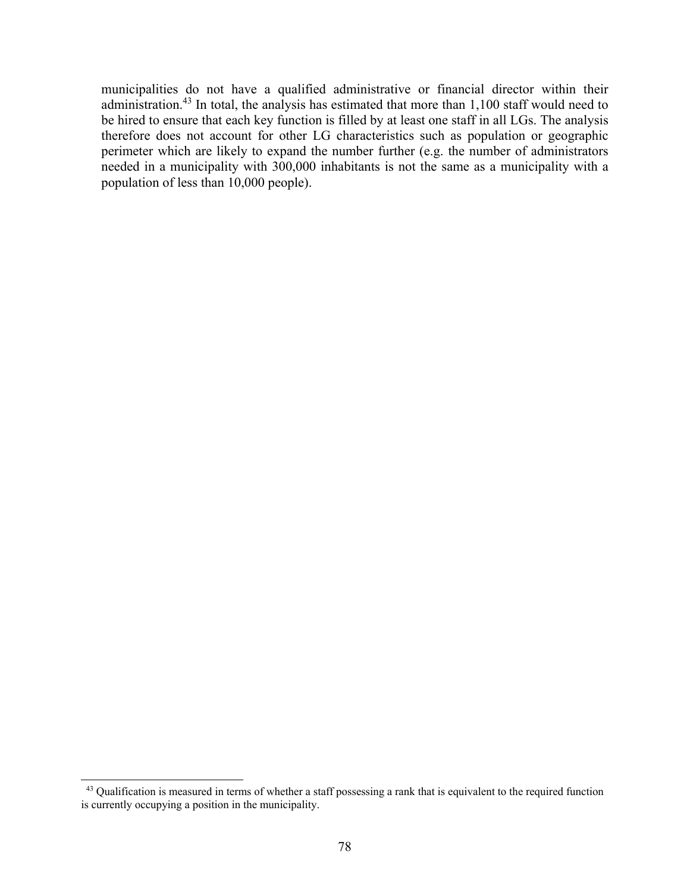municipalities do not have a qualified administrative or financial director within their administration.[43] In total, the analysis has estimated that more than 1,100 staff would need to be hired to ensure that each key function is filled by at least one staff in all LGs. The analysis therefore does not account for other LG characteristics such as population or geographic perimeter which are likely to expand the number further (e.g. the number of administrators needed in a municipality with 300,000 inhabitants is not the same as a municipality with a population of less than 10,000 people).

[43] Qualification is measured in terms of whether a staff possessing a rank that is equivalent to the required function is currently occupying a position in the municipality.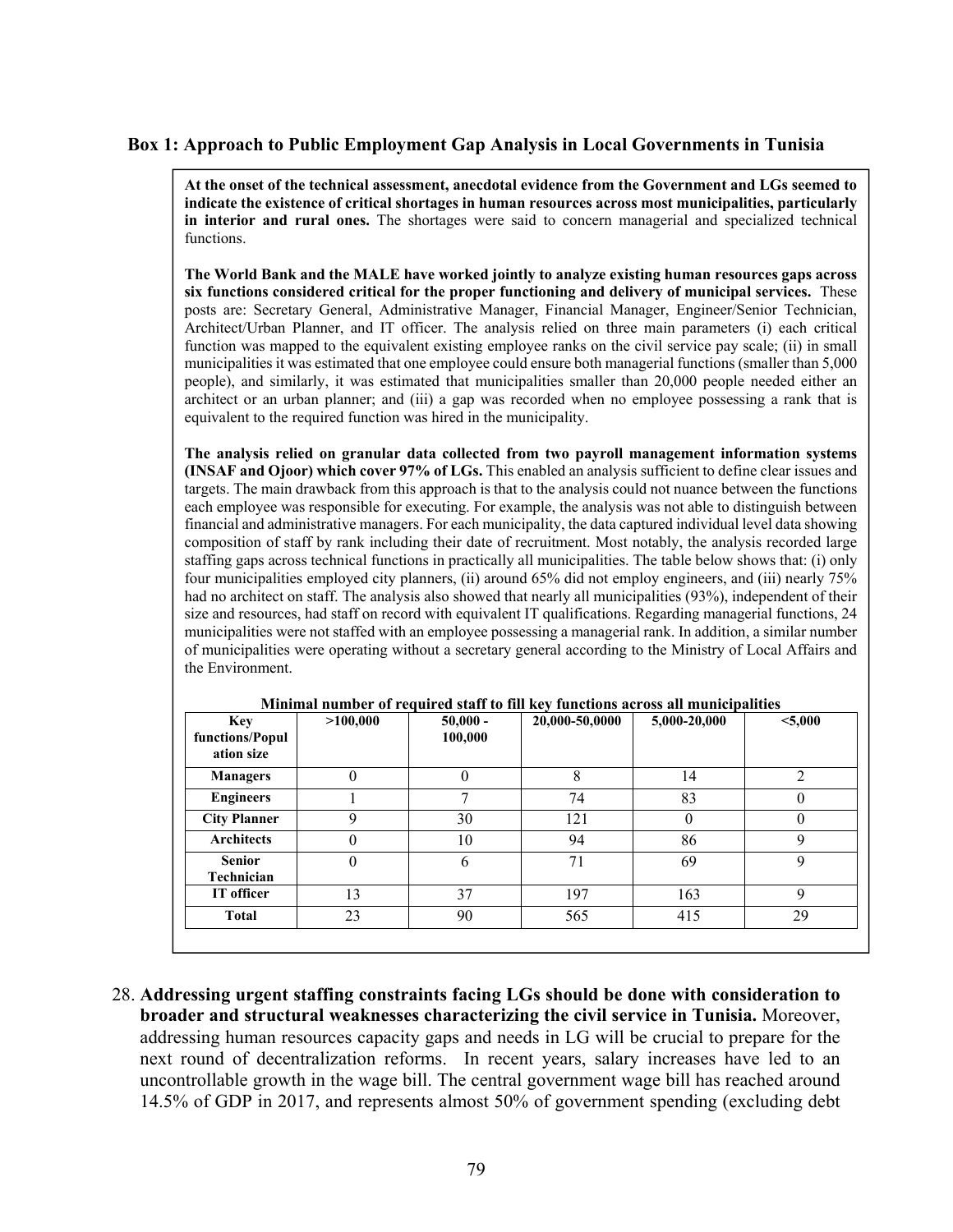### Box 1: Approach to Public Employment Gap Analysis in Local Governments in Tunisia

**At the onset of the technical assessment, anecdotal evidence from the Government and LGs seemed to indicate the existence of critical shortages in human resources across most municipalities, particularly in interior and rural ones.** The shortages were said to concern managerial and specialized technical functions.

**The World Bank and the MALE have worked jointly to analyze existing human resources gaps across six functions considered critical for the proper functioning and delivery of municipal services.** These posts are: Secretary General, Administrative Manager, Financial Manager, Engineer/Senior Technician, Architect/Urban Planner, and IT officer. The analysis relied on three main parameters (i) each critical function was mapped to the equivalent existing employee ranks on the civil service pay scale; (ii) in small municipalities it was estimated that one employee could ensure both managerial functions (smaller than 5,000 people), and similarly, it was estimated that municipalities smaller than 20,000 people needed either an architect or an urban planner; and (iii) a gap was recorded when no employee possessing a rank that is equivalent to the required function was hired in the municipality.

**The analysis relied on granular data collected from two payroll management information systems (INSAF and Ojoor) which cover 97% of LGs.** This enabled an analysis sufficient to define clear issues and targets. The main drawback from this approach is that to the analysis could not nuance between the functions each employee was responsible for executing. For example, the analysis was not able to distinguish between financial and administrative managers. For each municipality, the data captured individual level data showing composition of staff by rank including their date of recruitment. Most notably, the analysis recorded large staffing gaps across technical functions in practically all municipalities. The table below shows that: (i) only four municipalities employed city planners, (ii) around 65% did not employ engineers, and (iii) nearly 75% had no architect on staff. The analysis also showed that nearly all municipalities (93%), independent of their size and resources, had staff on record with equivalent IT qualifications. Regarding managerial functions, 24 municipalities were not staffed with an employee possessing a managerial rank. In addition, a similar number of municipalities were operating without a secretary general according to the Ministry of Local Affairs and the Environment.

**Minimal number of required staff to fill key functions across all municipalities**

| Key functions/Population size | >100,000 | 50,000 - 100,000 | 20,000-50,0000 | 5,000-20,000 | <5,000 |
|---|---|---|---|---|---|
| **Managers** | 0 | 0 | 8 | 14 | 2 |
| **Engineers** | 1 | 7 | 74 | 83 | 0 |
| **City Planner** | 9 | 30 | 121 | 0 | 0 |
| **Architects** | 0 | 10 | 94 | 86 | 9 |
| **Senior Technician** | 0 | 6 | 71 | 69 | 9 |
| **IT officer** | 13 | 37 | 197 | 163 | 9 |
| **Total** | 23 | 90 | 565 | 415 | 29 |

28. **Addressing urgent staffing constraints facing LGs should be done with consideration to broader and structural weaknesses characterizing the civil service in Tunisia.** Moreover, addressing human resources capacity gaps and needs in LG will be crucial to prepare for the next round of decentralization reforms. In recent years, salary increases have led to an uncontrollable growth in the wage bill. The central government wage bill has reached around 14.5% of GDP in 2017, and represents almost 50% of government spending (excluding debt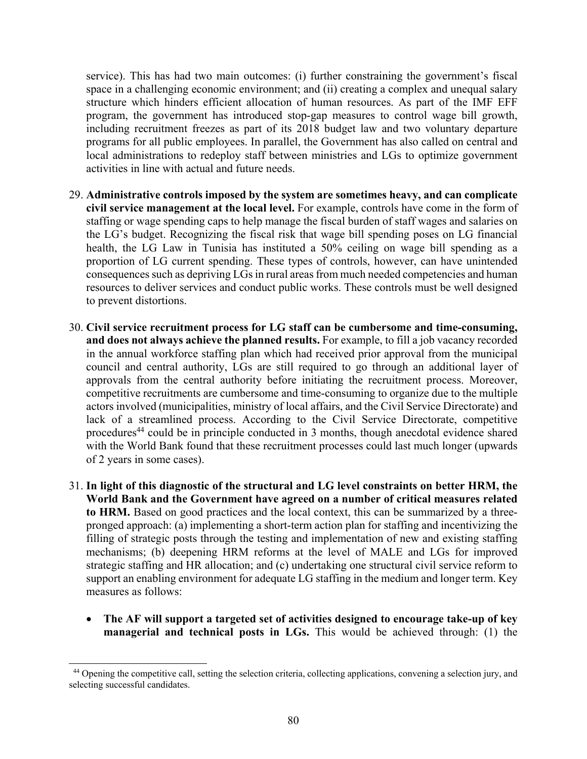service). This has had two main outcomes: (i) further constraining the government's fiscal space in a challenging economic environment; and (ii) creating a complex and unequal salary structure which hinders efficient allocation of human resources. As part of the IMF EFF program, the government has introduced stop-gap measures to control wage bill growth, including recruitment freezes as part of its 2018 budget law and two voluntary departure programs for all public employees. In parallel, the Government has also called on central and local administrations to redeploy staff between ministries and LGs to optimize government activities in line with actual and future needs.

29. **Administrative controls imposed by the system are sometimes heavy, and can complicate civil service management at the local level.** For example, controls have come in the form of staffing or wage spending caps to help manage the fiscal burden of staff wages and salaries on the LG's budget. Recognizing the fiscal risk that wage bill spending poses on LG financial health, the LG Law in Tunisia has instituted a 50% ceiling on wage bill spending as a proportion of LG current spending. These types of controls, however, can have unintended consequences such as depriving LGs in rural areas from much needed competencies and human resources to deliver services and conduct public works. These controls must be well designed to prevent distortions.

30. **Civil service recruitment process for LG staff can be cumbersome and time-consuming, and does not always achieve the planned results.** For example, to fill a job vacancy recorded in the annual workforce staffing plan which had received prior approval from the municipal council and central authority, LGs are still required to go through an additional layer of approvals from the central authority before initiating the recruitment process. Moreover, competitive recruitments are cumbersome and time-consuming to organize due to the multiple actors involved (municipalities, ministry of local affairs, and the Civil Service Directorate) and lack of a streamlined process. According to the Civil Service Directorate, competitive procedures[44] could be in principle conducted in 3 months, though anecdotal evidence shared with the World Bank found that these recruitment processes could last much longer (upwards of 2 years in some cases).

31. **In light of this diagnostic of the structural and LG level constraints on better HRM, the World Bank and the Government have agreed on a number of critical measures related to HRM.** Based on good practices and the local context, this can be summarized by a three-pronged approach: (a) implementing a short-term action plan for staffing and incentivizing the filling of strategic posts through the testing and implementation of new and existing staffing mechanisms; (b) deepening HRM reforms at the level of MALE and LGs for improved strategic staffing and HR allocation; and (c) undertaking one structural civil service reform to support an enabling environment for adequate LG staffing in the medium and longer term. Key measures as follows:

   - **The AF will support a targeted set of activities designed to encourage take-up of key managerial and technical posts in LGs.** This would be achieved through: (1) the

[44] Opening the competitive call, setting the selection criteria, collecting applications, convening a selection jury, and selecting successful candidates.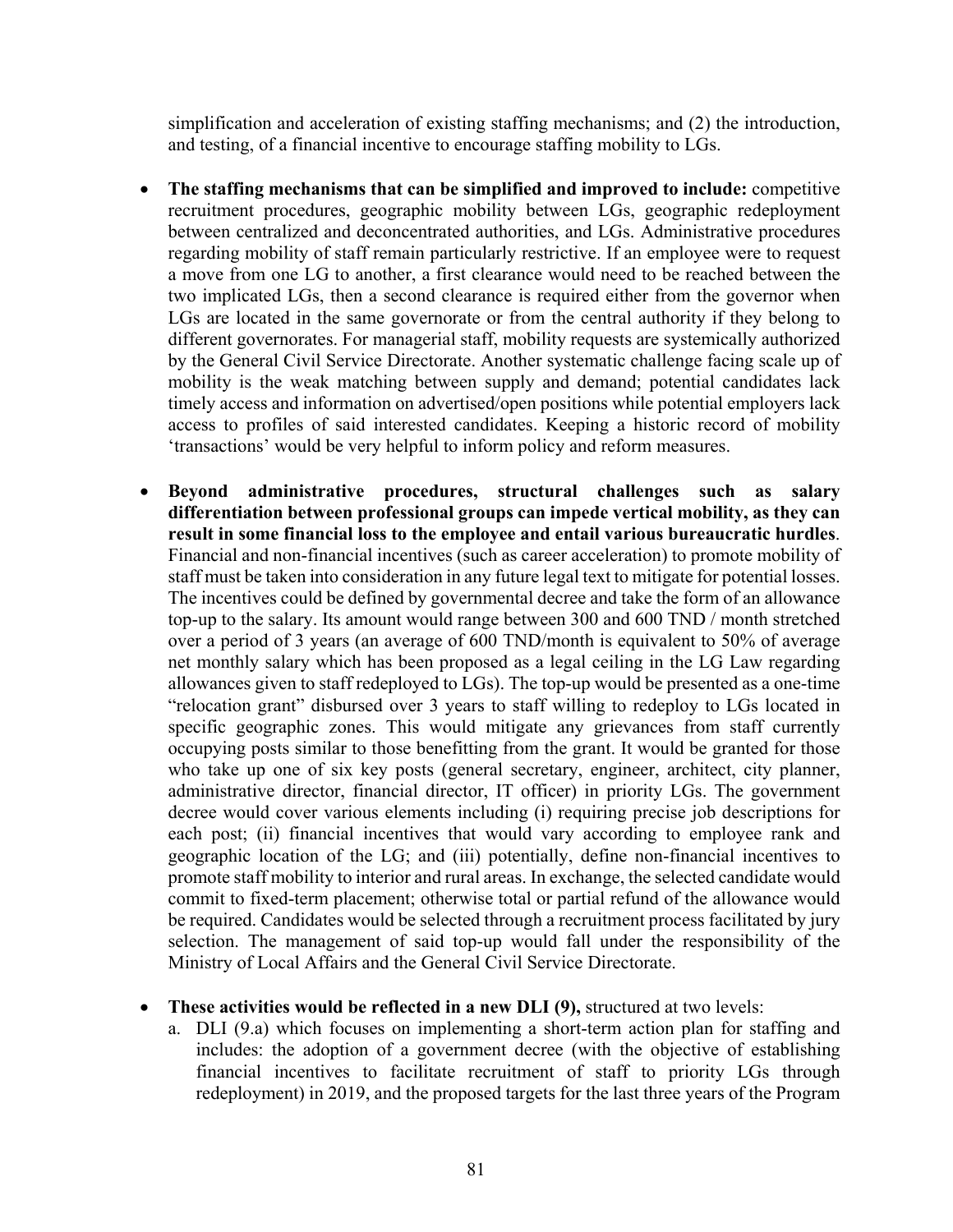simplification and acceleration of existing staffing mechanisms; and (2) the introduction, and testing, of a financial incentive to encourage staffing mobility to LGs.

- **The staffing mechanisms that can be simplified and improved to include:** competitive recruitment procedures, geographic mobility between LGs, geographic redeployment between centralized and deconcentrated authorities, and LGs. Administrative procedures regarding mobility of staff remain particularly restrictive. If an employee were to request a move from one LG to another, a first clearance would need to be reached between the two implicated LGs, then a second clearance is required either from the governor when LGs are located in the same governorate or from the central authority if they belong to different governorates. For managerial staff, mobility requests are systemically authorized by the General Civil Service Directorate. Another systematic challenge facing scale up of mobility is the weak matching between supply and demand; potential candidates lack timely access and information on advertised/open positions while potential employers lack access to profiles of said interested candidates. Keeping a historic record of mobility 'transactions' would be very helpful to inform policy and reform measures.

- **Beyond administrative procedures, structural challenges such as salary differentiation between professional groups can impede vertical mobility, as they can result in some financial loss to the employee and entail various bureaucratic hurdles**. Financial and non-financial incentives (such as career acceleration) to promote mobility of staff must be taken into consideration in any future legal text to mitigate for potential losses. The incentives could be defined by governmental decree and take the form of an allowance top-up to the salary. Its amount would range between 300 and 600 TND / month stretched over a period of 3 years (an average of 600 TND/month is equivalent to 50% of average net monthly salary which has been proposed as a legal ceiling in the LG Law regarding allowances given to staff redeployed to LGs). The top-up would be presented as a one-time "relocation grant" disbursed over 3 years to staff willing to redeploy to LGs located in specific geographic zones. This would mitigate any grievances from staff currently occupying posts similar to those benefitting from the grant. It would be granted for those who take up one of six key posts (general secretary, engineer, architect, city planner, administrative director, financial director, IT officer) in priority LGs. The government decree would cover various elements including (i) requiring precise job descriptions for each post; (ii) financial incentives that would vary according to employee rank and geographic location of the LG; and (iii) potentially, define non-financial incentives to promote staff mobility to interior and rural areas. In exchange, the selected candidate would commit to fixed-term placement; otherwise total or partial refund of the allowance would be required. Candidates would be selected through a recruitment process facilitated by jury selection. The management of said top-up would fall under the responsibility of the Ministry of Local Affairs and the General Civil Service Directorate.

- **These activities would be reflected in a new DLI (9),** structured at two levels:
  a. DLI (9.a) which focuses on implementing a short-term action plan for staffing and includes: the adoption of a government decree (with the objective of establishing financial incentives to facilitate recruitment of staff to priority LGs through redeployment) in 2019, and the proposed targets for the last three years of the Program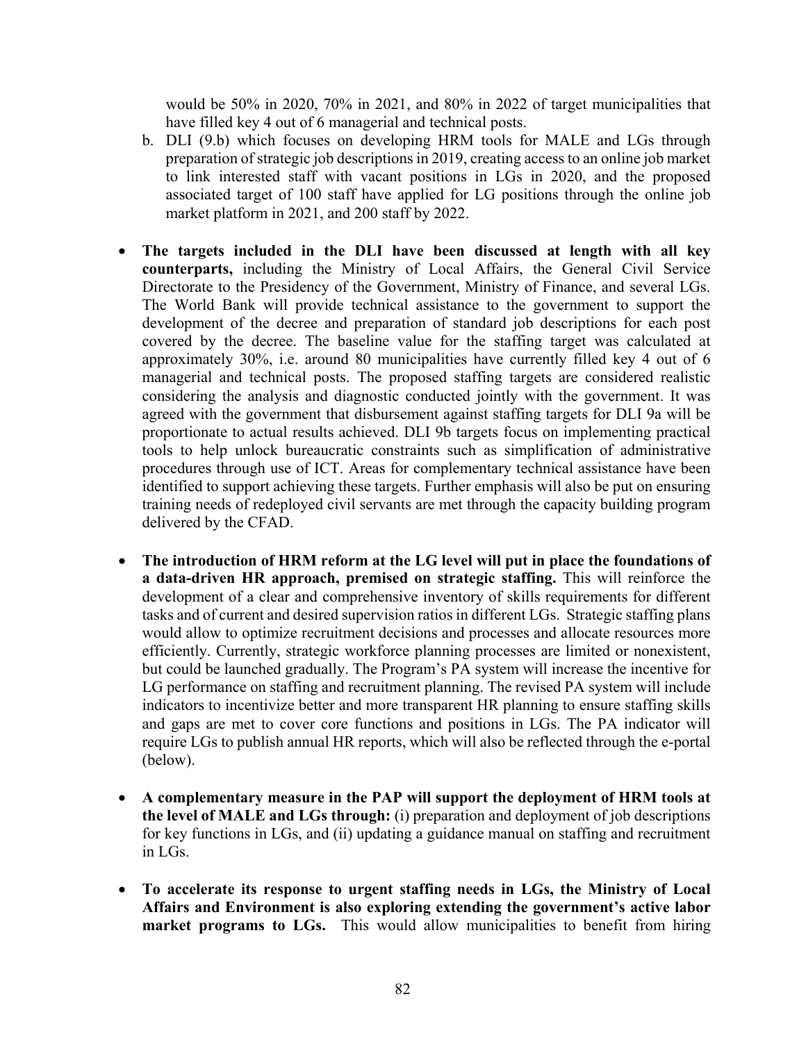would be 50% in 2020, 70% in 2021, and 80% in 2022 of target municipalities that have filled key 4 out of 6 managerial and technical posts.

b. DLI (9.b) which focuses on developing HRM tools for MALE and LGs through preparation of strategic job descriptions in 2019, creating access to an online job market to link interested staff with vacant positions in LGs in 2020, and the proposed associated target of 100 staff have applied for LG positions through the online job market platform in 2021, and 200 staff by 2022.

- **The targets included in the DLI have been discussed at length with all key counterparts,** including the Ministry of Local Affairs, the General Civil Service Directorate to the Presidency of the Government, Ministry of Finance, and several LGs. The World Bank will provide technical assistance to the government to support the development of the decree and preparation of standard job descriptions for each post covered by the decree. The baseline value for the staffing target was calculated at approximately 30%, i.e. around 80 municipalities have currently filled key 4 out of 6 managerial and technical posts. The proposed staffing targets are considered realistic considering the analysis and diagnostic conducted jointly with the government. It was agreed with the government that disbursement against staffing targets for DLI 9a will be proportionate to actual results achieved. DLI 9b targets focus on implementing practical tools to help unlock bureaucratic constraints such as simplification of administrative procedures through use of ICT. Areas for complementary technical assistance have been identified to support achieving these targets. Further emphasis will also be put on ensuring training needs of redeployed civil servants are met through the capacity building program delivered by the CFAD.

- **The introduction of HRM reform at the LG level will put in place the foundations of a data-driven HR approach, premised on strategic staffing.** This will reinforce the development of a clear and comprehensive inventory of skills requirements for different tasks and of current and desired supervision ratios in different LGs. Strategic staffing plans would allow to optimize recruitment decisions and processes and allocate resources more efficiently. Currently, strategic workforce planning processes are limited or nonexistent, but could be launched gradually. The Program's PA system will increase the incentive for LG performance on staffing and recruitment planning. The revised PA system will include indicators to incentivize better and more transparent HR planning to ensure staffing skills and gaps are met to cover core functions and positions in LGs. The PA indicator will require LGs to publish annual HR reports, which will also be reflected through the e-portal (below).

- **A complementary measure in the PAP will support the deployment of HRM tools at the level of MALE and LGs through:** (i) preparation and deployment of job descriptions for key functions in LGs, and (ii) updating a guidance manual on staffing and recruitment in LGs.

- **To accelerate its response to urgent staffing needs in LGs, the Ministry of Local Affairs and Environment is also exploring extending the government's active labor market programs to LGs.** This would allow municipalities to benefit from hiring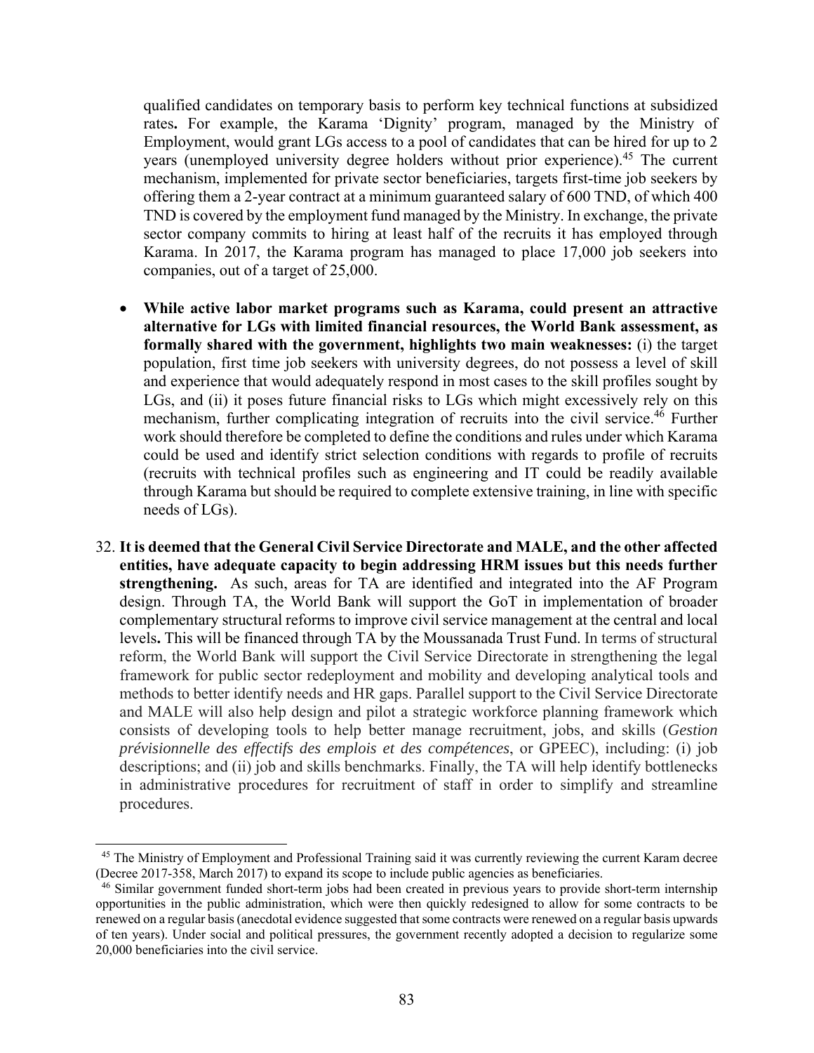qualified candidates on temporary basis to perform key technical functions at subsidized rates**.** For example, the Karama 'Dignity' program, managed by the Ministry of Employment, would grant LGs access to a pool of candidates that can be hired for up to 2 years (unemployed university degree holders without prior experience).[45] The current mechanism, implemented for private sector beneficiaries, targets first-time job seekers by offering them a 2-year contract at a minimum guaranteed salary of 600 TND, of which 400 TND is covered by the employment fund managed by the Ministry. In exchange, the private sector company commits to hiring at least half of the recruits it has employed through Karama. In 2017, the Karama program has managed to place 17,000 job seekers into companies, out of a target of 25,000.

- **While active labor market programs such as Karama, could present an attractive alternative for LGs with limited financial resources, the World Bank assessment, as formally shared with the government, highlights two main weaknesses:** (i) the target population, first time job seekers with university degrees, do not possess a level of skill and experience that would adequately respond in most cases to the skill profiles sought by LGs, and (ii) it poses future financial risks to LGs which might excessively rely on this mechanism, further complicating integration of recruits into the civil service.[46] Further work should therefore be completed to define the conditions and rules under which Karama could be used and identify strict selection conditions with regards to profile of recruits (recruits with technical profiles such as engineering and IT could be readily available through Karama but should be required to complete extensive training, in line with specific needs of LGs).

32. **It is deemed that the General Civil Service Directorate and MALE, and the other affected entities, have adequate capacity to begin addressing HRM issues but this needs further strengthening.** As such, areas for TA are identified and integrated into the AF Program design. Through TA, the World Bank will support the GoT in implementation of broader complementary structural reforms to improve civil service management at the central and local levels**.** This will be financed through TA by the Moussanada Trust Fund. In terms of structural reform, the World Bank will support the Civil Service Directorate in strengthening the legal framework for public sector redeployment and mobility and developing analytical tools and methods to better identify needs and HR gaps. Parallel support to the Civil Service Directorate and MALE will also help design and pilot a strategic workforce planning framework which consists of developing tools to help better manage recruitment, jobs, and skills (*Gestion prévisionnelle des effectifs des emplois et des compétences*, or GPEEC), including: (i) job descriptions; and (ii) job and skills benchmarks. Finally, the TA will help identify bottlenecks in administrative procedures for recruitment of staff in order to simplify and streamline procedures.

---

[45] The Ministry of Employment and Professional Training said it was currently reviewing the current Karam decree (Decree 2017-358, March 2017) to expand its scope to include public agencies as beneficiaries.

[46] Similar government funded short-term jobs had been created in previous years to provide short-term internship opportunities in the public administration, which were then quickly redesigned to allow for some contracts to be renewed on a regular basis (anecdotal evidence suggested that some contracts were renewed on a regular basis upwards of ten years). Under social and political pressures, the government recently adopted a decision to regularize some 20,000 beneficiaries into the civil service.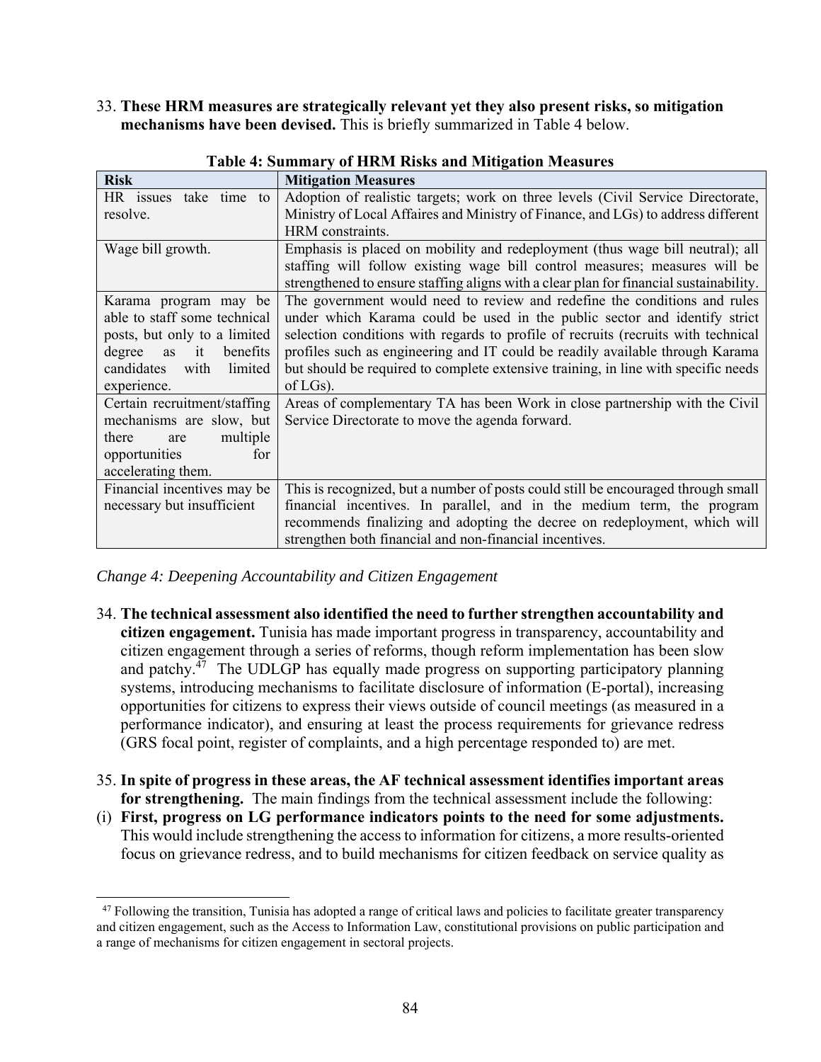33. **These HRM measures are strategically relevant yet they also present risks, so mitigation mechanisms have been devised.** This is briefly summarized in Table 4 below.

**Table 4: Summary of HRM Risks and Mitigation Measures**

| Risk | Mitigation Measures |
|---|---|
| HR issues take time to resolve. | Adoption of realistic targets; work on three levels (Civil Service Directorate, Ministry of Local Affaires and Ministry of Finance, and LGs) to address different HRM constraints. |
| Wage bill growth. | Emphasis is placed on mobility and redeployment (thus wage bill neutral); all staffing will follow existing wage bill control measures; measures will be strengthened to ensure staffing aligns with a clear plan for financial sustainability. |
| Karama program may be able to staff some technical posts, but only to a limited degree as it benefits candidates with limited experience. | The government would need to review and redefine the conditions and rules under which Karama could be used in the public sector and identify strict selection conditions with regards to profile of recruits (recruits with technical profiles such as engineering and IT could be readily available through Karama but should be required to complete extensive training, in line with specific needs of LGs). |
| Certain recruitment/staffing mechanisms are slow, but there are multiple opportunities for accelerating them. | Areas of complementary TA has been Work in close partnership with the Civil Service Directorate to move the agenda forward. |
| Financial incentives may be necessary but insufficient | This is recognized, but a number of posts could still be encouraged through small financial incentives. In parallel, and in the medium term, the program recommends finalizing and adopting the decree on redeployment, which will strengthen both financial and non-financial incentives. |

*Change 4: Deepening Accountability and Citizen Engagement*

34. **The technical assessment also identified the need to further strengthen accountability and citizen engagement.** Tunisia has made important progress in transparency, accountability and citizen engagement through a series of reforms, though reform implementation has been slow and patchy.[47] The UDLGP has equally made progress on supporting participatory planning systems, introducing mechanisms to facilitate disclosure of information (E-portal), increasing opportunities for citizens to express their views outside of council meetings (as measured in a performance indicator), and ensuring at least the process requirements for grievance redress (GRS focal point, register of complaints, and a high percentage responded to) are met.

35. **In spite of progress in these areas, the AF technical assessment identifies important areas for strengthening.** The main findings from the technical assessment include the following:

(i) **First, progress on LG performance indicators points to the need for some adjustments.** This would include strengthening the access to information for citizens, a more results-oriented focus on grievance redress, and to build mechanisms for citizen feedback on service quality as

[47] Following the transition, Tunisia has adopted a range of critical laws and policies to facilitate greater transparency and citizen engagement, such as the Access to Information Law, constitutional provisions on public participation and a range of mechanisms for citizen engagement in sectoral projects.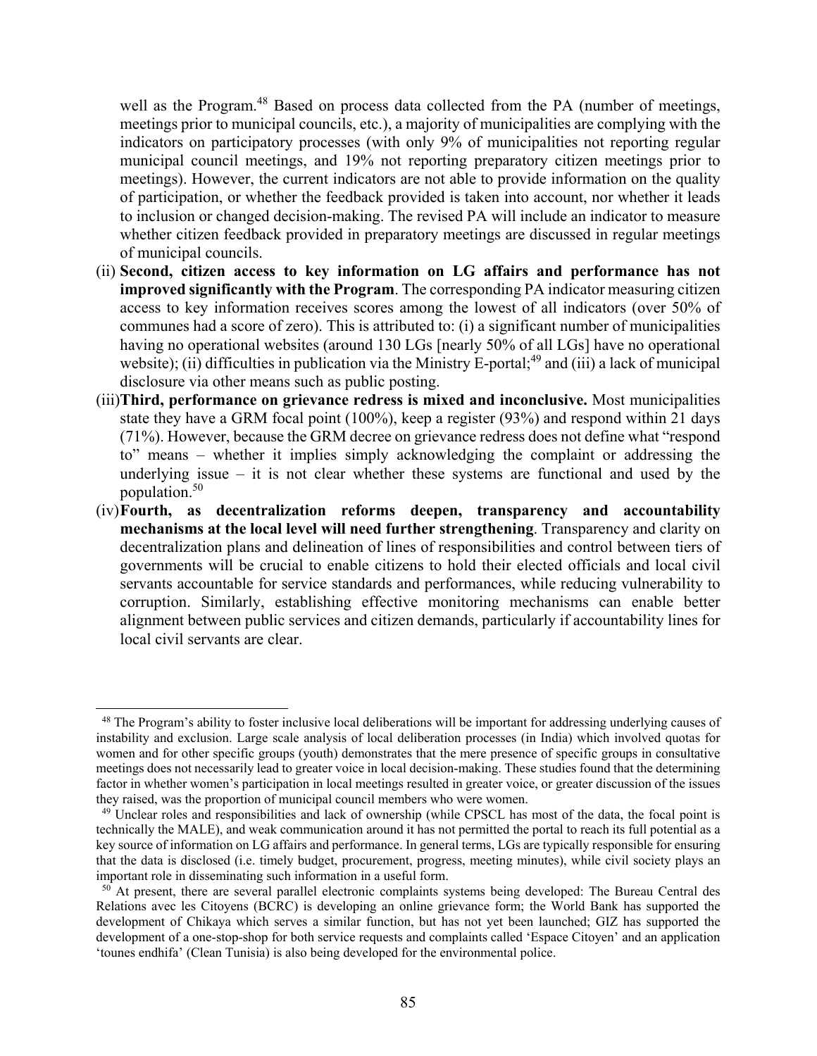well as the Program.[48] Based on process data collected from the PA (number of meetings, meetings prior to municipal councils, etc.), a majority of municipalities are complying with the indicators on participatory processes (with only 9% of municipalities not reporting regular municipal council meetings, and 19% not reporting preparatory citizen meetings prior to meetings). However, the current indicators are not able to provide information on the quality of participation, or whether the feedback provided is taken into account, nor whether it leads to inclusion or changed decision-making. The revised PA will include an indicator to measure whether citizen feedback provided in preparatory meetings are discussed in regular meetings of municipal councils.

(ii) **Second, citizen access to key information on LG affairs and performance has not improved significantly with the Program**. The corresponding PA indicator measuring citizen access to key information receives scores among the lowest of all indicators (over 50% of communes had a score of zero). This is attributed to: (i) a significant number of municipalities having no operational websites (around 130 LGs [nearly 50% of all LGs] have no operational website); (ii) difficulties in publication via the Ministry E-portal;[49] and (iii) a lack of municipal disclosure via other means such as public posting.

(iii) **Third, performance on grievance redress is mixed and inconclusive.** Most municipalities state they have a GRM focal point (100%), keep a register (93%) and respond within 21 days (71%). However, because the GRM decree on grievance redress does not define what "respond to" means – whether it implies simply acknowledging the complaint or addressing the underlying issue – it is not clear whether these systems are functional and used by the population.[50]

(iv) **Fourth, as decentralization reforms deepen, transparency and accountability mechanisms at the local level will need further strengthening**. Transparency and clarity on decentralization plans and delineation of lines of responsibilities and control between tiers of governments will be crucial to enable citizens to hold their elected officials and local civil servants accountable for service standards and performances, while reducing vulnerability to corruption. Similarly, establishing effective monitoring mechanisms can enable better alignment between public services and citizen demands, particularly if accountability lines for local civil servants are clear.

---

[48] The Program's ability to foster inclusive local deliberations will be important for addressing underlying causes of instability and exclusion. Large scale analysis of local deliberation processes (in India) which involved quotas for women and for other specific groups (youth) demonstrates that the mere presence of specific groups in consultative meetings does not necessarily lead to greater voice in local decision-making. These studies found that the determining factor in whether women's participation in local meetings resulted in greater voice, or greater discussion of the issues they raised, was the proportion of municipal council members who were women.

[49] Unclear roles and responsibilities and lack of ownership (while CPSCL has most of the data, the focal point is technically the MALE), and weak communication around it has not permitted the portal to reach its full potential as a key source of information on LG affairs and performance. In general terms, LGs are typically responsible for ensuring that the data is disclosed (i.e. timely budget, procurement, progress, meeting minutes), while civil society plays an important role in disseminating such information in a useful form.

[50] At present, there are several parallel electronic complaints systems being developed: The Bureau Central des Relations avec les Citoyens (BCRC) is developing an online grievance form; the World Bank has supported the development of Chikaya which serves a similar function, but has not yet been launched; GIZ has supported the development of a one-stop-shop for both service requests and complaints called 'Espace Citoyen' and an application 'tounes endhifa' (Clean Tunisia) is also being developed for the environmental police.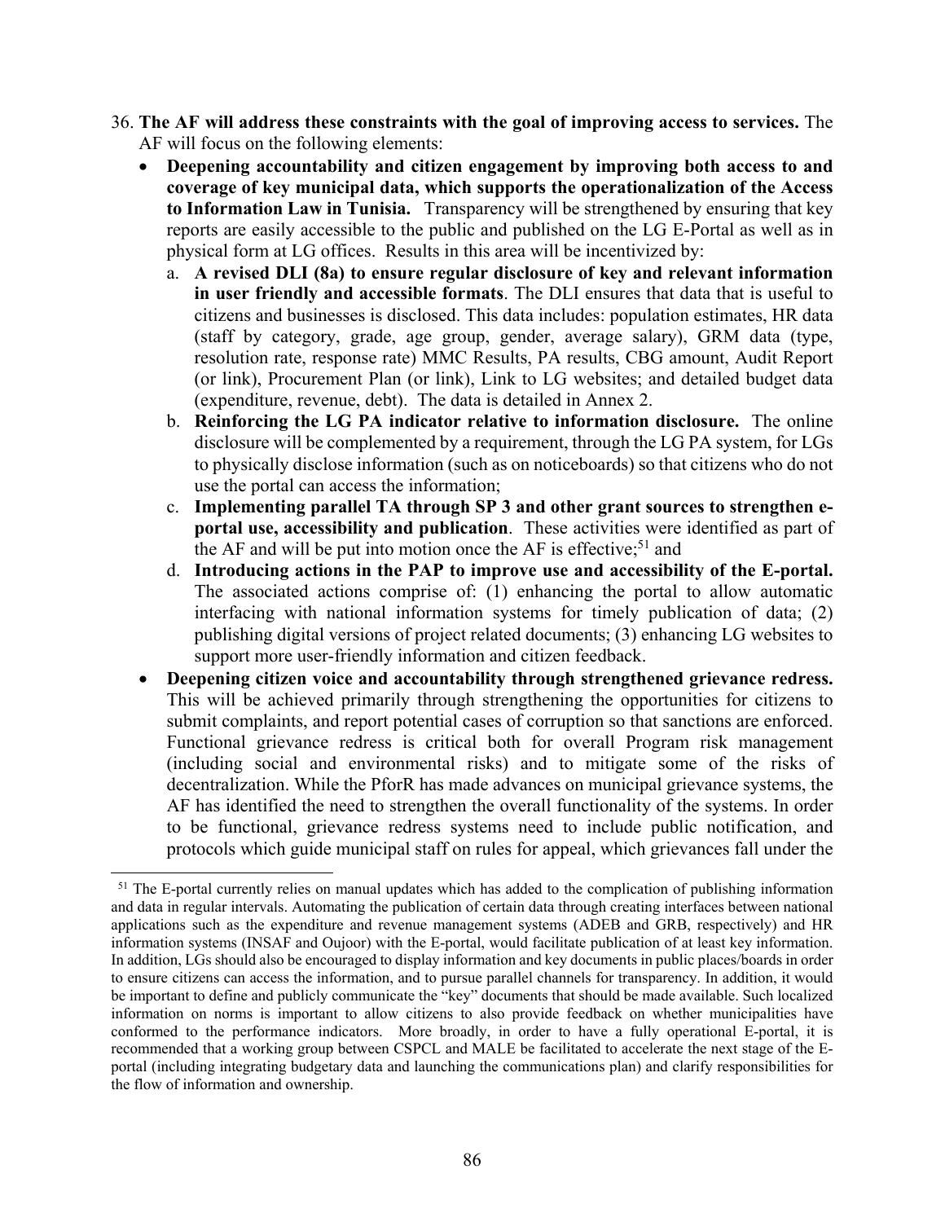36. **The AF will address these constraints with the goal of improving access to services.** The AF will focus on the following elements:

   - **Deepening accountability and citizen engagement by improving both access to and coverage of key municipal data, which supports the operationalization of the Access to Information Law in Tunisia.** Transparency will be strengthened by ensuring that key reports are easily accessible to the public and published on the LG E-Portal as well as in physical form at LG offices. Results in this area will be incentivized by:

     a. **A revised DLI (8a) to ensure regular disclosure of key and relevant information in user friendly and accessible formats**. The DLI ensures that data that is useful to citizens and businesses is disclosed. This data includes: population estimates, HR data (staff by category, grade, age group, gender, average salary), GRM data (type, resolution rate, response rate) MMC Results, PA results, CBG amount, Audit Report (or link), Procurement Plan (or link), Link to LG websites; and detailed budget data (expenditure, revenue, debt). The data is detailed in Annex 2.

     b. **Reinforcing the LG PA indicator relative to information disclosure.** The online disclosure will be complemented by a requirement, through the LG PA system, for LGs to physically disclose information (such as on noticeboards) so that citizens who do not use the portal can access the information;

     c. **Implementing parallel TA through SP 3 and other grant sources to strengthen e-portal use, accessibility and publication**. These activities were identified as part of the AF and will be put into motion once the AF is effective;[51] and

     d. **Introducing actions in the PAP to improve use and accessibility of the E-portal.** The associated actions comprise of: (1) enhancing the portal to allow automatic interfacing with national information systems for timely publication of data; (2) publishing digital versions of project related documents; (3) enhancing LG websites to support more user-friendly information and citizen feedback.

   - **Deepening citizen voice and accountability through strengthened grievance redress.** This will be achieved primarily through strengthening the opportunities for citizens to submit complaints, and report potential cases of corruption so that sanctions are enforced. Functional grievance redress is critical both for overall Program risk management (including social and environmental risks) and to mitigate some of the risks of decentralization. While the PforR has made advances on municipal grievance systems, the AF has identified the need to strengthen the overall functionality of the systems. In order to be functional, grievance redress systems need to include public notification, and protocols which guide municipal staff on rules for appeal, which grievances fall under the

---

[51] The E-portal currently relies on manual updates which has added to the complication of publishing information and data in regular intervals. Automating the publication of certain data through creating interfaces between national applications such as the expenditure and revenue management systems (ADEB and GRB, respectively) and HR information systems (INSAF and Oujoor) with the E-portal, would facilitate publication of at least key information. In addition, LGs should also be encouraged to display information and key documents in public places/boards in order to ensure citizens can access the information, and to pursue parallel channels for transparency. In addition, it would be important to define and publicly communicate the "key" documents that should be made available. Such localized information on norms is important to allow citizens to also provide feedback on whether municipalities have conformed to the performance indicators. More broadly, in order to have a fully operational E-portal, it is recommended that a working group between CSPCL and MALE be facilitated to accelerate the next stage of the E-portal (including integrating budgetary data and launching the communications plan) and clarify responsibilities for the flow of information and ownership.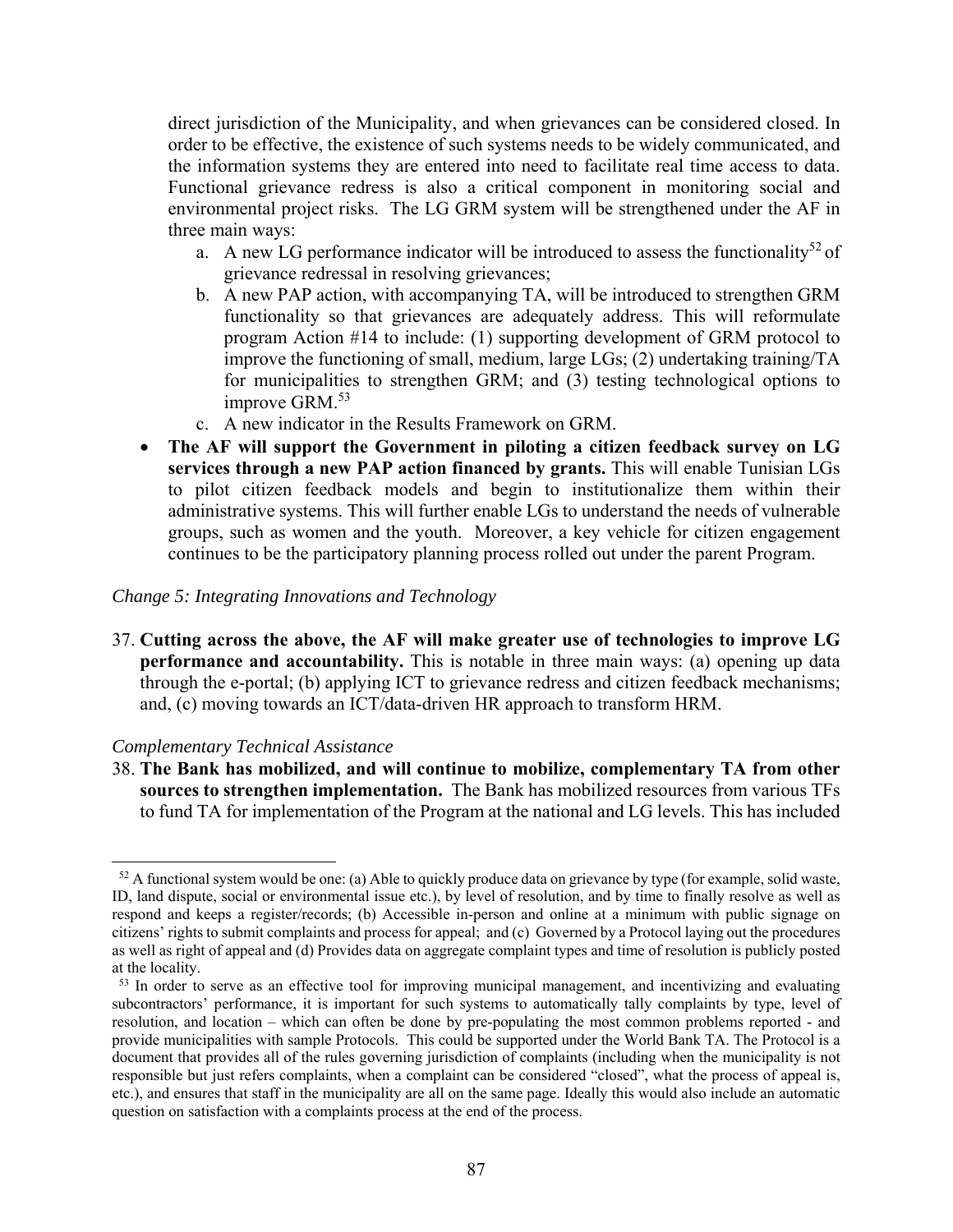direct jurisdiction of the Municipality, and when grievances can be considered closed. In order to be effective, the existence of such systems needs to be widely communicated, and the information systems they are entered into need to facilitate real time access to data. Functional grievance redress is also a critical component in monitoring social and environmental project risks. The LG GRM system will be strengthened under the AF in three main ways:

a. A new LG performance indicator will be introduced to assess the functionality[52] of grievance redressal in resolving grievances;
b. A new PAP action, with accompanying TA, will be introduced to strengthen GRM functionality so that grievances are adequately address. This will reformulate program Action #14 to include: (1) supporting development of GRM protocol to improve the functioning of small, medium, large LGs; (2) undertaking training/TA for municipalities to strengthen GRM; and (3) testing technological options to improve GRM.[53]
c. A new indicator in the Results Framework on GRM.

- **The AF will support the Government in piloting a citizen feedback survey on LG services through a new PAP action financed by grants.** This will enable Tunisian LGs to pilot citizen feedback models and begin to institutionalize them within their administrative systems. This will further enable LGs to understand the needs of vulnerable groups, such as women and the youth. Moreover, a key vehicle for citizen engagement continues to be the participatory planning process rolled out under the parent Program.

*Change 5: Integrating Innovations and Technology*

37. **Cutting across the above, the AF will make greater use of technologies to improve LG performance and accountability.** This is notable in three main ways: (a) opening up data through the e-portal; (b) applying ICT to grievance redress and citizen feedback mechanisms; and, (c) moving towards an ICT/data-driven HR approach to transform HRM.

*Complementary Technical Assistance*

38. **The Bank has mobilized, and will continue to mobilize, complementary TA from other sources to strengthen implementation.** The Bank has mobilized resources from various TFs to fund TA for implementation of the Program at the national and LG levels. This has included

---

[52] A functional system would be one: (a) Able to quickly produce data on grievance by type (for example, solid waste, ID, land dispute, social or environmental issue etc.), by level of resolution, and by time to finally resolve as well as respond and keeps a register/records; (b) Accessible in-person and online at a minimum with public signage on citizens' rights to submit complaints and process for appeal; and (c) Governed by a Protocol laying out the procedures as well as right of appeal and (d) Provides data on aggregate complaint types and time of resolution is publicly posted at the locality.

[53] In order to serve as an effective tool for improving municipal management, and incentivizing and evaluating subcontractors' performance, it is important for such systems to automatically tally complaints by type, level of resolution, and location – which can often be done by pre-populating the most common problems reported - and provide municipalities with sample Protocols. This could be supported under the World Bank TA. The Protocol is a document that provides all of the rules governing jurisdiction of complaints (including when the municipality is not responsible but just refers complaints, when a complaint can be considered "closed", what the process of appeal is, etc.), and ensures that staff in the municipality are all on the same page. Ideally this would also include an automatic question on satisfaction with a complaints process at the end of the process.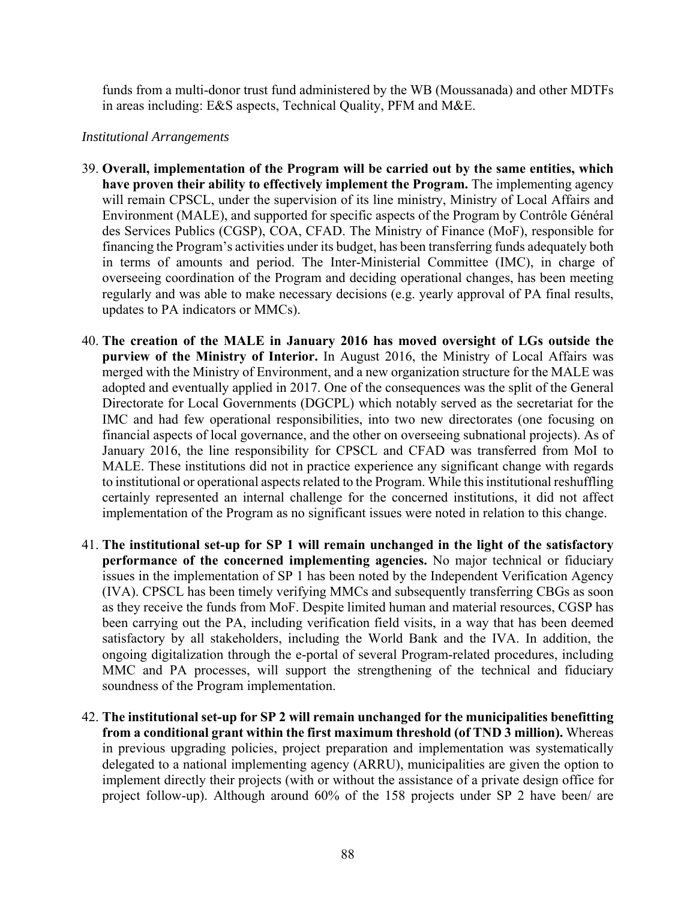funds from a multi-donor trust fund administered by the WB (Moussanada) and other MDTFs in areas including: E&S aspects, Technical Quality, PFM and M&E.

*Institutional Arrangements*

39. **Overall, implementation of the Program will be carried out by the same entities, which have proven their ability to effectively implement the Program.** The implementing agency will remain CPSCL, under the supervision of its line ministry, Ministry of Local Affairs and Environment (MALE), and supported for specific aspects of the Program by Contrôle Général des Services Publics (CGSP), COA, CFAD. The Ministry of Finance (MoF), responsible for financing the Program's activities under its budget, has been transferring funds adequately both in terms of amounts and period. The Inter-Ministerial Committee (IMC), in charge of overseeing coordination of the Program and deciding operational changes, has been meeting regularly and was able to make necessary decisions (e.g. yearly approval of PA final results, updates to PA indicators or MMCs).

40. **The creation of the MALE in January 2016 has moved oversight of LGs outside the purview of the Ministry of Interior.** In August 2016, the Ministry of Local Affairs was merged with the Ministry of Environment, and a new organization structure for the MALE was adopted and eventually applied in 2017. One of the consequences was the split of the General Directorate for Local Governments (DGCPL) which notably served as the secretariat for the IMC and had few operational responsibilities, into two new directorates (one focusing on financial aspects of local governance, and the other on overseeing subnational projects). As of January 2016, the line responsibility for CPSCL and CFAD was transferred from MoI to MALE. These institutions did not in practice experience any significant change with regards to institutional or operational aspects related to the Program. While this institutional reshuffling certainly represented an internal challenge for the concerned institutions, it did not affect implementation of the Program as no significant issues were noted in relation to this change.

41. **The institutional set-up for SP 1 will remain unchanged in the light of the satisfactory performance of the concerned implementing agencies.** No major technical or fiduciary issues in the implementation of SP 1 has been noted by the Independent Verification Agency (IVA). CPSCL has been timely verifying MMCs and subsequently transferring CBGs as soon as they receive the funds from MoF. Despite limited human and material resources, CGSP has been carrying out the PA, including verification field visits, in a way that has been deemed satisfactory by all stakeholders, including the World Bank and the IVA. In addition, the ongoing digitalization through the e-portal of several Program-related procedures, including MMC and PA processes, will support the strengthening of the technical and fiduciary soundness of the Program implementation.

42. **The institutional set-up for SP 2 will remain unchanged for the municipalities benefitting from a conditional grant within the first maximum threshold (of TND 3 million).** Whereas in previous upgrading policies, project preparation and implementation was systematically delegated to a national implementing agency (ARRU), municipalities are given the option to implement directly their projects (with or without the assistance of a private design office for project follow-up). Although around 60% of the 158 projects under SP 2 have been/ are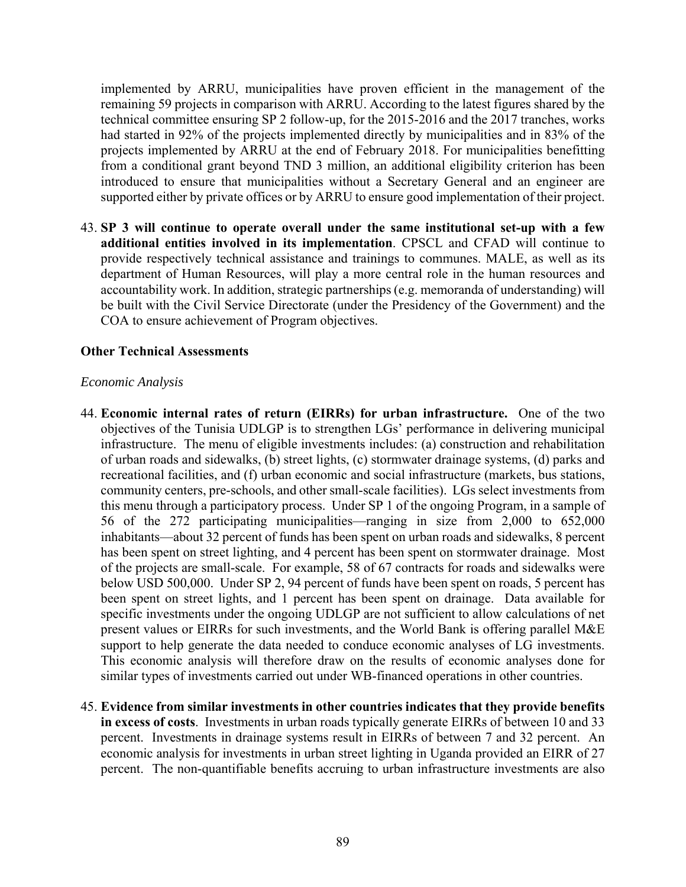implemented by ARRU, municipalities have proven efficient in the management of the remaining 59 projects in comparison with ARRU. According to the latest figures shared by the technical committee ensuring SP 2 follow-up, for the 2015-2016 and the 2017 tranches, works had started in 92% of the projects implemented directly by municipalities and in 83% of the projects implemented by ARRU at the end of February 2018. For municipalities benefitting from a conditional grant beyond TND 3 million, an additional eligibility criterion has been introduced to ensure that municipalities without a Secretary General and an engineer are supported either by private offices or by ARRU to ensure good implementation of their project.

43. **SP 3 will continue to operate overall under the same institutional set-up with a few additional entities involved in its implementation**. CPSCL and CFAD will continue to provide respectively technical assistance and trainings to communes. MALE, as well as its department of Human Resources, will play a more central role in the human resources and accountability work. In addition, strategic partnerships (e.g. memoranda of understanding) will be built with the Civil Service Directorate (under the Presidency of the Government) and the COA to ensure achievement of Program objectives.

**Other Technical Assessments**

*Economic Analysis*

44. **Economic internal rates of return (EIRRs) for urban infrastructure.** One of the two objectives of the Tunisia UDLGP is to strengthen LGs' performance in delivering municipal infrastructure. The menu of eligible investments includes: (a) construction and rehabilitation of urban roads and sidewalks, (b) street lights, (c) stormwater drainage systems, (d) parks and recreational facilities, and (f) urban economic and social infrastructure (markets, bus stations, community centers, pre-schools, and other small-scale facilities). LGs select investments from this menu through a participatory process. Under SP 1 of the ongoing Program, in a sample of 56 of the 272 participating municipalities—ranging in size from 2,000 to 652,000 inhabitants—about 32 percent of funds has been spent on urban roads and sidewalks, 8 percent has been spent on street lighting, and 4 percent has been spent on stormwater drainage. Most of the projects are small-scale. For example, 58 of 67 contracts for roads and sidewalks were below USD 500,000. Under SP 2, 94 percent of funds have been spent on roads, 5 percent has been spent on street lights, and 1 percent has been spent on drainage. Data available for specific investments under the ongoing UDLGP are not sufficient to allow calculations of net present values or EIRRs for such investments, and the World Bank is offering parallel M&E support to help generate the data needed to conduce economic analyses of LG investments. This economic analysis will therefore draw on the results of economic analyses done for similar types of investments carried out under WB-financed operations in other countries.

45. **Evidence from similar investments in other countries indicates that they provide benefits in excess of costs**. Investments in urban roads typically generate EIRRs of between 10 and 33 percent. Investments in drainage systems result in EIRRs of between 7 and 32 percent. An economic analysis for investments in urban street lighting in Uganda provided an EIRR of 27 percent. The non-quantifiable benefits accruing to urban infrastructure investments are also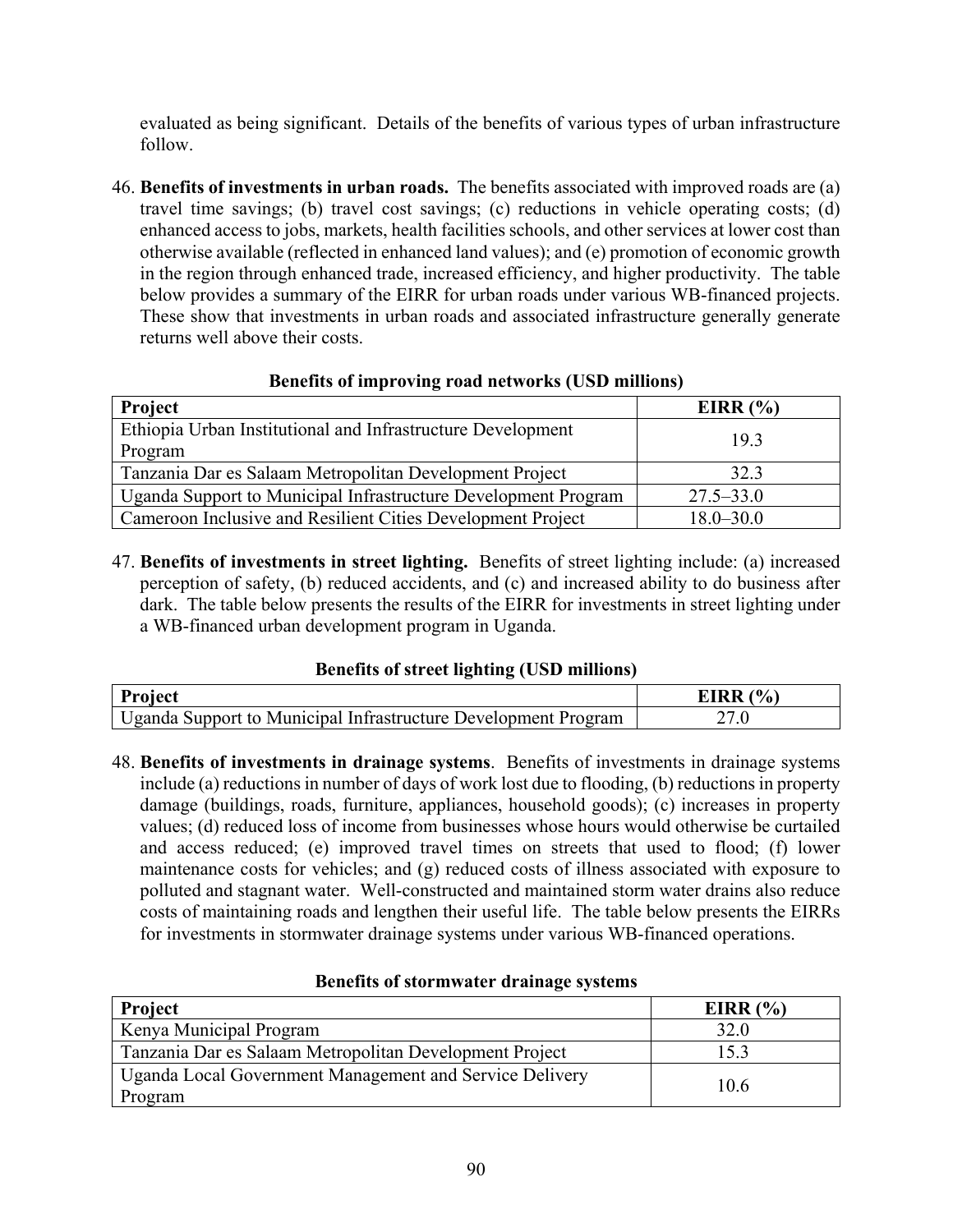evaluated as being significant. Details of the benefits of various types of urban infrastructure follow.

46. **Benefits of investments in urban roads.** The benefits associated with improved roads are (a) travel time savings; (b) travel cost savings; (c) reductions in vehicle operating costs; (d) enhanced access to jobs, markets, health facilities schools, and other services at lower cost than otherwise available (reflected in enhanced land values); and (e) promotion of economic growth in the region through enhanced trade, increased efficiency, and higher productivity. The table below provides a summary of the EIRR for urban roads under various WB-financed projects. These show that investments in urban roads and associated infrastructure generally generate returns well above their costs.

**Benefits of improving road networks (USD millions)**

| Project | EIRR (%) |
|---|---|
| Ethiopia Urban Institutional and Infrastructure Development Program | 19.3 |
| Tanzania Dar es Salaam Metropolitan Development Project | 32.3 |
| Uganda Support to Municipal Infrastructure Development Program | 27.5–33.0 |
| Cameroon Inclusive and Resilient Cities Development Project | 18.0–30.0 |

47. **Benefits of investments in street lighting.** Benefits of street lighting include: (a) increased perception of safety, (b) reduced accidents, and (c) and increased ability to do business after dark. The table below presents the results of the EIRR for investments in street lighting under a WB-financed urban development program in Uganda.

**Benefits of street lighting (USD millions)**

| Project | EIRR (%) |
|---|---|
| Uganda Support to Municipal Infrastructure Development Program | 27.0 |

48. **Benefits of investments in drainage systems**. Benefits of investments in drainage systems include (a) reductions in number of days of work lost due to flooding, (b) reductions in property damage (buildings, roads, furniture, appliances, household goods); (c) increases in property values; (d) reduced loss of income from businesses whose hours would otherwise be curtailed and access reduced; (e) improved travel times on streets that used to flood; (f) lower maintenance costs for vehicles; and (g) reduced costs of illness associated with exposure to polluted and stagnant water. Well-constructed and maintained storm water drains also reduce costs of maintaining roads and lengthen their useful life. The table below presents the EIRRs for investments in stormwater drainage systems under various WB-financed operations.

**Benefits of stormwater drainage systems**

| Project | EIRR (%) |
|---|---|
| Kenya Municipal Program | 32.0 |
| Tanzania Dar es Salaam Metropolitan Development Project | 15.3 |
| Uganda Local Government Management and Service Delivery Program | 10.6 |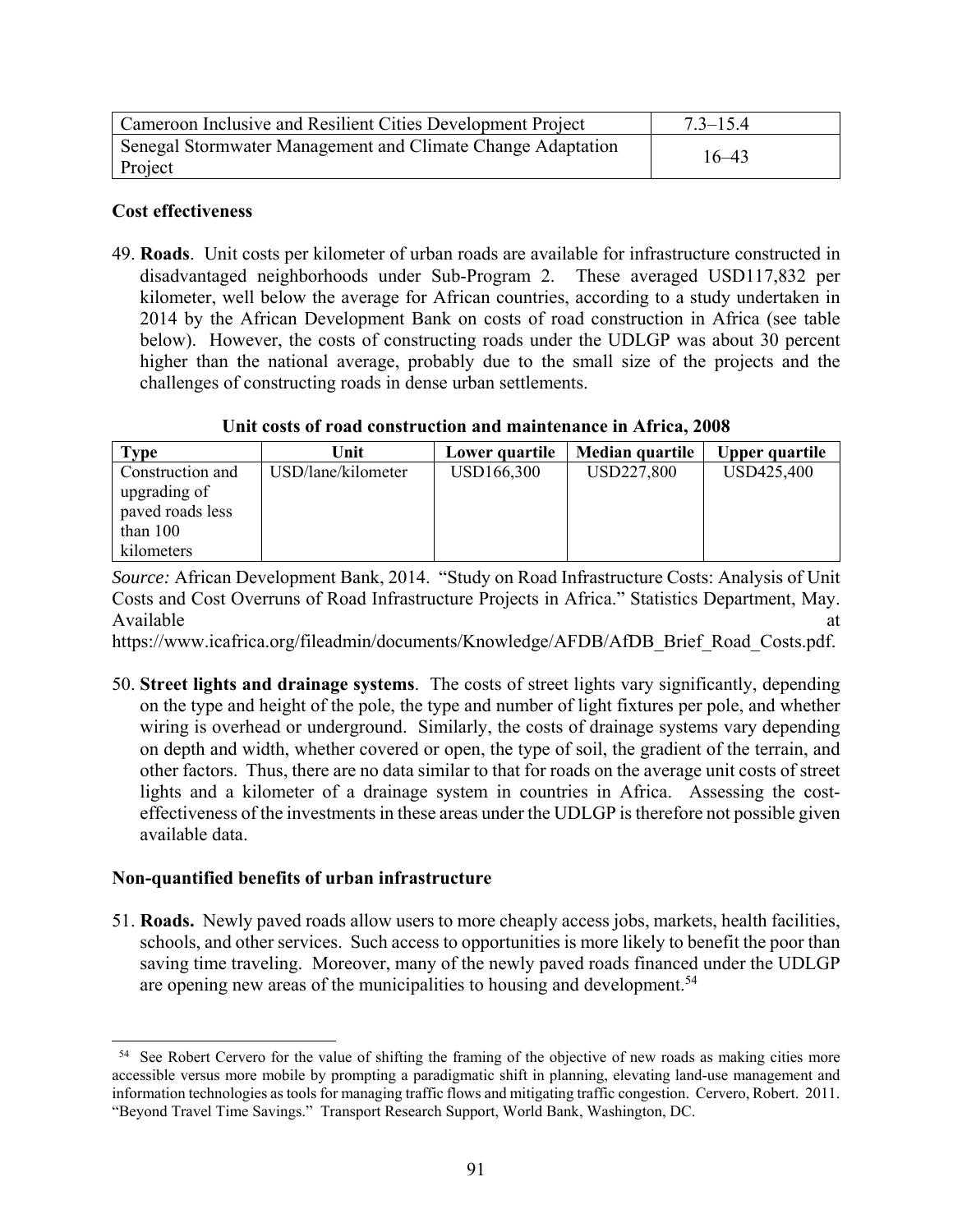| Cameroon Inclusive and Resilient Cities Development Project | 7.3–15.4 |
|---|---|
| Senegal Stormwater Management and Climate Change Adaptation Project | 16–43 |

**Cost effectiveness**

49. **Roads**. Unit costs per kilometer of urban roads are available for infrastructure constructed in disadvantaged neighborhoods under Sub-Program 2. These averaged USD117,832 per kilometer, well below the average for African countries, according to a study undertaken in 2014 by the African Development Bank on costs of road construction in Africa (see table below). However, the costs of constructing roads under the UDLGP was about 30 percent higher than the national average, probably due to the small size of the projects and the challenges of constructing roads in dense urban settlements.

**Unit costs of road construction and maintenance in Africa, 2008**

| Type | Unit | Lower quartile | Median quartile | Upper quartile |
|---|---|---|---|---|
| Construction and upgrading of paved roads less than 100 kilometers | USD/lane/kilometer | USD166,300 | USD227,800 | USD425,400 |

*Source:* African Development Bank, 2014. "Study on Road Infrastructure Costs: Analysis of Unit Costs and Cost Overruns of Road Infrastructure Projects in Africa." Statistics Department, May. Available at https://www.icafrica.org/fileadmin/documents/Knowledge/AFDB/AfDB_Brief_Road_Costs.pdf.

50. **Street lights and drainage systems**. The costs of street lights vary significantly, depending on the type and height of the pole, the type and number of light fixtures per pole, and whether wiring is overhead or underground. Similarly, the costs of drainage systems vary depending on depth and width, whether covered or open, the type of soil, the gradient of the terrain, and other factors. Thus, there are no data similar to that for roads on the average unit costs of street lights and a kilometer of a drainage system in countries in Africa. Assessing the cost-effectiveness of the investments in these areas under the UDLGP is therefore not possible given available data.

**Non-quantified benefits of urban infrastructure**

51. **Roads.** Newly paved roads allow users to more cheaply access jobs, markets, health facilities, schools, and other services. Such access to opportunities is more likely to benefit the poor than saving time traveling. Moreover, many of the newly paved roads financed under the UDLGP are opening new areas of the municipalities to housing and development.[54]

[54] See Robert Cervero for the value of shifting the framing of the objective of new roads as making cities more accessible versus more mobile by prompting a paradigmatic shift in planning, elevating land-use management and information technologies as tools for managing traffic flows and mitigating traffic congestion. Cervero, Robert. 2011. "Beyond Travel Time Savings." Transport Research Support, World Bank, Washington, DC.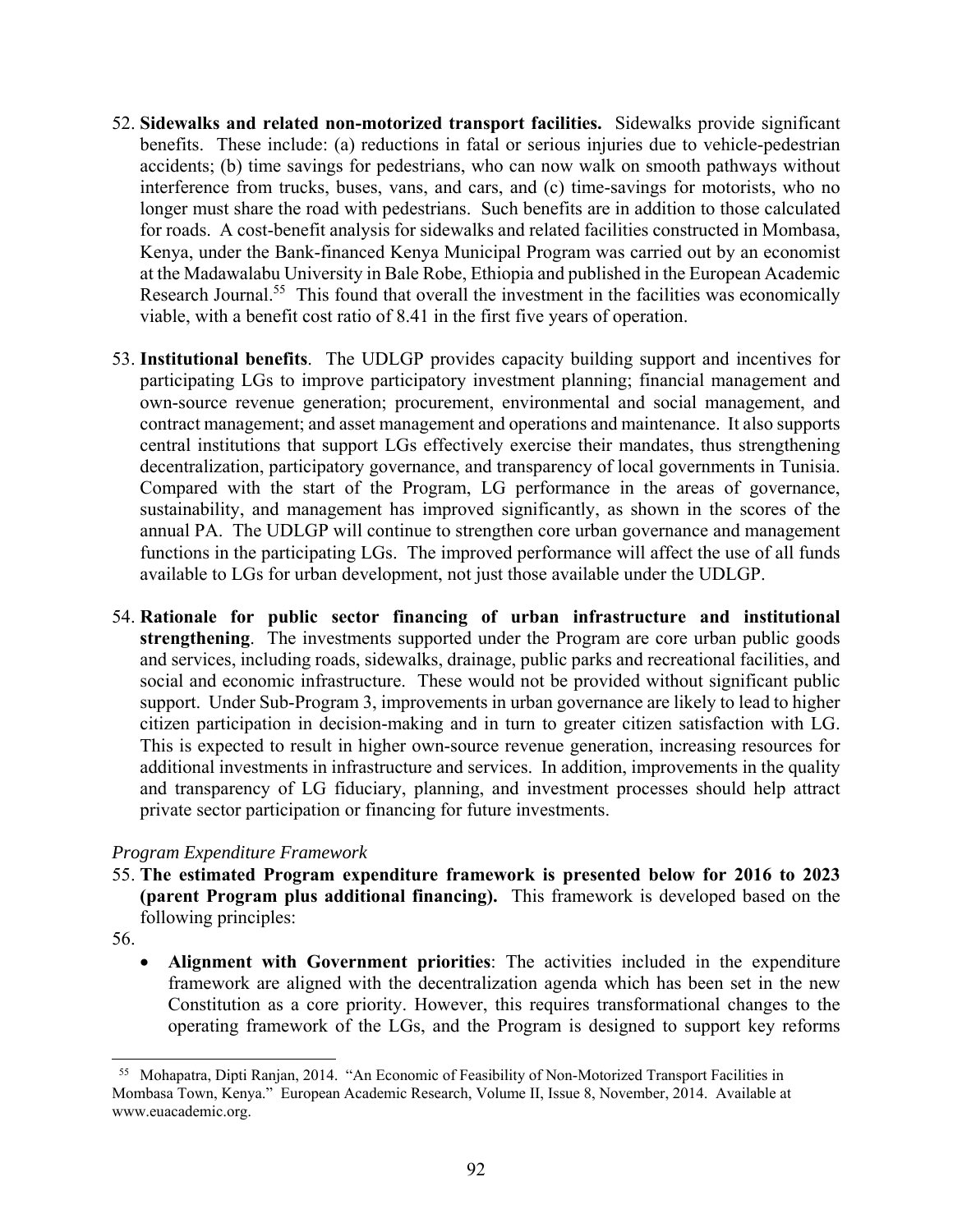52. **Sidewalks and related non-motorized transport facilities.** Sidewalks provide significant benefits. These include: (a) reductions in fatal or serious injuries due to vehicle-pedestrian accidents; (b) time savings for pedestrians, who can now walk on smooth pathways without interference from trucks, buses, vans, and cars, and (c) time-savings for motorists, who no longer must share the road with pedestrians. Such benefits are in addition to those calculated for roads. A cost-benefit analysis for sidewalks and related facilities constructed in Mombasa, Kenya, under the Bank-financed Kenya Municipal Program was carried out by an economist at the Madawalabu University in Bale Robe, Ethiopia and published in the European Academic Research Journal.[55] This found that overall the investment in the facilities was economically viable, with a benefit cost ratio of 8.41 in the first five years of operation.

53. **Institutional benefits**. The UDLGP provides capacity building support and incentives for participating LGs to improve participatory investment planning; financial management and own-source revenue generation; procurement, environmental and social management, and contract management; and asset management and operations and maintenance. It also supports central institutions that support LGs effectively exercise their mandates, thus strengthening decentralization, participatory governance, and transparency of local governments in Tunisia. Compared with the start of the Program, LG performance in the areas of governance, sustainability, and management has improved significantly, as shown in the scores of the annual PA. The UDLGP will continue to strengthen core urban governance and management functions in the participating LGs. The improved performance will affect the use of all funds available to LGs for urban development, not just those available under the UDLGP.

54. **Rationale for public sector financing of urban infrastructure and institutional strengthening**. The investments supported under the Program are core urban public goods and services, including roads, sidewalks, drainage, public parks and recreational facilities, and social and economic infrastructure. These would not be provided without significant public support. Under Sub-Program 3, improvements in urban governance are likely to lead to higher citizen participation in decision-making and in turn to greater citizen satisfaction with LG. This is expected to result in higher own-source revenue generation, increasing resources for additional investments in infrastructure and services. In addition, improvements in the quality and transparency of LG fiduciary, planning, and investment processes should help attract private sector participation or financing for future investments.

*Program Expenditure Framework*

55. **The estimated Program expenditure framework is presented below for 2016 to 2023 (parent Program plus additional financing).** This framework is developed based on the following principles:

56.
   - **Alignment with Government priorities**: The activities included in the expenditure framework are aligned with the decentralization agenda which has been set in the new Constitution as a core priority. However, this requires transformational changes to the operating framework of the LGs, and the Program is designed to support key reforms

---

[55] Mohapatra, Dipti Ranjan, 2014. "An Economic of Feasibility of Non-Motorized Transport Facilities in Mombasa Town, Kenya." European Academic Research, Volume II, Issue 8, November, 2014. Available at www.euacademic.org.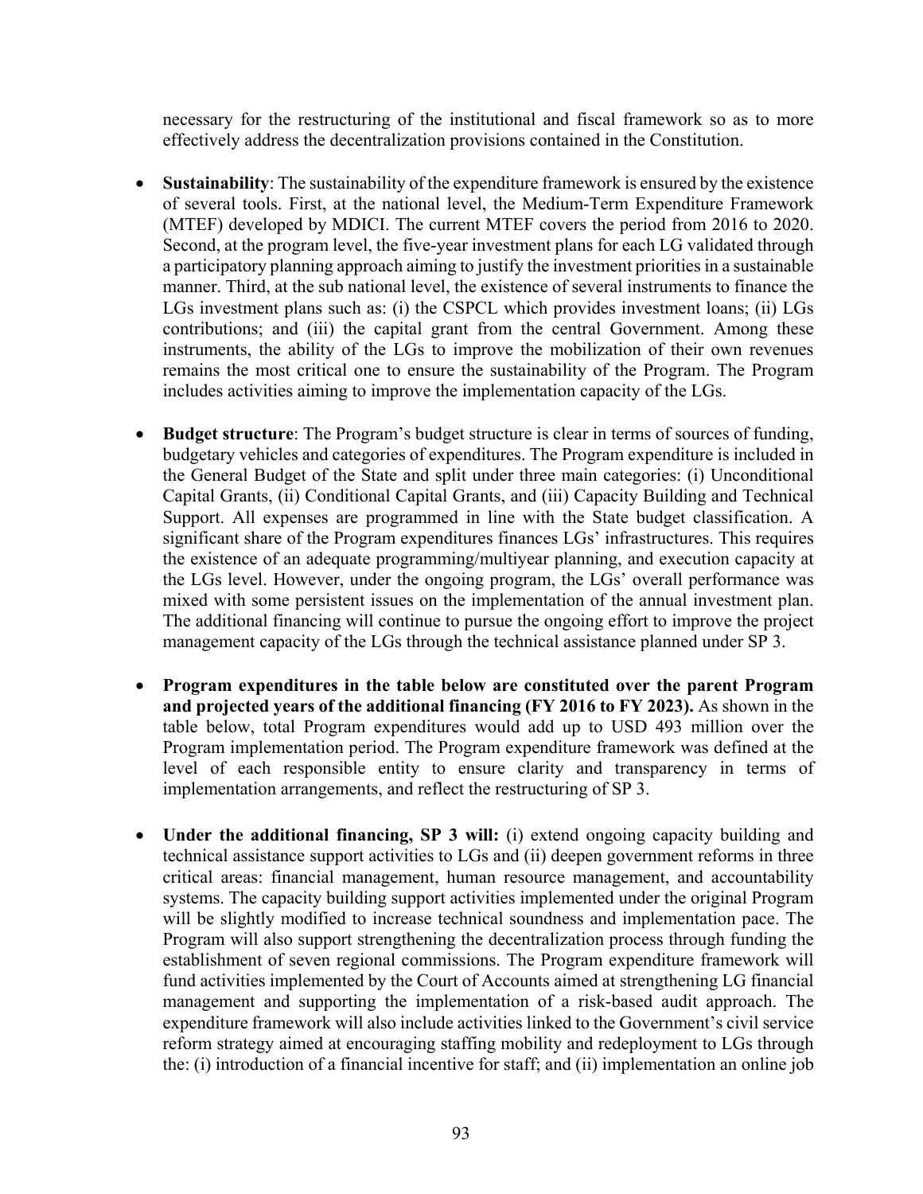necessary for the restructuring of the institutional and fiscal framework so as to more effectively address the decentralization provisions contained in the Constitution.

- **Sustainability**: The sustainability of the expenditure framework is ensured by the existence of several tools. First, at the national level, the Medium-Term Expenditure Framework (MTEF) developed by MDICI. The current MTEF covers the period from 2016 to 2020. Second, at the program level, the five-year investment plans for each LG validated through a participatory planning approach aiming to justify the investment priorities in a sustainable manner. Third, at the sub national level, the existence of several instruments to finance the LGs investment plans such as: (i) the CSPCL which provides investment loans; (ii) LGs contributions; and (iii) the capital grant from the central Government. Among these instruments, the ability of the LGs to improve the mobilization of their own revenues remains the most critical one to ensure the sustainability of the Program. The Program includes activities aiming to improve the implementation capacity of the LGs.

- **Budget structure**: The Program's budget structure is clear in terms of sources of funding, budgetary vehicles and categories of expenditures. The Program expenditure is included in the General Budget of the State and split under three main categories: (i) Unconditional Capital Grants, (ii) Conditional Capital Grants, and (iii) Capacity Building and Technical Support. All expenses are programmed in line with the State budget classification. A significant share of the Program expenditures finances LGs' infrastructures. This requires the existence of an adequate programming/multiyear planning, and execution capacity at the LGs level. However, under the ongoing program, the LGs' overall performance was mixed with some persistent issues on the implementation of the annual investment plan. The additional financing will continue to pursue the ongoing effort to improve the project management capacity of the LGs through the technical assistance planned under SP 3.

- **Program expenditures in the table below are constituted over the parent Program and projected years of the additional financing (FY 2016 to FY 2023).** As shown in the table below, total Program expenditures would add up to USD 493 million over the Program implementation period. The Program expenditure framework was defined at the level of each responsible entity to ensure clarity and transparency in terms of implementation arrangements, and reflect the restructuring of SP 3.

- **Under the additional financing, SP 3 will:** (i) extend ongoing capacity building and technical assistance support activities to LGs and (ii) deepen government reforms in three critical areas: financial management, human resource management, and accountability systems. The capacity building support activities implemented under the original Program will be slightly modified to increase technical soundness and implementation pace. The Program will also support strengthening the decentralization process through funding the establishment of seven regional commissions. The Program expenditure framework will fund activities implemented by the Court of Accounts aimed at strengthening LG financial management and supporting the implementation of a risk-based audit approach. The expenditure framework will also include activities linked to the Government's civil service reform strategy aimed at encouraging staffing mobility and redeployment to LGs through the: (i) introduction of a financial incentive for staff; and (ii) implementation an online job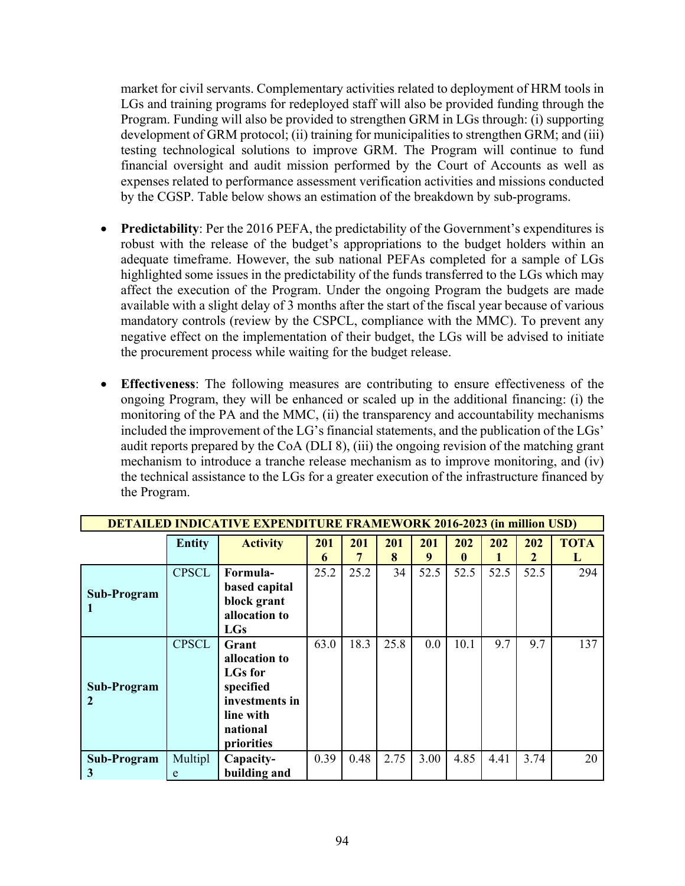market for civil servants. Complementary activities related to deployment of HRM tools in LGs and training programs for redeployed staff will also be provided funding through the Program. Funding will also be provided to strengthen GRM in LGs through: (i) supporting development of GRM protocol; (ii) training for municipalities to strengthen GRM; and (iii) testing technological solutions to improve GRM. The Program will continue to fund financial oversight and audit mission performed by the Court of Accounts as well as expenses related to performance assessment verification activities and missions conducted by the CGSP. Table below shows an estimation of the breakdown by sub-programs.

- **Predictability**: Per the 2016 PEFA, the predictability of the Government's expenditures is robust with the release of the budget's appropriations to the budget holders within an adequate timeframe. However, the sub national PEFAs completed for a sample of LGs highlighted some issues in the predictability of the funds transferred to the LGs which may affect the execution of the Program. Under the ongoing Program the budgets are made available with a slight delay of 3 months after the start of the fiscal year because of various mandatory controls (review by the CSPCL, compliance with the MMC). To prevent any negative effect on the implementation of their budget, the LGs will be advised to initiate the procurement process while waiting for the budget release.

- **Effectiveness**: The following measures are contributing to ensure effectiveness of the ongoing Program, they will be enhanced or scaled up in the additional financing: (i) the monitoring of the PA and the MMC, (ii) the transparency and accountability mechanisms included the improvement of the LG's financial statements, and the publication of the LGs' audit reports prepared by the CoA (DLI 8), (iii) the ongoing revision of the matching grant mechanism to introduce a tranche release mechanism as to improve monitoring, and (iv) the technical assistance to the LGs for a greater execution of the infrastructure financed by the Program.

| **DETAILED INDICATIVE EXPENDITURE FRAMEWORK 2016-2023 (in million USD)** | | | | | | | | | | |
|---|---|---|---|---|---|---|---|---|---|---|
| | **Entity** | **Activity** | **2016** | **2017** | **2018** | **2019** | **2020** | **2021** | **2022** | **TOTAL** |
| **Sub-Program 1** | CPSCL | **Formula-based capital block grant allocation to LGs** | 25.2 | 25.2 | 34 | 52.5 | 52.5 | 52.5 | 52.5 | 294 |
| **Sub-Program 2** | CPSCL | **Grant allocation to LGs for specified investments in line with national priorities** | 63.0 | 18.3 | 25.8 | 0.0 | 10.1 | 9.7 | 9.7 | 137 |
| **Sub-Program 3** | Multiple | **Capacity-building and** | 0.39 | 0.48 | 2.75 | 3.00 | 4.85 | 4.41 | 3.74 | 20 |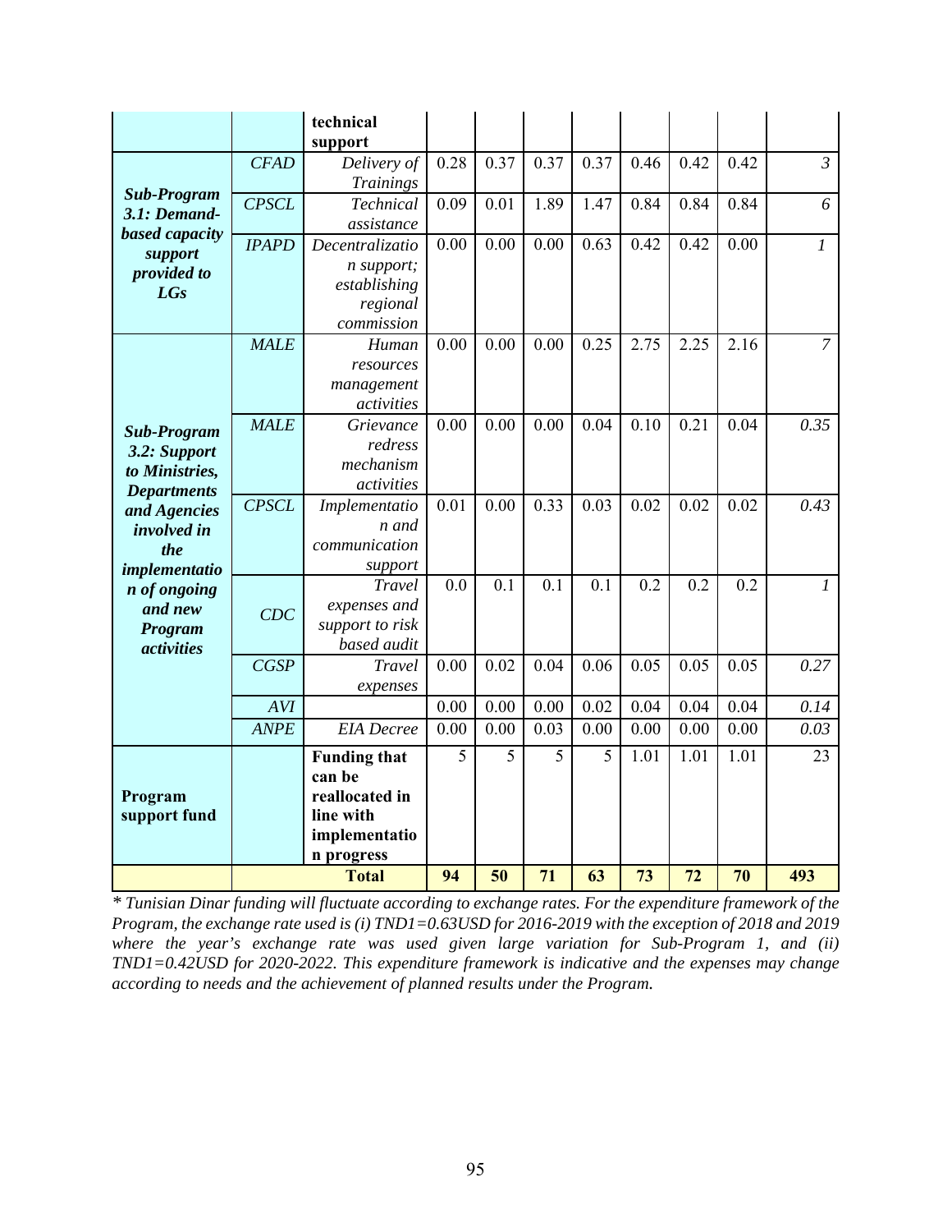| | | **technical support** | | | | | | | | |
|---|---|---|---|---|---|---|---|---|---|---|
| ***Sub-Program 3.1: Demand-based capacity support provided to LGs*** | *CFAD* | *Delivery of Trainings* | 0.28 | 0.37 | 0.37 | 0.37 | 0.46 | 0.42 | 0.42 | *3* |
| | *CPSCL* | *Technical assistance* | 0.09 | 0.01 | 1.89 | 1.47 | 0.84 | 0.84 | 0.84 | *6* |
| | *IPAPD* | *Decentralization support; establishing regional commission* | 0.00 | 0.00 | 0.00 | 0.63 | 0.42 | 0.42 | 0.00 | *1* |
| ***Sub-Program 3.2: Support to Ministries, Departments and Agencies involved in the implementation of ongoing and new Program activities*** | *MALE* | *Human resources management activities* | 0.00 | 0.00 | 0.00 | 0.25 | 2.75 | 2.25 | 2.16 | *7* |
| | *MALE* | *Grievance redress mechanism activities* | 0.00 | 0.00 | 0.00 | 0.04 | 0.10 | 0.21 | 0.04 | *0.35* |
| | *CPSCL* | *Implementation and communication support* | 0.01 | 0.00 | 0.33 | 0.03 | 0.02 | 0.02 | 0.02 | *0.43* |
| | *CDC* | *Travel expenses and support to risk based audit* | 0.0 | 0.1 | 0.1 | 0.1 | 0.2 | 0.2 | 0.2 | *1* |
| | *CGSP* | *Travel expenses* | 0.00 | 0.02 | 0.04 | 0.06 | 0.05 | 0.05 | 0.05 | *0.27* |
| | *AVI* | | 0.00 | 0.00 | 0.00 | 0.02 | 0.04 | 0.04 | 0.04 | *0.14* |
| | *ANPE* | *EIA Decree* | 0.00 | 0.00 | 0.03 | 0.00 | 0.00 | 0.00 | 0.00 | *0.03* |
| **Program support fund** | | **Funding that can be reallocated in line with implementation progress** | 5 | 5 | 5 | 5 | 1.01 | 1.01 | 1.01 | 23 |
| | | **Total** | **94** | **50** | **71** | **63** | **73** | **72** | **70** | **493** |

*\* Tunisian Dinar funding will fluctuate according to exchange rates. For the expenditure framework of the Program, the exchange rate used is (i) TND1=0.63USD for 2016-2019 with the exception of 2018 and 2019 where the year's exchange rate was used given large variation for Sub-Program 1, and (ii) TND1=0.42USD for 2020-2022. This expenditure framework is indicative and the expenses may change according to needs and the achievement of planned results under the Program.*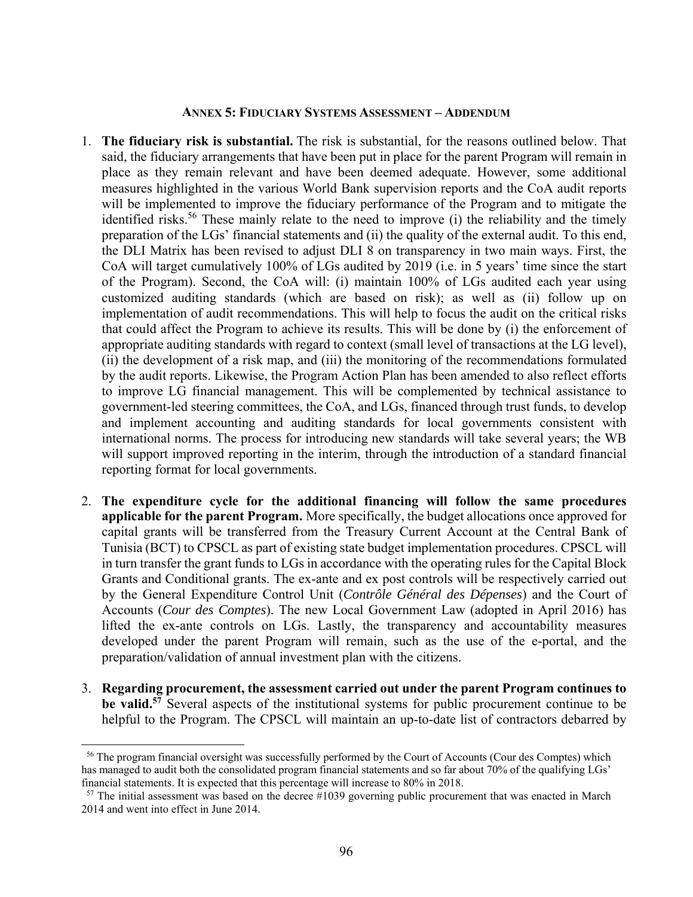## ANNEX 5: FIDUCIARY SYSTEMS ASSESSMENT – ADDENDUM

1. **The fiduciary risk is substantial.** The risk is substantial, for the reasons outlined below. That said, the fiduciary arrangements that have been put in place for the parent Program will remain in place as they remain relevant and have been deemed adequate. However, some additional measures highlighted in the various World Bank supervision reports and the CoA audit reports will be implemented to improve the fiduciary performance of the Program and to mitigate the identified risks.[56] These mainly relate to the need to improve (i) the reliability and the timely preparation of the LGs' financial statements and (ii) the quality of the external audit. To this end, the DLI Matrix has been revised to adjust DLI 8 on transparency in two main ways. First, the CoA will target cumulatively 100% of LGs audited by 2019 (i.e. in 5 years' time since the start of the Program). Second, the CoA will: (i) maintain 100% of LGs audited each year using customized auditing standards (which are based on risk); as well as (ii) follow up on implementation of audit recommendations. This will help to focus the audit on the critical risks that could affect the Program to achieve its results. This will be done by (i) the enforcement of appropriate auditing standards with regard to context (small level of transactions at the LG level), (ii) the development of a risk map, and (iii) the monitoring of the recommendations formulated by the audit reports. Likewise, the Program Action Plan has been amended to also reflect efforts to improve LG financial management. This will be complemented by technical assistance to government-led steering committees, the CoA, and LGs, financed through trust funds, to develop and implement accounting and auditing standards for local governments consistent with international norms. The process for introducing new standards will take several years; the WB will support improved reporting in the interim, through the introduction of a standard financial reporting format for local governments.

2. **The expenditure cycle for the additional financing will follow the same procedures applicable for the parent Program.** More specifically, the budget allocations once approved for capital grants will be transferred from the Treasury Current Account at the Central Bank of Tunisia (BCT) to CPSCL as part of existing state budget implementation procedures. CPSCL will in turn transfer the grant funds to LGs in accordance with the operating rules for the Capital Block Grants and Conditional grants. The ex-ante and ex post controls will be respectively carried out by the General Expenditure Control Unit (*Contrôle Général des Dépenses*) and the Court of Accounts (*Cour des Comptes*). The new Local Government Law (adopted in April 2016) has lifted the ex-ante controls on LGs. Lastly, the transparency and accountability measures developed under the parent Program will remain, such as the use of the e-portal, and the preparation/validation of annual investment plan with the citizens.

3. **Regarding procurement, the assessment carried out under the parent Program continues to be valid.**[57] Several aspects of the institutional systems for public procurement continue to be helpful to the Program. The CPSCL will maintain an up-to-date list of contractors debarred by

---

[56] The program financial oversight was successfully performed by the Court of Accounts (Cour des Comptes) which has managed to audit both the consolidated program financial statements and so far about 70% of the qualifying LGs' financial statements. It is expected that this percentage will increase to 80% in 2018.

[57] The initial assessment was based on the decree #1039 governing public procurement that was enacted in March 2014 and went into effect in June 2014.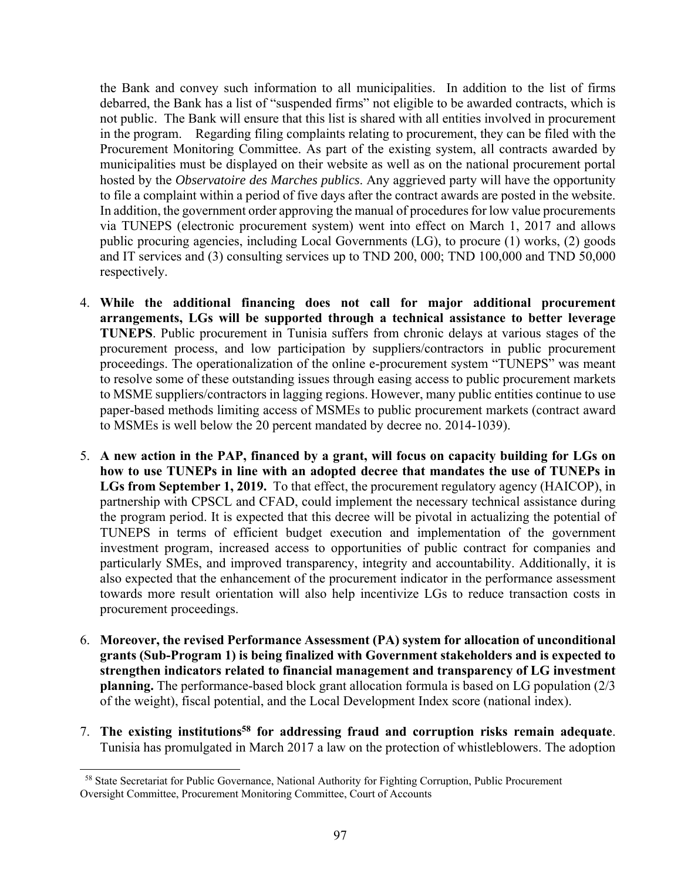the Bank and convey such information to all municipalities. In addition to the list of firms debarred, the Bank has a list of "suspended firms" not eligible to be awarded contracts, which is not public. The Bank will ensure that this list is shared with all entities involved in procurement in the program. Regarding filing complaints relating to procurement, they can be filed with the Procurement Monitoring Committee. As part of the existing system, all contracts awarded by municipalities must be displayed on their website as well as on the national procurement portal hosted by the *Observatoire des Marches publics*. Any aggrieved party will have the opportunity to file a complaint within a period of five days after the contract awards are posted in the website. In addition, the government order approving the manual of procedures for low value procurements via TUNEPS (electronic procurement system) went into effect on March 1, 2017 and allows public procuring agencies, including Local Governments (LG), to procure (1) works, (2) goods and IT services and (3) consulting services up to TND 200, 000; TND 100,000 and TND 50,000 respectively.

4. **While the additional financing does not call for major additional procurement arrangements, LGs will be supported through a technical assistance to better leverage TUNEPS**. Public procurement in Tunisia suffers from chronic delays at various stages of the procurement process, and low participation by suppliers/contractors in public procurement proceedings. The operationalization of the online e-procurement system "TUNEPS" was meant to resolve some of these outstanding issues through easing access to public procurement markets to MSME suppliers/contractors in lagging regions. However, many public entities continue to use paper-based methods limiting access of MSMEs to public procurement markets (contract award to MSMEs is well below the 20 percent mandated by decree no. 2014-1039).

5. **A new action in the PAP, financed by a grant, will focus on capacity building for LGs on how to use TUNEPs in line with an adopted decree that mandates the use of TUNEPs in LGs from September 1, 2019.** To that effect, the procurement regulatory agency (HAICOP), in partnership with CPSCL and CFAD, could implement the necessary technical assistance during the program period. It is expected that this decree will be pivotal in actualizing the potential of TUNEPS in terms of efficient budget execution and implementation of the government investment program, increased access to opportunities of public contract for companies and particularly SMEs, and improved transparency, integrity and accountability. Additionally, it is also expected that the enhancement of the procurement indicator in the performance assessment towards more result orientation will also help incentivize LGs to reduce transaction costs in procurement proceedings.

6. **Moreover, the revised Performance Assessment (PA) system for allocation of unconditional grants (Sub-Program 1) is being finalized with Government stakeholders and is expected to strengthen indicators related to financial management and transparency of LG investment planning.** The performance-based block grant allocation formula is based on LG population (2/3 of the weight), fiscal potential, and the Local Development Index score (national index).

7. **The existing institutions[58] for addressing fraud and corruption risks remain adequate**. Tunisia has promulgated in March 2017 a law on the protection of whistleblowers. The adoption

[58] State Secretariat for Public Governance, National Authority for Fighting Corruption, Public Procurement Oversight Committee, Procurement Monitoring Committee, Court of Accounts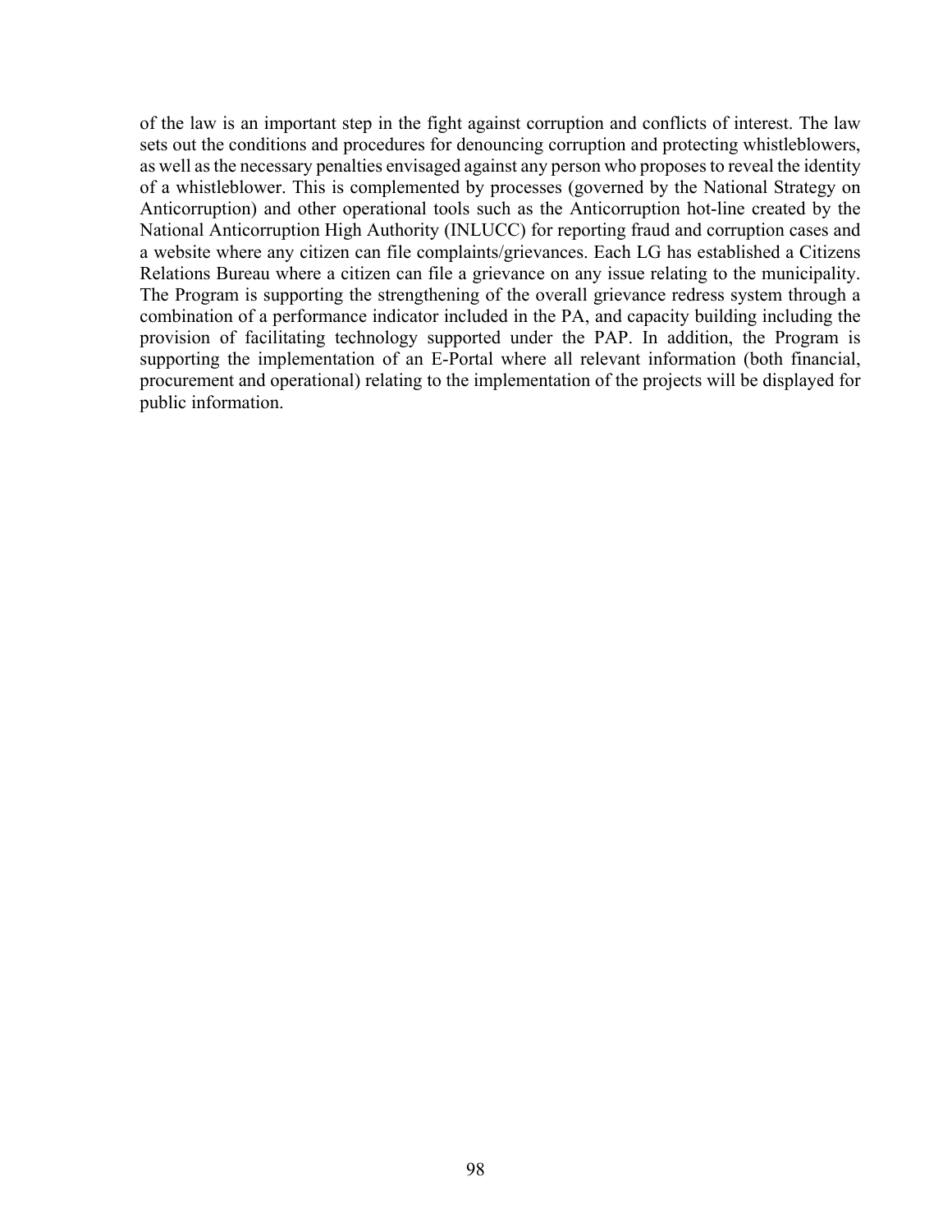of the law is an important step in the fight against corruption and conflicts of interest. The law sets out the conditions and procedures for denouncing corruption and protecting whistleblowers, as well as the necessary penalties envisaged against any person who proposes to reveal the identity of a whistleblower. This is complemented by processes (governed by the National Strategy on Anticorruption) and other operational tools such as the Anticorruption hot-line created by the National Anticorruption High Authority (INLUCC) for reporting fraud and corruption cases and a website where any citizen can file complaints/grievances. Each LG has established a Citizens Relations Bureau where a citizen can file a grievance on any issue relating to the municipality. The Program is supporting the strengthening of the overall grievance redress system through a combination of a performance indicator included in the PA, and capacity building including the provision of facilitating technology supported under the PAP. In addition, the Program is supporting the implementation of an E-Portal where all relevant information (both financial, procurement and operational) relating to the implementation of the projects will be displayed for public information.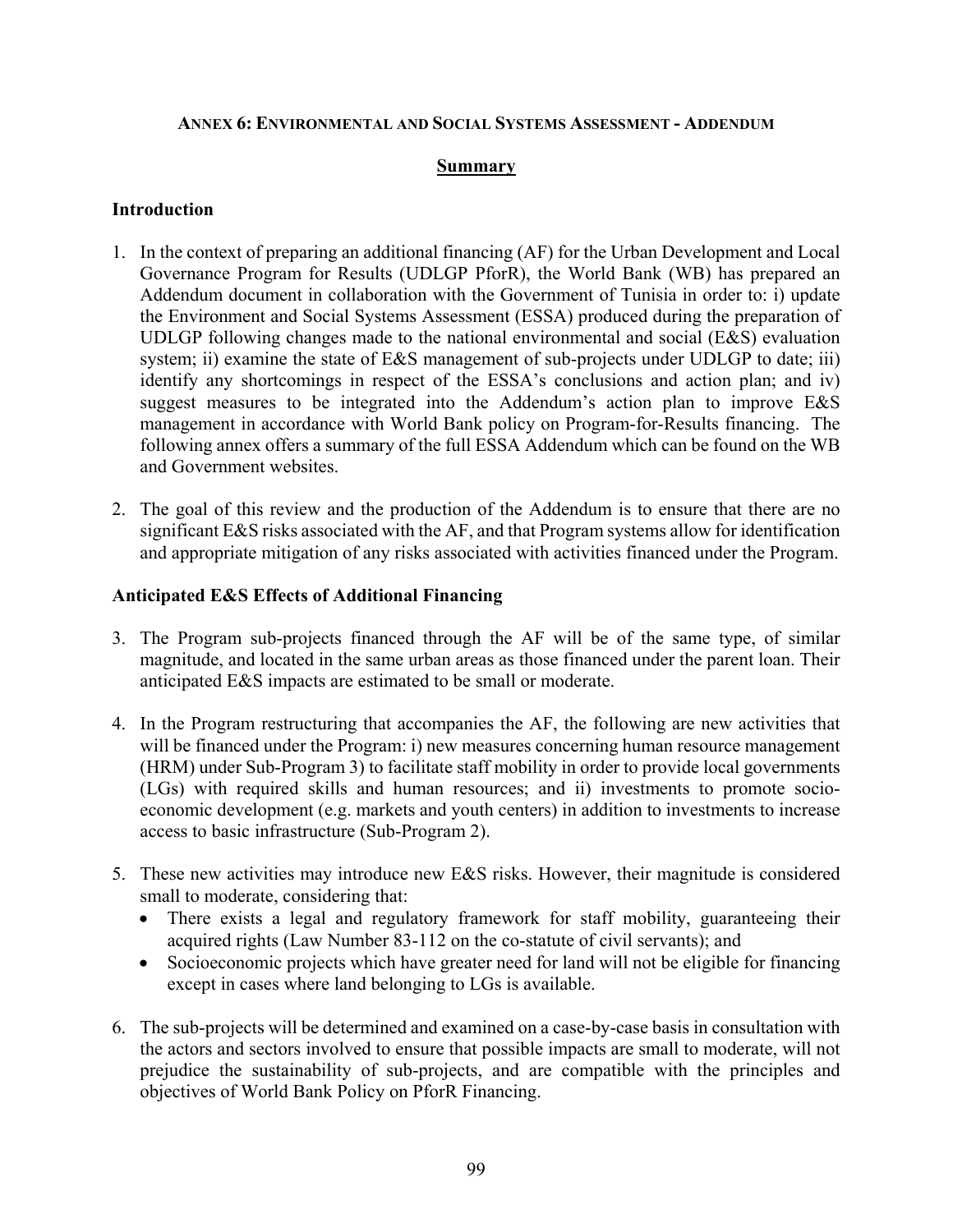## ANNEX 6: ENVIRONMENTAL AND SOCIAL SYSTEMS ASSESSMENT - ADDENDUM

### Summary

### Introduction

1. In the context of preparing an additional financing (AF) for the Urban Development and Local Governance Program for Results (UDLGP PforR), the World Bank (WB) has prepared an Addendum document in collaboration with the Government of Tunisia in order to: i) update the Environment and Social Systems Assessment (ESSA) produced during the preparation of UDLGP following changes made to the national environmental and social (E&S) evaluation system; ii) examine the state of E&S management of sub-projects under UDLGP to date; iii) identify any shortcomings in respect of the ESSA's conclusions and action plan; and iv) suggest measures to be integrated into the Addendum's action plan to improve E&S management in accordance with World Bank policy on Program-for-Results financing. The following annex offers a summary of the full ESSA Addendum which can be found on the WB and Government websites.

2. The goal of this review and the production of the Addendum is to ensure that there are no significant E&S risks associated with the AF, and that Program systems allow for identification and appropriate mitigation of any risks associated with activities financed under the Program.

### Anticipated E&S Effects of Additional Financing

3. The Program sub-projects financed through the AF will be of the same type, of similar magnitude, and located in the same urban areas as those financed under the parent loan. Their anticipated E&S impacts are estimated to be small or moderate.

4. In the Program restructuring that accompanies the AF, the following are new activities that will be financed under the Program: i) new measures concerning human resource management (HRM) under Sub-Program 3) to facilitate staff mobility in order to provide local governments (LGs) with required skills and human resources; and ii) investments to promote socio-economic development (e.g. markets and youth centers) in addition to investments to increase access to basic infrastructure (Sub-Program 2).

5. These new activities may introduce new E&S risks. However, their magnitude is considered small to moderate, considering that:
   - There exists a legal and regulatory framework for staff mobility, guaranteeing their acquired rights (Law Number 83-112 on the co-statute of civil servants); and
   - Socioeconomic projects which have greater need for land will not be eligible for financing except in cases where land belonging to LGs is available.

6. The sub-projects will be determined and examined on a case-by-case basis in consultation with the actors and sectors involved to ensure that possible impacts are small to moderate, will not prejudice the sustainability of sub-projects, and are compatible with the principles and objectives of World Bank Policy on PforR Financing.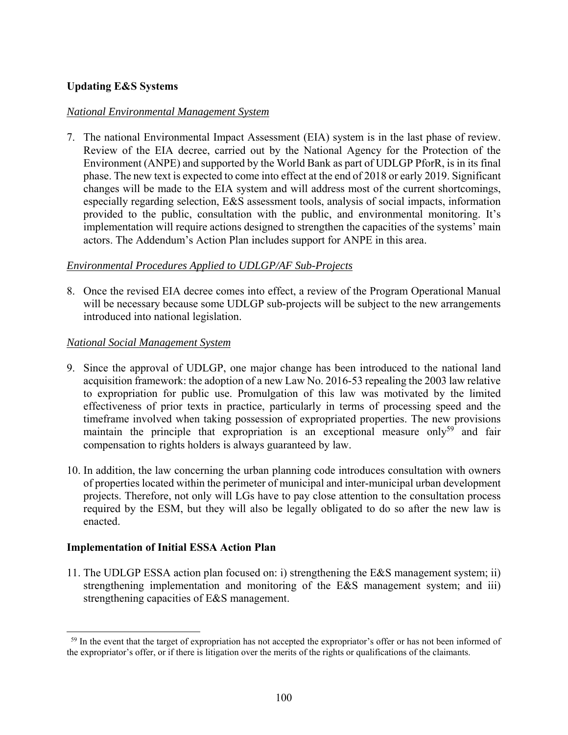**Updating E&S Systems**

*National Environmental Management System*

7. The national Environmental Impact Assessment (EIA) system is in the last phase of review. Review of the EIA decree, carried out by the National Agency for the Protection of the Environment (ANPE) and supported by the World Bank as part of UDLGP PforR, is in its final phase. The new text is expected to come into effect at the end of 2018 or early 2019. Significant changes will be made to the EIA system and will address most of the current shortcomings, especially regarding selection, E&S assessment tools, analysis of social impacts, information provided to the public, consultation with the public, and environmental monitoring. It's implementation will require actions designed to strengthen the capacities of the systems' main actors. The Addendum's Action Plan includes support for ANPE in this area.

*Environmental Procedures Applied to UDLGP/AF Sub-Projects*

8. Once the revised EIA decree comes into effect, a review of the Program Operational Manual will be necessary because some UDLGP sub-projects will be subject to the new arrangements introduced into national legislation.

*National Social Management System*

9. Since the approval of UDLGP, one major change has been introduced to the national land acquisition framework: the adoption of a new Law No. 2016-53 repealing the 2003 law relative to expropriation for public use. Promulgation of this law was motivated by the limited effectiveness of prior texts in practice, particularly in terms of processing speed and the timeframe involved when taking possession of expropriated properties. The new provisions maintain the principle that expropriation is an exceptional measure only[59] and fair compensation to rights holders is always guaranteed by law.

10. In addition, the law concerning the urban planning code introduces consultation with owners of properties located within the perimeter of municipal and inter-municipal urban development projects. Therefore, not only will LGs have to pay close attention to the consultation process required by the ESM, but they will also be legally obligated to do so after the new law is enacted.

**Implementation of Initial ESSA Action Plan**

11. The UDLGP ESSA action plan focused on: i) strengthening the E&S management system; ii) strengthening implementation and monitoring of the E&S management system; and iii) strengthening capacities of E&S management.

[59] In the event that the target of expropriation has not accepted the expropriator's offer or has not been informed of the expropriator's offer, or if there is litigation over the merits of the rights or qualifications of the claimants.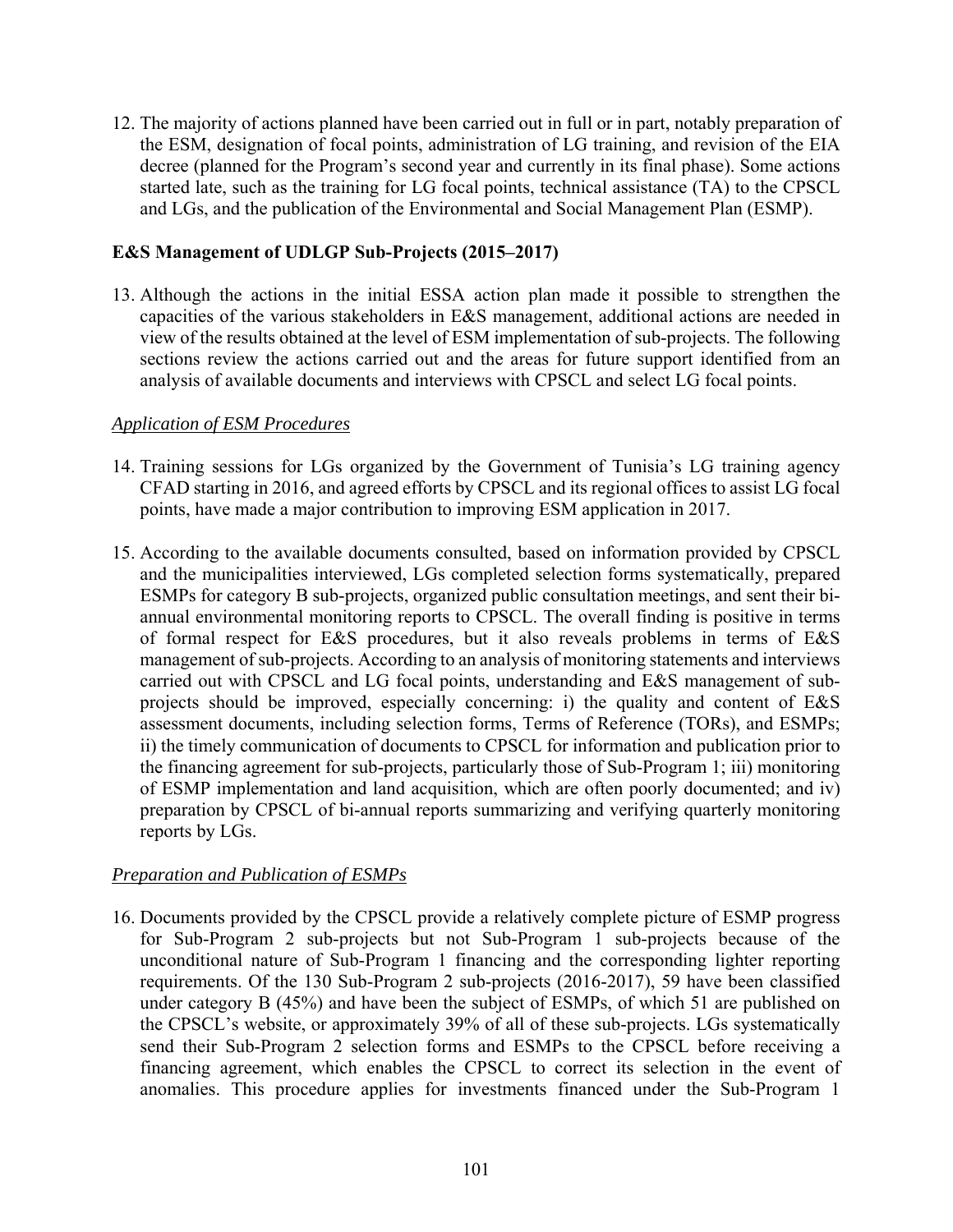12. The majority of actions planned have been carried out in full or in part, notably preparation of the ESM, designation of focal points, administration of LG training, and revision of the EIA decree (planned for the Program's second year and currently in its final phase). Some actions started late, such as the training for LG focal points, technical assistance (TA) to the CPSCL and LGs, and the publication of the Environmental and Social Management Plan (ESMP).

**E&S Management of UDLGP Sub-Projects (2015–2017)**

13. Although the actions in the initial ESSA action plan made it possible to strengthen the capacities of the various stakeholders in E&S management, additional actions are needed in view of the results obtained at the level of ESM implementation of sub-projects. The following sections review the actions carried out and the areas for future support identified from an analysis of available documents and interviews with CPSCL and select LG focal points.

*Application of ESM Procedures*

14. Training sessions for LGs organized by the Government of Tunisia's LG training agency CFAD starting in 2016, and agreed efforts by CPSCL and its regional offices to assist LG focal points, have made a major contribution to improving ESM application in 2017.

15. According to the available documents consulted, based on information provided by CPSCL and the municipalities interviewed, LGs completed selection forms systematically, prepared ESMPs for category B sub-projects, organized public consultation meetings, and sent their bi-annual environmental monitoring reports to CPSCL. The overall finding is positive in terms of formal respect for E&S procedures, but it also reveals problems in terms of E&S management of sub-projects. According to an analysis of monitoring statements and interviews carried out with CPSCL and LG focal points, understanding and E&S management of sub-projects should be improved, especially concerning: i) the quality and content of E&S assessment documents, including selection forms, Terms of Reference (TORs), and ESMPs; ii) the timely communication of documents to CPSCL for information and publication prior to the financing agreement for sub-projects, particularly those of Sub-Program 1; iii) monitoring of ESMP implementation and land acquisition, which are often poorly documented; and iv) preparation by CPSCL of bi-annual reports summarizing and verifying quarterly monitoring reports by LGs.

*Preparation and Publication of ESMPs*

16. Documents provided by the CPSCL provide a relatively complete picture of ESMP progress for Sub-Program 2 sub-projects but not Sub-Program 1 sub-projects because of the unconditional nature of Sub-Program 1 financing and the corresponding lighter reporting requirements. Of the 130 Sub-Program 2 sub-projects (2016-2017), 59 have been classified under category B (45%) and have been the subject of ESMPs, of which 51 are published on the CPSCL's website, or approximately 39% of all of these sub-projects. LGs systematically send their Sub-Program 2 selection forms and ESMPs to the CPSCL before receiving a financing agreement, which enables the CPSCL to correct its selection in the event of anomalies. This procedure applies for investments financed under the Sub-Program 1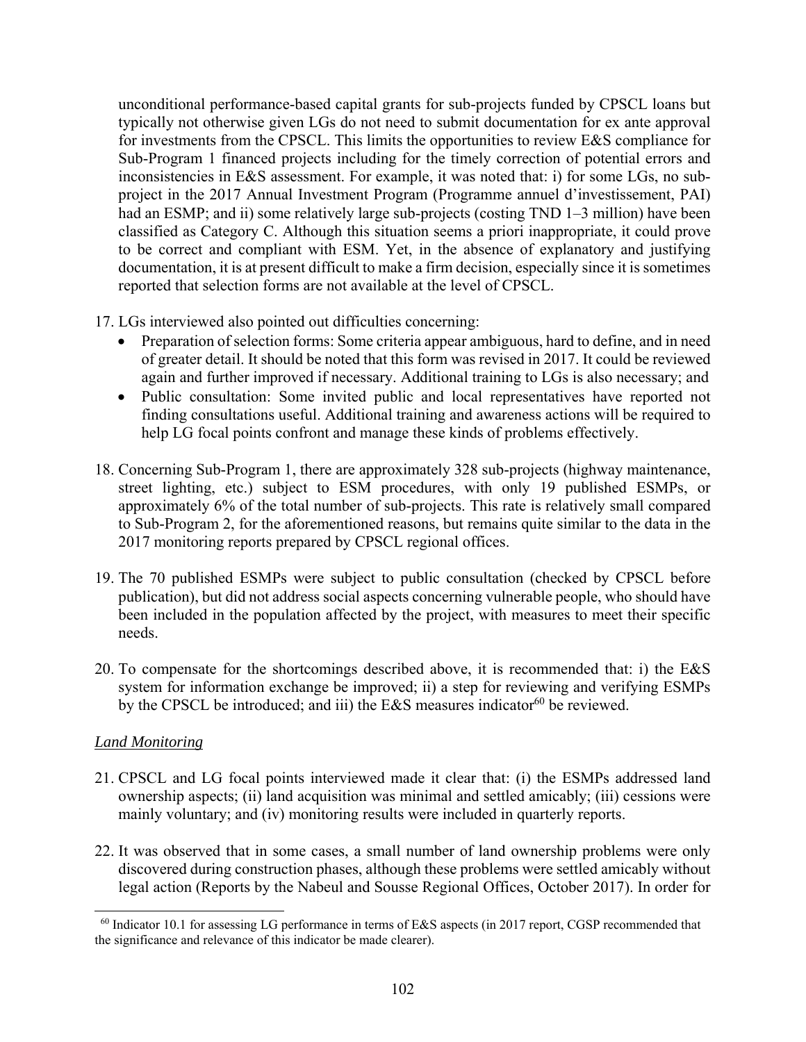unconditional performance-based capital grants for sub-projects funded by CPSCL loans but typically not otherwise given LGs do not need to submit documentation for ex ante approval for investments from the CPSCL. This limits the opportunities to review E&S compliance for Sub-Program 1 financed projects including for the timely correction of potential errors and inconsistencies in E&S assessment. For example, it was noted that: i) for some LGs, no sub-project in the 2017 Annual Investment Program (Programme annuel d'investissement, PAI) had an ESMP; and ii) some relatively large sub-projects (costing TND 1–3 million) have been classified as Category C. Although this situation seems a priori inappropriate, it could prove to be correct and compliant with ESM. Yet, in the absence of explanatory and justifying documentation, it is at present difficult to make a firm decision, especially since it is sometimes reported that selection forms are not available at the level of CPSCL.

17. LGs interviewed also pointed out difficulties concerning:
    - Preparation of selection forms: Some criteria appear ambiguous, hard to define, and in need of greater detail. It should be noted that this form was revised in 2017. It could be reviewed again and further improved if necessary. Additional training to LGs is also necessary; and
    - Public consultation: Some invited public and local representatives have reported not finding consultations useful. Additional training and awareness actions will be required to help LG focal points confront and manage these kinds of problems effectively.

18. Concerning Sub-Program 1, there are approximately 328 sub-projects (highway maintenance, street lighting, etc.) subject to ESM procedures, with only 19 published ESMPs, or approximately 6% of the total number of sub-projects. This rate is relatively small compared to Sub-Program 2, for the aforementioned reasons, but remains quite similar to the data in the 2017 monitoring reports prepared by CPSCL regional offices.

19. The 70 published ESMPs were subject to public consultation (checked by CPSCL before publication), but did not address social aspects concerning vulnerable people, who should have been included in the population affected by the project, with measures to meet their specific needs.

20. To compensate for the shortcomings described above, it is recommended that: i) the E&S system for information exchange be improved; ii) a step for reviewing and verifying ESMPs by the CPSCL be introduced; and iii) the E&S measures indicator[60] be reviewed.

*Land Monitoring*

21. CPSCL and LG focal points interviewed made it clear that: (i) the ESMPs addressed land ownership aspects; (ii) land acquisition was minimal and settled amicably; (iii) cessions were mainly voluntary; and (iv) monitoring results were included in quarterly reports.

22. It was observed that in some cases, a small number of land ownership problems were only discovered during construction phases, although these problems were settled amicably without legal action (Reports by the Nabeul and Sousse Regional Offices, October 2017). In order for

[60] Indicator 10.1 for assessing LG performance in terms of E&S aspects (in 2017 report, CGSP recommended that the significance and relevance of this indicator be made clearer).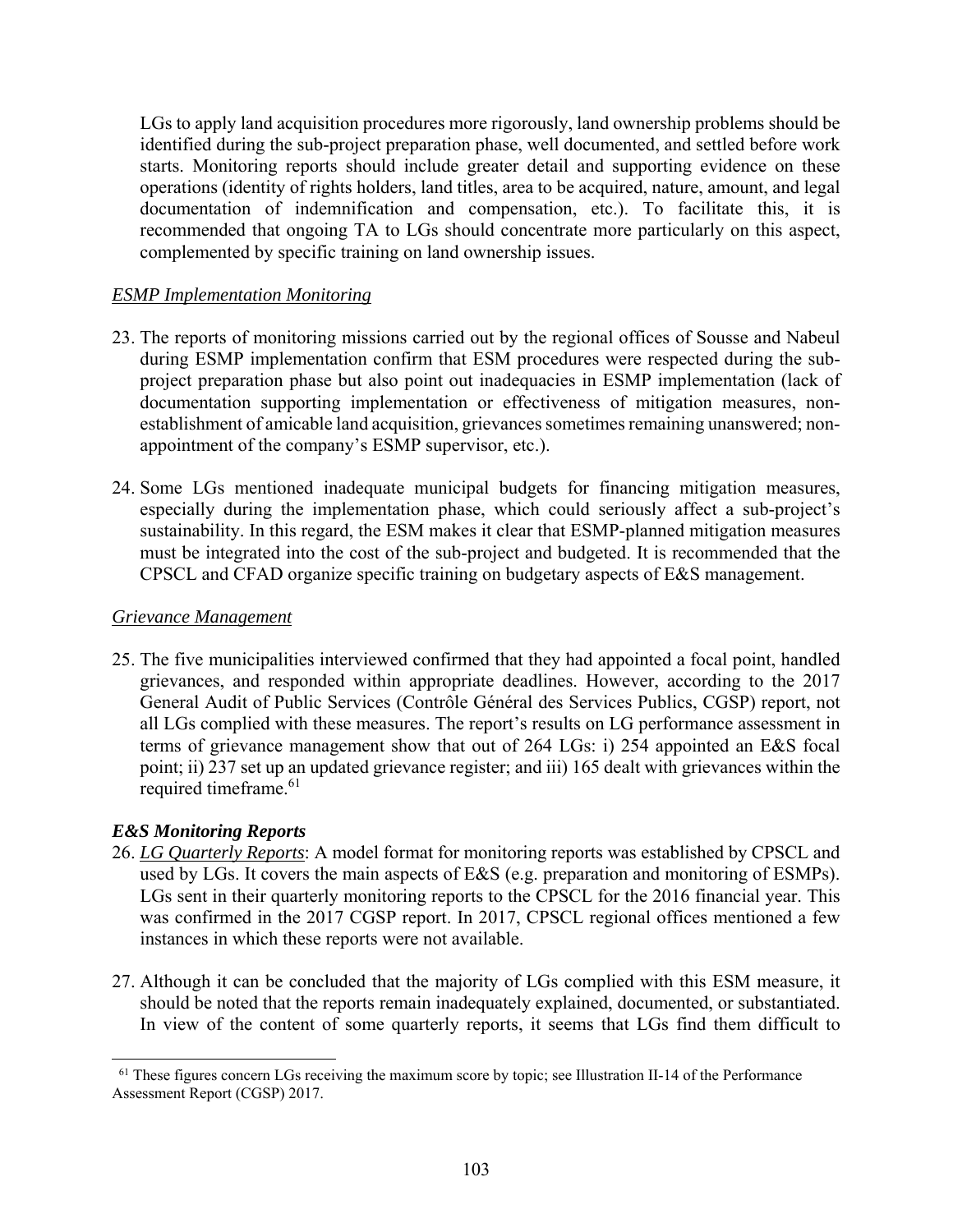LGs to apply land acquisition procedures more rigorously, land ownership problems should be identified during the sub-project preparation phase, well documented, and settled before work starts. Monitoring reports should include greater detail and supporting evidence on these operations (identity of rights holders, land titles, area to be acquired, nature, amount, and legal documentation of indemnification and compensation, etc.). To facilitate this, it is recommended that ongoing TA to LGs should concentrate more particularly on this aspect, complemented by specific training on land ownership issues.

*ESMP Implementation Monitoring*

23. The reports of monitoring missions carried out by the regional offices of Sousse and Nabeul during ESMP implementation confirm that ESM procedures were respected during the sub-project preparation phase but also point out inadequacies in ESMP implementation (lack of documentation supporting implementation or effectiveness of mitigation measures, non-establishment of amicable land acquisition, grievances sometimes remaining unanswered; non-appointment of the company's ESMP supervisor, etc.).

24. Some LGs mentioned inadequate municipal budgets for financing mitigation measures, especially during the implementation phase, which could seriously affect a sub-project's sustainability. In this regard, the ESM makes it clear that ESMP-planned mitigation measures must be integrated into the cost of the sub-project and budgeted. It is recommended that the CPSCL and CFAD organize specific training on budgetary aspects of E&S management.

*Grievance Management*

25. The five municipalities interviewed confirmed that they had appointed a focal point, handled grievances, and responded within appropriate deadlines. However, according to the 2017 General Audit of Public Services (Contrôle Général des Services Publics, CGSP) report, not all LGs complied with these measures. The report's results on LG performance assessment in terms of grievance management show that out of 264 LGs: i) 254 appointed an E&S focal point; ii) 237 set up an updated grievance register; and iii) 165 dealt with grievances within the required timeframe.[61]

***E&S Monitoring Reports***

26. *LG Quarterly Reports*: A model format for monitoring reports was established by CPSCL and used by LGs. It covers the main aspects of E&S (e.g. preparation and monitoring of ESMPs). LGs sent in their quarterly monitoring reports to the CPSCL for the 2016 financial year. This was confirmed in the 2017 CGSP report. In 2017, CPSCL regional offices mentioned a few instances in which these reports were not available.

27. Although it can be concluded that the majority of LGs complied with this ESM measure, it should be noted that the reports remain inadequately explained, documented, or substantiated. In view of the content of some quarterly reports, it seems that LGs find them difficult to

[61] These figures concern LGs receiving the maximum score by topic; see Illustration II-14 of the Performance Assessment Report (CGSP) 2017.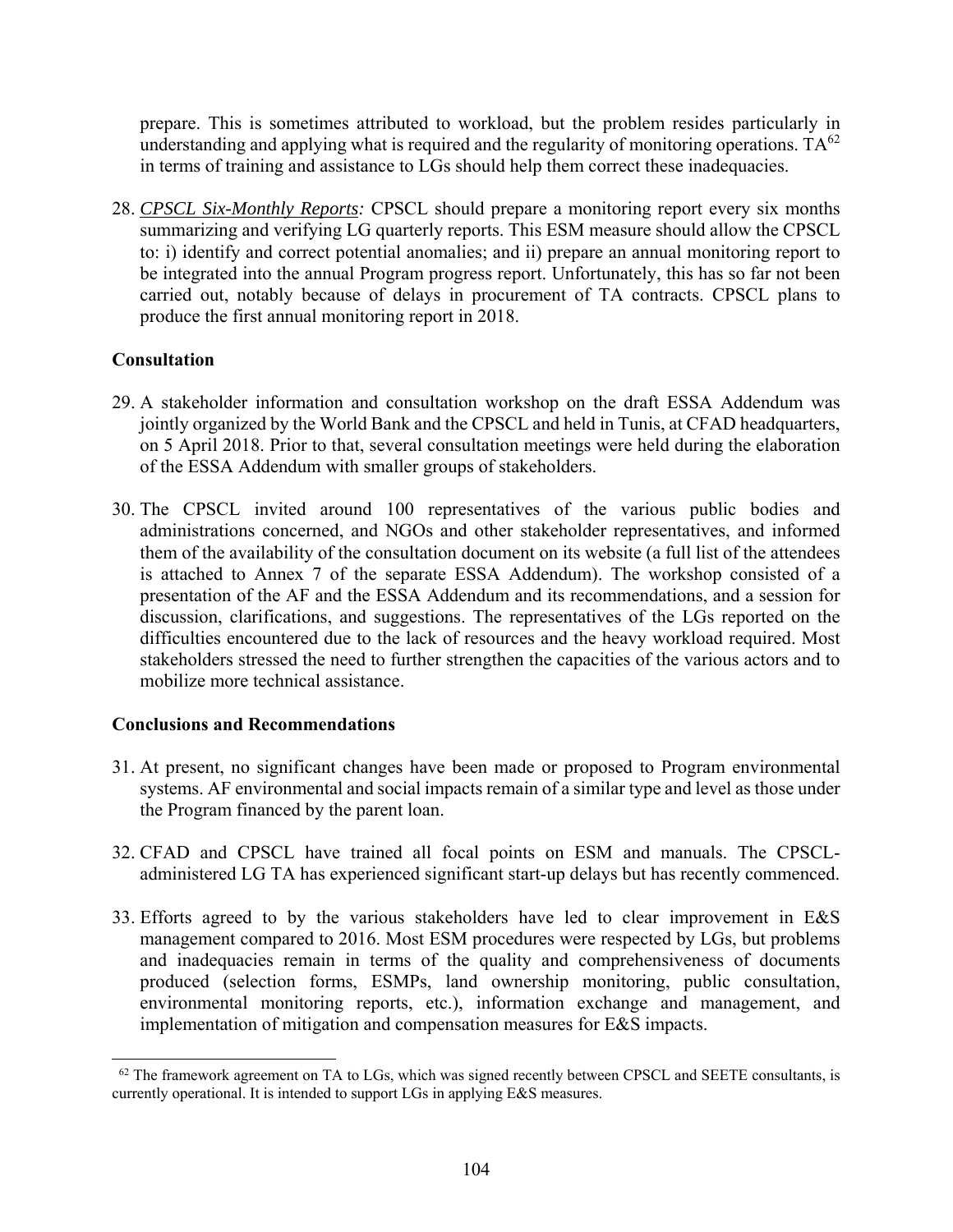prepare. This is sometimes attributed to workload, but the problem resides particularly in understanding and applying what is required and the regularity of monitoring operations. TA[62] in terms of training and assistance to LGs should help them correct these inadequacies.

28. *CPSCL Six-Monthly Reports:* CPSCL should prepare a monitoring report every six months summarizing and verifying LG quarterly reports. This ESM measure should allow the CPSCL to: i) identify and correct potential anomalies; and ii) prepare an annual monitoring report to be integrated into the annual Program progress report. Unfortunately, this has so far not been carried out, notably because of delays in procurement of TA contracts. CPSCL plans to produce the first annual monitoring report in 2018.

**Consultation**

29. A stakeholder information and consultation workshop on the draft ESSA Addendum was jointly organized by the World Bank and the CPSCL and held in Tunis, at CFAD headquarters, on 5 April 2018. Prior to that, several consultation meetings were held during the elaboration of the ESSA Addendum with smaller groups of stakeholders.

30. The CPSCL invited around 100 representatives of the various public bodies and administrations concerned, and NGOs and other stakeholder representatives, and informed them of the availability of the consultation document on its website (a full list of the attendees is attached to Annex 7 of the separate ESSA Addendum). The workshop consisted of a presentation of the AF and the ESSA Addendum and its recommendations, and a session for discussion, clarifications, and suggestions. The representatives of the LGs reported on the difficulties encountered due to the lack of resources and the heavy workload required. Most stakeholders stressed the need to further strengthen the capacities of the various actors and to mobilize more technical assistance.

**Conclusions and Recommendations**

31. At present, no significant changes have been made or proposed to Program environmental systems. AF environmental and social impacts remain of a similar type and level as those under the Program financed by the parent loan.

32. CFAD and CPSCL have trained all focal points on ESM and manuals. The CPSCL-administered LG TA has experienced significant start-up delays but has recently commenced.

33. Efforts agreed to by the various stakeholders have led to clear improvement in E&S management compared to 2016. Most ESM procedures were respected by LGs, but problems and inadequacies remain in terms of the quality and comprehensiveness of documents produced (selection forms, ESMPs, land ownership monitoring, public consultation, environmental monitoring reports, etc.), information exchange and management, and implementation of mitigation and compensation measures for E&S impacts.

[62] The framework agreement on TA to LGs, which was signed recently between CPSCL and SEETE consultants, is currently operational. It is intended to support LGs in applying E&S measures.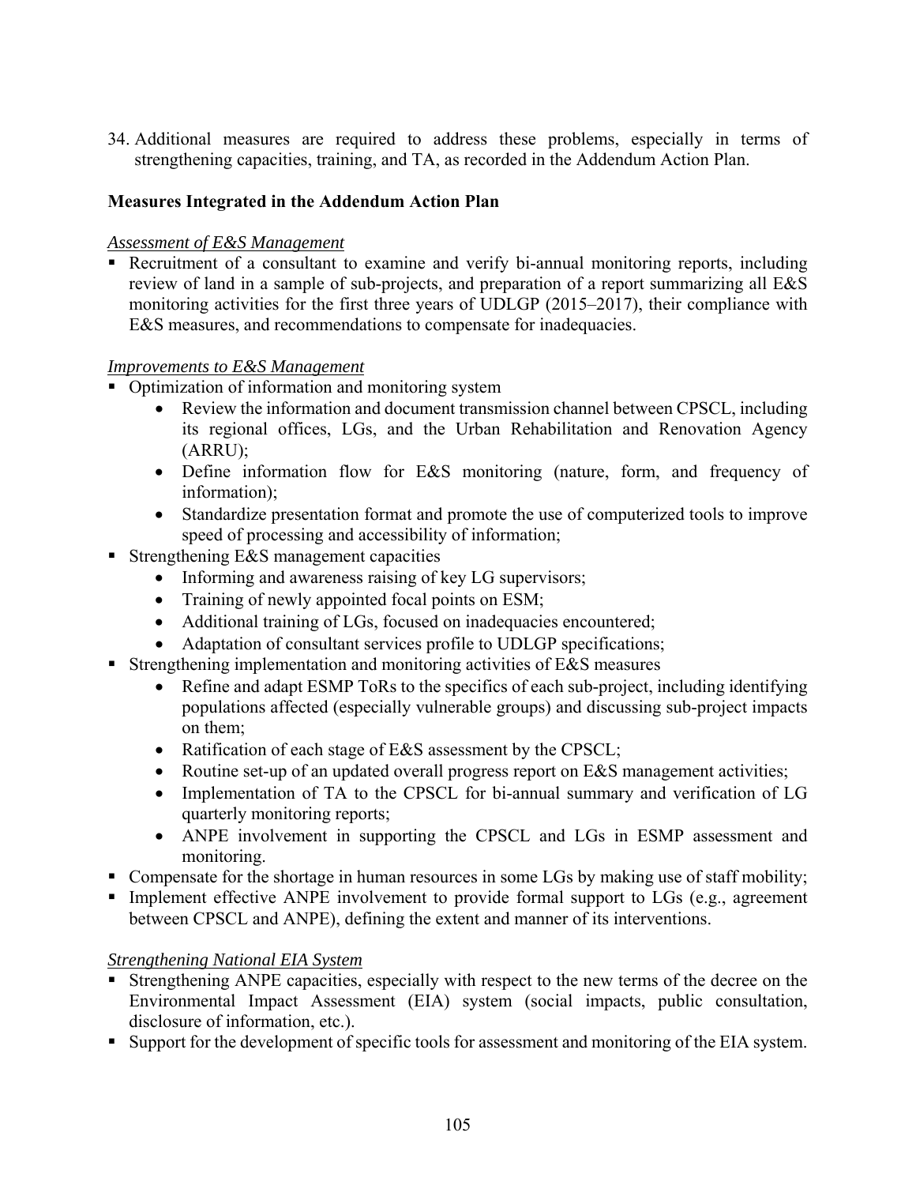34. Additional measures are required to address these problems, especially in terms of strengthening capacities, training, and TA, as recorded in the Addendum Action Plan.

**Measures Integrated in the Addendum Action Plan**

*Assessment of E&S Management*

- Recruitment of a consultant to examine and verify bi-annual monitoring reports, including review of land in a sample of sub-projects, and preparation of a report summarizing all E&S monitoring activities for the first three years of UDLGP (2015–2017), their compliance with E&S measures, and recommendations to compensate for inadequacies.

*Improvements to E&S Management*

- Optimization of information and monitoring system
  - Review the information and document transmission channel between CPSCL, including its regional offices, LGs, and the Urban Rehabilitation and Renovation Agency (ARRU);
  - Define information flow for E&S monitoring (nature, form, and frequency of information);
  - Standardize presentation format and promote the use of computerized tools to improve speed of processing and accessibility of information;
- Strengthening E&S management capacities
  - Informing and awareness raising of key LG supervisors;
  - Training of newly appointed focal points on ESM;
  - Additional training of LGs, focused on inadequacies encountered;
  - Adaptation of consultant services profile to UDLGP specifications;
- Strengthening implementation and monitoring activities of E&S measures
  - Refine and adapt ESMP ToRs to the specifics of each sub-project, including identifying populations affected (especially vulnerable groups) and discussing sub-project impacts on them;
  - Ratification of each stage of E&S assessment by the CPSCL;
  - Routine set-up of an updated overall progress report on E&S management activities;
  - Implementation of TA to the CPSCL for bi-annual summary and verification of LG quarterly monitoring reports;
  - ANPE involvement in supporting the CPSCL and LGs in ESMP assessment and monitoring.
- Compensate for the shortage in human resources in some LGs by making use of staff mobility;
- Implement effective ANPE involvement to provide formal support to LGs (e.g., agreement between CPSCL and ANPE), defining the extent and manner of its interventions.

*Strengthening National EIA System*

- Strengthening ANPE capacities, especially with respect to the new terms of the decree on the Environmental Impact Assessment (EIA) system (social impacts, public consultation, disclosure of information, etc.).
- Support for the development of specific tools for assessment and monitoring of the EIA system.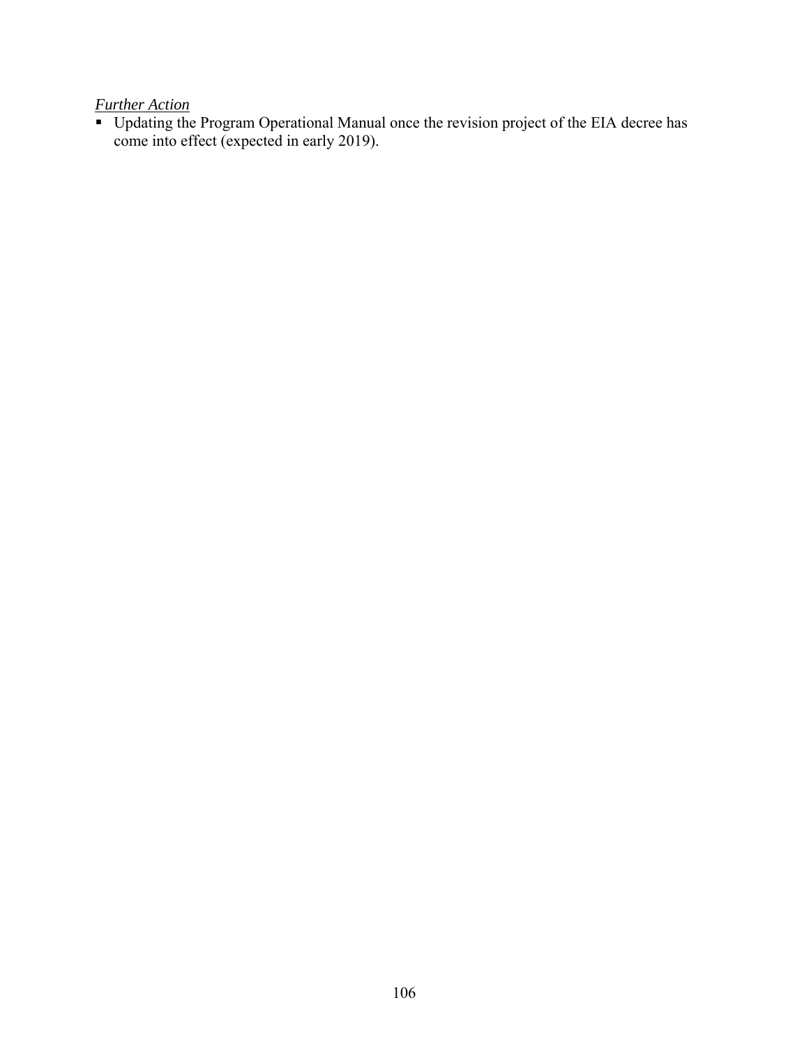*Further Action*

- Updating the Program Operational Manual once the revision project of the EIA decree has come into effect (expected in early 2019).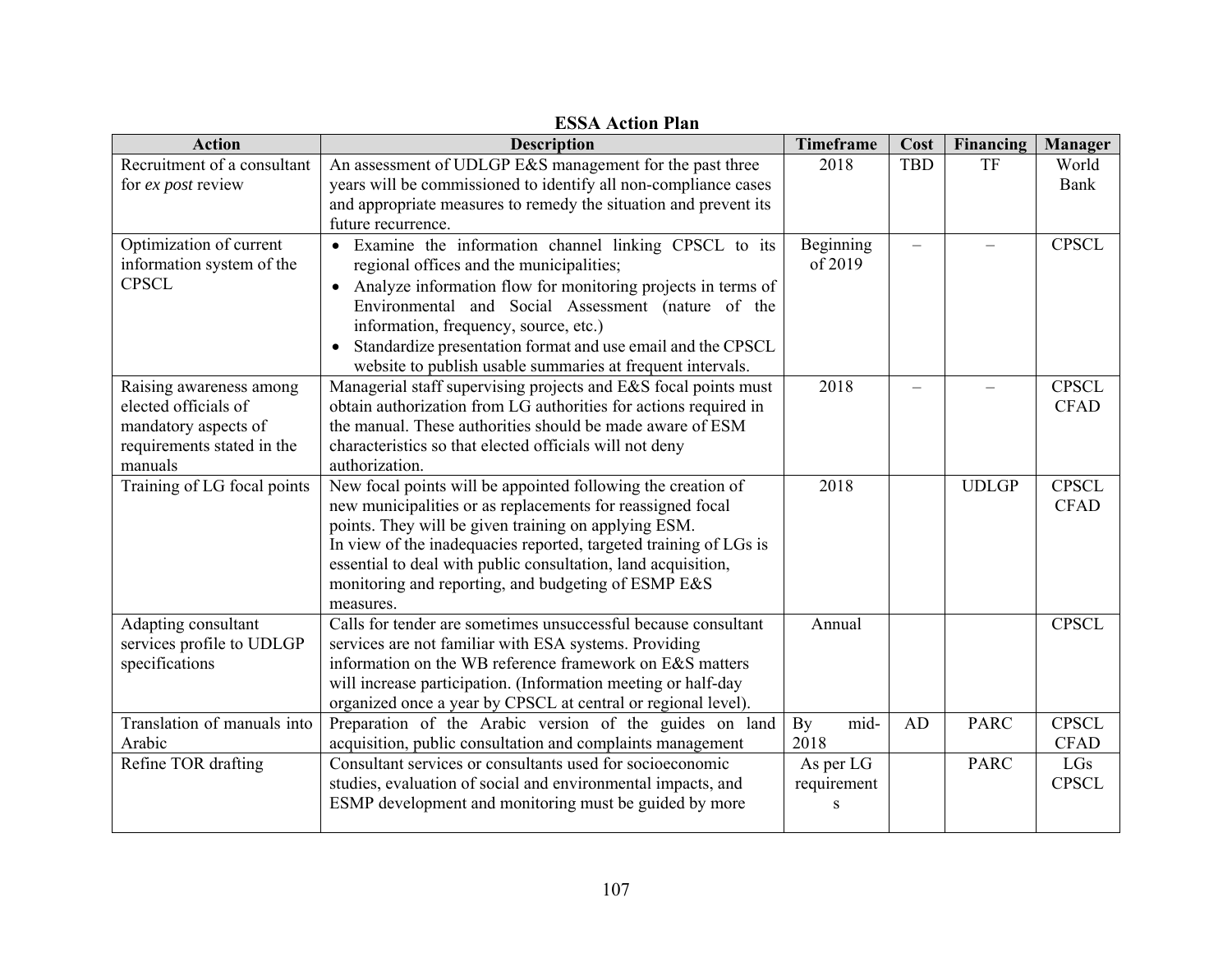**ESSA Action Plan**

| Action | Description | Timeframe | Cost | Financing | Manager |
|---|---|---|---|---|---|
| Recruitment of a consultant for *ex post* review | An assessment of UDLGP E&S management for the past three years will be commissioned to identify all non-compliance cases and appropriate measures to remedy the situation and prevent its future recurrence. | 2018 | TBD | TF | World Bank |
| Optimization of current information system of the CPSCL | • Examine the information channel linking CPSCL to its regional offices and the municipalities;<br>• Analyze information flow for monitoring projects in terms of Environmental and Social Assessment (nature of the information, frequency, source, etc.)<br>• Standardize presentation format and use email and the CPSCL website to publish usable summaries at frequent intervals. | Beginning of 2019 | – | – | CPSCL |
| Raising awareness among elected officials of mandatory aspects of requirements stated in the manuals | Managerial staff supervising projects and E&S focal points must obtain authorization from LG authorities for actions required in the manual. These authorities should be made aware of ESM characteristics so that elected officials will not deny authorization. | 2018 | – | – | CPSCL CFAD |
| Training of LG focal points | New focal points will be appointed following the creation of new municipalities or as replacements for reassigned focal points. They will be given training on applying ESM.<br>In view of the inadequacies reported, targeted training of LGs is essential to deal with public consultation, land acquisition, monitoring and reporting, and budgeting of ESMP E&S measures. | 2018 | | UDLGP | CPSCL CFAD |
| Adapting consultant services profile to UDLGP specifications | Calls for tender are sometimes unsuccessful because consultant services are not familiar with ESA systems. Providing information on the WB reference framework on E&S matters will increase participation. (Information meeting or half-day organized once a year by CPSCL at central or regional level). | Annual | | | CPSCL |
| Translation of manuals into Arabic | Preparation of the Arabic version of the guides on land acquisition, public consultation and complaints management | By mid-2018 | AD | PARC | CPSCL CFAD |
| Refine TOR drafting | Consultant services or consultants used for socioeconomic studies, evaluation of social and environmental impacts, and ESMP development and monitoring must be guided by more | As per LG requirements | | PARC | LGs CPSCL |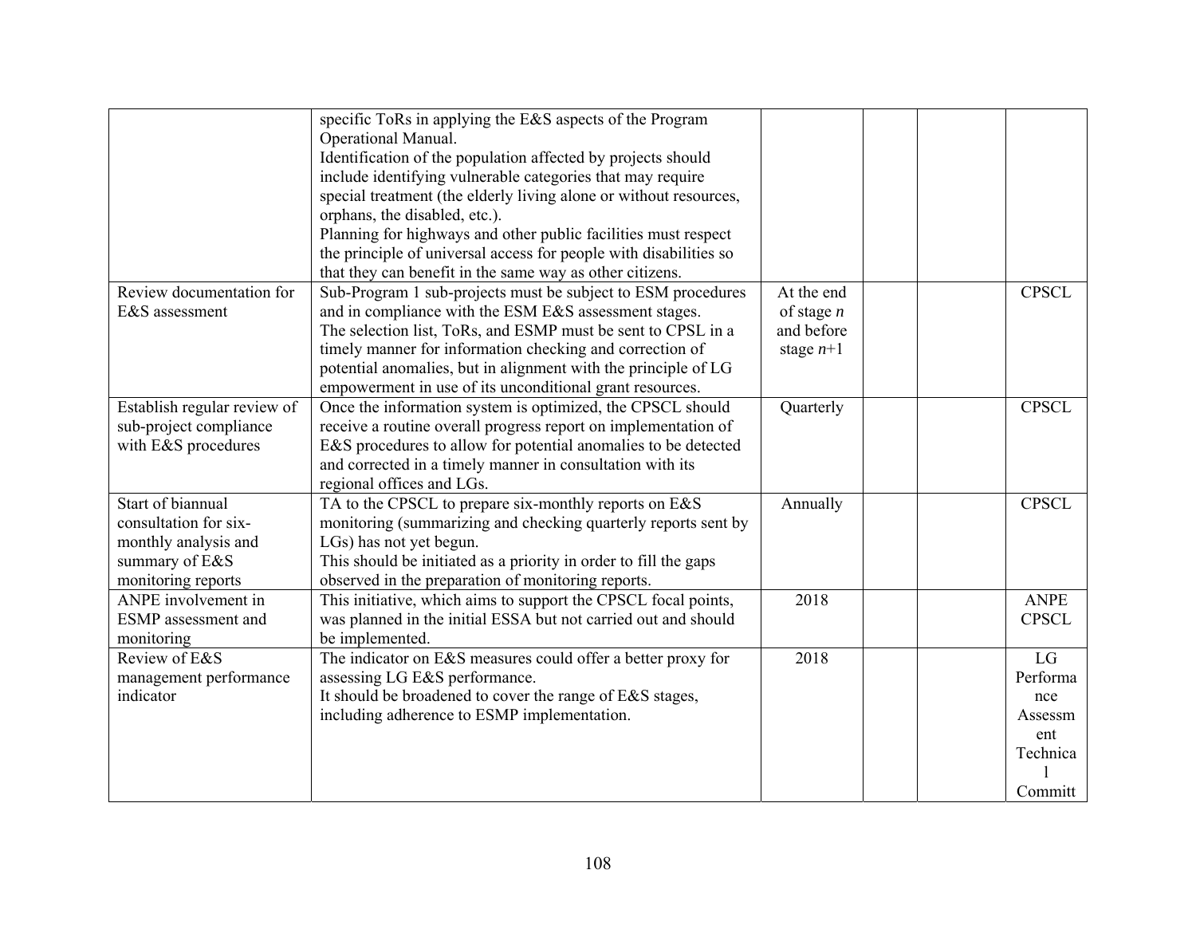| | | | | | |
|---|---|---|---|---|---|
| | specific ToRs in applying the E&S aspects of the Program Operational Manual.<br>Identification of the population affected by projects should include identifying vulnerable categories that may require special treatment (the elderly living alone or without resources, orphans, the disabled, etc.).<br>Planning for highways and other public facilities must respect the principle of universal access for people with disabilities so that they can benefit in the same way as other citizens. | | | | |
| Review documentation for E&S assessment | Sub-Program 1 sub-projects must be subject to ESM procedures and in compliance with the ESM E&S assessment stages.<br>The selection list, ToRs, and ESMP must be sent to CPSL in a timely manner for information checking and correction of potential anomalies, but in alignment with the principle of LG empowerment in use of its unconditional grant resources. | At the end of stage *n* and before stage *n*+1 | | | CPSCL |
| Establish regular review of sub-project compliance with E&S procedures | Once the information system is optimized, the CPSCL should receive a routine overall progress report on implementation of E&S procedures to allow for potential anomalies to be detected and corrected in a timely manner in consultation with its regional offices and LGs. | Quarterly | | | CPSCL |
| Start of biannual consultation for six-monthly analysis and summary of E&S monitoring reports | TA to the CPSCL to prepare six-monthly reports on E&S monitoring (summarizing and checking quarterly reports sent by LGs) has not yet begun.<br>This should be initiated as a priority in order to fill the gaps observed in the preparation of monitoring reports. | Annually | | | CPSCL |
| ANPE involvement in ESMP assessment and monitoring | This initiative, which aims to support the CPSCL focal points, was planned in the initial ESSA but not carried out and should be implemented. | 2018 | | | ANPE CPSCL |
| Review of E&S management performance indicator | The indicator on E&S measures could offer a better proxy for assessing LG E&S performance.<br>It should be broadened to cover the range of E&S stages, including adherence to ESMP implementation. | 2018 | | | LG Performance Assessment Technical Committ |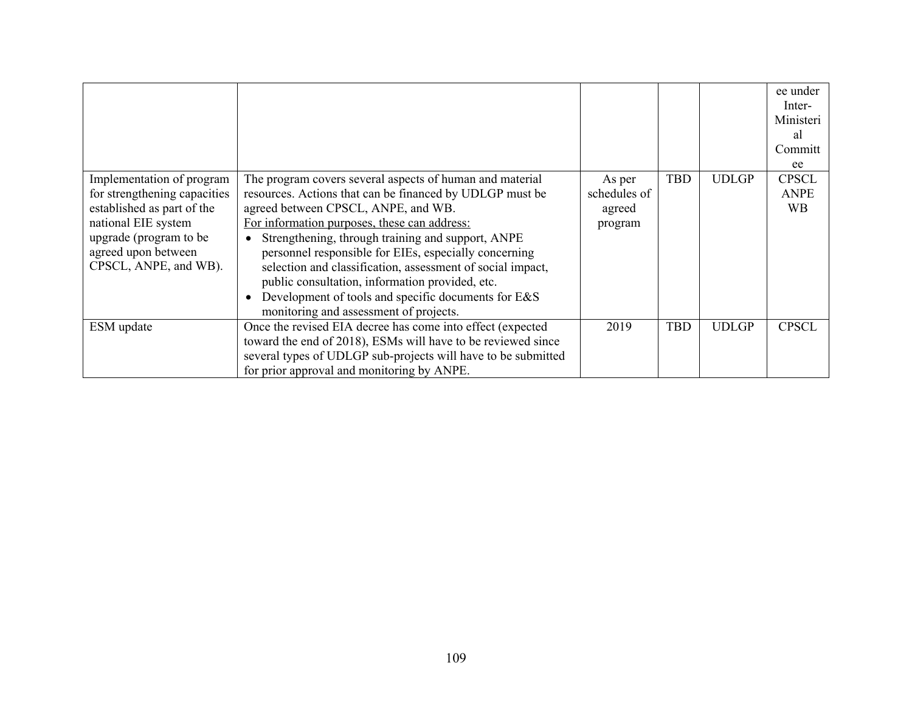| | | | | | |
|---|---|---|---|---|---|
| | | | | | ee under Inter-Ministerial Committee |
| Implementation of program for strengthening capacities established as part of the national EIE system upgrade (program to be agreed upon between CPSCL, ANPE, and WB). | The program covers several aspects of human and material resources. Actions that can be financed by UDLGP must be agreed between CPSCL, ANPE, and WB.<br>For information purposes, these can address:<br>• Strengthening, through training and support, ANPE personnel responsible for EIEs, especially concerning selection and classification, assessment of social impact, public consultation, information provided, etc.<br>• Development of tools and specific documents for E&S monitoring and assessment of projects. | As per schedules of agreed program | TBD | UDLGP | CPSCL ANPE WB |
| ESM update | Once the revised EIA decree has come into effect (expected toward the end of 2018), ESMs will have to be reviewed since several types of UDLGP sub-projects will have to be submitted for prior approval and monitoring by ANPE. | 2019 | TBD | UDLGP | CPSCL |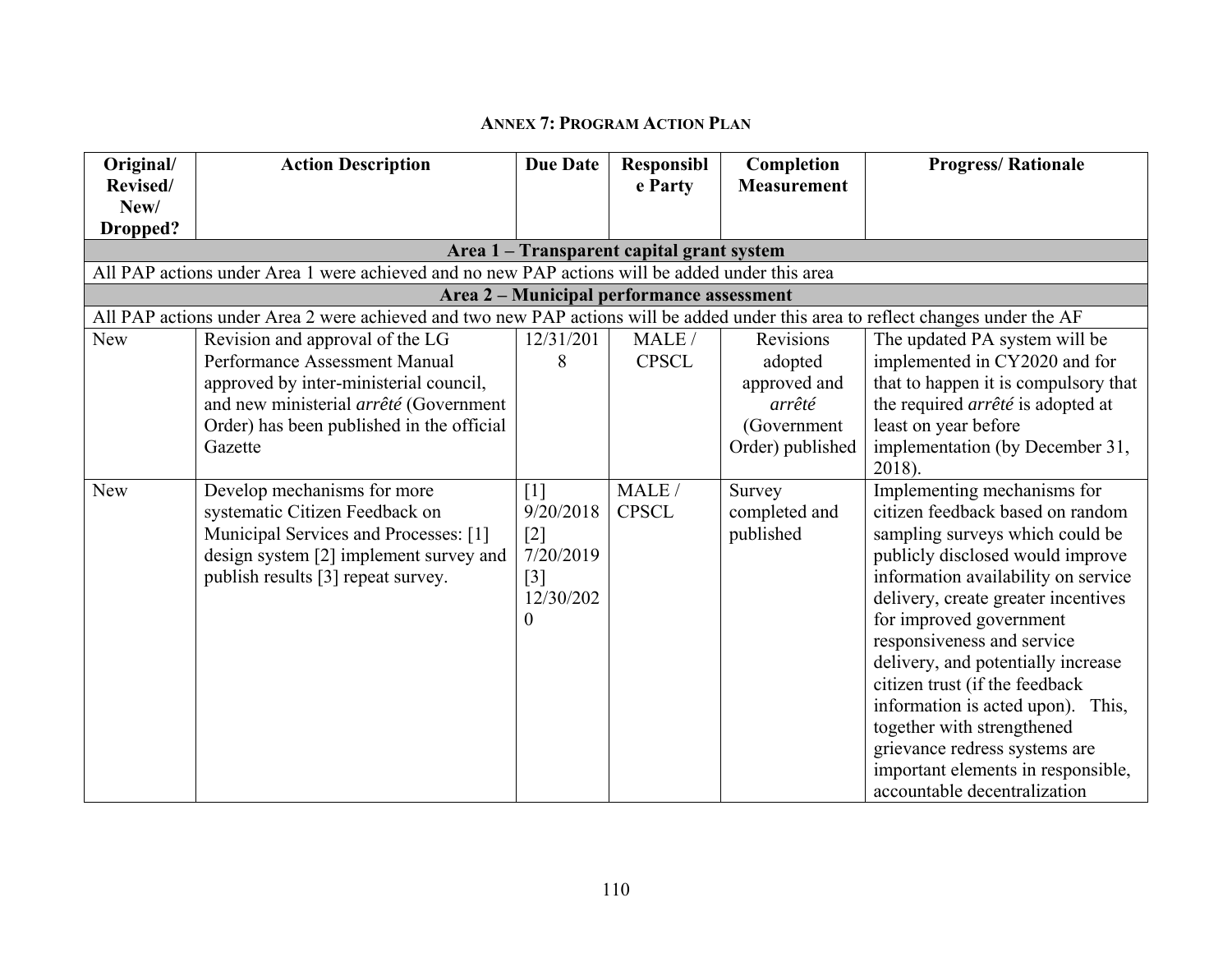## ANNEX 7: PROGRAM ACTION PLAN

| Original/ Revised/ New/ Dropped? | Action Description | Due Date | Responsible Party | Completion Measurement | Progress/ Rationale |
|---|---|---|---|---|---|
| **Area 1 – Transparent capital grant system** | | | | | |
| All PAP actions under Area 1 were achieved and no new PAP actions will be added under this area | | | | | |
| **Area 2 – Municipal performance assessment** | | | | | |
| All PAP actions under Area 2 were achieved and two new PAP actions will be added under this area to reflect changes under the AF | | | | | |
| New | Revision and approval of the LG Performance Assessment Manual approved by inter-ministerial council, and new ministerial *arrêté* (Government Order) has been published in the official Gazette | 12/31/2018 | MALE / CPSCL | Revisions adopted approved and *arrêté* (Government Order) published | The updated PA system will be implemented in CY2020 and for that to happen it is compulsory that the required *arrêté* is adopted at least on year before implementation (by December 31, 2018). |
| New | Develop mechanisms for more systematic Citizen Feedback on Municipal Services and Processes: [1] design system [2] implement survey and publish results [3] repeat survey. | [1] 9/20/2018 [2] 7/20/2019 [3] 12/30/2020 | MALE / CPSCL | Survey completed and published | Implementing mechanisms for citizen feedback based on random sampling surveys which could be publicly disclosed would improve information availability on service delivery, create greater incentives for improved government responsiveness and service delivery, and potentially increase citizen trust (if the feedback information is acted upon). This, together with strengthened grievance redress systems are important elements in responsible, accountable decentralization |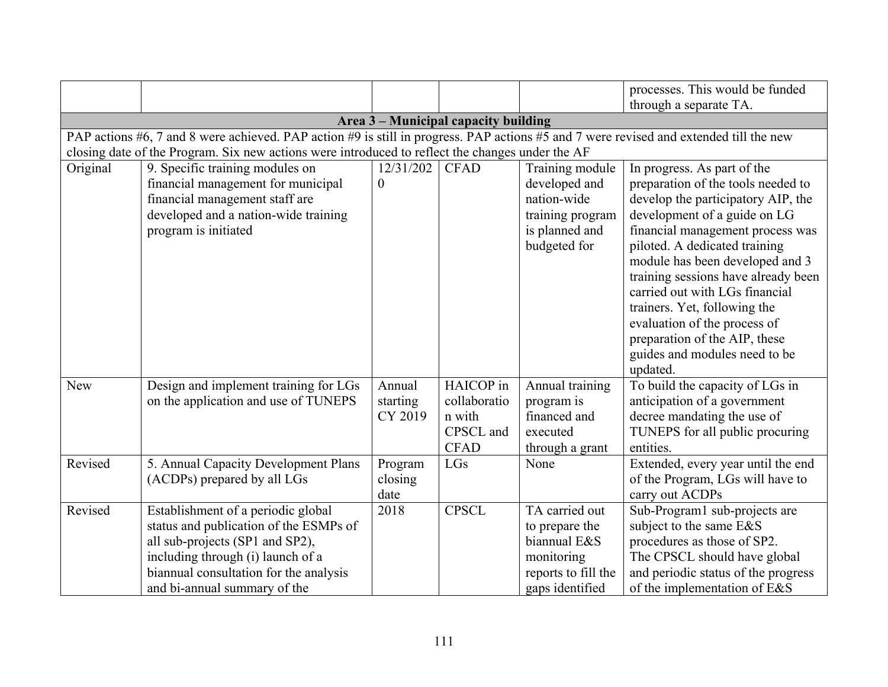| | | | | | |
|---|---|---|---|---|---|
| | | | | | processes. This would be funded through a separate TA. |
| **Area 3 – Municipal capacity building** | | | | | |
| PAP actions #6, 7 and 8 were achieved. PAP action #9 is still in progress. PAP actions #5 and 7 were revised and extended till the new closing date of the Program. Six new actions were introduced to reflect the changes under the AF | | | | | |
| Original | 9. Specific training modules on financial management for municipal financial management staff are developed and a nation-wide training program is initiated | 12/31/2020 | CFAD | Training module developed and nation-wide training program is planned and budgeted for | In progress. As part of the preparation of the tools needed to develop the participatory AIP, the development of a guide on LG financial management process was piloted. A dedicated training module has been developed and 3 training sessions have already been carried out with LGs financial trainers. Yet, following the evaluation of the process of preparation of the AIP, these guides and modules need to be updated. |
| New | Design and implement training for LGs on the application and use of TUNEPS | Annual starting CY 2019 | HAICOP in collaboration with CPSCL and CFAD | Annual training program is financed and executed through a grant | To build the capacity of LGs in anticipation of a government decree mandating the use of TUNEPS for all public procuring entities. |
| Revised | 5. Annual Capacity Development Plans (ACDPs) prepared by all LGs | Program closing date | LGs | None | Extended, every year until the end of the Program, LGs will have to carry out ACDPs |
| Revised | Establishment of a periodic global status and publication of the ESMPs of all sub-projects (SP1 and SP2), including through (i) launch of a biannual consultation for the analysis and bi-annual summary of the | 2018 | CPSCL | TA carried out to prepare the biannual E&S monitoring reports to fill the gaps identified | Sub-Program1 sub-projects are subject to the same E&S procedures as those of SP2. The CPSCL should have global and periodic status of the progress of the implementation of E&S |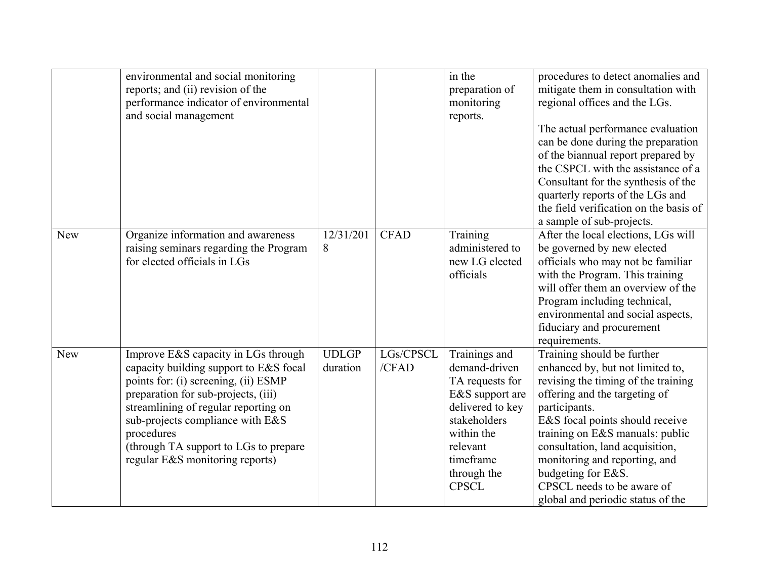| | | | | | |
|---|---|---|---|---|---|
| | environmental and social monitoring reports; and (ii) revision of the performance indicator of environmental and social management | | | in the preparation of monitoring reports. | procedures to detect anomalies and mitigate them in consultation with regional offices and the LGs.<br><br>The actual performance evaluation can be done during the preparation of the biannual report prepared by the CSPCL with the assistance of a Consultant for the synthesis of the quarterly reports of the LGs and the field verification on the basis of a sample of sub-projects. |
| New | Organize information and awareness raising seminars regarding the Program for elected officials in LGs | 12/31/2018 | CFAD | Training administered to new LG elected officials | After the local elections, LGs will be governed by new elected officials who may not be familiar with the Program. This training will offer them an overview of the Program including technical, environmental and social aspects, fiduciary and procurement requirements. |
| New | Improve E&S capacity in LGs through capacity building support to E&S focal points for: (i) screening, (ii) ESMP preparation for sub-projects, (iii) streamlining of regular reporting on sub-projects compliance with E&S procedures<br>(through TA support to LGs to prepare regular E&S monitoring reports) | UDLGP duration | LGs/CPSCL/CFAD | Trainings and demand-driven TA requests for E&S support are delivered to key stakeholders within the relevant timeframe through the CPSCL | Training should be further enhanced by, but not limited to, revising the timing of the training offering and the targeting of participants.<br>E&S focal points should receive training on E&S manuals: public consultation, land acquisition, monitoring and reporting, and budgeting for E&S.<br>CPSCL needs to be aware of global and periodic status of the |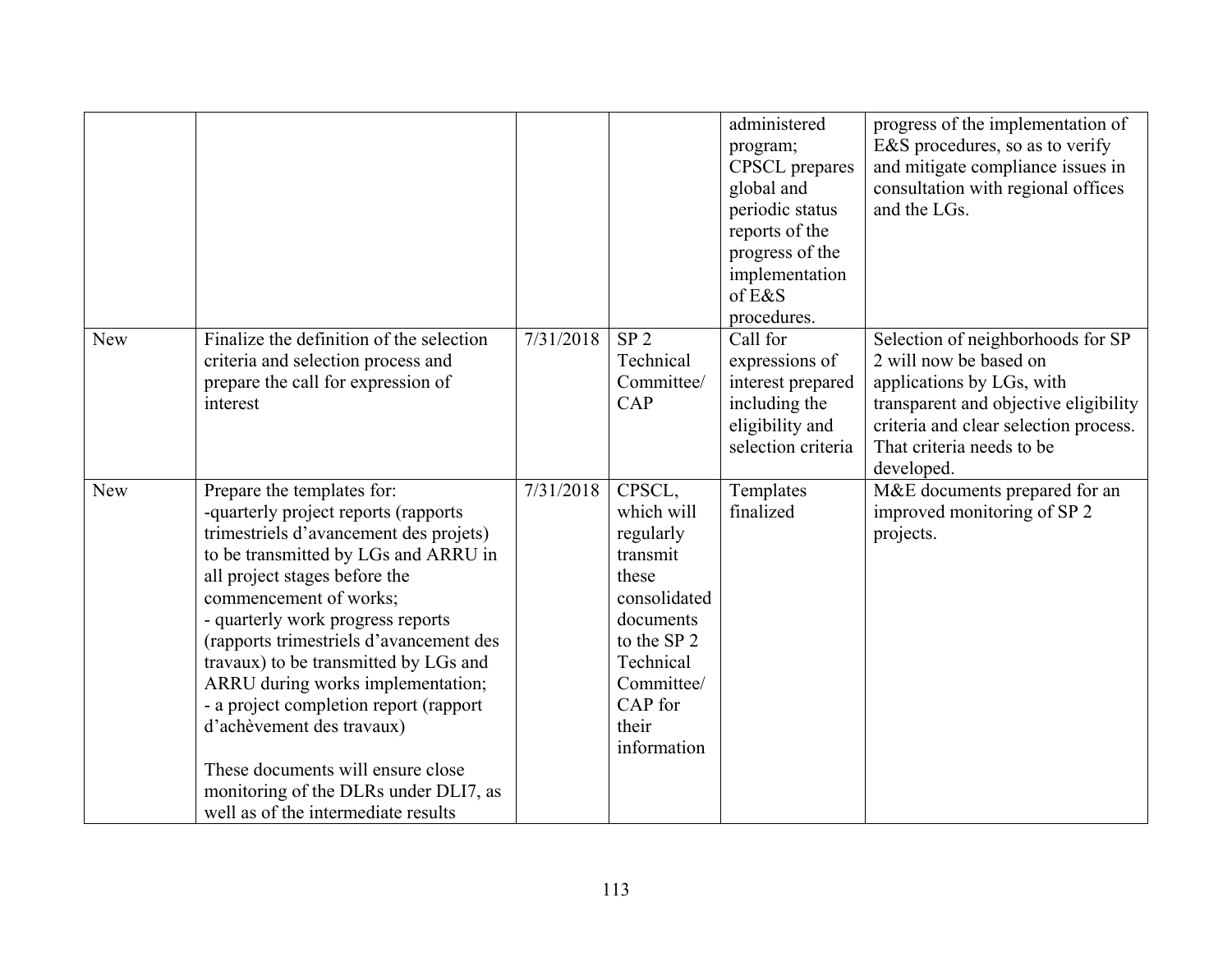|  |  |  |  |  |  |
|---|---|---|---|---|---|
|  |  |  |  | administered program; CPSCL prepares global and periodic status reports of the progress of the implementation of E&S procedures. | progress of the implementation of E&S procedures, so as to verify and mitigate compliance issues in consultation with regional offices and the LGs. |
| New | Finalize the definition of the selection criteria and selection process and prepare the call for expression of interest | 7/31/2018 | SP 2 Technical Committee/ CAP | Call for expressions of interest prepared including the eligibility and selection criteria | Selection of neighborhoods for SP 2 will now be based on applications by LGs, with transparent and objective eligibility criteria and clear selection process. That criteria needs to be developed. |
| New | Prepare the templates for:<br>-quarterly project reports (rapports trimestriels d'avancement des projets) to be transmitted by LGs and ARRU in all project stages before the commencement of works;<br>- quarterly work progress reports (rapports trimestriels d'avancement des travaux) to be transmitted by LGs and ARRU during works implementation;<br>- a project completion report (rapport d'achèvement des travaux)<br><br>These documents will ensure close monitoring of the DLRs under DLI7, as well as of the intermediate results | 7/31/2018 | CPSCL, which will regularly transmit these consolidated documents to the SP 2 Technical Committee/ CAP for their information | Templates finalized | M&E documents prepared for an improved monitoring of SP 2 projects. |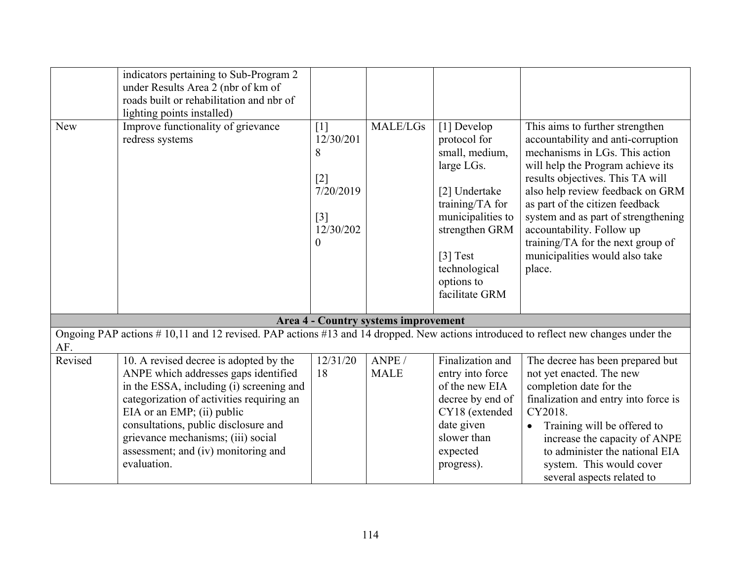|  |  |  |  |  |  |
|---|---|---|---|---|---|
|  | indicators pertaining to Sub-Program 2 under Results Area 2 (nbr of km of roads built or rehabilitation and nbr of lighting points installed) |  |  |  |  |
| New | Improve functionality of grievance redress systems | [1] 12/30/2018<br><br>[2] 7/20/2019<br><br>[3] 12/30/2020 | MALE/LGs | [1] Develop protocol for small, medium, large LGs.<br><br>[2] Undertake training/TA for municipalities to strengthen GRM<br><br>[3] Test technological options to facilitate GRM | This aims to further strengthen accountability and anti-corruption mechanisms in LGs. This action will help the Program achieve its results objectives. This TA will also help review feedback on GRM as part of the citizen feedback system and as part of strengthening accountability. Follow up training/TA for the next group of municipalities would also take place. |
| **Area 4 - Country systems improvement** |  |  |  |  |  |
| Ongoing PAP actions # 10,11 and 12 revised. PAP actions #13 and 14 dropped. New actions introduced to reflect new changes under the AF. |  |  |  |  |  |
| Revised | 10. A revised decree is adopted by the ANPE which addresses gaps identified in the ESSA, including (i) screening and categorization of activities requiring an EIA or an EMP; (ii) public consultations, public disclosure and grievance mechanisms; (iii) social assessment; and (iv) monitoring and evaluation. | 12/31/2018 | ANPE / MALE | Finalization and entry into force of the new EIA decree by end of CY18 (extended date given slower than expected progress). | The decree has been prepared but not yet enacted. The new completion date for the finalization and entry into force is CY2018.<br>• Training will be offered to increase the capacity of ANPE to administer the national EIA system. This would cover several aspects related to |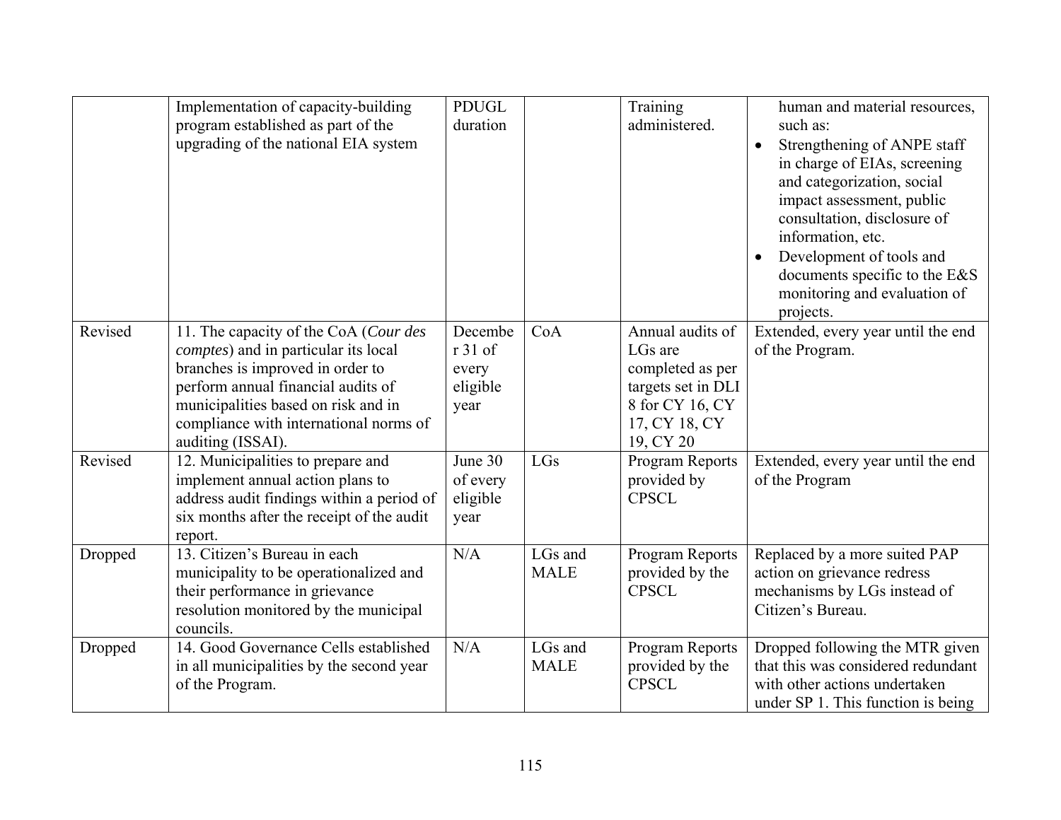|  |  |  |  |  |  |
|---|---|---|---|---|---|
|  | Implementation of capacity-building program established as part of the upgrading of the national EIA system | PDUGL duration |  | Training administered. | human and material resources, such as:<br>• Strengthening of ANPE staff in charge of EIAs, screening and categorization, social impact assessment, public consultation, disclosure of information, etc.<br>• Development of tools and documents specific to the E&S monitoring and evaluation of projects. |
| Revised | 11. The capacity of the CoA (*Cour des comptes*) and in particular its local branches is improved in order to perform annual financial audits of municipalities based on risk and in compliance with international norms of auditing (ISSAI). | December 31 of every eligible year | CoA | Annual audits of LGs are completed as per targets set in DLI 8 for CY 16, CY 17, CY 18, CY 19, CY 20 | Extended, every year until the end of the Program. |
| Revised | 12. Municipalities to prepare and implement annual action plans to address audit findings within a period of six months after the receipt of the audit report. | June 30 of every eligible year | LGs | Program Reports provided by CPSCL | Extended, every year until the end of the Program |
| Dropped | 13. Citizen's Bureau in each municipality to be operationalized and their performance in grievance resolution monitored by the municipal councils. | N/A | LGs and MALE | Program Reports provided by the CPSCL | Replaced by a more suited PAP action on grievance redress mechanisms by LGs instead of Citizen's Bureau. |
| Dropped | 14. Good Governance Cells established in all municipalities by the second year of the Program. | N/A | LGs and MALE | Program Reports provided by the CPSCL | Dropped following the MTR given that this was considered redundant with other actions undertaken under SP 1. This function is being |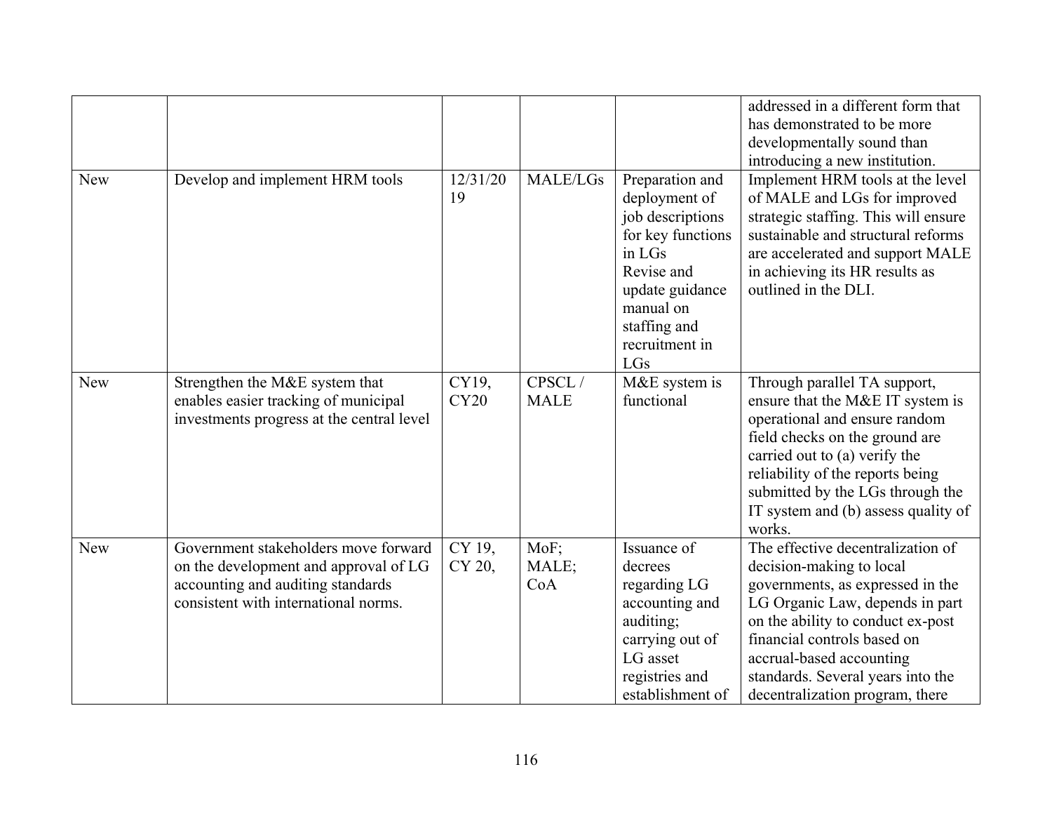| | | | | | |
|---|---|---|---|---|---|
| | | | | | addressed in a different form that has demonstrated to be more developmentally sound than introducing a new institution. |
| New | Develop and implement HRM tools | 12/31/2019 | MALE/LGs | Preparation and deployment of job descriptions for key functions in LGs<br>Revise and update guidance manual on staffing and recruitment in LGs | Implement HRM tools at the level of MALE and LGs for improved strategic staffing. This will ensure sustainable and structural reforms are accelerated and support MALE in achieving its HR results as outlined in the DLI. |
| New | Strengthen the M&E system that enables easier tracking of municipal investments progress at the central level | CY19, CY20 | CPSCL / MALE | M&E system is functional | Through parallel TA support, ensure that the M&E IT system is operational and ensure random field checks on the ground are carried out to (a) verify the reliability of the reports being submitted by the LGs through the IT system and (b) assess quality of works. |
| New | Government stakeholders move forward on the development and approval of LG accounting and auditing standards consistent with international norms. | CY 19, CY 20, | MoF; MALE; CoA | Issuance of decrees regarding LG accounting and auditing; carrying out of LG asset registries and establishment of | The effective decentralization of decision-making to local governments, as expressed in the LG Organic Law, depends in part on the ability to conduct ex-post financial controls based on accrual-based accounting standards. Several years into the decentralization program, there |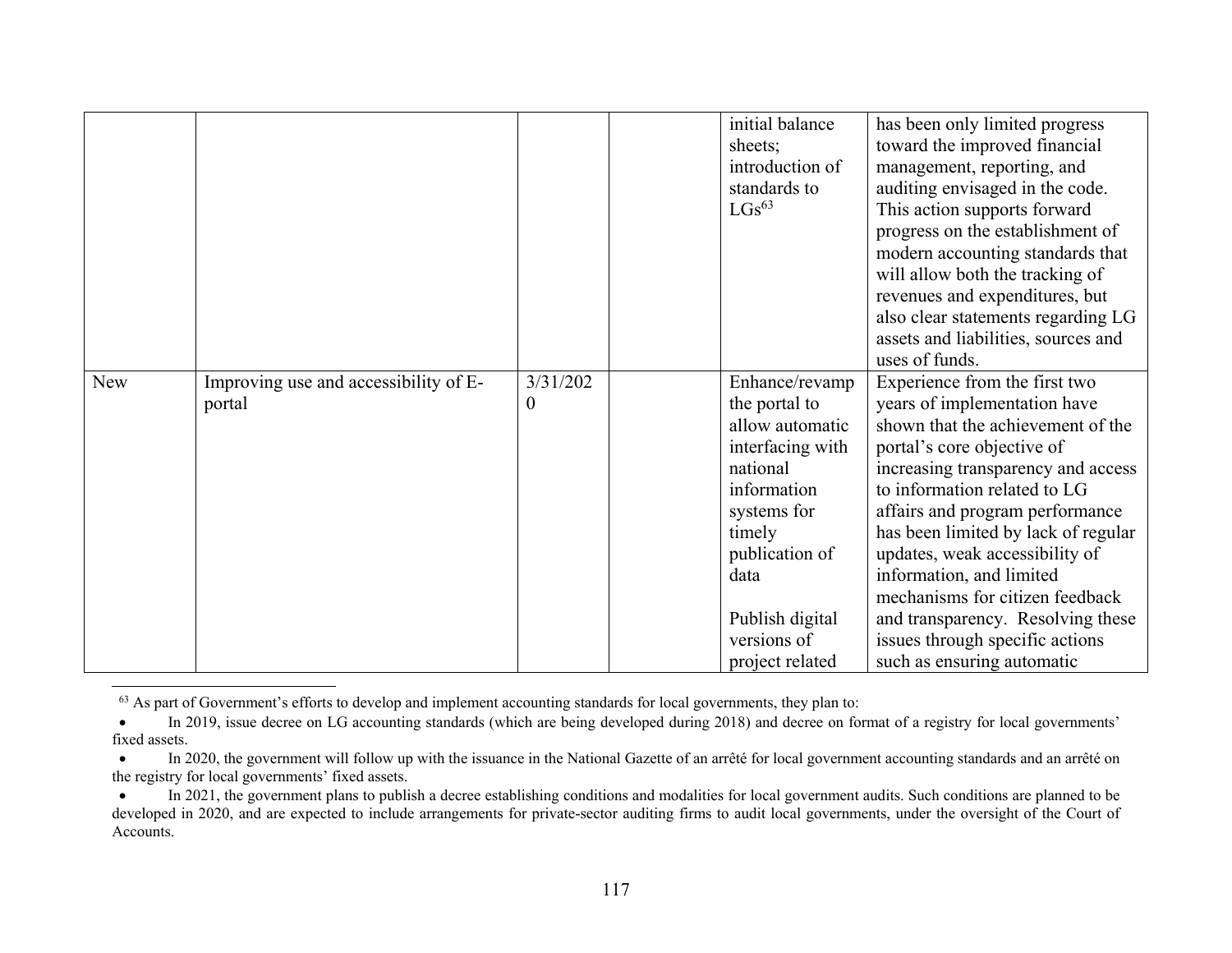| | | | | | |
|---|---|---|---|---|---|
| | | | | initial balance sheets; introduction of standards to LGs[63] | has been only limited progress toward the improved financial management, reporting, and auditing envisaged in the code. This action supports forward progress on the establishment of modern accounting standards that will allow both the tracking of revenues and expenditures, but also clear statements regarding LG assets and liabilities, sources and uses of funds. |
| New | Improving use and accessibility of E-portal | 3/31/2020 | | Enhance/revamp the portal to allow automatic interfacing with national information systems for timely publication of data<br><br>Publish digital versions of project related | Experience from the first two years of implementation have shown that the achievement of the portal's core objective of increasing transparency and access to information related to LG affairs and program performance has been limited by lack of regular updates, weak accessibility of information, and limited mechanisms for citizen feedback and transparency. Resolving these issues through specific actions such as ensuring automatic |

[63] As part of Government's efforts to develop and implement accounting standards for local governments, they plan to:

- In 2019, issue decree on LG accounting standards (which are being developed during 2018) and decree on format of a registry for local governments' fixed assets.
- In 2020, the government will follow up with the issuance in the National Gazette of an arrêté for local government accounting standards and an arrêté on the registry for local governments' fixed assets.
- In 2021, the government plans to publish a decree establishing conditions and modalities for local government audits. Such conditions are planned to be developed in 2020, and are expected to include arrangements for private-sector auditing firms to audit local governments, under the oversight of the Court of Accounts.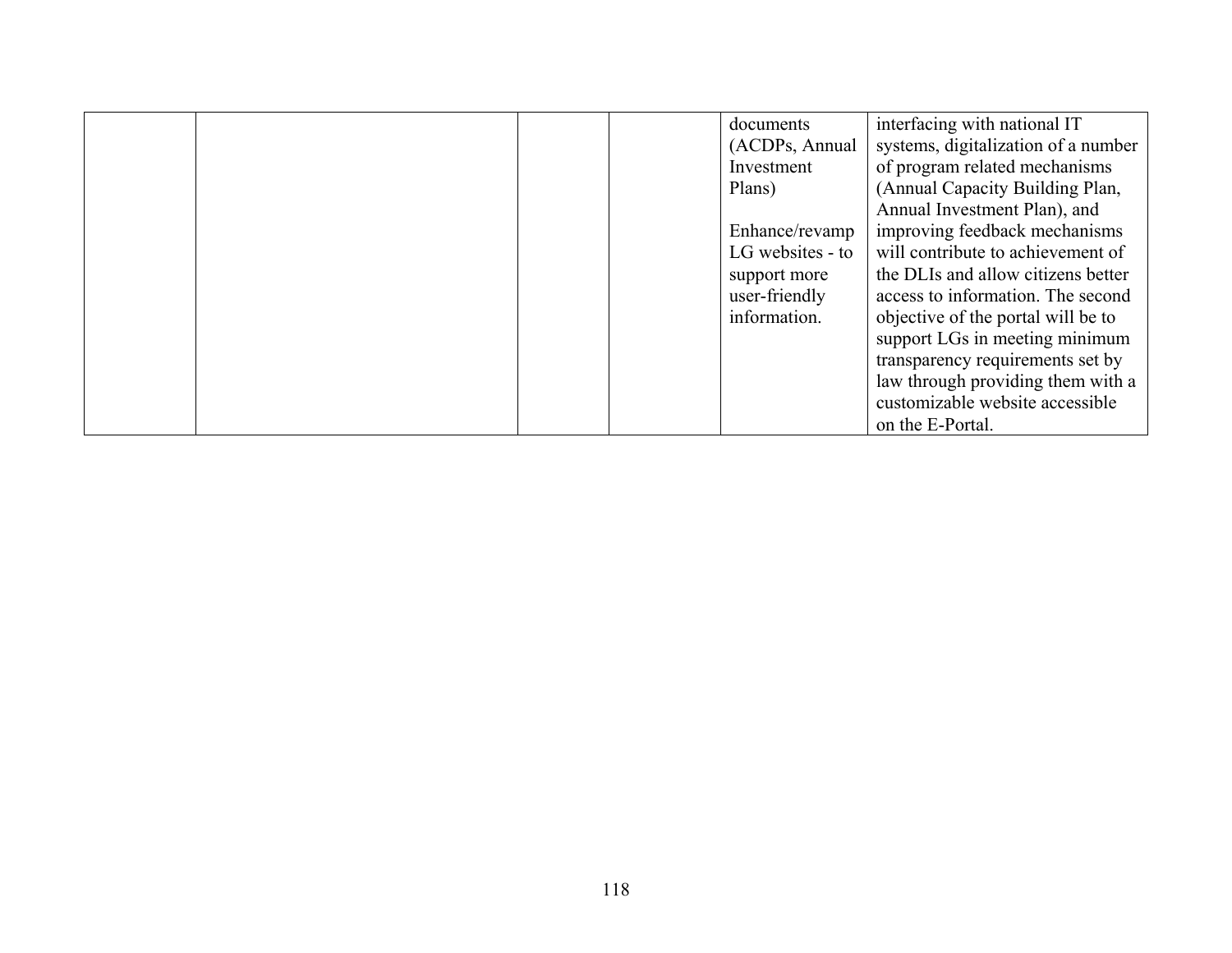|  |  |  |  |  |  |
|---|---|---|---|---|---|
|  |  |  |  | documents (ACDPs, Annual Investment Plans)<br><br>Enhance/revamp LG websites - to support more user-friendly information. | interfacing with national IT systems, digitalization of a number of program related mechanisms (Annual Capacity Building Plan, Annual Investment Plan), and improving feedback mechanisms will contribute to achievement of the DLIs and allow citizens better access to information. The second objective of the portal will be to support LGs in meeting minimum transparency requirements set by law through providing them with a customizable website accessible on the E-Portal. |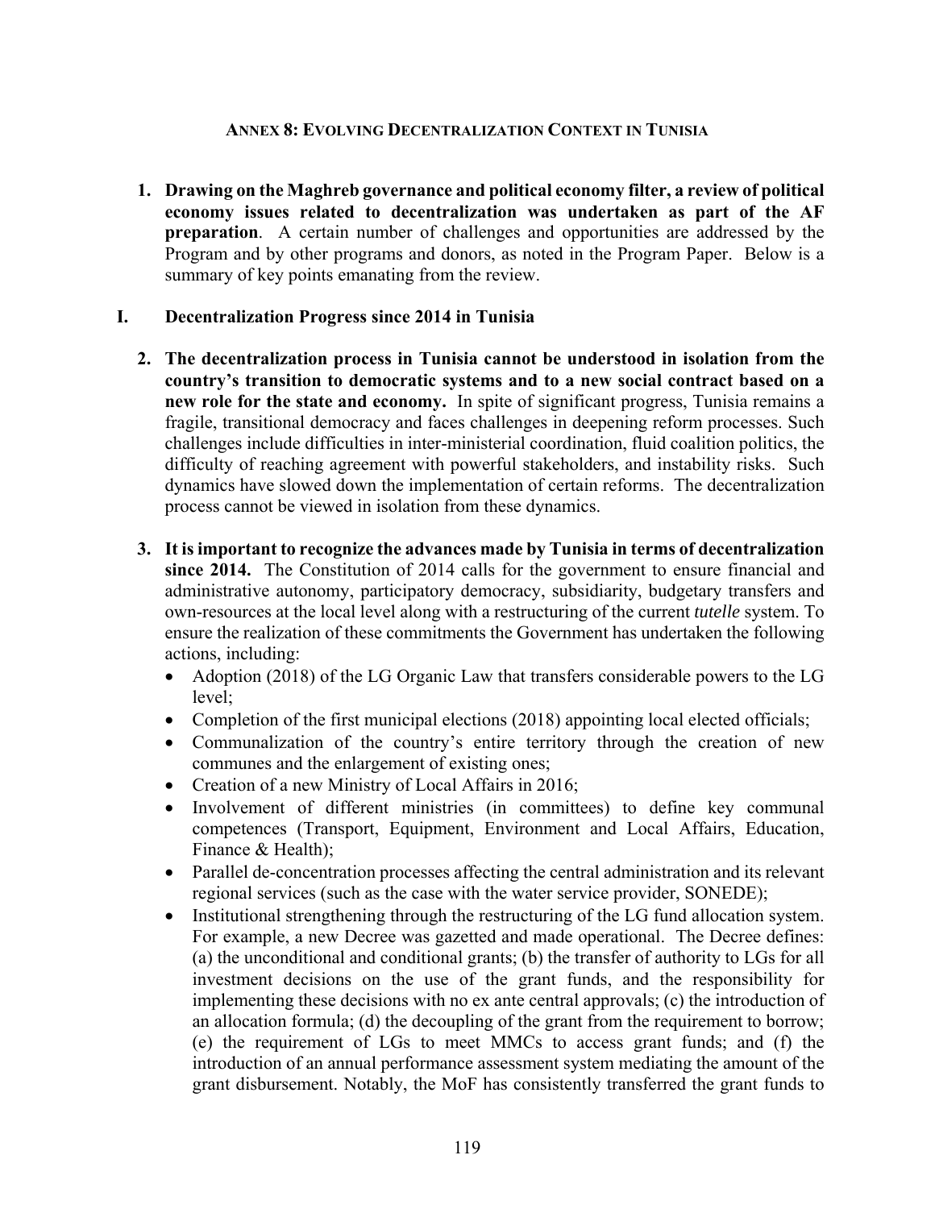## ANNEX 8: EVOLVING DECENTRALIZATION CONTEXT IN TUNISIA

1. **Drawing on the Maghreb governance and political economy filter, a review of political economy issues related to decentralization was undertaken as part of the AF preparation**. A certain number of challenges and opportunities are addressed by the Program and by other programs and donors, as noted in the Program Paper. Below is a summary of key points emanating from the review.

### I. Decentralization Progress since 2014 in Tunisia

2. **The decentralization process in Tunisia cannot be understood in isolation from the country's transition to democratic systems and to a new social contract based on a new role for the state and economy.** In spite of significant progress, Tunisia remains a fragile, transitional democracy and faces challenges in deepening reform processes. Such challenges include difficulties in inter-ministerial coordination, fluid coalition politics, the difficulty of reaching agreement with powerful stakeholders, and instability risks. Such dynamics have slowed down the implementation of certain reforms. The decentralization process cannot be viewed in isolation from these dynamics.

3. **It is important to recognize the advances made by Tunisia in terms of decentralization since 2014.** The Constitution of 2014 calls for the government to ensure financial and administrative autonomy, participatory democracy, subsidiarity, budgetary transfers and own-resources at the local level along with a restructuring of the current *tutelle* system. To ensure the realization of these commitments the Government has undertaken the following actions, including:
   - Adoption (2018) of the LG Organic Law that transfers considerable powers to the LG level;
   - Completion of the first municipal elections (2018) appointing local elected officials;
   - Communalization of the country's entire territory through the creation of new communes and the enlargement of existing ones;
   - Creation of a new Ministry of Local Affairs in 2016;
   - Involvement of different ministries (in committees) to define key communal competences (Transport, Equipment, Environment and Local Affairs, Education, Finance & Health);
   - Parallel de-concentration processes affecting the central administration and its relevant regional services (such as the case with the water service provider, SONEDE);
   - Institutional strengthening through the restructuring of the LG fund allocation system. For example, a new Decree was gazetted and made operational. The Decree defines: (a) the unconditional and conditional grants; (b) the transfer of authority to LGs for all investment decisions on the use of the grant funds, and the responsibility for implementing these decisions with no ex ante central approvals; (c) the introduction of an allocation formula; (d) the decoupling of the grant from the requirement to borrow; (e) the requirement of LGs to meet MMCs to access grant funds; and (f) the introduction of an annual performance assessment system mediating the amount of the grant disbursement. Notably, the MoF has consistently transferred the grant funds to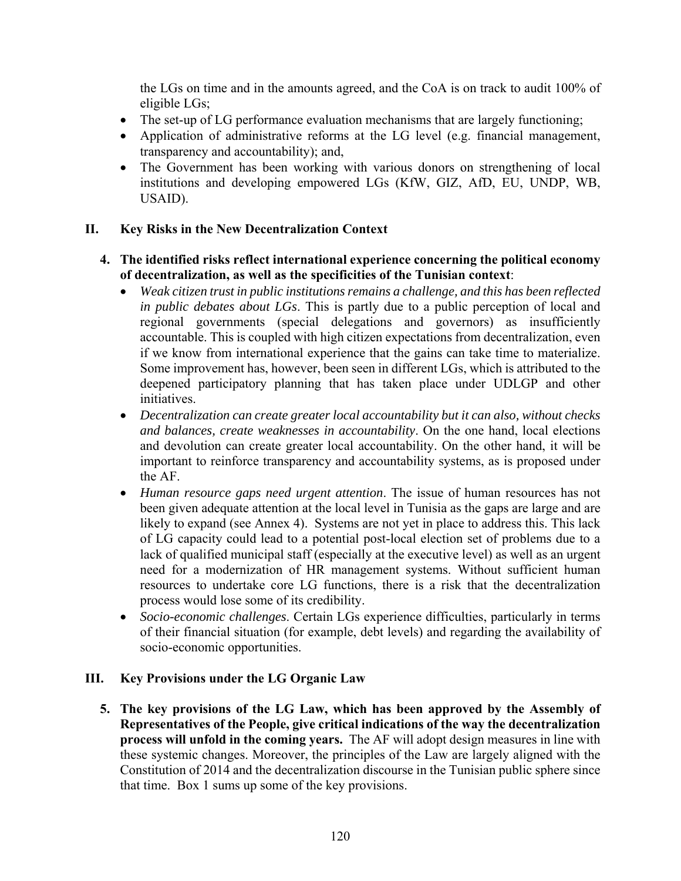the LGs on time and in the amounts agreed, and the CoA is on track to audit 100% of eligible LGs;

- The set-up of LG performance evaluation mechanisms that are largely functioning;
- Application of administrative reforms at the LG level (e.g. financial management, transparency and accountability); and,
- The Government has been working with various donors on strengthening of local institutions and developing empowered LGs (KfW, GIZ, AfD, EU, UNDP, WB, USAID).

## II. Key Risks in the New Decentralization Context

**4. The identified risks reflect international experience concerning the political economy of decentralization, as well as the specificities of the Tunisian context**:

- *Weak citizen trust in public institutions remains a challenge, and this has been reflected in public debates about LGs*. This is partly due to a public perception of local and regional governments (special delegations and governors) as insufficiently accountable. This is coupled with high citizen expectations from decentralization, even if we know from international experience that the gains can take time to materialize. Some improvement has, however, been seen in different LGs, which is attributed to the deepened participatory planning that has taken place under UDLGP and other initiatives.
- *Decentralization can create greater local accountability but it can also, without checks and balances, create weaknesses in accountability*. On the one hand, local elections and devolution can create greater local accountability. On the other hand, it will be important to reinforce transparency and accountability systems, as is proposed under the AF.
- *Human resource gaps need urgent attention*. The issue of human resources has not been given adequate attention at the local level in Tunisia as the gaps are large and are likely to expand (see Annex 4). Systems are not yet in place to address this. This lack of LG capacity could lead to a potential post-local election set of problems due to a lack of qualified municipal staff (especially at the executive level) as well as an urgent need for a modernization of HR management systems. Without sufficient human resources to undertake core LG functions, there is a risk that the decentralization process would lose some of its credibility.
- *Socio-economic challenges*. Certain LGs experience difficulties, particularly in terms of their financial situation (for example, debt levels) and regarding the availability of socio-economic opportunities.

## III. Key Provisions under the LG Organic Law

**5. The key provisions of the LG Law, which has been approved by the Assembly of Representatives of the People, give critical indications of the way the decentralization process will unfold in the coming years.** The AF will adopt design measures in line with these systemic changes. Moreover, the principles of the Law are largely aligned with the Constitution of 2014 and the decentralization discourse in the Tunisian public sphere since that time. Box 1 sums up some of the key provisions.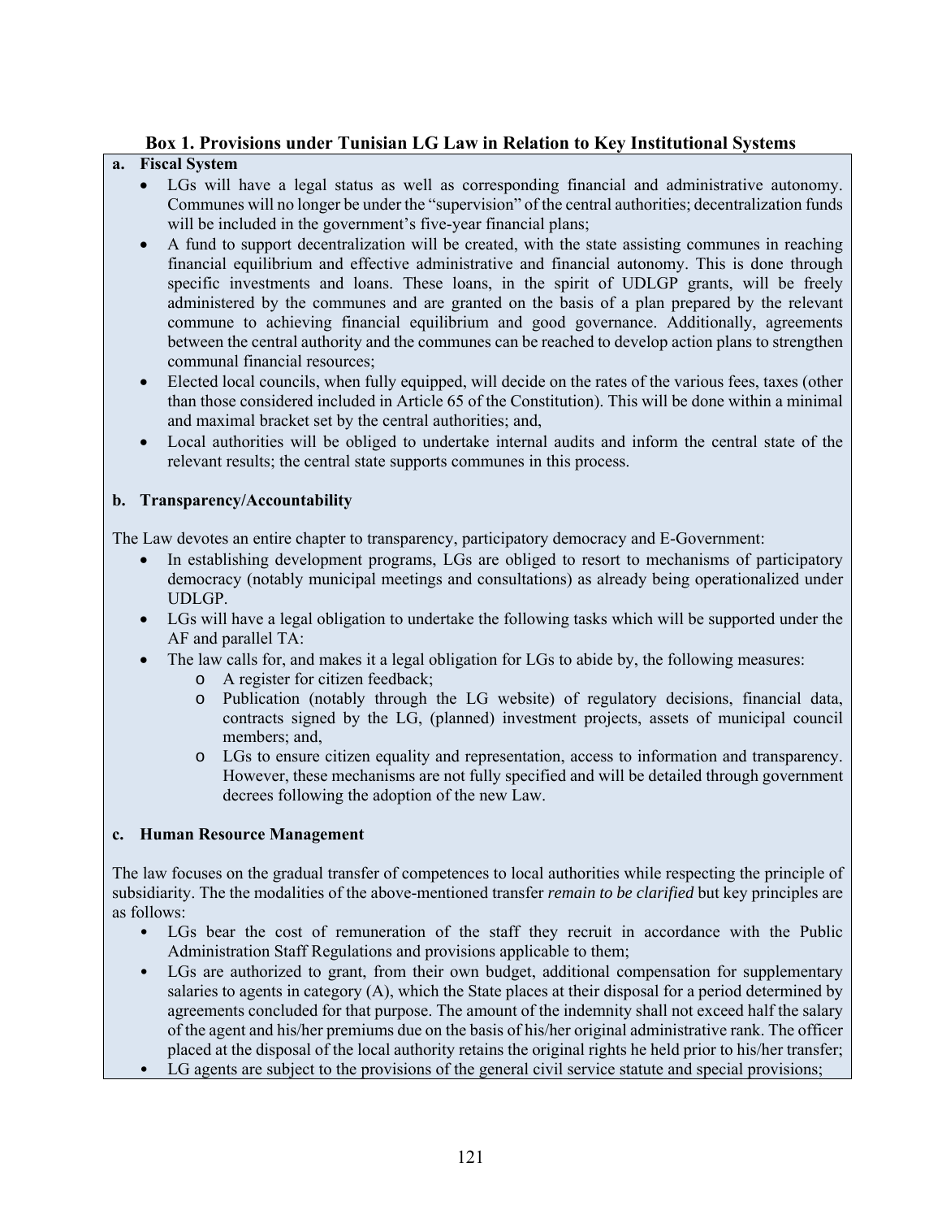### Box 1. Provisions under Tunisian LG Law in Relation to Key Institutional Systems

**a. Fiscal System**

- LGs will have a legal status as well as corresponding financial and administrative autonomy. Communes will no longer be under the "supervision" of the central authorities; decentralization funds will be included in the government's five-year financial plans;
- A fund to support decentralization will be created, with the state assisting communes in reaching financial equilibrium and effective administrative and financial autonomy. This is done through specific investments and loans. These loans, in the spirit of UDLGP grants, will be freely administered by the communes and are granted on the basis of a plan prepared by the relevant commune to achieving financial equilibrium and good governance. Additionally, agreements between the central authority and the communes can be reached to develop action plans to strengthen communal financial resources;
- Elected local councils, when fully equipped, will decide on the rates of the various fees, taxes (other than those considered included in Article 65 of the Constitution). This will be done within a minimal and maximal bracket set by the central authorities; and,
- Local authorities will be obliged to undertake internal audits and inform the central state of the relevant results; the central state supports communes in this process.

**b. Transparency/Accountability**

The Law devotes an entire chapter to transparency, participatory democracy and E-Government:

- In establishing development programs, LGs are obliged to resort to mechanisms of participatory democracy (notably municipal meetings and consultations) as already being operationalized under UDLGP.
- LGs will have a legal obligation to undertake the following tasks which will be supported under the AF and parallel TA:
- The law calls for, and makes it a legal obligation for LGs to abide by, the following measures:
  - A register for citizen feedback;
  - Publication (notably through the LG website) of regulatory decisions, financial data, contracts signed by the LG, (planned) investment projects, assets of municipal council members; and,
  - LGs to ensure citizen equality and representation, access to information and transparency. However, these mechanisms are not fully specified and will be detailed through government decrees following the adoption of the new Law.

**c. Human Resource Management**

The law focuses on the gradual transfer of competences to local authorities while respecting the principle of subsidiarity. The the modalities of the above-mentioned transfer *remain to be clarified* but key principles are as follows:

- LGs bear the cost of remuneration of the staff they recruit in accordance with the Public Administration Staff Regulations and provisions applicable to them;
- LGs are authorized to grant, from their own budget, additional compensation for supplementary salaries to agents in category (A), which the State places at their disposal for a period determined by agreements concluded for that purpose. The amount of the indemnity shall not exceed half the salary of the agent and his/her premiums due on the basis of his/her original administrative rank. The officer placed at the disposal of the local authority retains the original rights he held prior to his/her transfer;
- LG agents are subject to the provisions of the general civil service statute and special provisions;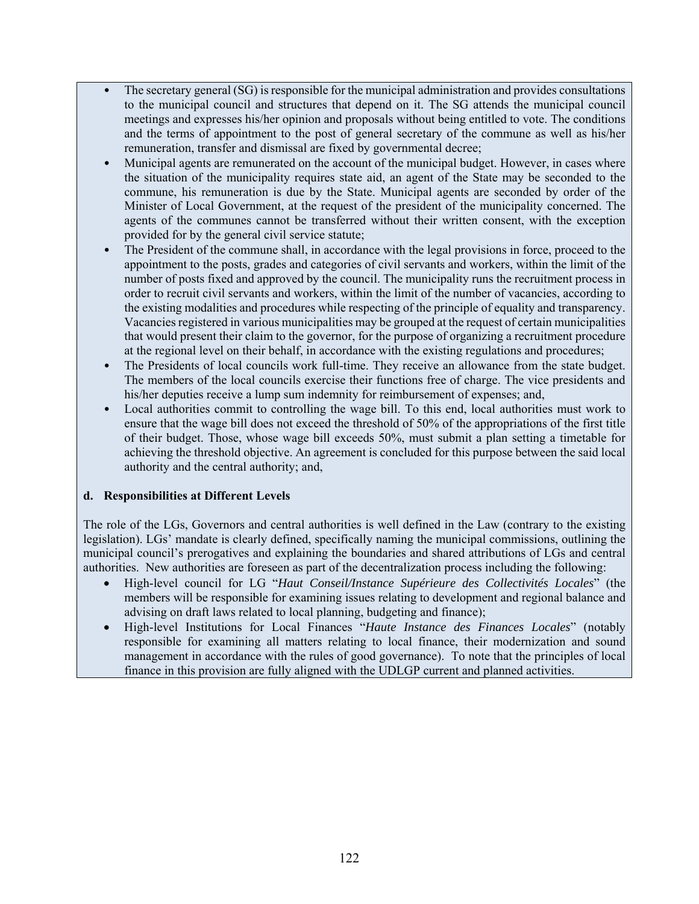- The secretary general (SG) is responsible for the municipal administration and provides consultations to the municipal council and structures that depend on it. The SG attends the municipal council meetings and expresses his/her opinion and proposals without being entitled to vote. The conditions and the terms of appointment to the post of general secretary of the commune as well as his/her remuneration, transfer and dismissal are fixed by governmental decree;
- Municipal agents are remunerated on the account of the municipal budget. However, in cases where the situation of the municipality requires state aid, an agent of the State may be seconded to the commune, his remuneration is due by the State. Municipal agents are seconded by order of the Minister of Local Government, at the request of the president of the municipality concerned. The agents of the communes cannot be transferred without their written consent, with the exception provided for by the general civil service statute;
- The President of the commune shall, in accordance with the legal provisions in force, proceed to the appointment to the posts, grades and categories of civil servants and workers, within the limit of the number of posts fixed and approved by the council. The municipality runs the recruitment process in order to recruit civil servants and workers, within the limit of the number of vacancies, according to the existing modalities and procedures while respecting of the principle of equality and transparency. Vacancies registered in various municipalities may be grouped at the request of certain municipalities that would present their claim to the governor, for the purpose of organizing a recruitment procedure at the regional level on their behalf, in accordance with the existing regulations and procedures;
- The Presidents of local councils work full-time. They receive an allowance from the state budget. The members of the local councils exercise their functions free of charge. The vice presidents and his/her deputies receive a lump sum indemnity for reimbursement of expenses; and,
- Local authorities commit to controlling the wage bill. To this end, local authorities must work to ensure that the wage bill does not exceed the threshold of 50% of the appropriations of the first title of their budget. Those, whose wage bill exceeds 50%, must submit a plan setting a timetable for achieving the threshold objective. An agreement is concluded for this purpose between the said local authority and the central authority; and,

**d. Responsibilities at Different Levels**

The role of the LGs, Governors and central authorities is well defined in the Law (contrary to the existing legislation). LGs' mandate is clearly defined, specifically naming the municipal commissions, outlining the municipal council's prerogatives and explaining the boundaries and shared attributions of LGs and central authorities. New authorities are foreseen as part of the decentralization process including the following:

- High-level council for LG "*Haut Conseil/Instance Supérieure des Collectivités Locales*" (the members will be responsible for examining issues relating to development and regional balance and advising on draft laws related to local planning, budgeting and finance);
- High-level Institutions for Local Finances "*Haute Instance des Finances Locales*" (notably responsible for examining all matters relating to local finance, their modernization and sound management in accordance with the rules of good governance). To note that the principles of local finance in this provision are fully aligned with the UDLGP current and planned activities.